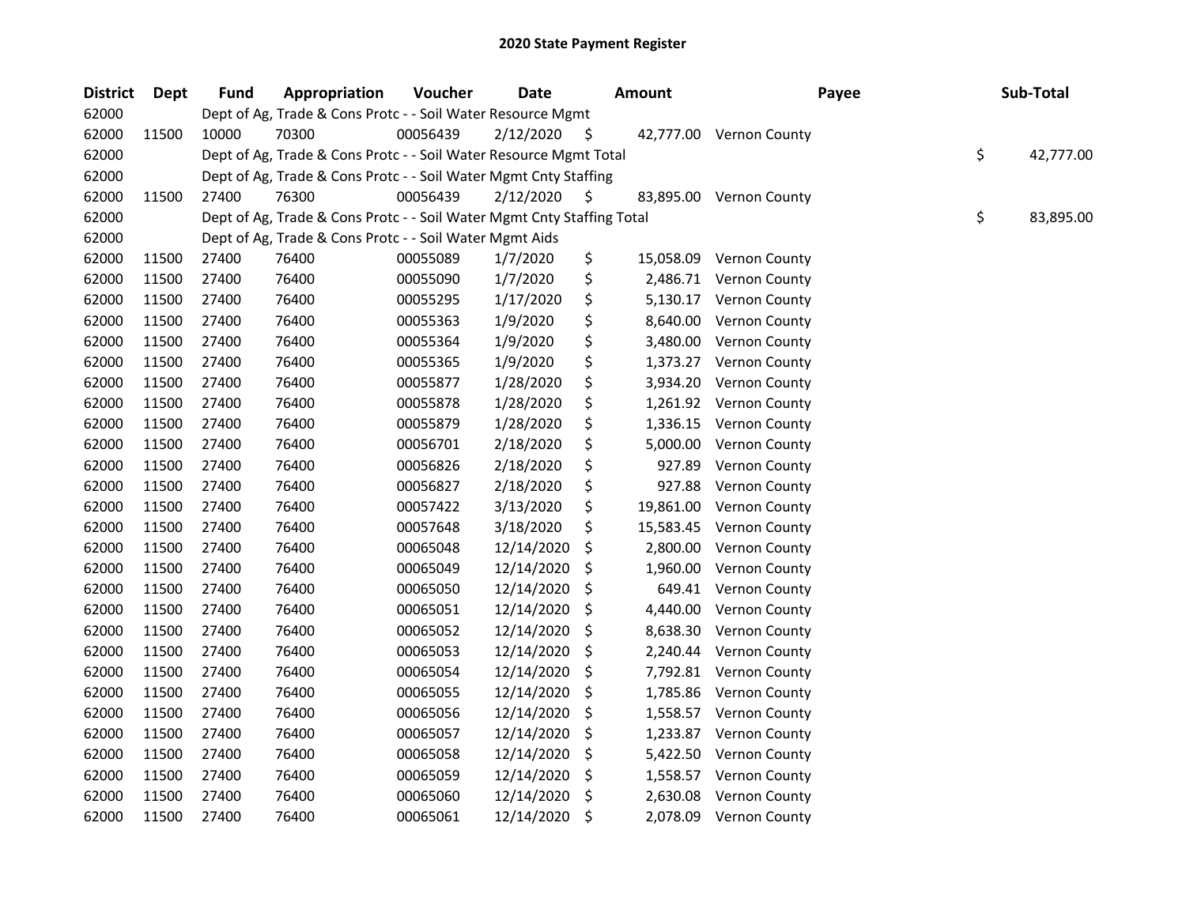# 2020 State Payment Register

| District | Dept | Fund | Appropriation | Voucher | Date | Amount | Payee | Sub-Total |
|---|---|---|---|---|---|---|---|---|
| 62000 | | Dept of Ag, Trade & Cons Protc - - Soil Water Resource Mgmt | | | | | | |
| 62000 | 11500 | 10000 | 70300 | 00056439 | 2/12/2020 | $ 42,777.00 | Vernon County | |
| 62000 | | Dept of Ag, Trade & Cons Protc - - Soil Water Resource Mgmt Total | | | | | | $ 42,777.00 |
| 62000 | | Dept of Ag, Trade & Cons Protc - - Soil Water Mgmt Cnty Staffing | | | | | | |
| 62000 | 11500 | 27400 | 76300 | 00056439 | 2/12/2020 | $ 83,895.00 | Vernon County | |
| 62000 | | Dept of Ag, Trade & Cons Protc - - Soil Water Mgmt Cnty Staffing Total | | | | | | $ 83,895.00 |
| 62000 | | Dept of Ag, Trade & Cons Protc - - Soil Water Mgmt Aids | | | | | | |
| 62000 | 11500 | 27400 | 76400 | 00055089 | 1/7/2020 | $ 15,058.09 | Vernon County | |
| 62000 | 11500 | 27400 | 76400 | 00055090 | 1/7/2020 | $ 2,486.71 | Vernon County | |
| 62000 | 11500 | 27400 | 76400 | 00055295 | 1/17/2020 | $ 5,130.17 | Vernon County | |
| 62000 | 11500 | 27400 | 76400 | 00055363 | 1/9/2020 | $ 8,640.00 | Vernon County | |
| 62000 | 11500 | 27400 | 76400 | 00055364 | 1/9/2020 | $ 3,480.00 | Vernon County | |
| 62000 | 11500 | 27400 | 76400 | 00055365 | 1/9/2020 | $ 1,373.27 | Vernon County | |
| 62000 | 11500 | 27400 | 76400 | 00055877 | 1/28/2020 | $ 3,934.20 | Vernon County | |
| 62000 | 11500 | 27400 | 76400 | 00055878 | 1/28/2020 | $ 1,261.92 | Vernon County | |
| 62000 | 11500 | 27400 | 76400 | 00055879 | 1/28/2020 | $ 1,336.15 | Vernon County | |
| 62000 | 11500 | 27400 | 76400 | 00056701 | 2/18/2020 | $ 5,000.00 | Vernon County | |
| 62000 | 11500 | 27400 | 76400 | 00056826 | 2/18/2020 | $ 927.89 | Vernon County | |
| 62000 | 11500 | 27400 | 76400 | 00056827 | 2/18/2020 | $ 927.88 | Vernon County | |
| 62000 | 11500 | 27400 | 76400 | 00057422 | 3/13/2020 | $ 19,861.00 | Vernon County | |
| 62000 | 11500 | 27400 | 76400 | 00057648 | 3/18/2020 | $ 15,583.45 | Vernon County | |
| 62000 | 11500 | 27400 | 76400 | 00065048 | 12/14/2020 | $ 2,800.00 | Vernon County | |
| 62000 | 11500 | 27400 | 76400 | 00065049 | 12/14/2020 | $ 1,960.00 | Vernon County | |
| 62000 | 11500 | 27400 | 76400 | 00065050 | 12/14/2020 | $ 649.41 | Vernon County | |
| 62000 | 11500 | 27400 | 76400 | 00065051 | 12/14/2020 | $ 4,440.00 | Vernon County | |
| 62000 | 11500 | 27400 | 76400 | 00065052 | 12/14/2020 | $ 8,638.30 | Vernon County | |
| 62000 | 11500 | 27400 | 76400 | 00065053 | 12/14/2020 | $ 2,240.44 | Vernon County | |
| 62000 | 11500 | 27400 | 76400 | 00065054 | 12/14/2020 | $ 7,792.81 | Vernon County | |
| 62000 | 11500 | 27400 | 76400 | 00065055 | 12/14/2020 | $ 1,785.86 | Vernon County | |
| 62000 | 11500 | 27400 | 76400 | 00065056 | 12/14/2020 | $ 1,558.57 | Vernon County | |
| 62000 | 11500 | 27400 | 76400 | 00065057 | 12/14/2020 | $ 1,233.87 | Vernon County | |
| 62000 | 11500 | 27400 | 76400 | 00065058 | 12/14/2020 | $ 5,422.50 | Vernon County | |
| 62000 | 11500 | 27400 | 76400 | 00065059 | 12/14/2020 | $ 1,558.57 | Vernon County | |
| 62000 | 11500 | 27400 | 76400 | 00065060 | 12/14/2020 | $ 2,630.08 | Vernon County | |
| 62000 | 11500 | 27400 | 76400 | 00065061 | 12/14/2020 | $ 2,078.09 | Vernon County | |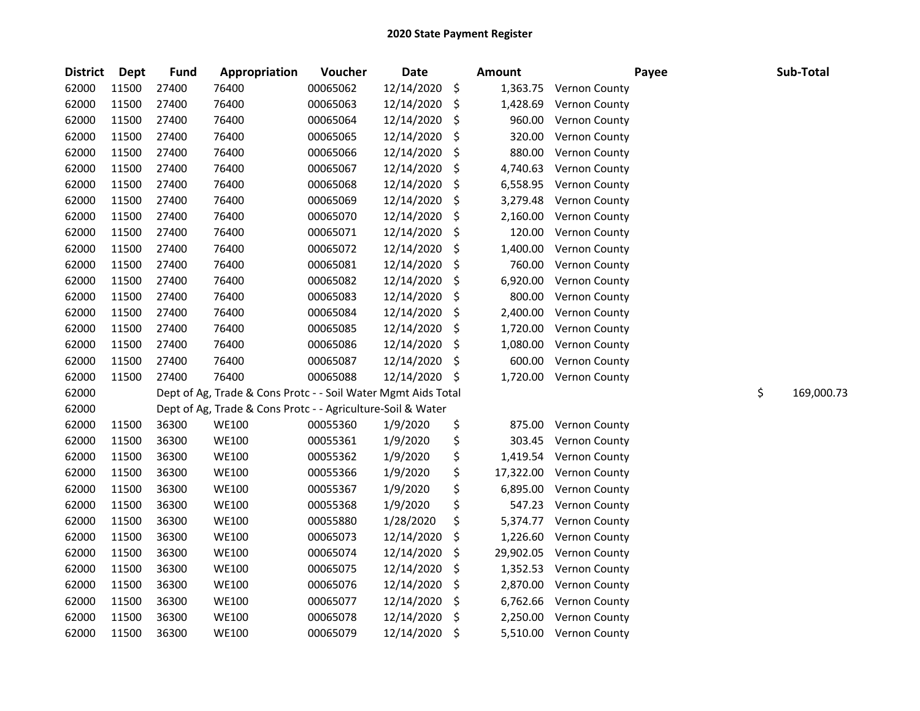## 2020 State Payment Register

| District | Dept | Fund | Appropriation | Voucher | Date | Amount | Payee | Sub-Total |
|---|---|---|---|---|---|---|---|---|
| 62000 | 11500 | 27400 | 76400 | 00065062 | 12/14/2020 | $ 1,363.75 | Vernon County | |
| 62000 | 11500 | 27400 | 76400 | 00065063 | 12/14/2020 | $ 1,428.69 | Vernon County | |
| 62000 | 11500 | 27400 | 76400 | 00065064 | 12/14/2020 | $ 960.00 | Vernon County | |
| 62000 | 11500 | 27400 | 76400 | 00065065 | 12/14/2020 | $ 320.00 | Vernon County | |
| 62000 | 11500 | 27400 | 76400 | 00065066 | 12/14/2020 | $ 880.00 | Vernon County | |
| 62000 | 11500 | 27400 | 76400 | 00065067 | 12/14/2020 | $ 4,740.63 | Vernon County | |
| 62000 | 11500 | 27400 | 76400 | 00065068 | 12/14/2020 | $ 6,558.95 | Vernon County | |
| 62000 | 11500 | 27400 | 76400 | 00065069 | 12/14/2020 | $ 3,279.48 | Vernon County | |
| 62000 | 11500 | 27400 | 76400 | 00065070 | 12/14/2020 | $ 2,160.00 | Vernon County | |
| 62000 | 11500 | 27400 | 76400 | 00065071 | 12/14/2020 | $ 120.00 | Vernon County | |
| 62000 | 11500 | 27400 | 76400 | 00065072 | 12/14/2020 | $ 1,400.00 | Vernon County | |
| 62000 | 11500 | 27400 | 76400 | 00065081 | 12/14/2020 | $ 760.00 | Vernon County | |
| 62000 | 11500 | 27400 | 76400 | 00065082 | 12/14/2020 | $ 6,920.00 | Vernon County | |
| 62000 | 11500 | 27400 | 76400 | 00065083 | 12/14/2020 | $ 800.00 | Vernon County | |
| 62000 | 11500 | 27400 | 76400 | 00065084 | 12/14/2020 | $ 2,400.00 | Vernon County | |
| 62000 | 11500 | 27400 | 76400 | 00065085 | 12/14/2020 | $ 1,720.00 | Vernon County | |
| 62000 | 11500 | 27400 | 76400 | 00065086 | 12/14/2020 | $ 1,080.00 | Vernon County | |
| 62000 | 11500 | 27400 | 76400 | 00065087 | 12/14/2020 | $ 600.00 | Vernon County | |
| 62000 | 11500 | 27400 | 76400 | 00065088 | 12/14/2020 | $ 1,720.00 | Vernon County | |
| 62000 | | Dept of Ag, Trade & Cons Protc - - Soil Water Mgmt Aids Total | | | | | | $ 169,000.73 |
| 62000 | | Dept of Ag, Trade & Cons Protc - - Agriculture-Soil & Water | | | | | | |
| 62000 | 11500 | 36300 | WE100 | 00055360 | 1/9/2020 | $ 875.00 | Vernon County | |
| 62000 | 11500 | 36300 | WE100 | 00055361 | 1/9/2020 | $ 303.45 | Vernon County | |
| 62000 | 11500 | 36300 | WE100 | 00055362 | 1/9/2020 | $ 1,419.54 | Vernon County | |
| 62000 | 11500 | 36300 | WE100 | 00055366 | 1/9/2020 | $ 17,322.00 | Vernon County | |
| 62000 | 11500 | 36300 | WE100 | 00055367 | 1/9/2020 | $ 6,895.00 | Vernon County | |
| 62000 | 11500 | 36300 | WE100 | 00055368 | 1/9/2020 | $ 547.23 | Vernon County | |
| 62000 | 11500 | 36300 | WE100 | 00055880 | 1/28/2020 | $ 5,374.77 | Vernon County | |
| 62000 | 11500 | 36300 | WE100 | 00065073 | 12/14/2020 | $ 1,226.60 | Vernon County | |
| 62000 | 11500 | 36300 | WE100 | 00065074 | 12/14/2020 | $ 29,902.05 | Vernon County | |
| 62000 | 11500 | 36300 | WE100 | 00065075 | 12/14/2020 | $ 1,352.53 | Vernon County | |
| 62000 | 11500 | 36300 | WE100 | 00065076 | 12/14/2020 | $ 2,870.00 | Vernon County | |
| 62000 | 11500 | 36300 | WE100 | 00065077 | 12/14/2020 | $ 6,762.66 | Vernon County | |
| 62000 | 11500 | 36300 | WE100 | 00065078 | 12/14/2020 | $ 2,250.00 | Vernon County | |
| 62000 | 11500 | 36300 | WE100 | 00065079 | 12/14/2020 | $ 5,510.00 | Vernon County | |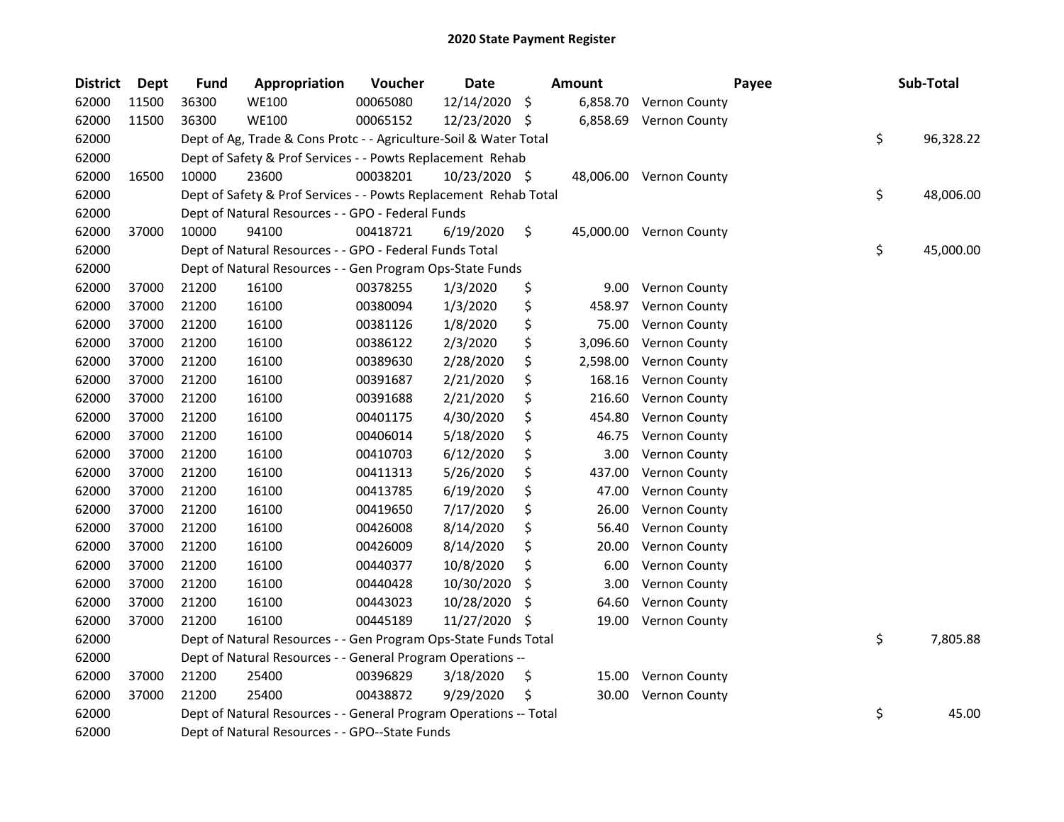## 2020 State Payment Register

| District | Dept | Fund | Appropriation | Voucher | Date | Amount | Payee | Sub-Total |
|---|---|---|---|---|---|---|---|---|
| 62000 | 11500 | 36300 | WE100 | 00065080 | 12/14/2020 | $ 6,858.70 | Vernon County | |
| 62000 | 11500 | 36300 | WE100 | 00065152 | 12/23/2020 | $ 6,858.69 | Vernon County | |
| 62000 | | Dept of Ag, Trade & Cons Protc - - Agriculture-Soil & Water Total | | | | | | $ 96,328.22 |
| 62000 | | Dept of Safety & Prof Services - - Powts Replacement Rehab | | | | | | |
| 62000 | 16500 | 10000 | 23600 | 00038201 | 10/23/2020 | $ 48,006.00 | Vernon County | |
| 62000 | | Dept of Safety & Prof Services - - Powts Replacement Rehab Total | | | | | | $ 48,006.00 |
| 62000 | | Dept of Natural Resources - - GPO - Federal Funds | | | | | | |
| 62000 | 37000 | 10000 | 94100 | 00418721 | 6/19/2020 | $ 45,000.00 | Vernon County | |
| 62000 | | Dept of Natural Resources - - GPO - Federal Funds Total | | | | | | $ 45,000.00 |
| 62000 | | Dept of Natural Resources - - Gen Program Ops-State Funds | | | | | | |
| 62000 | 37000 | 21200 | 16100 | 00378255 | 1/3/2020 | $ 9.00 | Vernon County | |
| 62000 | 37000 | 21200 | 16100 | 00380094 | 1/3/2020 | $ 458.97 | Vernon County | |
| 62000 | 37000 | 21200 | 16100 | 00381126 | 1/8/2020 | $ 75.00 | Vernon County | |
| 62000 | 37000 | 21200 | 16100 | 00386122 | 2/3/2020 | $ 3,096.60 | Vernon County | |
| 62000 | 37000 | 21200 | 16100 | 00389630 | 2/28/2020 | $ 2,598.00 | Vernon County | |
| 62000 | 37000 | 21200 | 16100 | 00391687 | 2/21/2020 | $ 168.16 | Vernon County | |
| 62000 | 37000 | 21200 | 16100 | 00391688 | 2/21/2020 | $ 216.60 | Vernon County | |
| 62000 | 37000 | 21200 | 16100 | 00401175 | 4/30/2020 | $ 454.80 | Vernon County | |
| 62000 | 37000 | 21200 | 16100 | 00406014 | 5/18/2020 | $ 46.75 | Vernon County | |
| 62000 | 37000 | 21200 | 16100 | 00410703 | 6/12/2020 | $ 3.00 | Vernon County | |
| 62000 | 37000 | 21200 | 16100 | 00411313 | 5/26/2020 | $ 437.00 | Vernon County | |
| 62000 | 37000 | 21200 | 16100 | 00413785 | 6/19/2020 | $ 47.00 | Vernon County | |
| 62000 | 37000 | 21200 | 16100 | 00419650 | 7/17/2020 | $ 26.00 | Vernon County | |
| 62000 | 37000 | 21200 | 16100 | 00426008 | 8/14/2020 | $ 56.40 | Vernon County | |
| 62000 | 37000 | 21200 | 16100 | 00426009 | 8/14/2020 | $ 20.00 | Vernon County | |
| 62000 | 37000 | 21200 | 16100 | 00440377 | 10/8/2020 | $ 6.00 | Vernon County | |
| 62000 | 37000 | 21200 | 16100 | 00440428 | 10/30/2020 | $ 3.00 | Vernon County | |
| 62000 | 37000 | 21200 | 16100 | 00443023 | 10/28/2020 | $ 64.60 | Vernon County | |
| 62000 | 37000 | 21200 | 16100 | 00445189 | 11/27/2020 | $ 19.00 | Vernon County | |
| 62000 | | Dept of Natural Resources - - Gen Program Ops-State Funds Total | | | | | | $ 7,805.88 |
| 62000 | | Dept of Natural Resources - - General Program Operations -- | | | | | | |
| 62000 | 37000 | 21200 | 25400 | 00396829 | 3/18/2020 | $ 15.00 | Vernon County | |
| 62000 | 37000 | 21200 | 25400 | 00438872 | 9/29/2020 | $ 30.00 | Vernon County | |
| 62000 | | Dept of Natural Resources - - General Program Operations -- Total | | | | | | $ 45.00 |
| 62000 | | Dept of Natural Resources - - GPO--State Funds | | | | | | |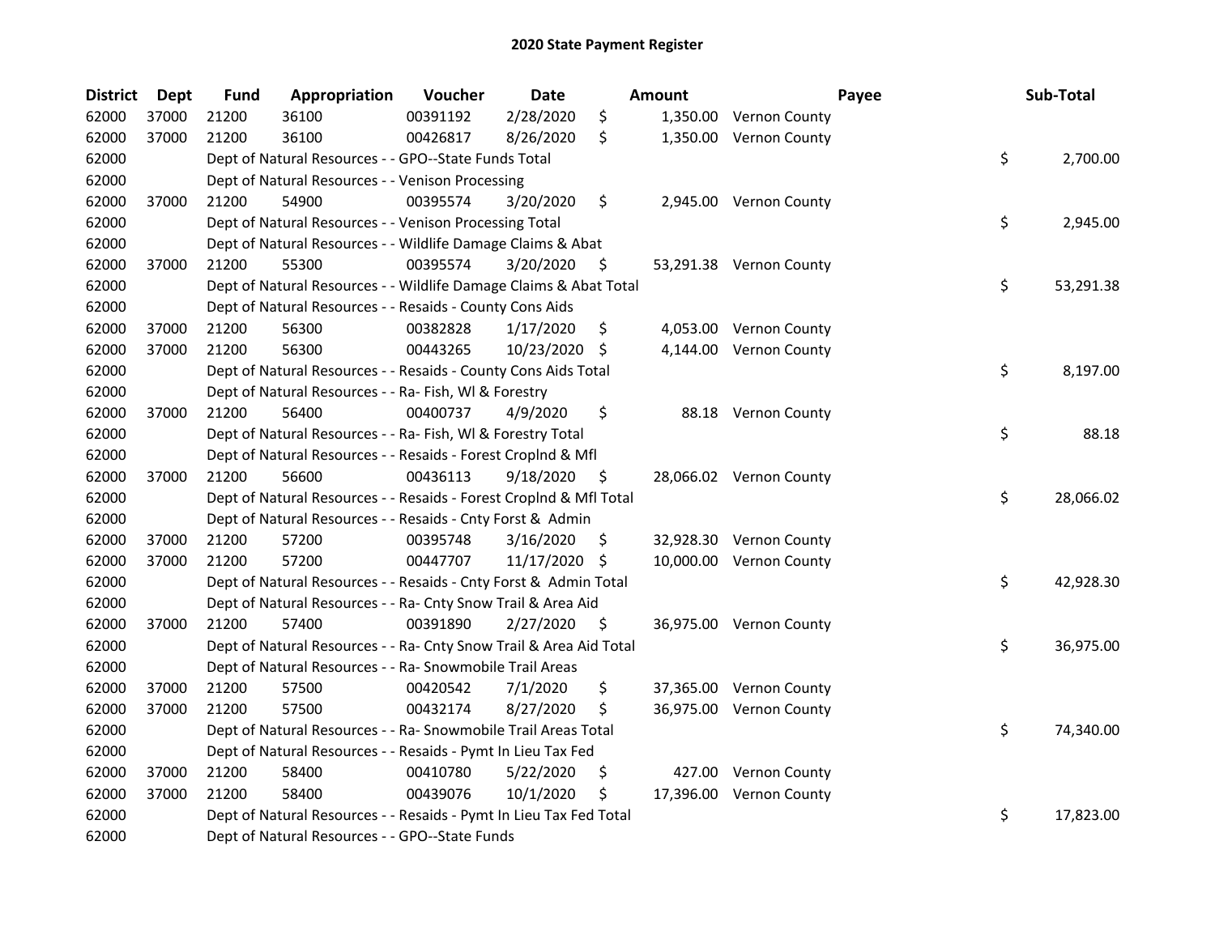# 2020 State Payment Register

| District | Dept | Fund | Appropriation | Voucher | Date | Amount | Payee | Sub-Total |
|---|---|---|---|---|---|---|---|---|
| 62000 | 37000 | 21200 | 36100 | 00391192 | 2/28/2020 | $ 1,350.00 | Vernon County | |
| 62000 | 37000 | 21200 | 36100 | 00426817 | 8/26/2020 | $ 1,350.00 | Vernon County | |
| 62000 | | Dept of Natural Resources - - GPO--State Funds Total | | | | | | $ 2,700.00 |
| 62000 | | Dept of Natural Resources - - Venison Processing | | | | | | |
| 62000 | 37000 | 21200 | 54900 | 00395574 | 3/20/2020 | $ 2,945.00 | Vernon County | |
| 62000 | | Dept of Natural Resources - - Venison Processing Total | | | | | | $ 2,945.00 |
| 62000 | | Dept of Natural Resources - - Wildlife Damage Claims & Abat | | | | | | |
| 62000 | 37000 | 21200 | 55300 | 00395574 | 3/20/2020 | $ 53,291.38 | Vernon County | |
| 62000 | | Dept of Natural Resources - - Wildlife Damage Claims & Abat Total | | | | | | $ 53,291.38 |
| 62000 | | Dept of Natural Resources - - Resaids - County Cons Aids | | | | | | |
| 62000 | 37000 | 21200 | 56300 | 00382828 | 1/17/2020 | $ 4,053.00 | Vernon County | |
| 62000 | 37000 | 21200 | 56300 | 00443265 | 10/23/2020 | $ 4,144.00 | Vernon County | |
| 62000 | | Dept of Natural Resources - - Resaids - County Cons Aids Total | | | | | | $ 8,197.00 |
| 62000 | | Dept of Natural Resources - - Ra- Fish, Wl & Forestry | | | | | | |
| 62000 | 37000 | 21200 | 56400 | 00400737 | 4/9/2020 | $ 88.18 | Vernon County | |
| 62000 | | Dept of Natural Resources - - Ra- Fish, Wl & Forestry Total | | | | | | $ 88.18 |
| 62000 | | Dept of Natural Resources - - Resaids - Forest Croplnd & Mfl | | | | | | |
| 62000 | 37000 | 21200 | 56600 | 00436113 | 9/18/2020 | $ 28,066.02 | Vernon County | |
| 62000 | | Dept of Natural Resources - - Resaids - Forest Croplnd & Mfl Total | | | | | | $ 28,066.02 |
| 62000 | | Dept of Natural Resources - - Resaids - Cnty Forst & Admin | | | | | | |
| 62000 | 37000 | 21200 | 57200 | 00395748 | 3/16/2020 | $ 32,928.30 | Vernon County | |
| 62000 | 37000 | 21200 | 57200 | 00447707 | 11/17/2020 | $ 10,000.00 | Vernon County | |
| 62000 | | Dept of Natural Resources - - Resaids - Cnty Forst & Admin Total | | | | | | $ 42,928.30 |
| 62000 | | Dept of Natural Resources - - Ra- Cnty Snow Trail & Area Aid | | | | | | |
| 62000 | 37000 | 21200 | 57400 | 00391890 | 2/27/2020 | $ 36,975.00 | Vernon County | |
| 62000 | | Dept of Natural Resources - - Ra- Cnty Snow Trail & Area Aid Total | | | | | | $ 36,975.00 |
| 62000 | | Dept of Natural Resources - - Ra- Snowmobile Trail Areas | | | | | | |
| 62000 | 37000 | 21200 | 57500 | 00420542 | 7/1/2020 | $ 37,365.00 | Vernon County | |
| 62000 | 37000 | 21200 | 57500 | 00432174 | 8/27/2020 | $ 36,975.00 | Vernon County | |
| 62000 | | Dept of Natural Resources - - Ra- Snowmobile Trail Areas Total | | | | | | $ 74,340.00 |
| 62000 | | Dept of Natural Resources - - Resaids - Pymt In Lieu Tax Fed | | | | | | |
| 62000 | 37000 | 21200 | 58400 | 00410780 | 5/22/2020 | $ 427.00 | Vernon County | |
| 62000 | 37000 | 21200 | 58400 | 00439076 | 10/1/2020 | $ 17,396.00 | Vernon County | |
| 62000 | | Dept of Natural Resources - - Resaids - Pymt In Lieu Tax Fed Total | | | | | | $ 17,823.00 |
| 62000 | | Dept of Natural Resources - - GPO--State Funds | | | | | | |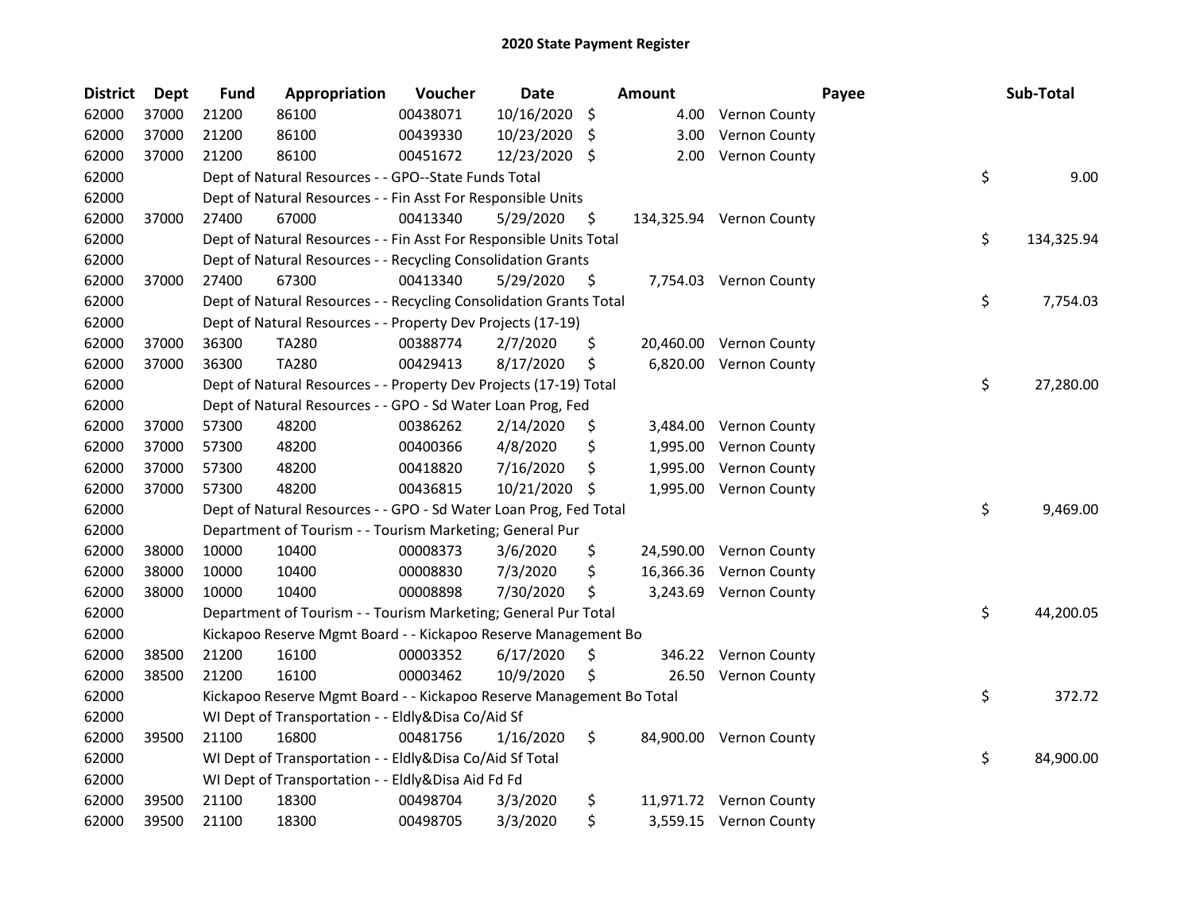# 2020 State Payment Register

| District | Dept | Fund | Appropriation | Voucher | Date | Amount | Payee | Sub-Total |
|---|---|---|---|---|---|---|---|---|
| 62000 | 37000 | 21200 | 86100 | 00438071 | 10/16/2020 | $ 4.00 | Vernon County | |
| 62000 | 37000 | 21200 | 86100 | 00439330 | 10/23/2020 | $ 3.00 | Vernon County | |
| 62000 | 37000 | 21200 | 86100 | 00451672 | 12/23/2020 | $ 2.00 | Vernon County | |
| 62000 | | Dept of Natural Resources - - GPO--State Funds Total | | | | | | $ 9.00 |
| 62000 | | Dept of Natural Resources - - Fin Asst For Responsible Units | | | | | | |
| 62000 | 37000 | 27400 | 67000 | 00413340 | 5/29/2020 | $ 134,325.94 | Vernon County | |
| 62000 | | Dept of Natural Resources - - Fin Asst For Responsible Units Total | | | | | | $ 134,325.94 |
| 62000 | | Dept of Natural Resources - - Recycling Consolidation Grants | | | | | | |
| 62000 | 37000 | 27400 | 67300 | 00413340 | 5/29/2020 | $ 7,754.03 | Vernon County | |
| 62000 | | Dept of Natural Resources - - Recycling Consolidation Grants Total | | | | | | $ 7,754.03 |
| 62000 | | Dept of Natural Resources - - Property Dev Projects (17-19) | | | | | | |
| 62000 | 37000 | 36300 | TA280 | 00388774 | 2/7/2020 | $ 20,460.00 | Vernon County | |
| 62000 | 37000 | 36300 | TA280 | 00429413 | 8/17/2020 | $ 6,820.00 | Vernon County | |
| 62000 | | Dept of Natural Resources - - Property Dev Projects (17-19) Total | | | | | | $ 27,280.00 |
| 62000 | | Dept of Natural Resources - - GPO - Sd Water Loan Prog, Fed | | | | | | |
| 62000 | 37000 | 57300 | 48200 | 00386262 | 2/14/2020 | $ 3,484.00 | Vernon County | |
| 62000 | 37000 | 57300 | 48200 | 00400366 | 4/8/2020 | $ 1,995.00 | Vernon County | |
| 62000 | 37000 | 57300 | 48200 | 00418820 | 7/16/2020 | $ 1,995.00 | Vernon County | |
| 62000 | 37000 | 57300 | 48200 | 00436815 | 10/21/2020 | $ 1,995.00 | Vernon County | |
| 62000 | | Dept of Natural Resources - - GPO - Sd Water Loan Prog, Fed Total | | | | | | $ 9,469.00 |
| 62000 | | Department of Tourism - - Tourism Marketing; General Pur | | | | | | |
| 62000 | 38000 | 10000 | 10400 | 00008373 | 3/6/2020 | $ 24,590.00 | Vernon County | |
| 62000 | 38000 | 10000 | 10400 | 00008830 | 7/3/2020 | $ 16,366.36 | Vernon County | |
| 62000 | 38000 | 10000 | 10400 | 00008898 | 7/30/2020 | $ 3,243.69 | Vernon County | |
| 62000 | | Department of Tourism - - Tourism Marketing; General Pur Total | | | | | | $ 44,200.05 |
| 62000 | | Kickapoo Reserve Mgmt Board - - Kickapoo Reserve Management Bo | | | | | | |
| 62000 | 38500 | 21200 | 16100 | 00003352 | 6/17/2020 | $ 346.22 | Vernon County | |
| 62000 | 38500 | 21200 | 16100 | 00003462 | 10/9/2020 | $ 26.50 | Vernon County | |
| 62000 | | Kickapoo Reserve Mgmt Board - - Kickapoo Reserve Management Bo Total | | | | | | $ 372.72 |
| 62000 | | WI Dept of Transportation - - Eldly&Disa Co/Aid Sf | | | | | | |
| 62000 | 39500 | 21100 | 16800 | 00481756 | 1/16/2020 | $ 84,900.00 | Vernon County | |
| 62000 | | WI Dept of Transportation - - Eldly&Disa Co/Aid Sf Total | | | | | | $ 84,900.00 |
| 62000 | | WI Dept of Transportation - - Eldly&Disa Aid Fd Fd | | | | | | |
| 62000 | 39500 | 21100 | 18300 | 00498704 | 3/3/2020 | $ 11,971.72 | Vernon County | |
| 62000 | 39500 | 21100 | 18300 | 00498705 | 3/3/2020 | $ 3,559.15 | Vernon County | |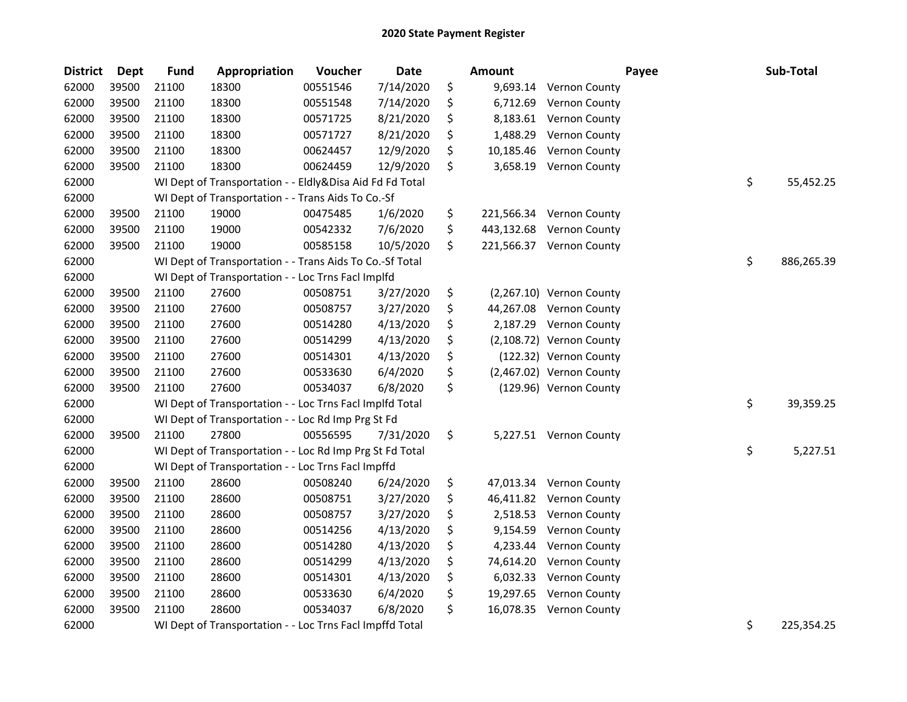# 2020 State Payment Register

| District | Dept | Fund | Appropriation | Voucher | Date | Amount | Payee | Sub-Total |
|---|---|---|---|---|---|---|---|---|
| 62000 | 39500 | 21100 | 18300 | 00551546 | 7/14/2020 | $ 9,693.14 | Vernon County | |
| 62000 | 39500 | 21100 | 18300 | 00551548 | 7/14/2020 | $ 6,712.69 | Vernon County | |
| 62000 | 39500 | 21100 | 18300 | 00571725 | 8/21/2020 | $ 8,183.61 | Vernon County | |
| 62000 | 39500 | 21100 | 18300 | 00571727 | 8/21/2020 | $ 1,488.29 | Vernon County | |
| 62000 | 39500 | 21100 | 18300 | 00624457 | 12/9/2020 | $ 10,185.46 | Vernon County | |
| 62000 | 39500 | 21100 | 18300 | 00624459 | 12/9/2020 | $ 3,658.19 | Vernon County | |
| 62000 | | WI Dept of Transportation - - Eldly&Disa Aid Fd Fd Total | | | | | | $ 55,452.25 |
| 62000 | | WI Dept of Transportation - - Trans Aids To Co.-Sf | | | | | | |
| 62000 | 39500 | 21100 | 19000 | 00475485 | 1/6/2020 | $ 221,566.34 | Vernon County | |
| 62000 | 39500 | 21100 | 19000 | 00542332 | 7/6/2020 | $ 443,132.68 | Vernon County | |
| 62000 | 39500 | 21100 | 19000 | 00585158 | 10/5/2020 | $ 221,566.37 | Vernon County | |
| 62000 | | WI Dept of Transportation - - Trans Aids To Co.-Sf Total | | | | | | $ 886,265.39 |
| 62000 | | WI Dept of Transportation - - Loc Trns Facl Implfd | | | | | | |
| 62000 | 39500 | 21100 | 27600 | 00508751 | 3/27/2020 | $ (2,267.10) | Vernon County | |
| 62000 | 39500 | 21100 | 27600 | 00508757 | 3/27/2020 | $ 44,267.08 | Vernon County | |
| 62000 | 39500 | 21100 | 27600 | 00514280 | 4/13/2020 | $ 2,187.29 | Vernon County | |
| 62000 | 39500 | 21100 | 27600 | 00514299 | 4/13/2020 | $ (2,108.72) | Vernon County | |
| 62000 | 39500 | 21100 | 27600 | 00514301 | 4/13/2020 | $ (122.32) | Vernon County | |
| 62000 | 39500 | 21100 | 27600 | 00533630 | 6/4/2020 | $ (2,467.02) | Vernon County | |
| 62000 | 39500 | 21100 | 27600 | 00534037 | 6/8/2020 | $ (129.96) | Vernon County | |
| 62000 | | WI Dept of Transportation - - Loc Trns Facl Implfd Total | | | | | | $ 39,359.25 |
| 62000 | | WI Dept of Transportation - - Loc Rd Imp Prg St Fd | | | | | | |
| 62000 | 39500 | 21100 | 27800 | 00556595 | 7/31/2020 | $ 5,227.51 | Vernon County | |
| 62000 | | WI Dept of Transportation - - Loc Rd Imp Prg St Fd Total | | | | | | $ 5,227.51 |
| 62000 | | WI Dept of Transportation - - Loc Trns Facl Impffd | | | | | | |
| 62000 | 39500 | 21100 | 28600 | 00508240 | 6/24/2020 | $ 47,013.34 | Vernon County | |
| 62000 | 39500 | 21100 | 28600 | 00508751 | 3/27/2020 | $ 46,411.82 | Vernon County | |
| 62000 | 39500 | 21100 | 28600 | 00508757 | 3/27/2020 | $ 2,518.53 | Vernon County | |
| 62000 | 39500 | 21100 | 28600 | 00514256 | 4/13/2020 | $ 9,154.59 | Vernon County | |
| 62000 | 39500 | 21100 | 28600 | 00514280 | 4/13/2020 | $ 4,233.44 | Vernon County | |
| 62000 | 39500 | 21100 | 28600 | 00514299 | 4/13/2020 | $ 74,614.20 | Vernon County | |
| 62000 | 39500 | 21100 | 28600 | 00514301 | 4/13/2020 | $ 6,032.33 | Vernon County | |
| 62000 | 39500 | 21100 | 28600 | 00533630 | 6/4/2020 | $ 19,297.65 | Vernon County | |
| 62000 | 39500 | 21100 | 28600 | 00534037 | 6/8/2020 | $ 16,078.35 | Vernon County | |
| 62000 | | WI Dept of Transportation - - Loc Trns Facl Impffd Total | | | | | | $ 225,354.25 |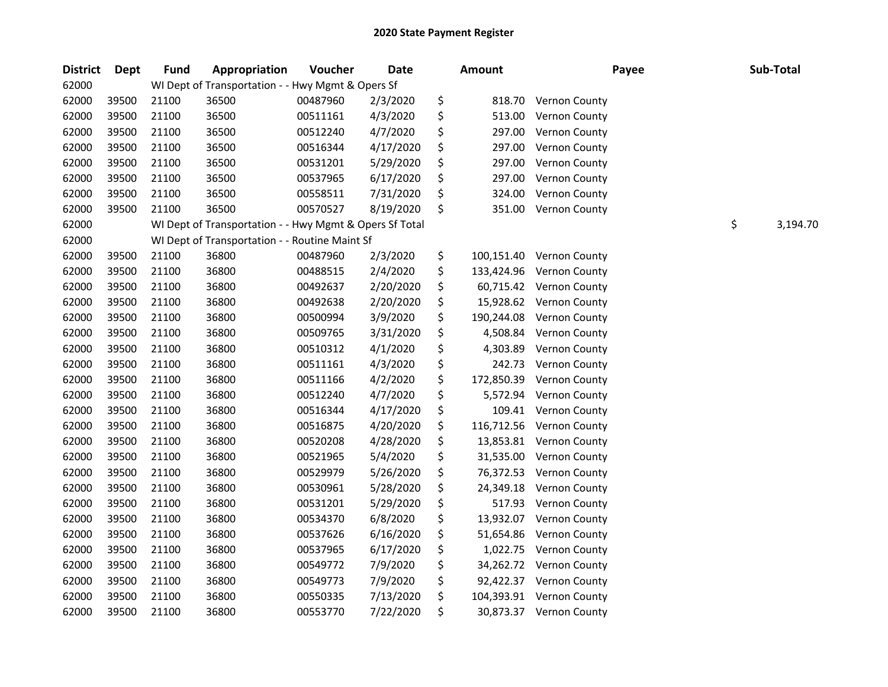# 2020 State Payment Register

| District | Dept | Fund | Appropriation | Voucher | Date | Amount | Payee | Sub-Total |
|---|---|---|---|---|---|---|---|---|
| 62000 | | WI Dept of Transportation - - Hwy Mgmt & Opers Sf | | | | | | |
| 62000 | 39500 | 21100 | 36500 | 00487960 | 2/3/2020 | $ 818.70 | Vernon County | |
| 62000 | 39500 | 21100 | 36500 | 00511161 | 4/3/2020 | $ 513.00 | Vernon County | |
| 62000 | 39500 | 21100 | 36500 | 00512240 | 4/7/2020 | $ 297.00 | Vernon County | |
| 62000 | 39500 | 21100 | 36500 | 00516344 | 4/17/2020 | $ 297.00 | Vernon County | |
| 62000 | 39500 | 21100 | 36500 | 00531201 | 5/29/2020 | $ 297.00 | Vernon County | |
| 62000 | 39500 | 21100 | 36500 | 00537965 | 6/17/2020 | $ 297.00 | Vernon County | |
| 62000 | 39500 | 21100 | 36500 | 00558511 | 7/31/2020 | $ 324.00 | Vernon County | |
| 62000 | 39500 | 21100 | 36500 | 00570527 | 8/19/2020 | $ 351.00 | Vernon County | |
| 62000 | | WI Dept of Transportation - - Hwy Mgmt & Opers Sf Total | | | | | | $ 3,194.70 |
| 62000 | | WI Dept of Transportation - - Routine Maint Sf | | | | | | |
| 62000 | 39500 | 21100 | 36800 | 00487960 | 2/3/2020 | $ 100,151.40 | Vernon County | |
| 62000 | 39500 | 21100 | 36800 | 00488515 | 2/4/2020 | $ 133,424.96 | Vernon County | |
| 62000 | 39500 | 21100 | 36800 | 00492637 | 2/20/2020 | $ 60,715.42 | Vernon County | |
| 62000 | 39500 | 21100 | 36800 | 00492638 | 2/20/2020 | $ 15,928.62 | Vernon County | |
| 62000 | 39500 | 21100 | 36800 | 00500994 | 3/9/2020 | $ 190,244.08 | Vernon County | |
| 62000 | 39500 | 21100 | 36800 | 00509765 | 3/31/2020 | $ 4,508.84 | Vernon County | |
| 62000 | 39500 | 21100 | 36800 | 00510312 | 4/1/2020 | $ 4,303.89 | Vernon County | |
| 62000 | 39500 | 21100 | 36800 | 00511161 | 4/3/2020 | $ 242.73 | Vernon County | |
| 62000 | 39500 | 21100 | 36800 | 00511166 | 4/2/2020 | $ 172,850.39 | Vernon County | |
| 62000 | 39500 | 21100 | 36800 | 00512240 | 4/7/2020 | $ 5,572.94 | Vernon County | |
| 62000 | 39500 | 21100 | 36800 | 00516344 | 4/17/2020 | $ 109.41 | Vernon County | |
| 62000 | 39500 | 21100 | 36800 | 00516875 | 4/20/2020 | $ 116,712.56 | Vernon County | |
| 62000 | 39500 | 21100 | 36800 | 00520208 | 4/28/2020 | $ 13,853.81 | Vernon County | |
| 62000 | 39500 | 21100 | 36800 | 00521965 | 5/4/2020 | $ 31,535.00 | Vernon County | |
| 62000 | 39500 | 21100 | 36800 | 00529979 | 5/26/2020 | $ 76,372.53 | Vernon County | |
| 62000 | 39500 | 21100 | 36800 | 00530961 | 5/28/2020 | $ 24,349.18 | Vernon County | |
| 62000 | 39500 | 21100 | 36800 | 00531201 | 5/29/2020 | $ 517.93 | Vernon County | |
| 62000 | 39500 | 21100 | 36800 | 00534370 | 6/8/2020 | $ 13,932.07 | Vernon County | |
| 62000 | 39500 | 21100 | 36800 | 00537626 | 6/16/2020 | $ 51,654.86 | Vernon County | |
| 62000 | 39500 | 21100 | 36800 | 00537965 | 6/17/2020 | $ 1,022.75 | Vernon County | |
| 62000 | 39500 | 21100 | 36800 | 00549772 | 7/9/2020 | $ 34,262.72 | Vernon County | |
| 62000 | 39500 | 21100 | 36800 | 00549773 | 7/9/2020 | $ 92,422.37 | Vernon County | |
| 62000 | 39500 | 21100 | 36800 | 00550335 | 7/13/2020 | $ 104,393.91 | Vernon County | |
| 62000 | 39500 | 21100 | 36800 | 00553770 | 7/22/2020 | $ 30,873.37 | Vernon County | |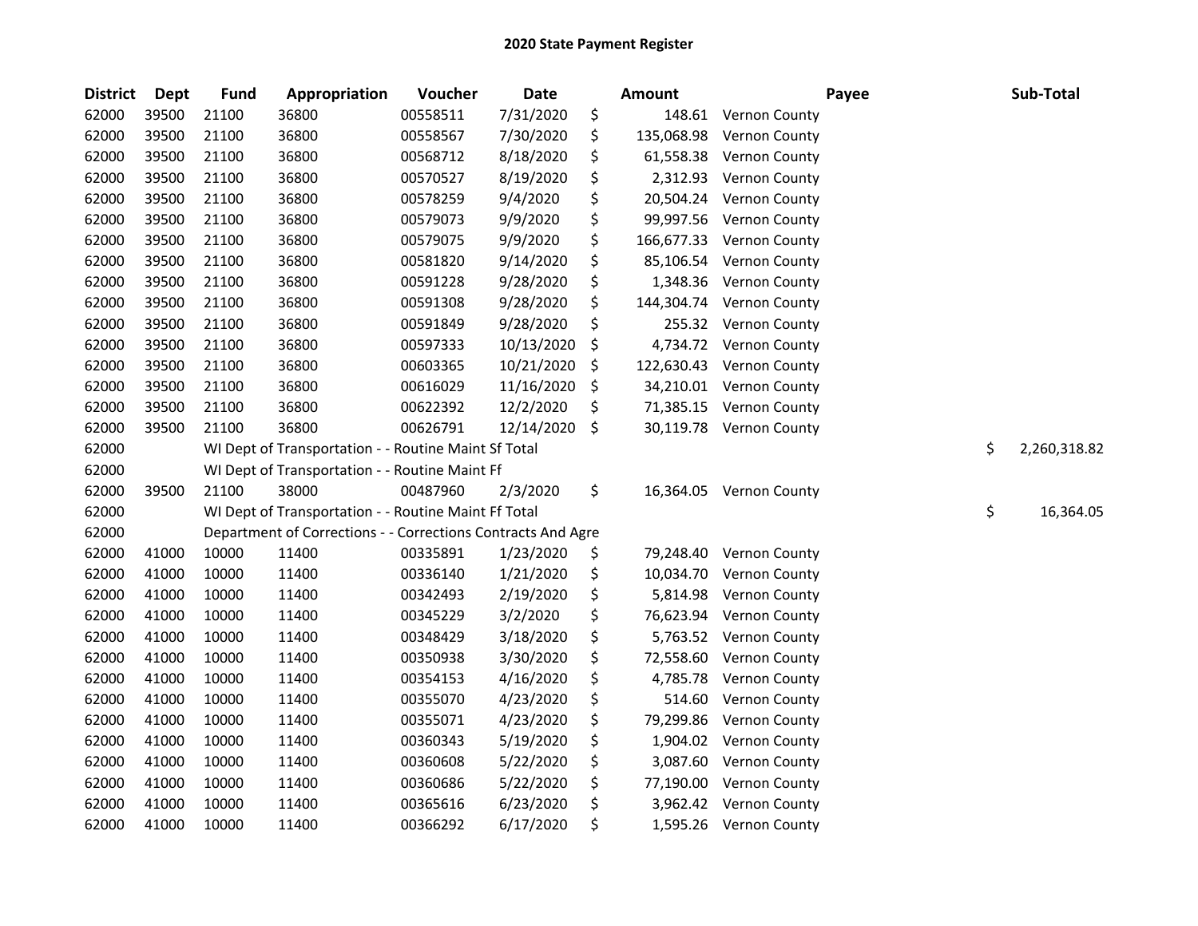# 2020 State Payment Register

| District | Dept | Fund | Appropriation | Voucher | Date | Amount | Payee | Sub-Total |
|---|---|---|---|---|---|---|---|---|
| 62000 | 39500 | 21100 | 36800 | 00558511 | 7/31/2020 | $ 148.61 | Vernon County | |
| 62000 | 39500 | 21100 | 36800 | 00558567 | 7/30/2020 | $ 135,068.98 | Vernon County | |
| 62000 | 39500 | 21100 | 36800 | 00568712 | 8/18/2020 | $ 61,558.38 | Vernon County | |
| 62000 | 39500 | 21100 | 36800 | 00570527 | 8/19/2020 | $ 2,312.93 | Vernon County | |
| 62000 | 39500 | 21100 | 36800 | 00578259 | 9/4/2020 | $ 20,504.24 | Vernon County | |
| 62000 | 39500 | 21100 | 36800 | 00579073 | 9/9/2020 | $ 99,997.56 | Vernon County | |
| 62000 | 39500 | 21100 | 36800 | 00579075 | 9/9/2020 | $ 166,677.33 | Vernon County | |
| 62000 | 39500 | 21100 | 36800 | 00581820 | 9/14/2020 | $ 85,106.54 | Vernon County | |
| 62000 | 39500 | 21100 | 36800 | 00591228 | 9/28/2020 | $ 1,348.36 | Vernon County | |
| 62000 | 39500 | 21100 | 36800 | 00591308 | 9/28/2020 | $ 144,304.74 | Vernon County | |
| 62000 | 39500 | 21100 | 36800 | 00591849 | 9/28/2020 | $ 255.32 | Vernon County | |
| 62000 | 39500 | 21100 | 36800 | 00597333 | 10/13/2020 | $ 4,734.72 | Vernon County | |
| 62000 | 39500 | 21100 | 36800 | 00603365 | 10/21/2020 | $ 122,630.43 | Vernon County | |
| 62000 | 39500 | 21100 | 36800 | 00616029 | 11/16/2020 | $ 34,210.01 | Vernon County | |
| 62000 | 39500 | 21100 | 36800 | 00622392 | 12/2/2020 | $ 71,385.15 | Vernon County | |
| 62000 | 39500 | 21100 | 36800 | 00626791 | 12/14/2020 | $ 30,119.78 | Vernon County | |
| 62000 | | WI Dept of Transportation - - Routine Maint Sf Total | | | | | | $ 2,260,318.82 |
| 62000 | | WI Dept of Transportation - - Routine Maint Ff | | | | | | |
| 62000 | 39500 | 21100 | 38000 | 00487960 | 2/3/2020 | $ 16,364.05 | Vernon County | |
| 62000 | | WI Dept of Transportation - - Routine Maint Ff Total | | | | | | $ 16,364.05 |
| 62000 | | Department of Corrections - - Corrections Contracts And Agre | | | | | | |
| 62000 | 41000 | 10000 | 11400 | 00335891 | 1/23/2020 | $ 79,248.40 | Vernon County | |
| 62000 | 41000 | 10000 | 11400 | 00336140 | 1/21/2020 | $ 10,034.70 | Vernon County | |
| 62000 | 41000 | 10000 | 11400 | 00342493 | 2/19/2020 | $ 5,814.98 | Vernon County | |
| 62000 | 41000 | 10000 | 11400 | 00345229 | 3/2/2020 | $ 76,623.94 | Vernon County | |
| 62000 | 41000 | 10000 | 11400 | 00348429 | 3/18/2020 | $ 5,763.52 | Vernon County | |
| 62000 | 41000 | 10000 | 11400 | 00350938 | 3/30/2020 | $ 72,558.60 | Vernon County | |
| 62000 | 41000 | 10000 | 11400 | 00354153 | 4/16/2020 | $ 4,785.78 | Vernon County | |
| 62000 | 41000 | 10000 | 11400 | 00355070 | 4/23/2020 | $ 514.60 | Vernon County | |
| 62000 | 41000 | 10000 | 11400 | 00355071 | 4/23/2020 | $ 79,299.86 | Vernon County | |
| 62000 | 41000 | 10000 | 11400 | 00360343 | 5/19/2020 | $ 1,904.02 | Vernon County | |
| 62000 | 41000 | 10000 | 11400 | 00360608 | 5/22/2020 | $ 3,087.60 | Vernon County | |
| 62000 | 41000 | 10000 | 11400 | 00360686 | 5/22/2020 | $ 77,190.00 | Vernon County | |
| 62000 | 41000 | 10000 | 11400 | 00365616 | 6/23/2020 | $ 3,962.42 | Vernon County | |
| 62000 | 41000 | 10000 | 11400 | 00366292 | 6/17/2020 | $ 1,595.26 | Vernon County | |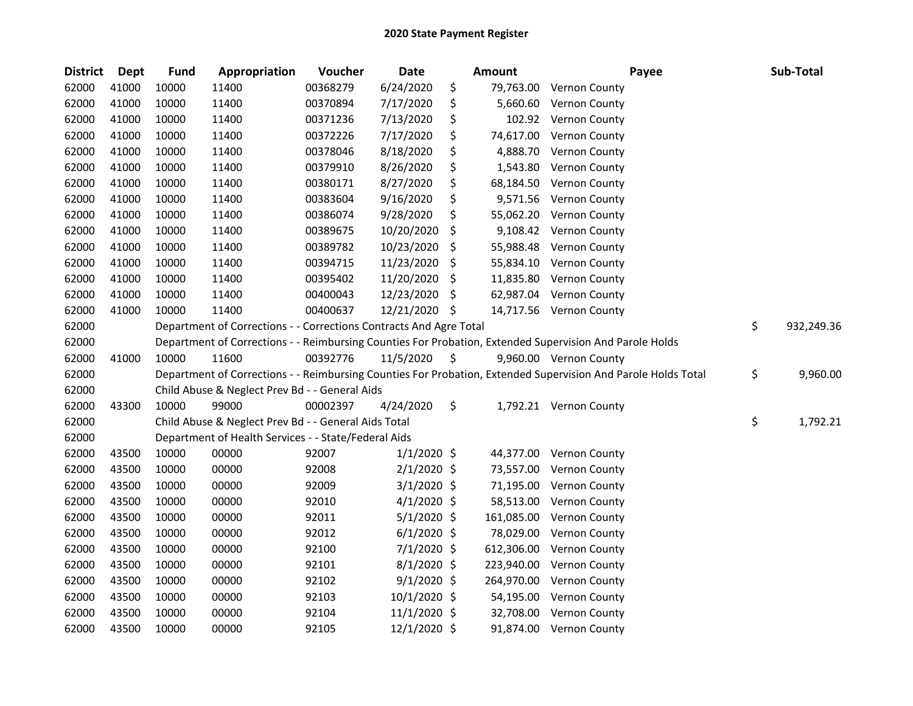# 2020 State Payment Register

| District | Dept | Fund | Appropriation | Voucher | Date | Amount | Payee | Sub-Total |
|---|---|---|---|---|---|---|---|---|
| 62000 | 41000 | 10000 | 11400 | 00368279 | 6/24/2020 | $ 79,763.00 | Vernon County | |
| 62000 | 41000 | 10000 | 11400 | 00370894 | 7/17/2020 | $ 5,660.60 | Vernon County | |
| 62000 | 41000 | 10000 | 11400 | 00371236 | 7/13/2020 | $ 102.92 | Vernon County | |
| 62000 | 41000 | 10000 | 11400 | 00372226 | 7/17/2020 | $ 74,617.00 | Vernon County | |
| 62000 | 41000 | 10000 | 11400 | 00378046 | 8/18/2020 | $ 4,888.70 | Vernon County | |
| 62000 | 41000 | 10000 | 11400 | 00379910 | 8/26/2020 | $ 1,543.80 | Vernon County | |
| 62000 | 41000 | 10000 | 11400 | 00380171 | 8/27/2020 | $ 68,184.50 | Vernon County | |
| 62000 | 41000 | 10000 | 11400 | 00383604 | 9/16/2020 | $ 9,571.56 | Vernon County | |
| 62000 | 41000 | 10000 | 11400 | 00386074 | 9/28/2020 | $ 55,062.20 | Vernon County | |
| 62000 | 41000 | 10000 | 11400 | 00389675 | 10/20/2020 | $ 9,108.42 | Vernon County | |
| 62000 | 41000 | 10000 | 11400 | 00389782 | 10/23/2020 | $ 55,988.48 | Vernon County | |
| 62000 | 41000 | 10000 | 11400 | 00394715 | 11/23/2020 | $ 55,834.10 | Vernon County | |
| 62000 | 41000 | 10000 | 11400 | 00395402 | 11/20/2020 | $ 11,835.80 | Vernon County | |
| 62000 | 41000 | 10000 | 11400 | 00400043 | 12/23/2020 | $ 62,987.04 | Vernon County | |
| 62000 | 41000 | 10000 | 11400 | 00400637 | 12/21/2020 | $ 14,717.56 | Vernon County | |
| 62000 | | Department of Corrections - - Corrections Contracts And Agre Total | | | | | | $ 932,249.36 |
| 62000 | | Department of Corrections - - Reimbursing Counties For Probation, Extended Supervision And Parole Holds | | | | | | |
| 62000 | 41000 | 10000 | 11600 | 00392776 | 11/5/2020 | $ 9,960.00 | Vernon County | |
| 62000 | | Department of Corrections - - Reimbursing Counties For Probation, Extended Supervision And Parole Holds Total | | | | | | $ 9,960.00 |
| 62000 | | Child Abuse & Neglect Prev Bd - - General Aids | | | | | | |
| 62000 | 43300 | 10000 | 99000 | 00002397 | 4/24/2020 | $ 1,792.21 | Vernon County | |
| 62000 | | Child Abuse & Neglect Prev Bd - - General Aids Total | | | | | | $ 1,792.21 |
| 62000 | | Department of Health Services - - State/Federal Aids | | | | | | |
| 62000 | 43500 | 10000 | 00000 | 92007 | 1/1/2020 | $ 44,377.00 | Vernon County | |
| 62000 | 43500 | 10000 | 00000 | 92008 | 2/1/2020 | $ 73,557.00 | Vernon County | |
| 62000 | 43500 | 10000 | 00000 | 92009 | 3/1/2020 | $ 71,195.00 | Vernon County | |
| 62000 | 43500 | 10000 | 00000 | 92010 | 4/1/2020 | $ 58,513.00 | Vernon County | |
| 62000 | 43500 | 10000 | 00000 | 92011 | 5/1/2020 | $ 161,085.00 | Vernon County | |
| 62000 | 43500 | 10000 | 00000 | 92012 | 6/1/2020 | $ 78,029.00 | Vernon County | |
| 62000 | 43500 | 10000 | 00000 | 92100 | 7/1/2020 | $ 612,306.00 | Vernon County | |
| 62000 | 43500 | 10000 | 00000 | 92101 | 8/1/2020 | $ 223,940.00 | Vernon County | |
| 62000 | 43500 | 10000 | 00000 | 92102 | 9/1/2020 | $ 264,970.00 | Vernon County | |
| 62000 | 43500 | 10000 | 00000 | 92103 | 10/1/2020 | $ 54,195.00 | Vernon County | |
| 62000 | 43500 | 10000 | 00000 | 92104 | 11/1/2020 | $ 32,708.00 | Vernon County | |
| 62000 | 43500 | 10000 | 00000 | 92105 | 12/1/2020 | $ 91,874.00 | Vernon County | |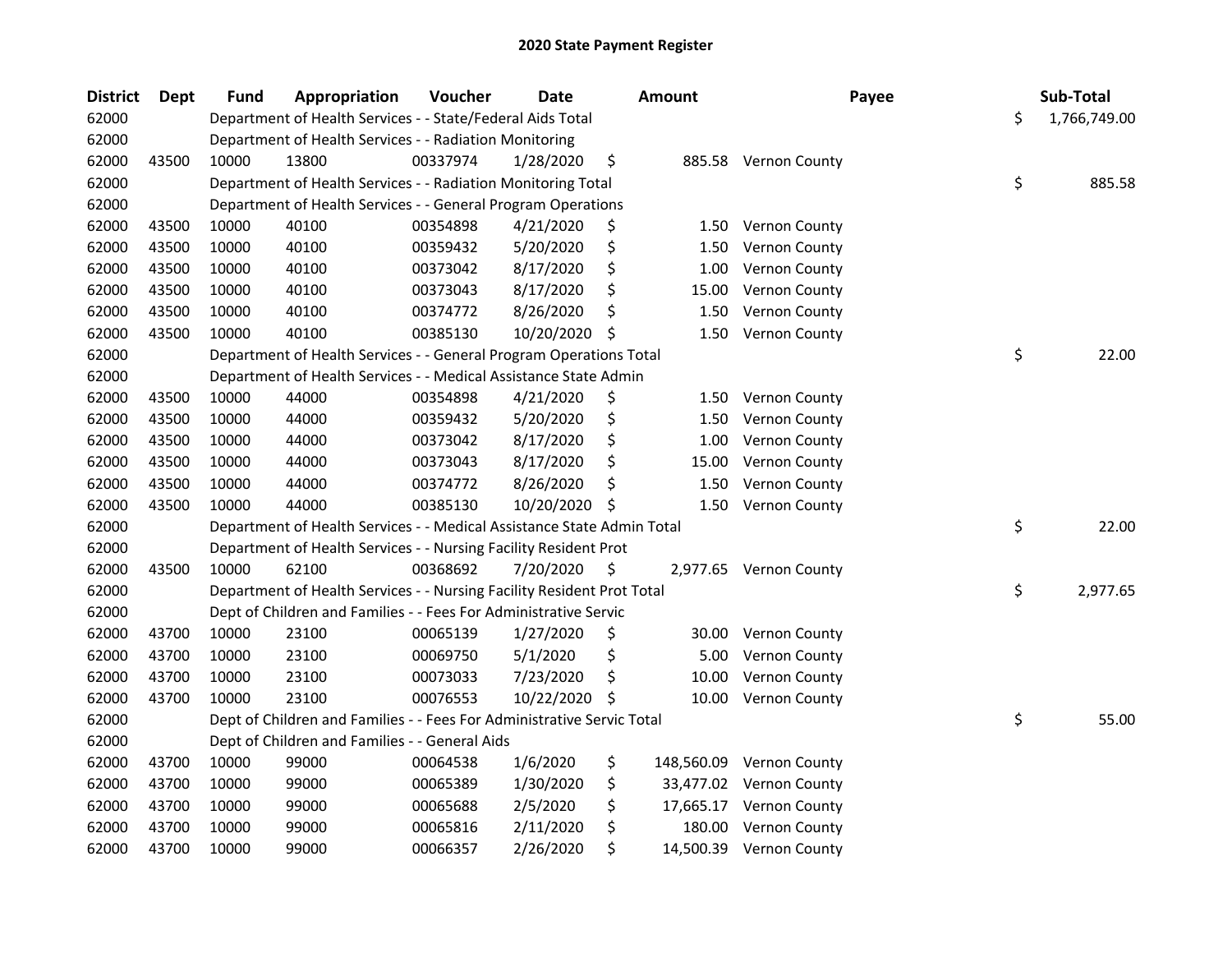# 2020 State Payment Register

| District | Dept | Fund | Appropriation | Voucher | Date | Amount | Payee | Sub-Total |
|---|---|---|---|---|---|---|---|---|
| 62000 | | Department of Health Services - - State/Federal Aids Total | | | | | | $ 1,766,749.00 |
| 62000 | | Department of Health Services - - Radiation Monitoring | | | | | | |
| 62000 | 43500 | 10000 | 13800 | 00337974 | 1/28/2020 | $ 885.58 | Vernon County | |
| 62000 | | Department of Health Services - - Radiation Monitoring Total | | | | | | $ 885.58 |
| 62000 | | Department of Health Services - - General Program Operations | | | | | | |
| 62000 | 43500 | 10000 | 40100 | 00354898 | 4/21/2020 | $ 1.50 | Vernon County | |
| 62000 | 43500 | 10000 | 40100 | 00359432 | 5/20/2020 | $ 1.50 | Vernon County | |
| 62000 | 43500 | 10000 | 40100 | 00373042 | 8/17/2020 | $ 1.00 | Vernon County | |
| 62000 | 43500 | 10000 | 40100 | 00373043 | 8/17/2020 | $ 15.00 | Vernon County | |
| 62000 | 43500 | 10000 | 40100 | 00374772 | 8/26/2020 | $ 1.50 | Vernon County | |
| 62000 | 43500 | 10000 | 40100 | 00385130 | 10/20/2020 | $ 1.50 | Vernon County | |
| 62000 | | Department of Health Services - - General Program Operations Total | | | | | | $ 22.00 |
| 62000 | | Department of Health Services - - Medical Assistance State Admin | | | | | | |
| 62000 | 43500 | 10000 | 44000 | 00354898 | 4/21/2020 | $ 1.50 | Vernon County | |
| 62000 | 43500 | 10000 | 44000 | 00359432 | 5/20/2020 | $ 1.50 | Vernon County | |
| 62000 | 43500 | 10000 | 44000 | 00373042 | 8/17/2020 | $ 1.00 | Vernon County | |
| 62000 | 43500 | 10000 | 44000 | 00373043 | 8/17/2020 | $ 15.00 | Vernon County | |
| 62000 | 43500 | 10000 | 44000 | 00374772 | 8/26/2020 | $ 1.50 | Vernon County | |
| 62000 | 43500 | 10000 | 44000 | 00385130 | 10/20/2020 | $ 1.50 | Vernon County | |
| 62000 | | Department of Health Services - - Medical Assistance State Admin Total | | | | | | $ 22.00 |
| 62000 | | Department of Health Services - - Nursing Facility Resident Prot | | | | | | |
| 62000 | 43500 | 10000 | 62100 | 00368692 | 7/20/2020 | $ 2,977.65 | Vernon County | |
| 62000 | | Department of Health Services - - Nursing Facility Resident Prot Total | | | | | | $ 2,977.65 |
| 62000 | | Dept of Children and Families - - Fees For Administrative Servic | | | | | | |
| 62000 | 43700 | 10000 | 23100 | 00065139 | 1/27/2020 | $ 30.00 | Vernon County | |
| 62000 | 43700 | 10000 | 23100 | 00069750 | 5/1/2020 | $ 5.00 | Vernon County | |
| 62000 | 43700 | 10000 | 23100 | 00073033 | 7/23/2020 | $ 10.00 | Vernon County | |
| 62000 | 43700 | 10000 | 23100 | 00076553 | 10/22/2020 | $ 10.00 | Vernon County | |
| 62000 | | Dept of Children and Families - - Fees For Administrative Servic Total | | | | | | $ 55.00 |
| 62000 | | Dept of Children and Families - - General Aids | | | | | | |
| 62000 | 43700 | 10000 | 99000 | 00064538 | 1/6/2020 | $ 148,560.09 | Vernon County | |
| 62000 | 43700 | 10000 | 99000 | 00065389 | 1/30/2020 | $ 33,477.02 | Vernon County | |
| 62000 | 43700 | 10000 | 99000 | 00065688 | 2/5/2020 | $ 17,665.17 | Vernon County | |
| 62000 | 43700 | 10000 | 99000 | 00065816 | 2/11/2020 | $ 180.00 | Vernon County | |
| 62000 | 43700 | 10000 | 99000 | 00066357 | 2/26/2020 | $ 14,500.39 | Vernon County | |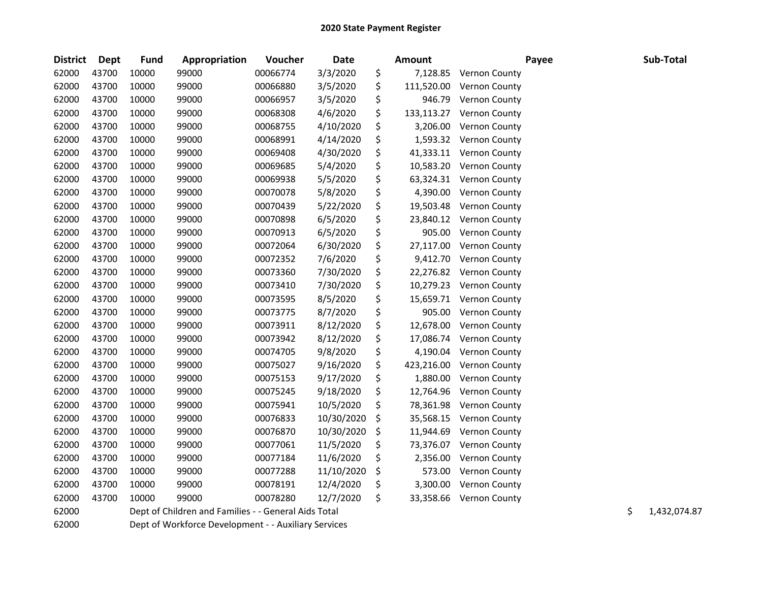# 2020 State Payment Register

| District | Dept | Fund | Appropriation | Voucher | Date | Amount | Payee | Sub-Total |
|---|---|---|---|---|---|---|---|---|
| 62000 | 43700 | 10000 | 99000 | 00066774 | 3/3/2020 | $ 7,128.85 | Vernon County | |
| 62000 | 43700 | 10000 | 99000 | 00066880 | 3/5/2020 | $ 111,520.00 | Vernon County | |
| 62000 | 43700 | 10000 | 99000 | 00066957 | 3/5/2020 | $ 946.79 | Vernon County | |
| 62000 | 43700 | 10000 | 99000 | 00068308 | 4/6/2020 | $ 133,113.27 | Vernon County | |
| 62000 | 43700 | 10000 | 99000 | 00068755 | 4/10/2020 | $ 3,206.00 | Vernon County | |
| 62000 | 43700 | 10000 | 99000 | 00068991 | 4/14/2020 | $ 1,593.32 | Vernon County | |
| 62000 | 43700 | 10000 | 99000 | 00069408 | 4/30/2020 | $ 41,333.11 | Vernon County | |
| 62000 | 43700 | 10000 | 99000 | 00069685 | 5/4/2020 | $ 10,583.20 | Vernon County | |
| 62000 | 43700 | 10000 | 99000 | 00069938 | 5/5/2020 | $ 63,324.31 | Vernon County | |
| 62000 | 43700 | 10000 | 99000 | 00070078 | 5/8/2020 | $ 4,390.00 | Vernon County | |
| 62000 | 43700 | 10000 | 99000 | 00070439 | 5/22/2020 | $ 19,503.48 | Vernon County | |
| 62000 | 43700 | 10000 | 99000 | 00070898 | 6/5/2020 | $ 23,840.12 | Vernon County | |
| 62000 | 43700 | 10000 | 99000 | 00070913 | 6/5/2020 | $ 905.00 | Vernon County | |
| 62000 | 43700 | 10000 | 99000 | 00072064 | 6/30/2020 | $ 27,117.00 | Vernon County | |
| 62000 | 43700 | 10000 | 99000 | 00072352 | 7/6/2020 | $ 9,412.70 | Vernon County | |
| 62000 | 43700 | 10000 | 99000 | 00073360 | 7/30/2020 | $ 22,276.82 | Vernon County | |
| 62000 | 43700 | 10000 | 99000 | 00073410 | 7/30/2020 | $ 10,279.23 | Vernon County | |
| 62000 | 43700 | 10000 | 99000 | 00073595 | 8/5/2020 | $ 15,659.71 | Vernon County | |
| 62000 | 43700 | 10000 | 99000 | 00073775 | 8/7/2020 | $ 905.00 | Vernon County | |
| 62000 | 43700 | 10000 | 99000 | 00073911 | 8/12/2020 | $ 12,678.00 | Vernon County | |
| 62000 | 43700 | 10000 | 99000 | 00073942 | 8/12/2020 | $ 17,086.74 | Vernon County | |
| 62000 | 43700 | 10000 | 99000 | 00074705 | 9/8/2020 | $ 4,190.04 | Vernon County | |
| 62000 | 43700 | 10000 | 99000 | 00075027 | 9/16/2020 | $ 423,216.00 | Vernon County | |
| 62000 | 43700 | 10000 | 99000 | 00075153 | 9/17/2020 | $ 1,880.00 | Vernon County | |
| 62000 | 43700 | 10000 | 99000 | 00075245 | 9/18/2020 | $ 12,764.96 | Vernon County | |
| 62000 | 43700 | 10000 | 99000 | 00075941 | 10/5/2020 | $ 78,361.98 | Vernon County | |
| 62000 | 43700 | 10000 | 99000 | 00076833 | 10/30/2020 | $ 35,568.15 | Vernon County | |
| 62000 | 43700 | 10000 | 99000 | 00076870 | 10/30/2020 | $ 11,944.69 | Vernon County | |
| 62000 | 43700 | 10000 | 99000 | 00077061 | 11/5/2020 | $ 73,376.07 | Vernon County | |
| 62000 | 43700 | 10000 | 99000 | 00077184 | 11/6/2020 | $ 2,356.00 | Vernon County | |
| 62000 | 43700 | 10000 | 99000 | 00077288 | 11/10/2020 | $ 573.00 | Vernon County | |
| 62000 | 43700 | 10000 | 99000 | 00078191 | 12/4/2020 | $ 3,300.00 | Vernon County | |
| 62000 | 43700 | 10000 | 99000 | 00078280 | 12/7/2020 | $ 33,358.66 | Vernon County | |
| 62000 | | Dept of Children and Families - - General Aids Total | | | | | | $ 1,432,074.87 |
| 62000 | | Dept of Workforce Development - - Auxiliary Services | | | | | | |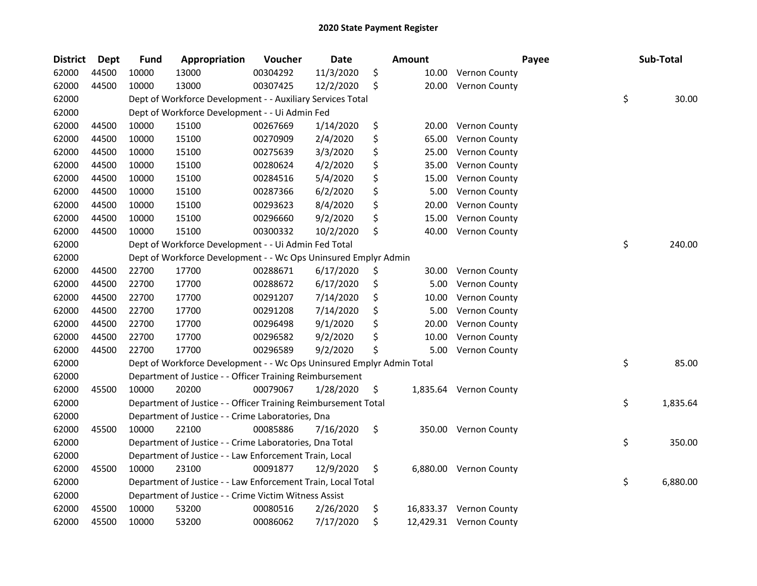# 2020 State Payment Register

| District | Dept | Fund | Appropriation | Voucher | Date | Amount | Payee | Sub-Total |
|---|---|---|---|---|---|---|---|---|
| 62000 | 44500 | 10000 | 13000 | 00304292 | 11/3/2020 | $ 10.00 | Vernon County | |
| 62000 | 44500 | 10000 | 13000 | 00307425 | 12/2/2020 | $ 20.00 | Vernon County | |
| 62000 | | Dept of Workforce Development - - Auxiliary Services Total | | | | | | $ 30.00 |
| 62000 | | Dept of Workforce Development - - Ui Admin Fed | | | | | | |
| 62000 | 44500 | 10000 | 15100 | 00267669 | 1/14/2020 | $ 20.00 | Vernon County | |
| 62000 | 44500 | 10000 | 15100 | 00270909 | 2/4/2020 | $ 65.00 | Vernon County | |
| 62000 | 44500 | 10000 | 15100 | 00275639 | 3/3/2020 | $ 25.00 | Vernon County | |
| 62000 | 44500 | 10000 | 15100 | 00280624 | 4/2/2020 | $ 35.00 | Vernon County | |
| 62000 | 44500 | 10000 | 15100 | 00284516 | 5/4/2020 | $ 15.00 | Vernon County | |
| 62000 | 44500 | 10000 | 15100 | 00287366 | 6/2/2020 | $ 5.00 | Vernon County | |
| 62000 | 44500 | 10000 | 15100 | 00293623 | 8/4/2020 | $ 20.00 | Vernon County | |
| 62000 | 44500 | 10000 | 15100 | 00296660 | 9/2/2020 | $ 15.00 | Vernon County | |
| 62000 | 44500 | 10000 | 15100 | 00300332 | 10/2/2020 | $ 40.00 | Vernon County | |
| 62000 | | Dept of Workforce Development - - Ui Admin Fed Total | | | | | | $ 240.00 |
| 62000 | | Dept of Workforce Development - - Wc Ops Uninsured Emplyr Admin | | | | | | |
| 62000 | 44500 | 22700 | 17700 | 00288671 | 6/17/2020 | $ 30.00 | Vernon County | |
| 62000 | 44500 | 22700 | 17700 | 00288672 | 6/17/2020 | $ 5.00 | Vernon County | |
| 62000 | 44500 | 22700 | 17700 | 00291207 | 7/14/2020 | $ 10.00 | Vernon County | |
| 62000 | 44500 | 22700 | 17700 | 00291208 | 7/14/2020 | $ 5.00 | Vernon County | |
| 62000 | 44500 | 22700 | 17700 | 00296498 | 9/1/2020 | $ 20.00 | Vernon County | |
| 62000 | 44500 | 22700 | 17700 | 00296582 | 9/2/2020 | $ 10.00 | Vernon County | |
| 62000 | 44500 | 22700 | 17700 | 00296589 | 9/2/2020 | $ 5.00 | Vernon County | |
| 62000 | | Dept of Workforce Development - - Wc Ops Uninsured Emplyr Admin Total | | | | | | $ 85.00 |
| 62000 | | Department of Justice - - Officer Training Reimbursement | | | | | | |
| 62000 | 45500 | 10000 | 20200 | 00079067 | 1/28/2020 | $ 1,835.64 | Vernon County | |
| 62000 | | Department of Justice - - Officer Training Reimbursement Total | | | | | | $ 1,835.64 |
| 62000 | | Department of Justice - - Crime Laboratories, Dna | | | | | | |
| 62000 | 45500 | 10000 | 22100 | 00085886 | 7/16/2020 | $ 350.00 | Vernon County | |
| 62000 | | Department of Justice - - Crime Laboratories, Dna Total | | | | | | $ 350.00 |
| 62000 | | Department of Justice - - Law Enforcement Train, Local | | | | | | |
| 62000 | 45500 | 10000 | 23100 | 00091877 | 12/9/2020 | $ 6,880.00 | Vernon County | |
| 62000 | | Department of Justice - - Law Enforcement Train, Local Total | | | | | | $ 6,880.00 |
| 62000 | | Department of Justice - - Crime Victim Witness Assist | | | | | | |
| 62000 | 45500 | 10000 | 53200 | 00080516 | 2/26/2020 | $ 16,833.37 | Vernon County | |
| 62000 | 45500 | 10000 | 53200 | 00086062 | 7/17/2020 | $ 12,429.31 | Vernon County | |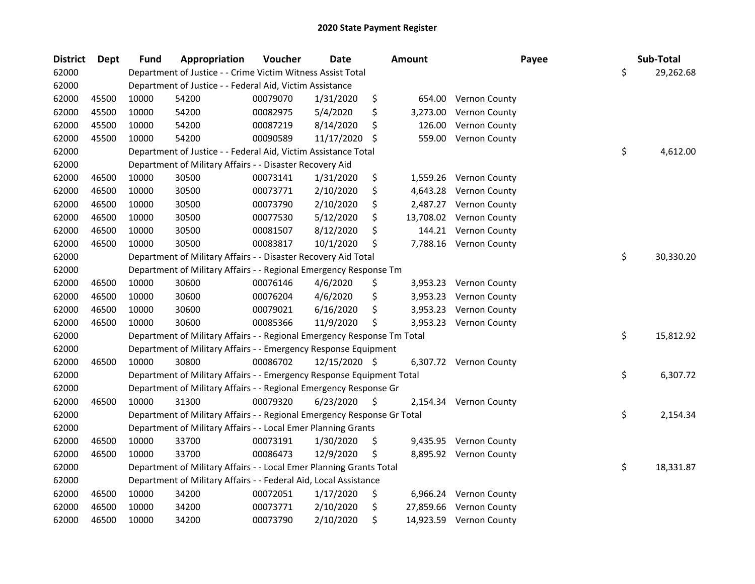# 2020 State Payment Register

| District | Dept | Fund | Appropriation | Voucher | Date | Amount | Payee | Sub-Total |
|---|---|---|---|---|---|---|---|---|
| 62000 | | Department of Justice - - Crime Victim Witness Assist Total | | | | | | $ 29,262.68 |
| 62000 | | Department of Justice - - Federal Aid, Victim Assistance | | | | | | |
| 62000 | 45500 | 10000 | 54200 | 00079070 | 1/31/2020 | $ 654.00 | Vernon County | |
| 62000 | 45500 | 10000 | 54200 | 00082975 | 5/4/2020 | $ 3,273.00 | Vernon County | |
| 62000 | 45500 | 10000 | 54200 | 00087219 | 8/14/2020 | $ 126.00 | Vernon County | |
| 62000 | 45500 | 10000 | 54200 | 00090589 | 11/17/2020 | $ 559.00 | Vernon County | |
| 62000 | | Department of Justice - - Federal Aid, Victim Assistance Total | | | | | | $ 4,612.00 |
| 62000 | | Department of Military Affairs - - Disaster Recovery Aid | | | | | | |
| 62000 | 46500 | 10000 | 30500 | 00073141 | 1/31/2020 | $ 1,559.26 | Vernon County | |
| 62000 | 46500 | 10000 | 30500 | 00073771 | 2/10/2020 | $ 4,643.28 | Vernon County | |
| 62000 | 46500 | 10000 | 30500 | 00073790 | 2/10/2020 | $ 2,487.27 | Vernon County | |
| 62000 | 46500 | 10000 | 30500 | 00077530 | 5/12/2020 | $ 13,708.02 | Vernon County | |
| 62000 | 46500 | 10000 | 30500 | 00081507 | 8/12/2020 | $ 144.21 | Vernon County | |
| 62000 | 46500 | 10000 | 30500 | 00083817 | 10/1/2020 | $ 7,788.16 | Vernon County | |
| 62000 | | Department of Military Affairs - - Disaster Recovery Aid Total | | | | | | $ 30,330.20 |
| 62000 | | Department of Military Affairs - - Regional Emergency Response Tm | | | | | | |
| 62000 | 46500 | 10000 | 30600 | 00076146 | 4/6/2020 | $ 3,953.23 | Vernon County | |
| 62000 | 46500 | 10000 | 30600 | 00076204 | 4/6/2020 | $ 3,953.23 | Vernon County | |
| 62000 | 46500 | 10000 | 30600 | 00079021 | 6/16/2020 | $ 3,953.23 | Vernon County | |
| 62000 | 46500 | 10000 | 30600 | 00085366 | 11/9/2020 | $ 3,953.23 | Vernon County | |
| 62000 | | Department of Military Affairs - - Regional Emergency Response Tm Total | | | | | | $ 15,812.92 |
| 62000 | | Department of Military Affairs - - Emergency Response Equipment | | | | | | |
| 62000 | 46500 | 10000 | 30800 | 00086702 | 12/15/2020 | $ 6,307.72 | Vernon County | |
| 62000 | | Department of Military Affairs - - Emergency Response Equipment Total | | | | | | $ 6,307.72 |
| 62000 | | Department of Military Affairs - - Regional Emergency Response Gr | | | | | | |
| 62000 | 46500 | 10000 | 31300 | 00079320 | 6/23/2020 | $ 2,154.34 | Vernon County | |
| 62000 | | Department of Military Affairs - - Regional Emergency Response Gr Total | | | | | | $ 2,154.34 |
| 62000 | | Department of Military Affairs - - Local Emer Planning Grants | | | | | | |
| 62000 | 46500 | 10000 | 33700 | 00073191 | 1/30/2020 | $ 9,435.95 | Vernon County | |
| 62000 | 46500 | 10000 | 33700 | 00086473 | 12/9/2020 | $ 8,895.92 | Vernon County | |
| 62000 | | Department of Military Affairs - - Local Emer Planning Grants Total | | | | | | $ 18,331.87 |
| 62000 | | Department of Military Affairs - - Federal Aid, Local Assistance | | | | | | |
| 62000 | 46500 | 10000 | 34200 | 00072051 | 1/17/2020 | $ 6,966.24 | Vernon County | |
| 62000 | 46500 | 10000 | 34200 | 00073771 | 2/10/2020 | $ 27,859.66 | Vernon County | |
| 62000 | 46500 | 10000 | 34200 | 00073790 | 2/10/2020 | $ 14,923.59 | Vernon County | |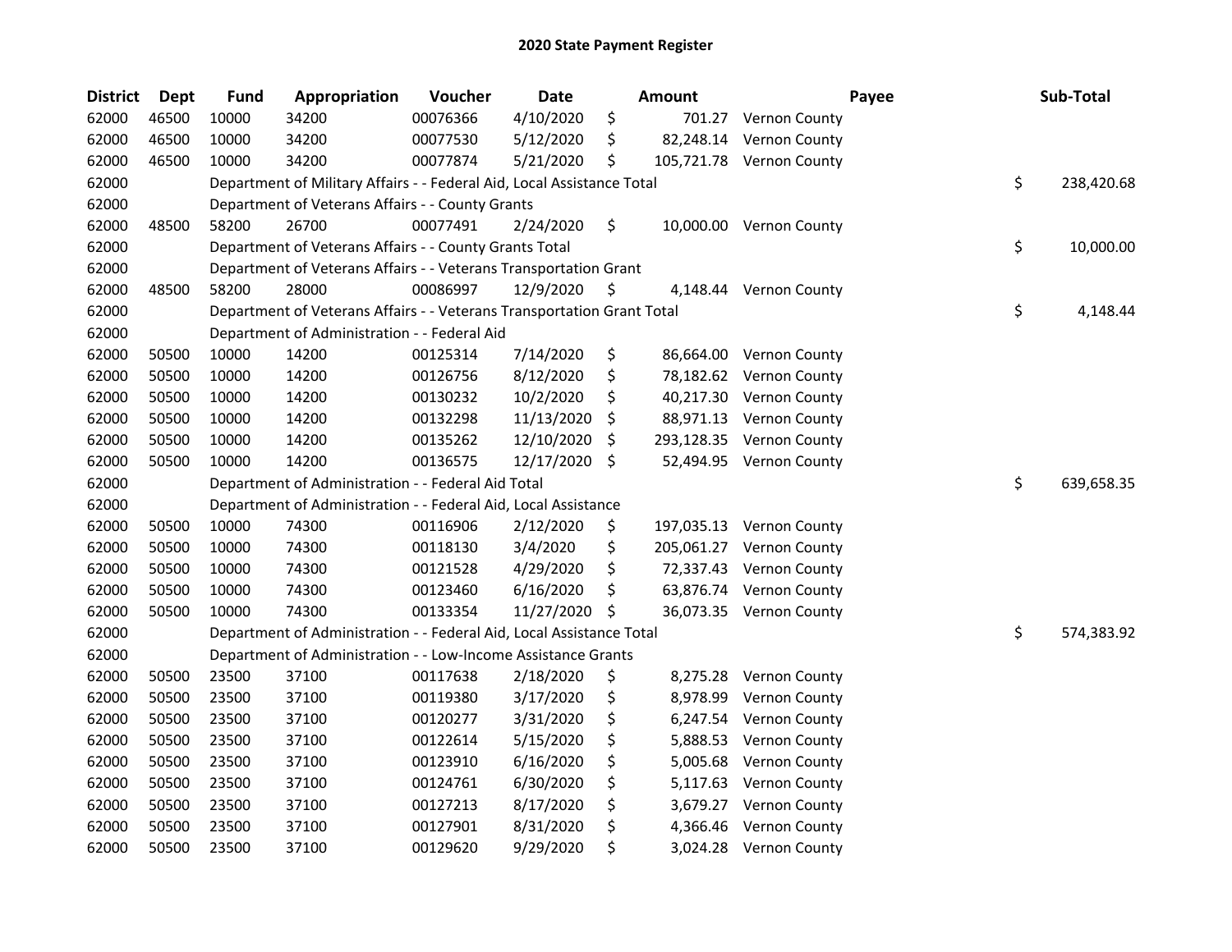# 2020 State Payment Register

| District | Dept | Fund | Appropriation | Voucher | Date | Amount | Payee | Sub-Total |
|---|---|---|---|---|---|---|---|---|
| 62000 | 46500 | 10000 | 34200 | 00076366 | 4/10/2020 | $ 701.27 | Vernon County | |
| 62000 | 46500 | 10000 | 34200 | 00077530 | 5/12/2020 | $ 82,248.14 | Vernon County | |
| 62000 | 46500 | 10000 | 34200 | 00077874 | 5/21/2020 | $ 105,721.78 | Vernon County | |
| 62000 | | Department of Military Affairs - - Federal Aid, Local Assistance Total | | | | | | $ 238,420.68 |
| 62000 | | Department of Veterans Affairs - - County Grants | | | | | | |
| 62000 | 48500 | 58200 | 26700 | 00077491 | 2/24/2020 | $ 10,000.00 | Vernon County | |
| 62000 | | Department of Veterans Affairs - - County Grants Total | | | | | | $ 10,000.00 |
| 62000 | | Department of Veterans Affairs - - Veterans Transportation Grant | | | | | | |
| 62000 | 48500 | 58200 | 28000 | 00086997 | 12/9/2020 | $ 4,148.44 | Vernon County | |
| 62000 | | Department of Veterans Affairs - - Veterans Transportation Grant Total | | | | | | $ 4,148.44 |
| 62000 | | Department of Administration - - Federal Aid | | | | | | |
| 62000 | 50500 | 10000 | 14200 | 00125314 | 7/14/2020 | $ 86,664.00 | Vernon County | |
| 62000 | 50500 | 10000 | 14200 | 00126756 | 8/12/2020 | $ 78,182.62 | Vernon County | |
| 62000 | 50500 | 10000 | 14200 | 00130232 | 10/2/2020 | $ 40,217.30 | Vernon County | |
| 62000 | 50500 | 10000 | 14200 | 00132298 | 11/13/2020 | $ 88,971.13 | Vernon County | |
| 62000 | 50500 | 10000 | 14200 | 00135262 | 12/10/2020 | $ 293,128.35 | Vernon County | |
| 62000 | 50500 | 10000 | 14200 | 00136575 | 12/17/2020 | $ 52,494.95 | Vernon County | |
| 62000 | | Department of Administration - - Federal Aid Total | | | | | | $ 639,658.35 |
| 62000 | | Department of Administration - - Federal Aid, Local Assistance | | | | | | |
| 62000 | 50500 | 10000 | 74300 | 00116906 | 2/12/2020 | $ 197,035.13 | Vernon County | |
| 62000 | 50500 | 10000 | 74300 | 00118130 | 3/4/2020 | $ 205,061.27 | Vernon County | |
| 62000 | 50500 | 10000 | 74300 | 00121528 | 4/29/2020 | $ 72,337.43 | Vernon County | |
| 62000 | 50500 | 10000 | 74300 | 00123460 | 6/16/2020 | $ 63,876.74 | Vernon County | |
| 62000 | 50500 | 10000 | 74300 | 00133354 | 11/27/2020 | $ 36,073.35 | Vernon County | |
| 62000 | | Department of Administration - - Federal Aid, Local Assistance Total | | | | | | $ 574,383.92 |
| 62000 | | Department of Administration - - Low-Income Assistance Grants | | | | | | |
| 62000 | 50500 | 23500 | 37100 | 00117638 | 2/18/2020 | $ 8,275.28 | Vernon County | |
| 62000 | 50500 | 23500 | 37100 | 00119380 | 3/17/2020 | $ 8,978.99 | Vernon County | |
| 62000 | 50500 | 23500 | 37100 | 00120277 | 3/31/2020 | $ 6,247.54 | Vernon County | |
| 62000 | 50500 | 23500 | 37100 | 00122614 | 5/15/2020 | $ 5,888.53 | Vernon County | |
| 62000 | 50500 | 23500 | 37100 | 00123910 | 6/16/2020 | $ 5,005.68 | Vernon County | |
| 62000 | 50500 | 23500 | 37100 | 00124761 | 6/30/2020 | $ 5,117.63 | Vernon County | |
| 62000 | 50500 | 23500 | 37100 | 00127213 | 8/17/2020 | $ 3,679.27 | Vernon County | |
| 62000 | 50500 | 23500 | 37100 | 00127901 | 8/31/2020 | $ 4,366.46 | Vernon County | |
| 62000 | 50500 | 23500 | 37100 | 00129620 | 9/29/2020 | $ 3,024.28 | Vernon County | |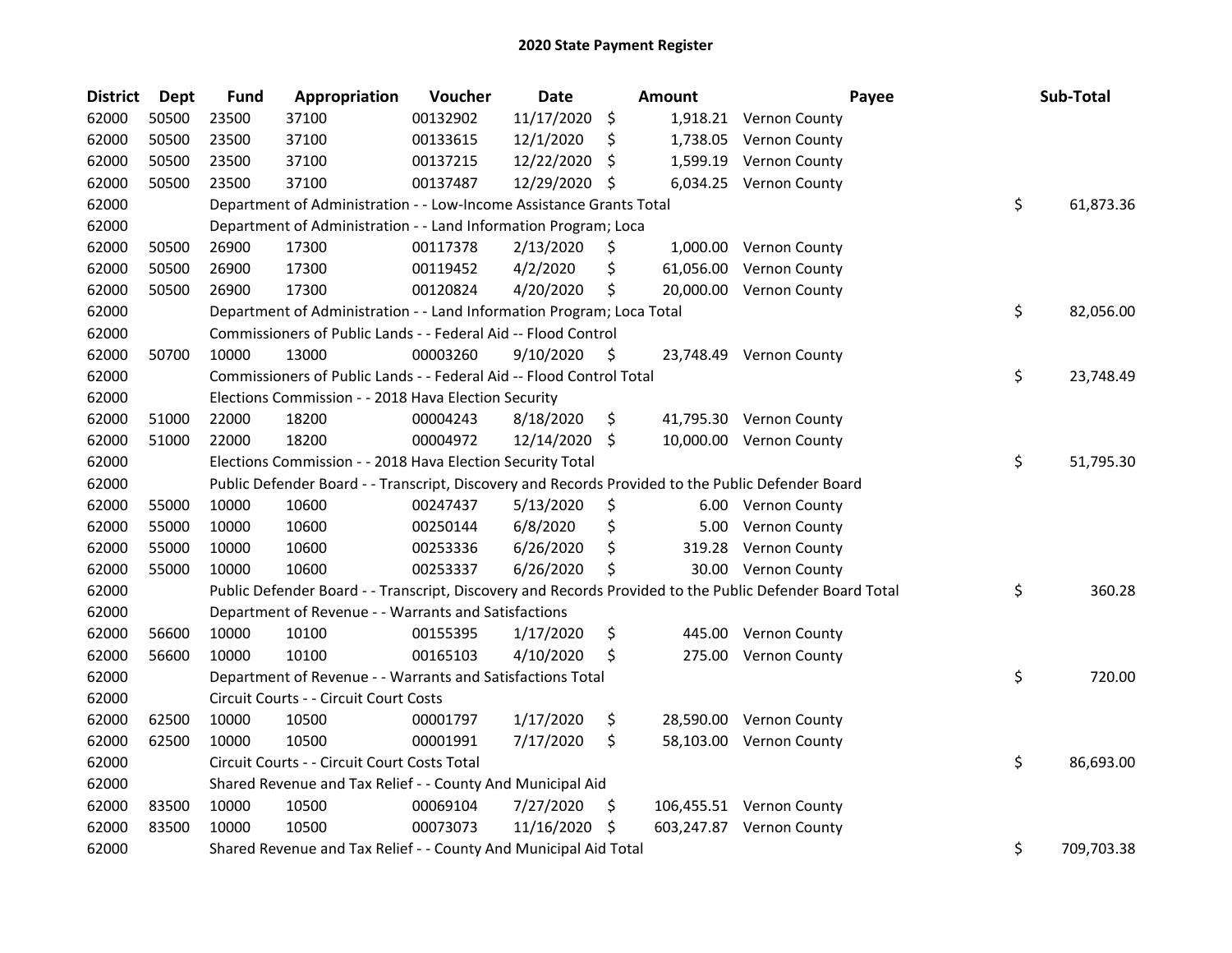# 2020 State Payment Register

| District | Dept | Fund | Appropriation | Voucher | Date | Amount | Payee | Sub-Total |
|---|---|---|---|---|---|---|---|---|
| 62000 | 50500 | 23500 | 37100 | 00132902 | 11/17/2020 | $ 1,918.21 | Vernon County | |
| 62000 | 50500 | 23500 | 37100 | 00133615 | 12/1/2020 | $ 1,738.05 | Vernon County | |
| 62000 | 50500 | 23500 | 37100 | 00137215 | 12/22/2020 | $ 1,599.19 | Vernon County | |
| 62000 | 50500 | 23500 | 37100 | 00137487 | 12/29/2020 | $ 6,034.25 | Vernon County | |
| 62000 | | Department of Administration - - Low-Income Assistance Grants Total | | | | | | $ 61,873.36 |
| 62000 | | Department of Administration - - Land Information Program; Loca | | | | | | |
| 62000 | 50500 | 26900 | 17300 | 00117378 | 2/13/2020 | $ 1,000.00 | Vernon County | |
| 62000 | 50500 | 26900 | 17300 | 00119452 | 4/2/2020 | $ 61,056.00 | Vernon County | |
| 62000 | 50500 | 26900 | 17300 | 00120824 | 4/20/2020 | $ 20,000.00 | Vernon County | |
| 62000 | | Department of Administration - - Land Information Program; Loca Total | | | | | | $ 82,056.00 |
| 62000 | | Commissioners of Public Lands - - Federal Aid -- Flood Control | | | | | | |
| 62000 | 50700 | 10000 | 13000 | 00003260 | 9/10/2020 | $ 23,748.49 | Vernon County | |
| 62000 | | Commissioners of Public Lands - - Federal Aid -- Flood Control Total | | | | | | $ 23,748.49 |
| 62000 | | Elections Commission - - 2018 Hava Election Security | | | | | | |
| 62000 | 51000 | 22000 | 18200 | 00004243 | 8/18/2020 | $ 41,795.30 | Vernon County | |
| 62000 | 51000 | 22000 | 18200 | 00004972 | 12/14/2020 | $ 10,000.00 | Vernon County | |
| 62000 | | Elections Commission - - 2018 Hava Election Security Total | | | | | | $ 51,795.30 |
| 62000 | | Public Defender Board - - Transcript, Discovery and Records Provided to the Public Defender Board | | | | | | |
| 62000 | 55000 | 10000 | 10600 | 00247437 | 5/13/2020 | $ 6.00 | Vernon County | |
| 62000 | 55000 | 10000 | 10600 | 00250144 | 6/8/2020 | $ 5.00 | Vernon County | |
| 62000 | 55000 | 10000 | 10600 | 00253336 | 6/26/2020 | $ 319.28 | Vernon County | |
| 62000 | 55000 | 10000 | 10600 | 00253337 | 6/26/2020 | $ 30.00 | Vernon County | |
| 62000 | | Public Defender Board - - Transcript, Discovery and Records Provided to the Public Defender Board Total | | | | | | $ 360.28 |
| 62000 | | Department of Revenue - - Warrants and Satisfactions | | | | | | |
| 62000 | 56600 | 10000 | 10100 | 00155395 | 1/17/2020 | $ 445.00 | Vernon County | |
| 62000 | 56600 | 10000 | 10100 | 00165103 | 4/10/2020 | $ 275.00 | Vernon County | |
| 62000 | | Department of Revenue - - Warrants and Satisfactions Total | | | | | | $ 720.00 |
| 62000 | | Circuit Courts - - Circuit Court Costs | | | | | | |
| 62000 | 62500 | 10000 | 10500 | 00001797 | 1/17/2020 | $ 28,590.00 | Vernon County | |
| 62000 | 62500 | 10000 | 10500 | 00001991 | 7/17/2020 | $ 58,103.00 | Vernon County | |
| 62000 | | Circuit Courts - - Circuit Court Costs Total | | | | | | $ 86,693.00 |
| 62000 | | Shared Revenue and Tax Relief - - County And Municipal Aid | | | | | | |
| 62000 | 83500 | 10000 | 10500 | 00069104 | 7/27/2020 | $ 106,455.51 | Vernon County | |
| 62000 | 83500 | 10000 | 10500 | 00073073 | 11/16/2020 | $ 603,247.87 | Vernon County | |
| 62000 | | Shared Revenue and Tax Relief - - County And Municipal Aid Total | | | | | | $ 709,703.38 |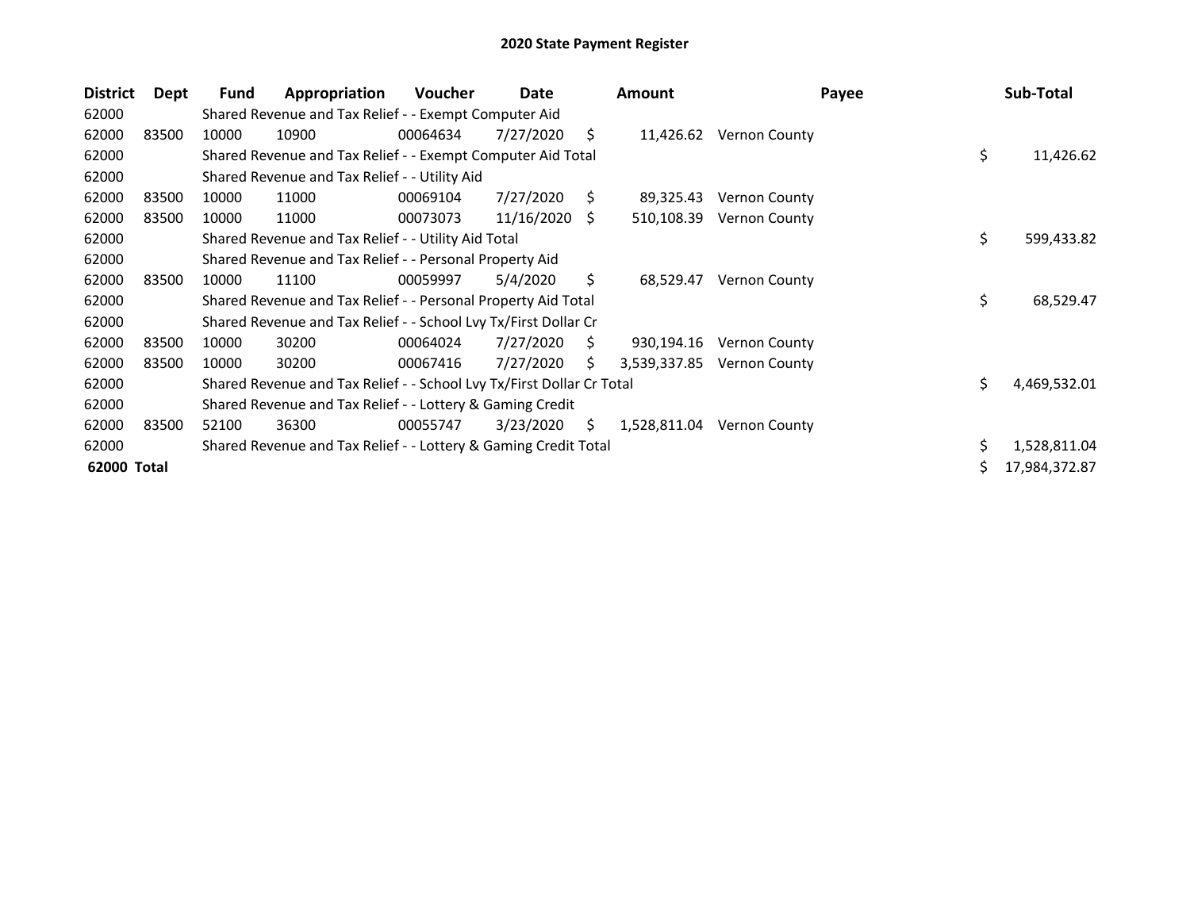# 2020 State Payment Register

| District | Dept | Fund | Appropriation | Voucher | Date | Amount | Payee | Sub-Total |
|---|---|---|---|---|---|---|---|---|
| 62000 | | Shared Revenue and Tax Relief - - Exempt Computer Aid | | | | | | |
| 62000 | 83500 | 10000 | 10900 | 00064634 | 7/27/2020 | $ 11,426.62 | Vernon County | |
| 62000 | | Shared Revenue and Tax Relief - - Exempt Computer Aid Total | | | | | | $ 11,426.62 |
| 62000 | | Shared Revenue and Tax Relief - - Utility Aid | | | | | | |
| 62000 | 83500 | 10000 | 11000 | 00069104 | 7/27/2020 | $ 89,325.43 | Vernon County | |
| 62000 | 83500 | 10000 | 11000 | 00073073 | 11/16/2020 | $ 510,108.39 | Vernon County | |
| 62000 | | Shared Revenue and Tax Relief - - Utility Aid Total | | | | | | $ 599,433.82 |
| 62000 | | Shared Revenue and Tax Relief - - Personal Property Aid | | | | | | |
| 62000 | 83500 | 10000 | 11100 | 00059997 | 5/4/2020 | $ 68,529.47 | Vernon County | |
| 62000 | | Shared Revenue and Tax Relief - - Personal Property Aid Total | | | | | | $ 68,529.47 |
| 62000 | | Shared Revenue and Tax Relief - - School Lvy Tx/First Dollar Cr | | | | | | |
| 62000 | 83500 | 10000 | 30200 | 00064024 | 7/27/2020 | $ 930,194.16 | Vernon County | |
| 62000 | 83500 | 10000 | 30200 | 00067416 | 7/27/2020 | $ 3,539,337.85 | Vernon County | |
| 62000 | | Shared Revenue and Tax Relief - - School Lvy Tx/First Dollar Cr Total | | | | | | $ 4,469,532.01 |
| 62000 | | Shared Revenue and Tax Relief - - Lottery & Gaming Credit | | | | | | |
| 62000 | 83500 | 52100 | 36300 | 00055747 | 3/23/2020 | $ 1,528,811.04 | Vernon County | |
| 62000 | | Shared Revenue and Tax Relief - - Lottery & Gaming Credit Total | | | | | | $ 1,528,811.04 |
| **62000 Total** | | | | | | | | $ 17,984,372.87 |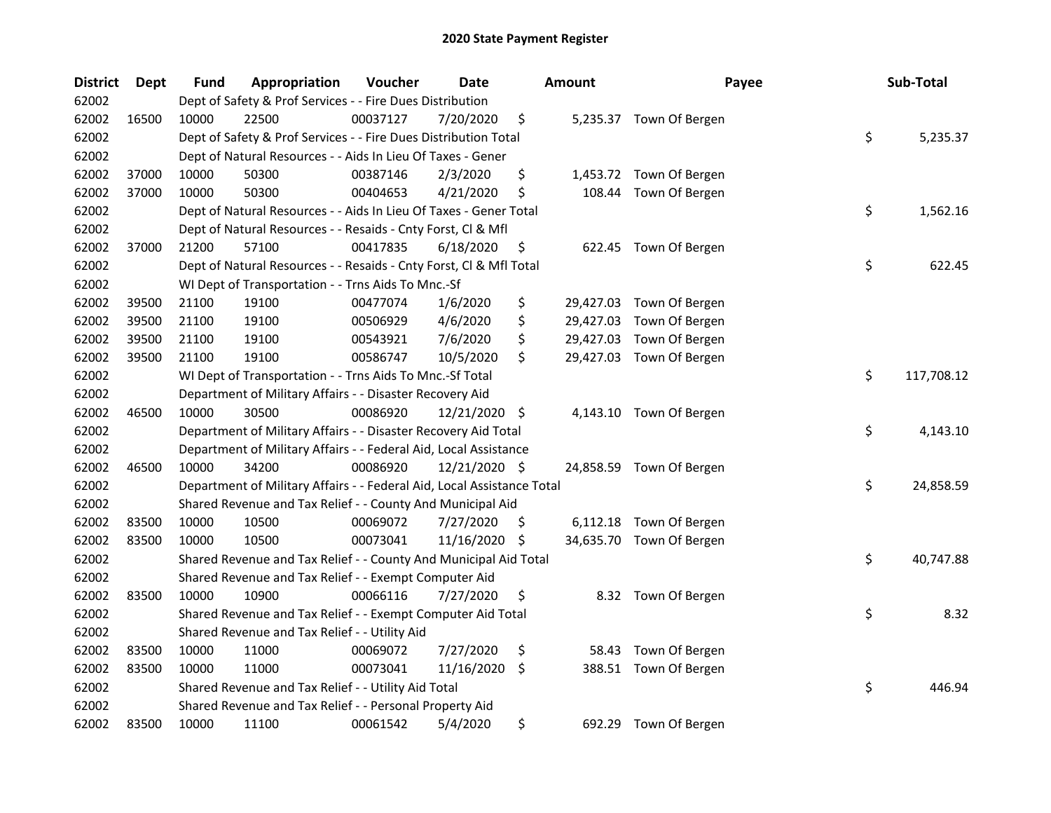# 2020 State Payment Register

| District | Dept | Fund | Appropriation | Voucher | Date | Amount | Payee | Sub-Total |
|---|---|---|---|---|---|---|---|---|
| 62002 | | Dept of Safety & Prof Services - - Fire Dues Distribution | | | | | | |
| 62002 | 16500 | 10000 | 22500 | 00037127 | 7/20/2020 | $ 5,235.37 | Town Of Bergen | |
| 62002 | | Dept of Safety & Prof Services - - Fire Dues Distribution Total | | | | | | $ 5,235.37 |
| 62002 | | Dept of Natural Resources - - Aids In Lieu Of Taxes - Gener | | | | | | |
| 62002 | 37000 | 10000 | 50300 | 00387146 | 2/3/2020 | $ 1,453.72 | Town Of Bergen | |
| 62002 | 37000 | 10000 | 50300 | 00404653 | 4/21/2020 | $ 108.44 | Town Of Bergen | |
| 62002 | | Dept of Natural Resources - - Aids In Lieu Of Taxes - Gener Total | | | | | | $ 1,562.16 |
| 62002 | | Dept of Natural Resources - - Resaids - Cnty Forst, Cl & Mfl | | | | | | |
| 62002 | 37000 | 21200 | 57100 | 00417835 | 6/18/2020 | $ 622.45 | Town Of Bergen | |
| 62002 | | Dept of Natural Resources - - Resaids - Cnty Forst, Cl & Mfl Total | | | | | | $ 622.45 |
| 62002 | | WI Dept of Transportation - - Trns Aids To Mnc.-Sf | | | | | | |
| 62002 | 39500 | 21100 | 19100 | 00477074 | 1/6/2020 | $ 29,427.03 | Town Of Bergen | |
| 62002 | 39500 | 21100 | 19100 | 00506929 | 4/6/2020 | $ 29,427.03 | Town Of Bergen | |
| 62002 | 39500 | 21100 | 19100 | 00543921 | 7/6/2020 | $ 29,427.03 | Town Of Bergen | |
| 62002 | 39500 | 21100 | 19100 | 00586747 | 10/5/2020 | $ 29,427.03 | Town Of Bergen | |
| 62002 | | WI Dept of Transportation - - Trns Aids To Mnc.-Sf Total | | | | | | $ 117,708.12 |
| 62002 | | Department of Military Affairs - - Disaster Recovery Aid | | | | | | |
| 62002 | 46500 | 10000 | 30500 | 00086920 | 12/21/2020 | $ 4,143.10 | Town Of Bergen | |
| 62002 | | Department of Military Affairs - - Disaster Recovery Aid Total | | | | | | $ 4,143.10 |
| 62002 | | Department of Military Affairs - - Federal Aid, Local Assistance | | | | | | |
| 62002 | 46500 | 10000 | 34200 | 00086920 | 12/21/2020 | $ 24,858.59 | Town Of Bergen | |
| 62002 | | Department of Military Affairs - - Federal Aid, Local Assistance Total | | | | | | $ 24,858.59 |
| 62002 | | Shared Revenue and Tax Relief - - County And Municipal Aid | | | | | | |
| 62002 | 83500 | 10000 | 10500 | 00069072 | 7/27/2020 | $ 6,112.18 | Town Of Bergen | |
| 62002 | 83500 | 10000 | 10500 | 00073041 | 11/16/2020 | $ 34,635.70 | Town Of Bergen | |
| 62002 | | Shared Revenue and Tax Relief - - County And Municipal Aid Total | | | | | | $ 40,747.88 |
| 62002 | | Shared Revenue and Tax Relief - - Exempt Computer Aid | | | | | | |
| 62002 | 83500 | 10000 | 10900 | 00066116 | 7/27/2020 | $ 8.32 | Town Of Bergen | |
| 62002 | | Shared Revenue and Tax Relief - - Exempt Computer Aid Total | | | | | | $ 8.32 |
| 62002 | | Shared Revenue and Tax Relief - - Utility Aid | | | | | | |
| 62002 | 83500 | 10000 | 11000 | 00069072 | 7/27/2020 | $ 58.43 | Town Of Bergen | |
| 62002 | 83500 | 10000 | 11000 | 00073041 | 11/16/2020 | $ 388.51 | Town Of Bergen | |
| 62002 | | Shared Revenue and Tax Relief - - Utility Aid Total | | | | | | $ 446.94 |
| 62002 | | Shared Revenue and Tax Relief - - Personal Property Aid | | | | | | |
| 62002 | 83500 | 10000 | 11100 | 00061542 | 5/4/2020 | $ 692.29 | Town Of Bergen | |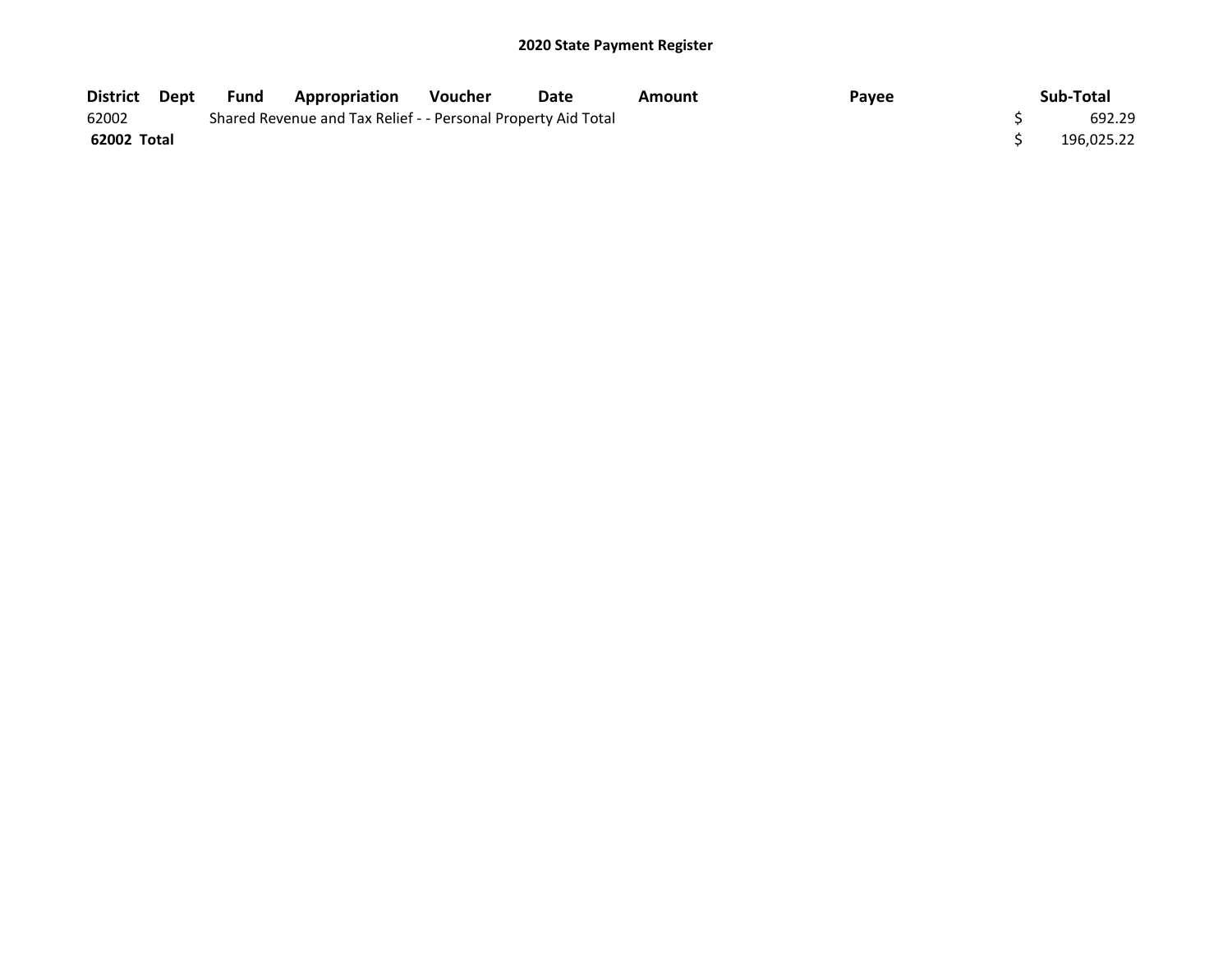## 2020 State Payment Register

| District | Dept | Fund | Appropriation | Voucher | Date | Amount | Payee | Sub-Total |
|---|---|---|---|---|---|---|---|---|
| 62002 | | Shared Revenue and Tax Relief - - Personal Property Aid Total | | | | | | $ 692.29 |
| **62002 Total** | | | | | | | | $ 196,025.22 |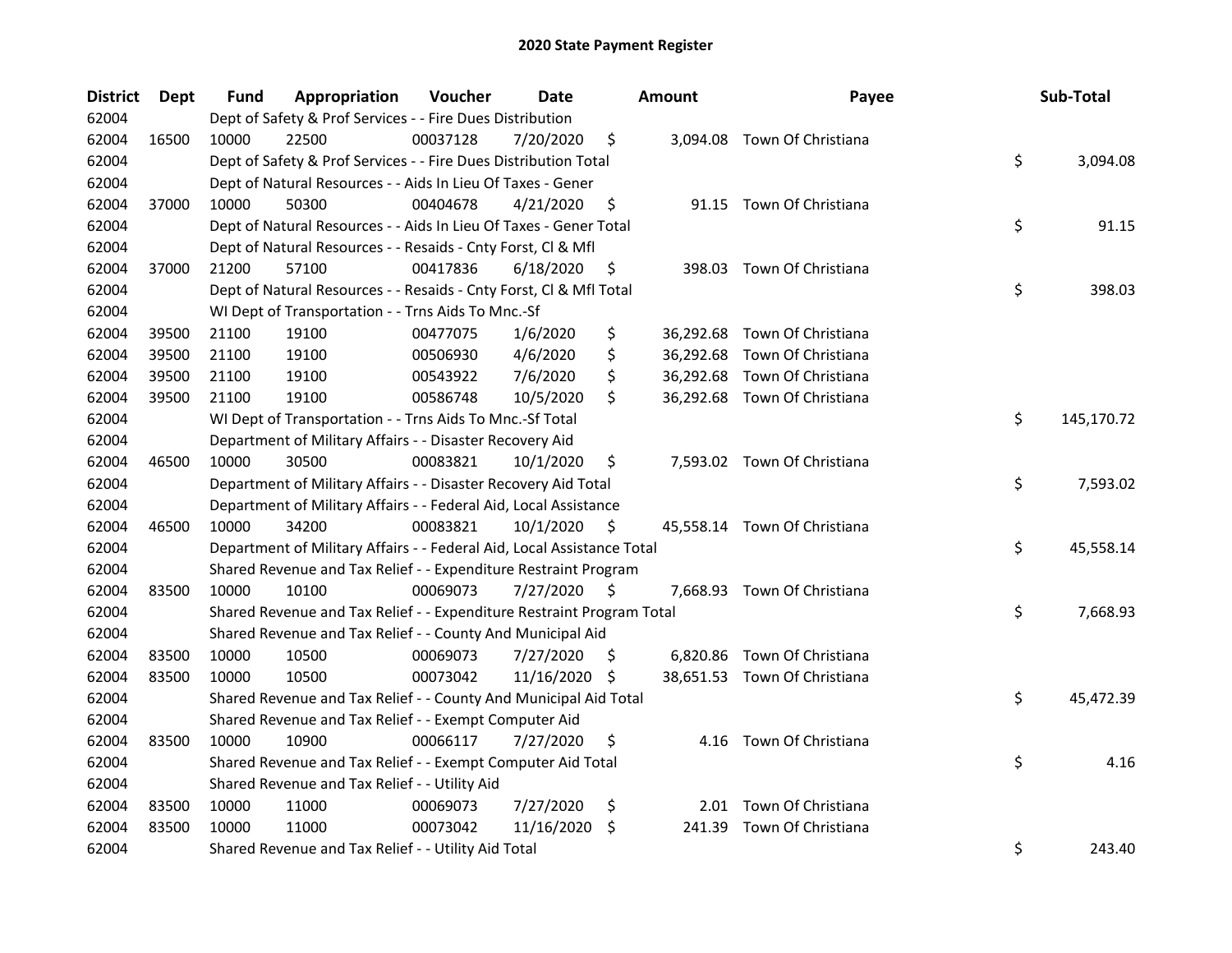# 2020 State Payment Register

| District | Dept | Fund | Appropriation | Voucher | Date | Amount | Payee | Sub-Total |
|---|---|---|---|---|---|---|---|---|
| 62004 | | Dept of Safety & Prof Services - - Fire Dues Distribution | | | | | | |
| 62004 | 16500 | 10000 | 22500 | 00037128 | 7/20/2020 | $ 3,094.08 | Town Of Christiana | |
| 62004 | | Dept of Safety & Prof Services - - Fire Dues Distribution Total | | | | | | $ 3,094.08 |
| 62004 | | Dept of Natural Resources - - Aids In Lieu Of Taxes - Gener | | | | | | |
| 62004 | 37000 | 10000 | 50300 | 00404678 | 4/21/2020 | $ 91.15 | Town Of Christiana | |
| 62004 | | Dept of Natural Resources - - Aids In Lieu Of Taxes - Gener Total | | | | | | $ 91.15 |
| 62004 | | Dept of Natural Resources - - Resaids - Cnty Forst, Cl & Mfl | | | | | | |
| 62004 | 37000 | 21200 | 57100 | 00417836 | 6/18/2020 | $ 398.03 | Town Of Christiana | |
| 62004 | | Dept of Natural Resources - - Resaids - Cnty Forst, Cl & Mfl Total | | | | | | $ 398.03 |
| 62004 | | WI Dept of Transportation - - Trns Aids To Mnc.-Sf | | | | | | |
| 62004 | 39500 | 21100 | 19100 | 00477075 | 1/6/2020 | $ 36,292.68 | Town Of Christiana | |
| 62004 | 39500 | 21100 | 19100 | 00506930 | 4/6/2020 | $ 36,292.68 | Town Of Christiana | |
| 62004 | 39500 | 21100 | 19100 | 00543922 | 7/6/2020 | $ 36,292.68 | Town Of Christiana | |
| 62004 | 39500 | 21100 | 19100 | 00586748 | 10/5/2020 | $ 36,292.68 | Town Of Christiana | |
| 62004 | | WI Dept of Transportation - - Trns Aids To Mnc.-Sf Total | | | | | | $ 145,170.72 |
| 62004 | | Department of Military Affairs - - Disaster Recovery Aid | | | | | | |
| 62004 | 46500 | 10000 | 30500 | 00083821 | 10/1/2020 | $ 7,593.02 | Town Of Christiana | |
| 62004 | | Department of Military Affairs - - Disaster Recovery Aid Total | | | | | | $ 7,593.02 |
| 62004 | | Department of Military Affairs - - Federal Aid, Local Assistance | | | | | | |
| 62004 | 46500 | 10000 | 34200 | 00083821 | 10/1/2020 | $ 45,558.14 | Town Of Christiana | |
| 62004 | | Department of Military Affairs - - Federal Aid, Local Assistance Total | | | | | | $ 45,558.14 |
| 62004 | | Shared Revenue and Tax Relief - - Expenditure Restraint Program | | | | | | |
| 62004 | 83500 | 10000 | 10100 | 00069073 | 7/27/2020 | $ 7,668.93 | Town Of Christiana | |
| 62004 | | Shared Revenue and Tax Relief - - Expenditure Restraint Program Total | | | | | | $ 7,668.93 |
| 62004 | | Shared Revenue and Tax Relief - - County And Municipal Aid | | | | | | |
| 62004 | 83500 | 10000 | 10500 | 00069073 | 7/27/2020 | $ 6,820.86 | Town Of Christiana | |
| 62004 | 83500 | 10000 | 10500 | 00073042 | 11/16/2020 | $ 38,651.53 | Town Of Christiana | |
| 62004 | | Shared Revenue and Tax Relief - - County And Municipal Aid Total | | | | | | $ 45,472.39 |
| 62004 | | Shared Revenue and Tax Relief - - Exempt Computer Aid | | | | | | |
| 62004 | 83500 | 10000 | 10900 | 00066117 | 7/27/2020 | $ 4.16 | Town Of Christiana | |
| 62004 | | Shared Revenue and Tax Relief - - Exempt Computer Aid Total | | | | | | $ 4.16 |
| 62004 | | Shared Revenue and Tax Relief - - Utility Aid | | | | | | |
| 62004 | 83500 | 10000 | 11000 | 00069073 | 7/27/2020 | $ 2.01 | Town Of Christiana | |
| 62004 | 83500 | 10000 | 11000 | 00073042 | 11/16/2020 | $ 241.39 | Town Of Christiana | |
| 62004 | | Shared Revenue and Tax Relief - - Utility Aid Total | | | | | | $ 243.40 |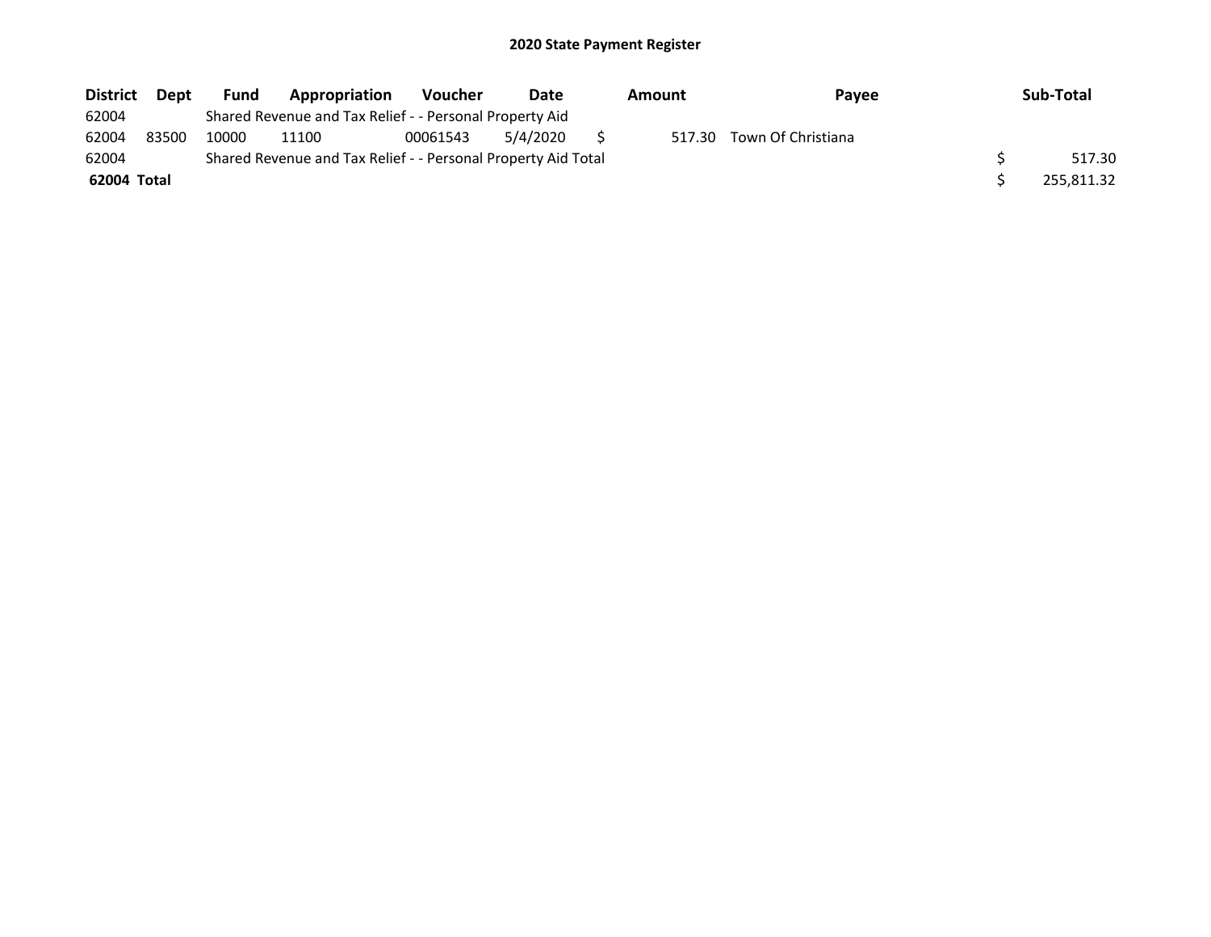# 2020 State Payment Register

| District | Dept | Fund | Appropriation | Voucher | Date | Amount | Payee | Sub-Total |
|---|---|---|---|---|---|---|---|---|
| 62004 | | Shared Revenue and Tax Relief - - Personal Property Aid | | | | | | |
| 62004 | 83500 | 10000 | 11100 | 00061543 | 5/4/2020 | $ 517.30 | Town Of Christiana | |
| 62004 | | Shared Revenue and Tax Relief - - Personal Property Aid Total | | | | | | $ 517.30 |
| **62004 Total** | | | | | | | | $ 255,811.32 |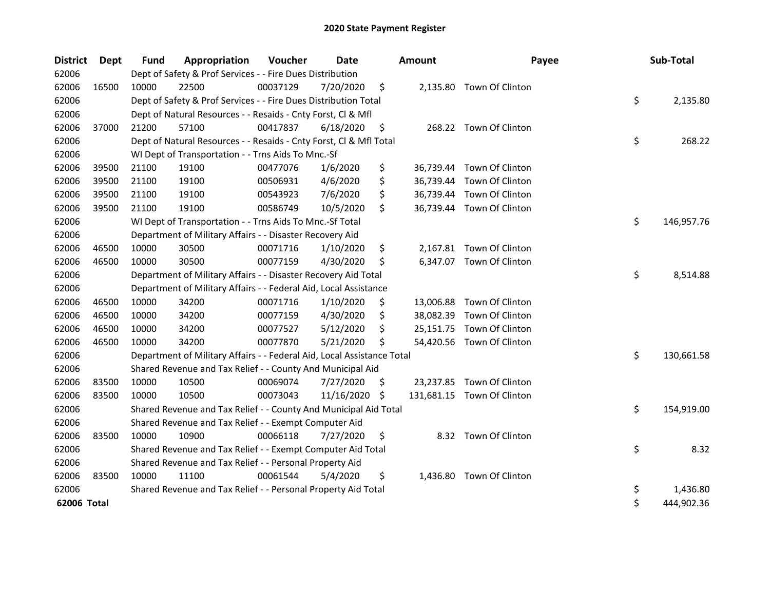# 2020 State Payment Register

| District | Dept | Fund | Appropriation | Voucher | Date | Amount | Payee | Sub-Total |
|---|---|---|---|---|---|---|---|---|
| 62006 | | Dept of Safety & Prof Services - - Fire Dues Distribution | | | | | | |
| 62006 | 16500 | 10000 | 22500 | 00037129 | 7/20/2020 | $ 2,135.80 | Town Of Clinton | |
| 62006 | | Dept of Safety & Prof Services - - Fire Dues Distribution Total | | | | | | $ 2,135.80 |
| 62006 | | Dept of Natural Resources - - Resaids - Cnty Forst, Cl & Mfl | | | | | | |
| 62006 | 37000 | 21200 | 57100 | 00417837 | 6/18/2020 | $ 268.22 | Town Of Clinton | |
| 62006 | | Dept of Natural Resources - - Resaids - Cnty Forst, Cl & Mfl Total | | | | | | $ 268.22 |
| 62006 | | WI Dept of Transportation - - Trns Aids To Mnc.-Sf | | | | | | |
| 62006 | 39500 | 21100 | 19100 | 00477076 | 1/6/2020 | $ 36,739.44 | Town Of Clinton | |
| 62006 | 39500 | 21100 | 19100 | 00506931 | 4/6/2020 | $ 36,739.44 | Town Of Clinton | |
| 62006 | 39500 | 21100 | 19100 | 00543923 | 7/6/2020 | $ 36,739.44 | Town Of Clinton | |
| 62006 | 39500 | 21100 | 19100 | 00586749 | 10/5/2020 | $ 36,739.44 | Town Of Clinton | |
| 62006 | | WI Dept of Transportation - - Trns Aids To Mnc.-Sf Total | | | | | | $ 146,957.76 |
| 62006 | | Department of Military Affairs - - Disaster Recovery Aid | | | | | | |
| 62006 | 46500 | 10000 | 30500 | 00071716 | 1/10/2020 | $ 2,167.81 | Town Of Clinton | |
| 62006 | 46500 | 10000 | 30500 | 00077159 | 4/30/2020 | $ 6,347.07 | Town Of Clinton | |
| 62006 | | Department of Military Affairs - - Disaster Recovery Aid Total | | | | | | $ 8,514.88 |
| 62006 | | Department of Military Affairs - - Federal Aid, Local Assistance | | | | | | |
| 62006 | 46500 | 10000 | 34200 | 00071716 | 1/10/2020 | $ 13,006.88 | Town Of Clinton | |
| 62006 | 46500 | 10000 | 34200 | 00077159 | 4/30/2020 | $ 38,082.39 | Town Of Clinton | |
| 62006 | 46500 | 10000 | 34200 | 00077527 | 5/12/2020 | $ 25,151.75 | Town Of Clinton | |
| 62006 | 46500 | 10000 | 34200 | 00077870 | 5/21/2020 | $ 54,420.56 | Town Of Clinton | |
| 62006 | | Department of Military Affairs - - Federal Aid, Local Assistance Total | | | | | | $ 130,661.58 |
| 62006 | | Shared Revenue and Tax Relief - - County And Municipal Aid | | | | | | |
| 62006 | 83500 | 10000 | 10500 | 00069074 | 7/27/2020 | $ 23,237.85 | Town Of Clinton | |
| 62006 | 83500 | 10000 | 10500 | 00073043 | 11/16/2020 | $ 131,681.15 | Town Of Clinton | |
| 62006 | | Shared Revenue and Tax Relief - - County And Municipal Aid Total | | | | | | $ 154,919.00 |
| 62006 | | Shared Revenue and Tax Relief - - Exempt Computer Aid | | | | | | |
| 62006 | 83500 | 10000 | 10900 | 00066118 | 7/27/2020 | $ 8.32 | Town Of Clinton | |
| 62006 | | Shared Revenue and Tax Relief - - Exempt Computer Aid Total | | | | | | $ 8.32 |
| 62006 | | Shared Revenue and Tax Relief - - Personal Property Aid | | | | | | |
| 62006 | 83500 | 10000 | 11100 | 00061544 | 5/4/2020 | $ 1,436.80 | Town Of Clinton | |
| 62006 | | Shared Revenue and Tax Relief - - Personal Property Aid Total | | | | | | $ 1,436.80 |
| **62006 Total** | | | | | | | | $ 444,902.36 |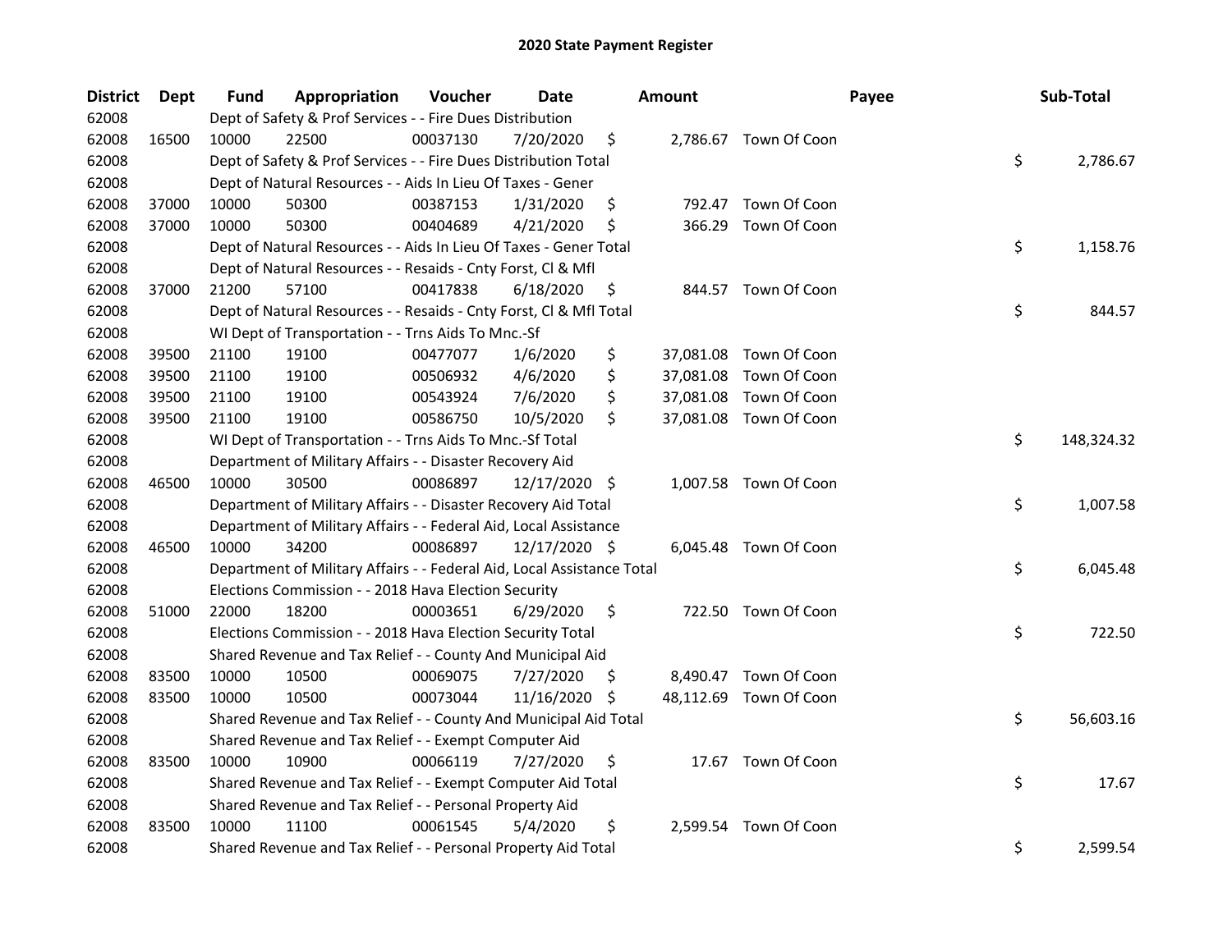# 2020 State Payment Register

| District | Dept | Fund | Appropriation | Voucher | Date | Amount | Payee | Sub-Total |
|---|---|---|---|---|---|---|---|---|
| 62008 | | Dept of Safety & Prof Services - - Fire Dues Distribution | | | | | | |
| 62008 | 16500 | 10000 | 22500 | 00037130 | 7/20/2020 | $ 2,786.67 | Town Of Coon | |
| 62008 | | Dept of Safety & Prof Services - - Fire Dues Distribution Total | | | | | | $ 2,786.67 |
| 62008 | | Dept of Natural Resources - - Aids In Lieu Of Taxes - Gener | | | | | | |
| 62008 | 37000 | 10000 | 50300 | 00387153 | 1/31/2020 | $ 792.47 | Town Of Coon | |
| 62008 | 37000 | 10000 | 50300 | 00404689 | 4/21/2020 | $ 366.29 | Town Of Coon | |
| 62008 | | Dept of Natural Resources - - Aids In Lieu Of Taxes - Gener Total | | | | | | $ 1,158.76 |
| 62008 | | Dept of Natural Resources - - Resaids - Cnty Forst, Cl & Mfl | | | | | | |
| 62008 | 37000 | 21200 | 57100 | 00417838 | 6/18/2020 | $ 844.57 | Town Of Coon | |
| 62008 | | Dept of Natural Resources - - Resaids - Cnty Forst, Cl & Mfl Total | | | | | | $ 844.57 |
| 62008 | | WI Dept of Transportation - - Trns Aids To Mnc.-Sf | | | | | | |
| 62008 | 39500 | 21100 | 19100 | 00477077 | 1/6/2020 | $ 37,081.08 | Town Of Coon | |
| 62008 | 39500 | 21100 | 19100 | 00506932 | 4/6/2020 | $ 37,081.08 | Town Of Coon | |
| 62008 | 39500 | 21100 | 19100 | 00543924 | 7/6/2020 | $ 37,081.08 | Town Of Coon | |
| 62008 | 39500 | 21100 | 19100 | 00586750 | 10/5/2020 | $ 37,081.08 | Town Of Coon | |
| 62008 | | WI Dept of Transportation - - Trns Aids To Mnc.-Sf Total | | | | | | $ 148,324.32 |
| 62008 | | Department of Military Affairs - - Disaster Recovery Aid | | | | | | |
| 62008 | 46500 | 10000 | 30500 | 00086897 | 12/17/2020 | $ 1,007.58 | Town Of Coon | |
| 62008 | | Department of Military Affairs - - Disaster Recovery Aid Total | | | | | | $ 1,007.58 |
| 62008 | | Department of Military Affairs - - Federal Aid, Local Assistance | | | | | | |
| 62008 | 46500 | 10000 | 34200 | 00086897 | 12/17/2020 | $ 6,045.48 | Town Of Coon | |
| 62008 | | Department of Military Affairs - - Federal Aid, Local Assistance Total | | | | | | $ 6,045.48 |
| 62008 | | Elections Commission - - 2018 Hava Election Security | | | | | | |
| 62008 | 51000 | 22000 | 18200 | 00003651 | 6/29/2020 | $ 722.50 | Town Of Coon | |
| 62008 | | Elections Commission - - 2018 Hava Election Security Total | | | | | | $ 722.50 |
| 62008 | | Shared Revenue and Tax Relief - - County And Municipal Aid | | | | | | |
| 62008 | 83500 | 10000 | 10500 | 00069075 | 7/27/2020 | $ 8,490.47 | Town Of Coon | |
| 62008 | 83500 | 10000 | 10500 | 00073044 | 11/16/2020 | $ 48,112.69 | Town Of Coon | |
| 62008 | | Shared Revenue and Tax Relief - - County And Municipal Aid Total | | | | | | $ 56,603.16 |
| 62008 | | Shared Revenue and Tax Relief - - Exempt Computer Aid | | | | | | |
| 62008 | 83500 | 10000 | 10900 | 00066119 | 7/27/2020 | $ 17.67 | Town Of Coon | |
| 62008 | | Shared Revenue and Tax Relief - - Exempt Computer Aid Total | | | | | | $ 17.67 |
| 62008 | | Shared Revenue and Tax Relief - - Personal Property Aid | | | | | | |
| 62008 | 83500 | 10000 | 11100 | 00061545 | 5/4/2020 | $ 2,599.54 | Town Of Coon | |
| 62008 | | Shared Revenue and Tax Relief - - Personal Property Aid Total | | | | | | $ 2,599.54 |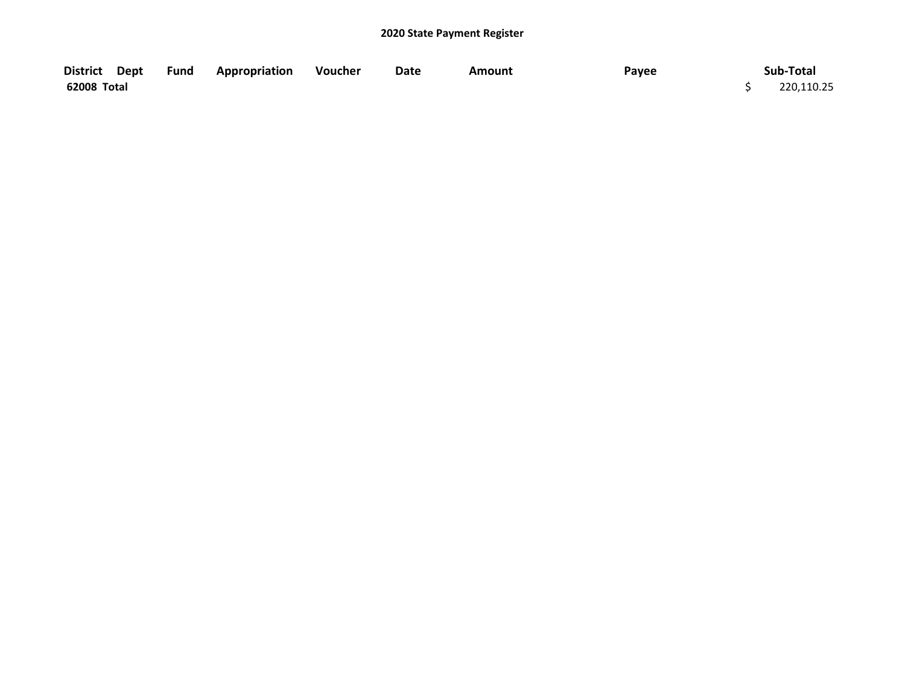# 2020 State Payment Register

| District | Dept | Fund | Appropriation | Voucher | Date | Amount | Payee | Sub-Total |
|---|---|---|---|---|---|---|---|---|
| **62008 Total** | | | | | | | | $ 220,110.25 |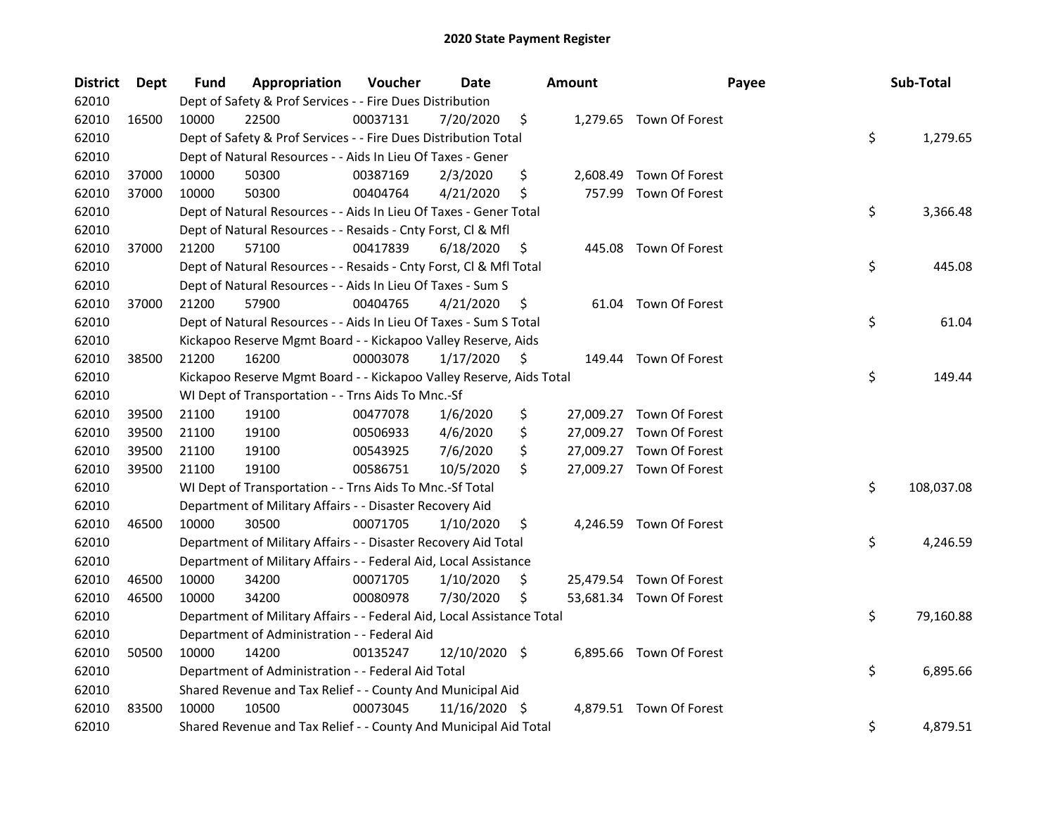# 2020 State Payment Register

| District | Dept | Fund | Appropriation | Voucher | Date | Amount | Payee | Sub-Total |
|---|---|---|---|---|---|---|---|---|
| 62010 | | Dept of Safety & Prof Services - - Fire Dues Distribution | | | | | | |
| 62010 | 16500 | 10000 | 22500 | 00037131 | 7/20/2020 | $ 1,279.65 | Town Of Forest | |
| 62010 | | Dept of Safety & Prof Services - - Fire Dues Distribution Total | | | | | | $ 1,279.65 |
| 62010 | | Dept of Natural Resources - - Aids In Lieu Of Taxes - Gener | | | | | | |
| 62010 | 37000 | 10000 | 50300 | 00387169 | 2/3/2020 | $ 2,608.49 | Town Of Forest | |
| 62010 | 37000 | 10000 | 50300 | 00404764 | 4/21/2020 | $ 757.99 | Town Of Forest | |
| 62010 | | Dept of Natural Resources - - Aids In Lieu Of Taxes - Gener Total | | | | | | $ 3,366.48 |
| 62010 | | Dept of Natural Resources - - Resaids - Cnty Forst, Cl & Mfl | | | | | | |
| 62010 | 37000 | 21200 | 57100 | 00417839 | 6/18/2020 | $ 445.08 | Town Of Forest | |
| 62010 | | Dept of Natural Resources - - Resaids - Cnty Forst, Cl & Mfl Total | | | | | | $ 445.08 |
| 62010 | | Dept of Natural Resources - - Aids In Lieu Of Taxes - Sum S | | | | | | |
| 62010 | 37000 | 21200 | 57900 | 00404765 | 4/21/2020 | $ 61.04 | Town Of Forest | |
| 62010 | | Dept of Natural Resources - - Aids In Lieu Of Taxes - Sum S Total | | | | | | $ 61.04 |
| 62010 | | Kickapoo Reserve Mgmt Board - - Kickapoo Valley Reserve, Aids | | | | | | |
| 62010 | 38500 | 21200 | 16200 | 00003078 | 1/17/2020 | $ 149.44 | Town Of Forest | |
| 62010 | | Kickapoo Reserve Mgmt Board - - Kickapoo Valley Reserve, Aids Total | | | | | | $ 149.44 |
| 62010 | | WI Dept of Transportation - - Trns Aids To Mnc.-Sf | | | | | | |
| 62010 | 39500 | 21100 | 19100 | 00477078 | 1/6/2020 | $ 27,009.27 | Town Of Forest | |
| 62010 | 39500 | 21100 | 19100 | 00506933 | 4/6/2020 | $ 27,009.27 | Town Of Forest | |
| 62010 | 39500 | 21100 | 19100 | 00543925 | 7/6/2020 | $ 27,009.27 | Town Of Forest | |
| 62010 | 39500 | 21100 | 19100 | 00586751 | 10/5/2020 | $ 27,009.27 | Town Of Forest | |
| 62010 | | WI Dept of Transportation - - Trns Aids To Mnc.-Sf Total | | | | | | $ 108,037.08 |
| 62010 | | Department of Military Affairs - - Disaster Recovery Aid | | | | | | |
| 62010 | 46500 | 10000 | 30500 | 00071705 | 1/10/2020 | $ 4,246.59 | Town Of Forest | |
| 62010 | | Department of Military Affairs - - Disaster Recovery Aid Total | | | | | | $ 4,246.59 |
| 62010 | | Department of Military Affairs - - Federal Aid, Local Assistance | | | | | | |
| 62010 | 46500 | 10000 | 34200 | 00071705 | 1/10/2020 | $ 25,479.54 | Town Of Forest | |
| 62010 | 46500 | 10000 | 34200 | 00080978 | 7/30/2020 | $ 53,681.34 | Town Of Forest | |
| 62010 | | Department of Military Affairs - - Federal Aid, Local Assistance Total | | | | | | $ 79,160.88 |
| 62010 | | Department of Administration - - Federal Aid | | | | | | |
| 62010 | 50500 | 10000 | 14200 | 00135247 | 12/10/2020 | $ 6,895.66 | Town Of Forest | |
| 62010 | | Department of Administration - - Federal Aid Total | | | | | | $ 6,895.66 |
| 62010 | | Shared Revenue and Tax Relief - - County And Municipal Aid | | | | | | |
| 62010 | 83500 | 10000 | 10500 | 00073045 | 11/16/2020 | $ 4,879.51 | Town Of Forest | |
| 62010 | | Shared Revenue and Tax Relief - - County And Municipal Aid Total | | | | | | $ 4,879.51 |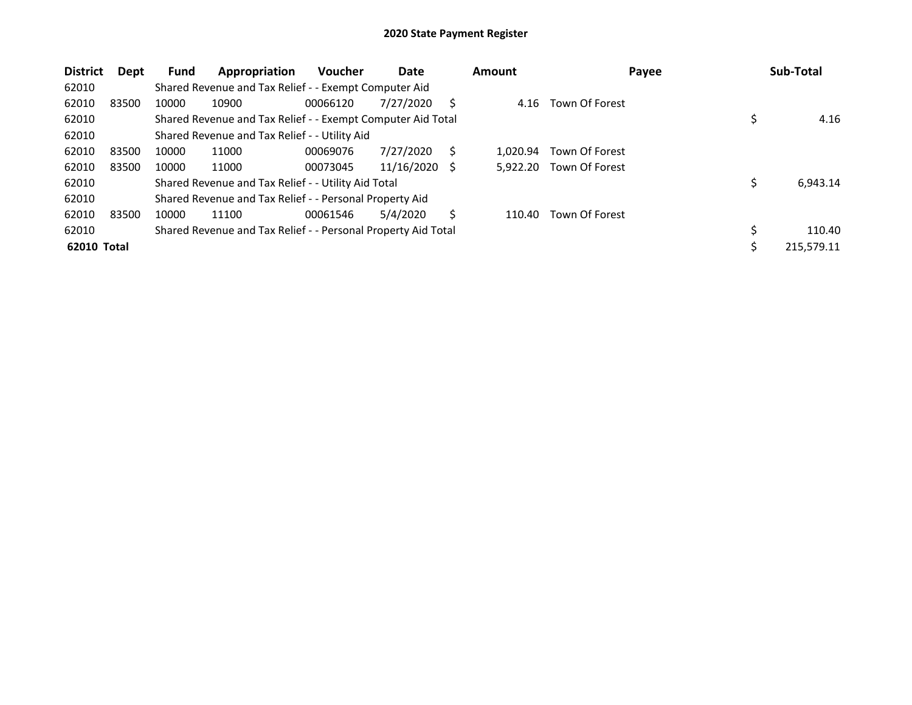# 2020 State Payment Register

| District | Dept | Fund | Appropriation | Voucher | Date | Amount | Payee | Sub-Total |
|---|---|---|---|---|---|---|---|---|
| 62010 | | Shared Revenue and Tax Relief - - Exempt Computer Aid | | | | | | |
| 62010 | 83500 | 10000 | 10900 | 00066120 | 7/27/2020 | $ 4.16 | Town Of Forest | |
| 62010 | | Shared Revenue and Tax Relief - - Exempt Computer Aid Total | | | | | | $ 4.16 |
| 62010 | | Shared Revenue and Tax Relief - - Utility Aid | | | | | | |
| 62010 | 83500 | 10000 | 11000 | 00069076 | 7/27/2020 | $ 1,020.94 | Town Of Forest | |
| 62010 | 83500 | 10000 | 11000 | 00073045 | 11/16/2020 | $ 5,922.20 | Town Of Forest | |
| 62010 | | Shared Revenue and Tax Relief - - Utility Aid Total | | | | | | $ 6,943.14 |
| 62010 | | Shared Revenue and Tax Relief - - Personal Property Aid | | | | | | |
| 62010 | 83500 | 10000 | 11100 | 00061546 | 5/4/2020 | $ 110.40 | Town Of Forest | |
| 62010 | | Shared Revenue and Tax Relief - - Personal Property Aid Total | | | | | | $ 110.40 |
| **62010 Total** | | | | | | | | $ 215,579.11 |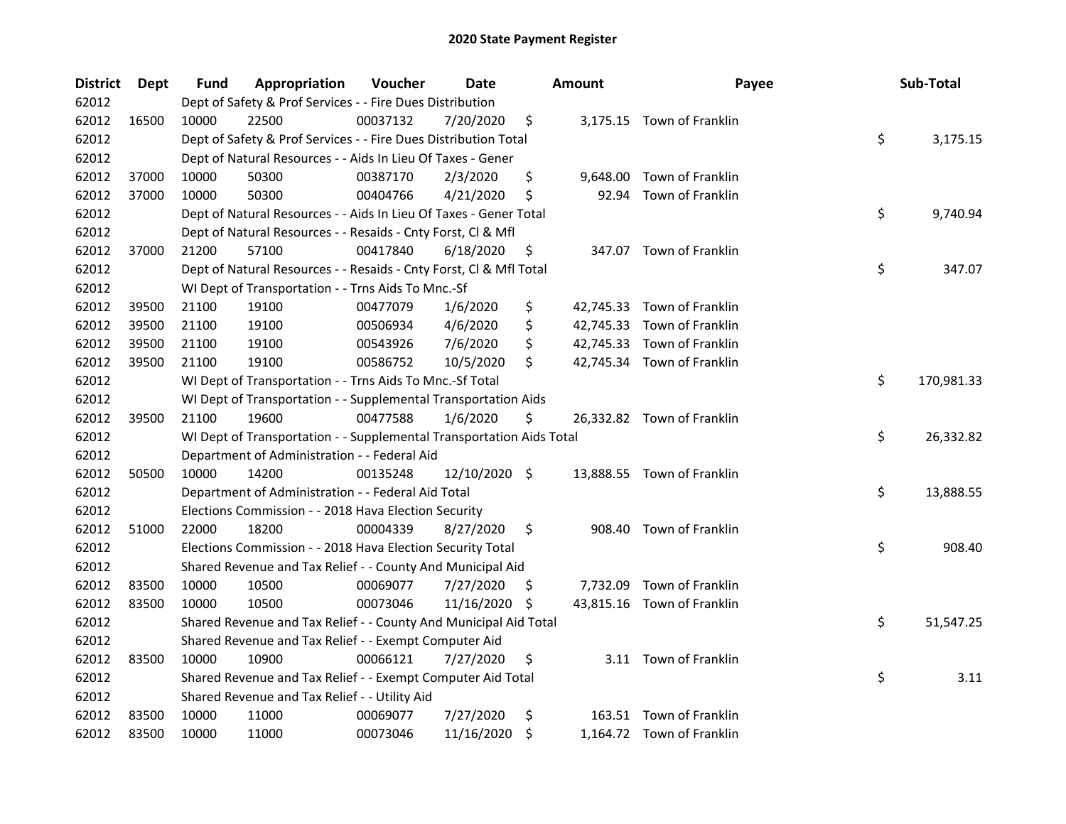# 2020 State Payment Register

| District | Dept | Fund | Appropriation | Voucher | Date | Amount | Payee | Sub-Total |
|---|---|---|---|---|---|---|---|---|
| 62012 | | Dept of Safety & Prof Services - - Fire Dues Distribution | | | | | | |
| 62012 | 16500 | 10000 | 22500 | 00037132 | 7/20/2020 | $ 3,175.15 | Town of Franklin | |
| 62012 | | Dept of Safety & Prof Services - - Fire Dues Distribution Total | | | | | | $ 3,175.15 |
| 62012 | | Dept of Natural Resources - - Aids In Lieu Of Taxes - Gener | | | | | | |
| 62012 | 37000 | 10000 | 50300 | 00387170 | 2/3/2020 | $ 9,648.00 | Town of Franklin | |
| 62012 | 37000 | 10000 | 50300 | 00404766 | 4/21/2020 | $ 92.94 | Town of Franklin | |
| 62012 | | Dept of Natural Resources - - Aids In Lieu Of Taxes - Gener Total | | | | | | $ 9,740.94 |
| 62012 | | Dept of Natural Resources - - Resaids - Cnty Forst, Cl & Mfl | | | | | | |
| 62012 | 37000 | 21200 | 57100 | 00417840 | 6/18/2020 | $ 347.07 | Town of Franklin | |
| 62012 | | Dept of Natural Resources - - Resaids - Cnty Forst, Cl & Mfl Total | | | | | | $ 347.07 |
| 62012 | | WI Dept of Transportation - - Trns Aids To Mnc.-Sf | | | | | | |
| 62012 | 39500 | 21100 | 19100 | 00477079 | 1/6/2020 | $ 42,745.33 | Town of Franklin | |
| 62012 | 39500 | 21100 | 19100 | 00506934 | 4/6/2020 | $ 42,745.33 | Town of Franklin | |
| 62012 | 39500 | 21100 | 19100 | 00543926 | 7/6/2020 | $ 42,745.33 | Town of Franklin | |
| 62012 | 39500 | 21100 | 19100 | 00586752 | 10/5/2020 | $ 42,745.34 | Town of Franklin | |
| 62012 | | WI Dept of Transportation - - Trns Aids To Mnc.-Sf Total | | | | | | $ 170,981.33 |
| 62012 | | WI Dept of Transportation - - Supplemental Transportation Aids | | | | | | |
| 62012 | 39500 | 21100 | 19600 | 00477588 | 1/6/2020 | $ 26,332.82 | Town of Franklin | |
| 62012 | | WI Dept of Transportation - - Supplemental Transportation Aids Total | | | | | | $ 26,332.82 |
| 62012 | | Department of Administration - - Federal Aid | | | | | | |
| 62012 | 50500 | 10000 | 14200 | 00135248 | 12/10/2020 | $ 13,888.55 | Town of Franklin | |
| 62012 | | Department of Administration - - Federal Aid Total | | | | | | $ 13,888.55 |
| 62012 | | Elections Commission - - 2018 Hava Election Security | | | | | | |
| 62012 | 51000 | 22000 | 18200 | 00004339 | 8/27/2020 | $ 908.40 | Town of Franklin | |
| 62012 | | Elections Commission - - 2018 Hava Election Security Total | | | | | | $ 908.40 |
| 62012 | | Shared Revenue and Tax Relief - - County And Municipal Aid | | | | | | |
| 62012 | 83500 | 10000 | 10500 | 00069077 | 7/27/2020 | $ 7,732.09 | Town of Franklin | |
| 62012 | 83500 | 10000 | 10500 | 00073046 | 11/16/2020 | $ 43,815.16 | Town of Franklin | |
| 62012 | | Shared Revenue and Tax Relief - - County And Municipal Aid Total | | | | | | $ 51,547.25 |
| 62012 | | Shared Revenue and Tax Relief - - Exempt Computer Aid | | | | | | |
| 62012 | 83500 | 10000 | 10900 | 00066121 | 7/27/2020 | $ 3.11 | Town of Franklin | |
| 62012 | | Shared Revenue and Tax Relief - - Exempt Computer Aid Total | | | | | | $ 3.11 |
| 62012 | | Shared Revenue and Tax Relief - - Utility Aid | | | | | | |
| 62012 | 83500 | 10000 | 11000 | 00069077 | 7/27/2020 | $ 163.51 | Town of Franklin | |
| 62012 | 83500 | 10000 | 11000 | 00073046 | 11/16/2020 | $ 1,164.72 | Town of Franklin | |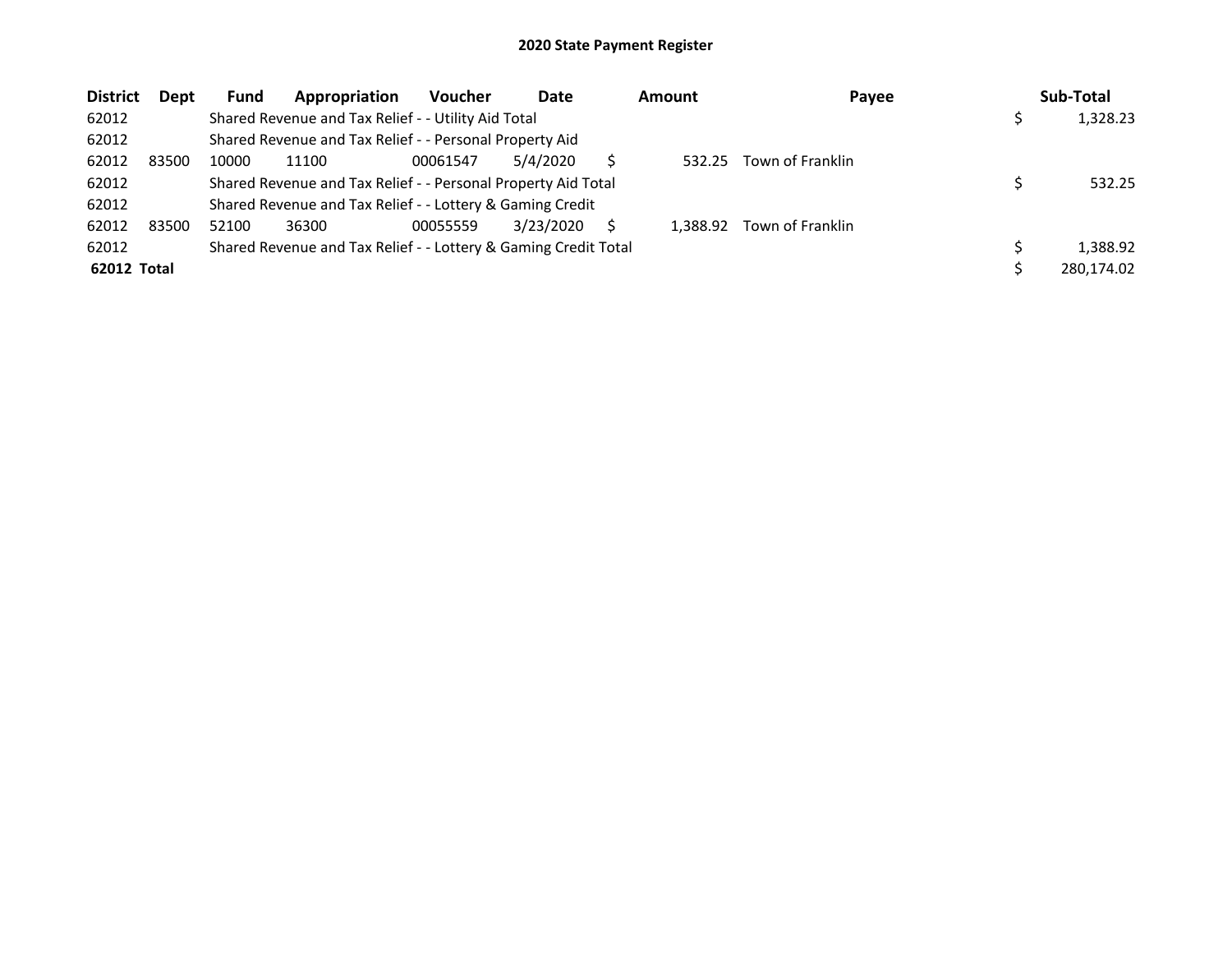# 2020 State Payment Register

| District | Dept | Fund | Appropriation | Voucher | Date | Amount | Payee | Sub-Total |
|---|---|---|---|---|---|---|---|---|
| 62012 | | Shared Revenue and Tax Relief - - Utility Aid Total | | | | | | $ 1,328.23 |
| 62012 | | Shared Revenue and Tax Relief - - Personal Property Aid | | | | | | |
| 62012 | 83500 | 10000 | 11100 | 00061547 | 5/4/2020 | $ 532.25 | Town of Franklin | |
| 62012 | | Shared Revenue and Tax Relief - - Personal Property Aid Total | | | | | | $ 532.25 |
| 62012 | | Shared Revenue and Tax Relief - - Lottery & Gaming Credit | | | | | | |
| 62012 | 83500 | 52100 | 36300 | 00055559 | 3/23/2020 | $ 1,388.92 | Town of Franklin | |
| 62012 | | Shared Revenue and Tax Relief - - Lottery & Gaming Credit Total | | | | | | $ 1,388.92 |
| **62012 Total** | | | | | | | | $ 280,174.02 |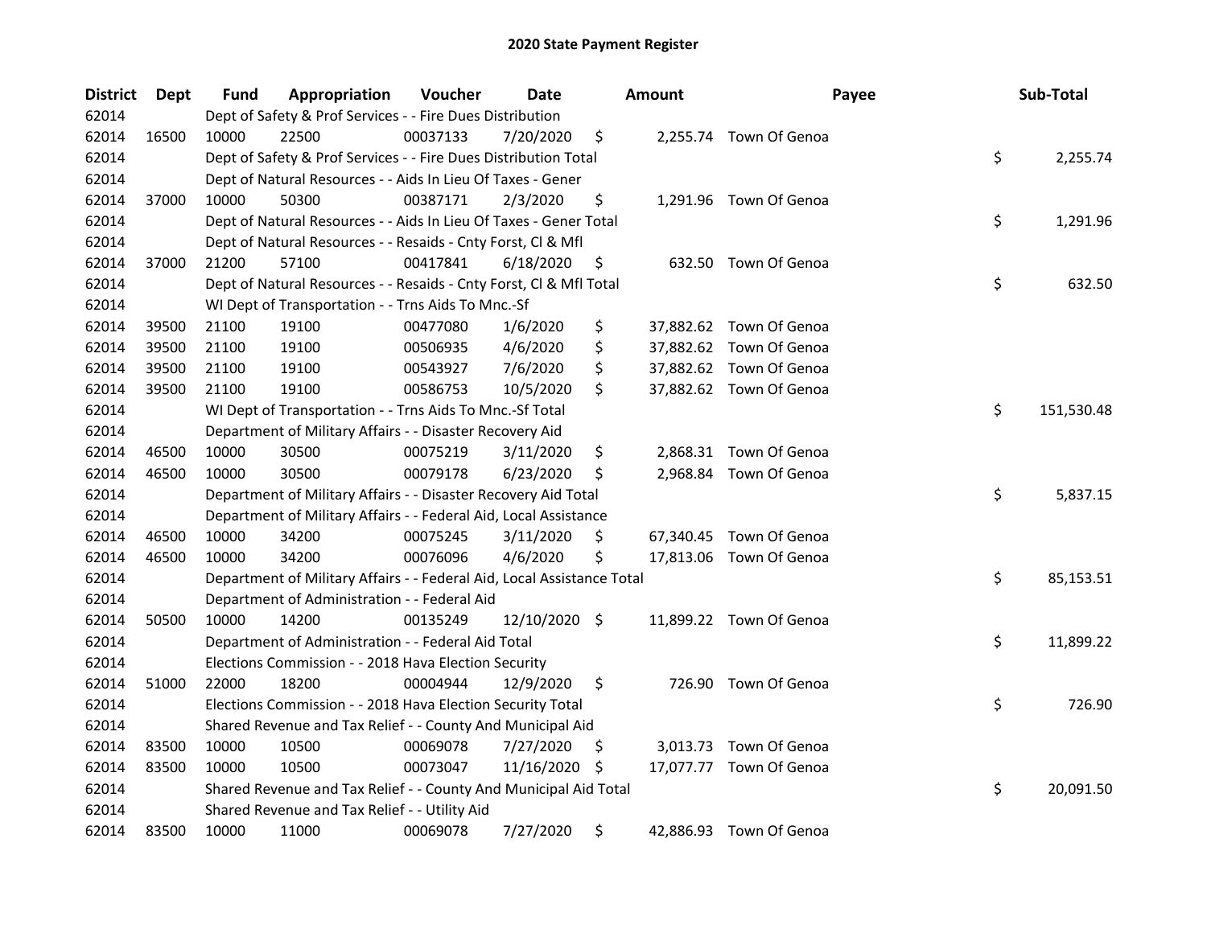# 2020 State Payment Register

| District | Dept | Fund | Appropriation | Voucher | Date | Amount | Payee | Sub-Total |
|---|---|---|---|---|---|---|---|---|
| 62014 | | Dept of Safety & Prof Services - - Fire Dues Distribution | | | | | | |
| 62014 | 16500 | 10000 | 22500 | 00037133 | 7/20/2020 | $ 2,255.74 | Town Of Genoa | |
| 62014 | | Dept of Safety & Prof Services - - Fire Dues Distribution Total | | | | | | $ 2,255.74 |
| 62014 | | Dept of Natural Resources - - Aids In Lieu Of Taxes - Gener | | | | | | |
| 62014 | 37000 | 10000 | 50300 | 00387171 | 2/3/2020 | $ 1,291.96 | Town Of Genoa | |
| 62014 | | Dept of Natural Resources - - Aids In Lieu Of Taxes - Gener Total | | | | | | $ 1,291.96 |
| 62014 | | Dept of Natural Resources - - Resaids - Cnty Forst, Cl & Mfl | | | | | | |
| 62014 | 37000 | 21200 | 57100 | 00417841 | 6/18/2020 | $ 632.50 | Town Of Genoa | |
| 62014 | | Dept of Natural Resources - - Resaids - Cnty Forst, Cl & Mfl Total | | | | | | $ 632.50 |
| 62014 | | WI Dept of Transportation - - Trns Aids To Mnc.-Sf | | | | | | |
| 62014 | 39500 | 21100 | 19100 | 00477080 | 1/6/2020 | $ 37,882.62 | Town Of Genoa | |
| 62014 | 39500 | 21100 | 19100 | 00506935 | 4/6/2020 | $ 37,882.62 | Town Of Genoa | |
| 62014 | 39500 | 21100 | 19100 | 00543927 | 7/6/2020 | $ 37,882.62 | Town Of Genoa | |
| 62014 | 39500 | 21100 | 19100 | 00586753 | 10/5/2020 | $ 37,882.62 | Town Of Genoa | |
| 62014 | | WI Dept of Transportation - - Trns Aids To Mnc.-Sf Total | | | | | | $ 151,530.48 |
| 62014 | | Department of Military Affairs - - Disaster Recovery Aid | | | | | | |
| 62014 | 46500 | 10000 | 30500 | 00075219 | 3/11/2020 | $ 2,868.31 | Town Of Genoa | |
| 62014 | 46500 | 10000 | 30500 | 00079178 | 6/23/2020 | $ 2,968.84 | Town Of Genoa | |
| 62014 | | Department of Military Affairs - - Disaster Recovery Aid Total | | | | | | $ 5,837.15 |
| 62014 | | Department of Military Affairs - - Federal Aid, Local Assistance | | | | | | |
| 62014 | 46500 | 10000 | 34200 | 00075245 | 3/11/2020 | $ 67,340.45 | Town Of Genoa | |
| 62014 | 46500 | 10000 | 34200 | 00076096 | 4/6/2020 | $ 17,813.06 | Town Of Genoa | |
| 62014 | | Department of Military Affairs - - Federal Aid, Local Assistance Total | | | | | | $ 85,153.51 |
| 62014 | | Department of Administration - - Federal Aid | | | | | | |
| 62014 | 50500 | 10000 | 14200 | 00135249 | 12/10/2020 | $ 11,899.22 | Town Of Genoa | |
| 62014 | | Department of Administration - - Federal Aid Total | | | | | | $ 11,899.22 |
| 62014 | | Elections Commission - - 2018 Hava Election Security | | | | | | |
| 62014 | 51000 | 22000 | 18200 | 00004944 | 12/9/2020 | $ 726.90 | Town Of Genoa | |
| 62014 | | Elections Commission - - 2018 Hava Election Security Total | | | | | | $ 726.90 |
| 62014 | | Shared Revenue and Tax Relief - - County And Municipal Aid | | | | | | |
| 62014 | 83500 | 10000 | 10500 | 00069078 | 7/27/2020 | $ 3,013.73 | Town Of Genoa | |
| 62014 | 83500 | 10000 | 10500 | 00073047 | 11/16/2020 | $ 17,077.77 | Town Of Genoa | |
| 62014 | | Shared Revenue and Tax Relief - - County And Municipal Aid Total | | | | | | $ 20,091.50 |
| 62014 | | Shared Revenue and Tax Relief - - Utility Aid | | | | | | |
| 62014 | 83500 | 10000 | 11000 | 00069078 | 7/27/2020 | $ 42,886.93 | Town Of Genoa | |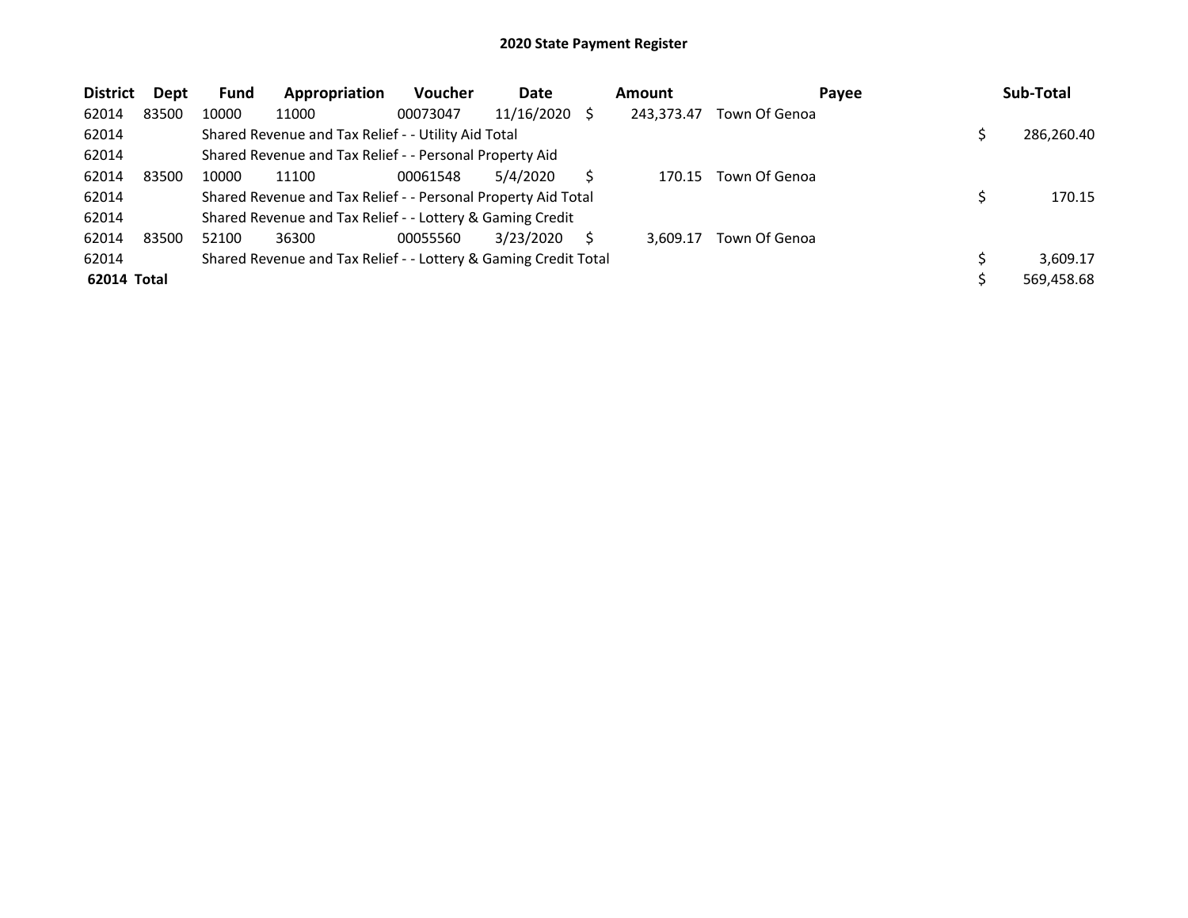# 2020 State Payment Register

| District | Dept | Fund | Appropriation | Voucher | Date | Amount | Payee | Sub-Total |
|---|---|---|---|---|---|---|---|---|
| 62014 | 83500 | 10000 | 11000 | 00073047 | 11/16/2020 | $ 243,373.47 | Town Of Genoa | |
| 62014 | | Shared Revenue and Tax Relief - - Utility Aid Total | | | | | | $ 286,260.40 |
| 62014 | | Shared Revenue and Tax Relief - - Personal Property Aid | | | | | | |
| 62014 | 83500 | 10000 | 11100 | 00061548 | 5/4/2020 | $ 170.15 | Town Of Genoa | |
| 62014 | | Shared Revenue and Tax Relief - - Personal Property Aid Total | | | | | | $ 170.15 |
| 62014 | | Shared Revenue and Tax Relief - - Lottery & Gaming Credit | | | | | | |
| 62014 | 83500 | 52100 | 36300 | 00055560 | 3/23/2020 | $ 3,609.17 | Town Of Genoa | |
| 62014 | | Shared Revenue and Tax Relief - - Lottery & Gaming Credit Total | | | | | | $ 3,609.17 |
| **62014 Total** | | | | | | | | $ 569,458.68 |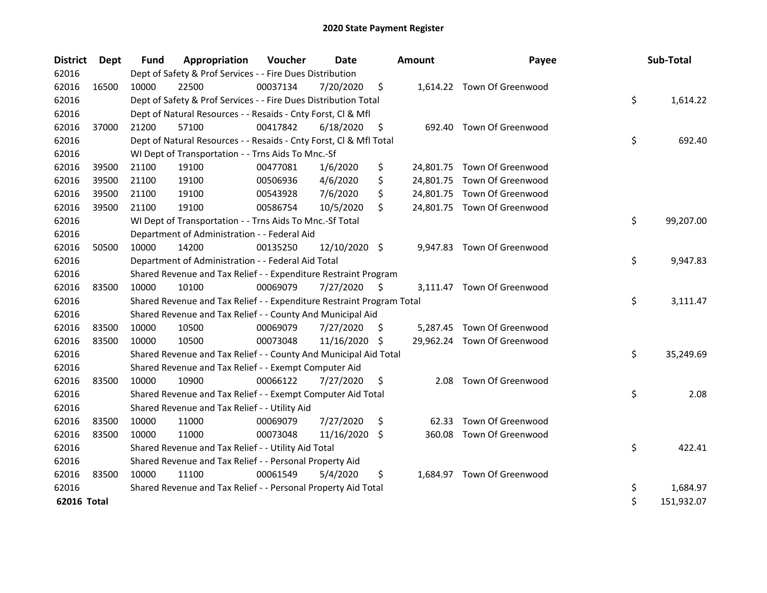# 2020 State Payment Register

| District | Dept | Fund | Appropriation | Voucher | Date | Amount | Payee | Sub-Total |
|---|---|---|---|---|---|---|---|---|
| 62016 | | Dept of Safety & Prof Services - - Fire Dues Distribution | | | | | | |
| 62016 | 16500 | 10000 | 22500 | 00037134 | 7/20/2020 | $ 1,614.22 | Town Of Greenwood | |
| 62016 | | Dept of Safety & Prof Services - - Fire Dues Distribution Total | | | | | | $ 1,614.22 |
| 62016 | | Dept of Natural Resources - - Resaids - Cnty Forst, Cl & Mfl | | | | | | |
| 62016 | 37000 | 21200 | 57100 | 00417842 | 6/18/2020 | $ 692.40 | Town Of Greenwood | |
| 62016 | | Dept of Natural Resources - - Resaids - Cnty Forst, Cl & Mfl Total | | | | | | $ 692.40 |
| 62016 | | WI Dept of Transportation - - Trns Aids To Mnc.-Sf | | | | | | |
| 62016 | 39500 | 21100 | 19100 | 00477081 | 1/6/2020 | $ 24,801.75 | Town Of Greenwood | |
| 62016 | 39500 | 21100 | 19100 | 00506936 | 4/6/2020 | $ 24,801.75 | Town Of Greenwood | |
| 62016 | 39500 | 21100 | 19100 | 00543928 | 7/6/2020 | $ 24,801.75 | Town Of Greenwood | |
| 62016 | 39500 | 21100 | 19100 | 00586754 | 10/5/2020 | $ 24,801.75 | Town Of Greenwood | |
| 62016 | | WI Dept of Transportation - - Trns Aids To Mnc.-Sf Total | | | | | | $ 99,207.00 |
| 62016 | | Department of Administration - - Federal Aid | | | | | | |
| 62016 | 50500 | 10000 | 14200 | 00135250 | 12/10/2020 | $ 9,947.83 | Town Of Greenwood | |
| 62016 | | Department of Administration - - Federal Aid Total | | | | | | $ 9,947.83 |
| 62016 | | Shared Revenue and Tax Relief - - Expenditure Restraint Program | | | | | | |
| 62016 | 83500 | 10000 | 10100 | 00069079 | 7/27/2020 | $ 3,111.47 | Town Of Greenwood | |
| 62016 | | Shared Revenue and Tax Relief - - Expenditure Restraint Program Total | | | | | | $ 3,111.47 |
| 62016 | | Shared Revenue and Tax Relief - - County And Municipal Aid | | | | | | |
| 62016 | 83500 | 10000 | 10500 | 00069079 | 7/27/2020 | $ 5,287.45 | Town Of Greenwood | |
| 62016 | 83500 | 10000 | 10500 | 00073048 | 11/16/2020 | $ 29,962.24 | Town Of Greenwood | |
| 62016 | | Shared Revenue and Tax Relief - - County And Municipal Aid Total | | | | | | $ 35,249.69 |
| 62016 | | Shared Revenue and Tax Relief - - Exempt Computer Aid | | | | | | |
| 62016 | 83500 | 10000 | 10900 | 00066122 | 7/27/2020 | $ 2.08 | Town Of Greenwood | |
| 62016 | | Shared Revenue and Tax Relief - - Exempt Computer Aid Total | | | | | | $ 2.08 |
| 62016 | | Shared Revenue and Tax Relief - - Utility Aid | | | | | | |
| 62016 | 83500 | 10000 | 11000 | 00069079 | 7/27/2020 | $ 62.33 | Town Of Greenwood | |
| 62016 | 83500 | 10000 | 11000 | 00073048 | 11/16/2020 | $ 360.08 | Town Of Greenwood | |
| 62016 | | Shared Revenue and Tax Relief - - Utility Aid Total | | | | | | $ 422.41 |
| 62016 | | Shared Revenue and Tax Relief - - Personal Property Aid | | | | | | |
| 62016 | 83500 | 10000 | 11100 | 00061549 | 5/4/2020 | $ 1,684.97 | Town Of Greenwood | |
| 62016 | | Shared Revenue and Tax Relief - - Personal Property Aid Total | | | | | | $ 1,684.97 |
| **62016 Total** | | | | | | | | $ 151,932.07 |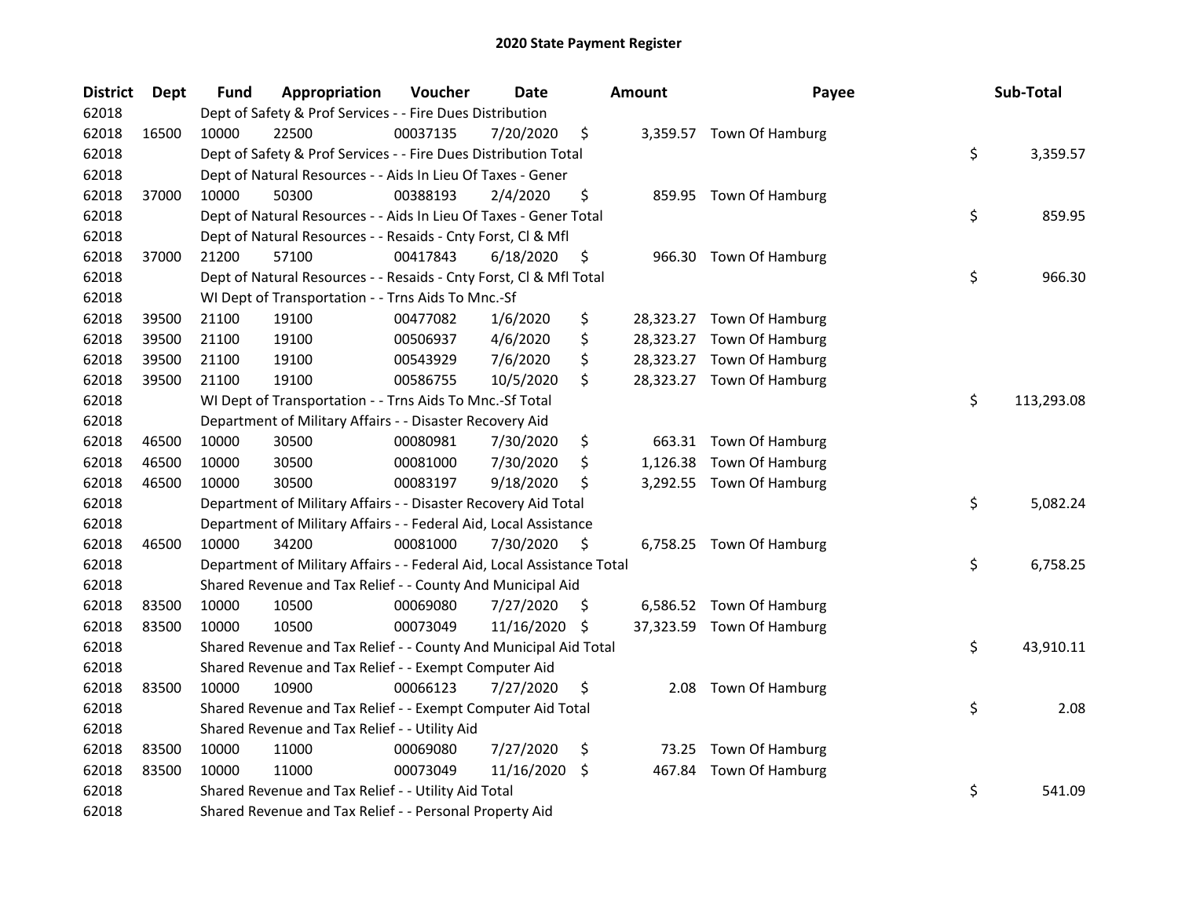# 2020 State Payment Register

| District | Dept | Fund | Appropriation | Voucher | Date | Amount | Payee | Sub-Total |
|---|---|---|---|---|---|---|---|---|
| 62018 | | Dept of Safety & Prof Services - - Fire Dues Distribution | | | | | | |
| 62018 | 16500 | 10000 | 22500 | 00037135 | 7/20/2020 | $ 3,359.57 | Town Of Hamburg | |
| 62018 | | Dept of Safety & Prof Services - - Fire Dues Distribution Total | | | | | | $ 3,359.57 |
| 62018 | | Dept of Natural Resources - - Aids In Lieu Of Taxes - Gener | | | | | | |
| 62018 | 37000 | 10000 | 50300 | 00388193 | 2/4/2020 | $ 859.95 | Town Of Hamburg | |
| 62018 | | Dept of Natural Resources - - Aids In Lieu Of Taxes - Gener Total | | | | | | $ 859.95 |
| 62018 | | Dept of Natural Resources - - Resaids - Cnty Forst, Cl & Mfl | | | | | | |
| 62018 | 37000 | 21200 | 57100 | 00417843 | 6/18/2020 | $ 966.30 | Town Of Hamburg | |
| 62018 | | Dept of Natural Resources - - Resaids - Cnty Forst, Cl & Mfl Total | | | | | | $ 966.30 |
| 62018 | | WI Dept of Transportation - - Trns Aids To Mnc.-Sf | | | | | | |
| 62018 | 39500 | 21100 | 19100 | 00477082 | 1/6/2020 | $ 28,323.27 | Town Of Hamburg | |
| 62018 | 39500 | 21100 | 19100 | 00506937 | 4/6/2020 | $ 28,323.27 | Town Of Hamburg | |
| 62018 | 39500 | 21100 | 19100 | 00543929 | 7/6/2020 | $ 28,323.27 | Town Of Hamburg | |
| 62018 | 39500 | 21100 | 19100 | 00586755 | 10/5/2020 | $ 28,323.27 | Town Of Hamburg | |
| 62018 | | WI Dept of Transportation - - Trns Aids To Mnc.-Sf Total | | | | | | $ 113,293.08 |
| 62018 | | Department of Military Affairs - - Disaster Recovery Aid | | | | | | |
| 62018 | 46500 | 10000 | 30500 | 00080981 | 7/30/2020 | $ 663.31 | Town Of Hamburg | |
| 62018 | 46500 | 10000 | 30500 | 00081000 | 7/30/2020 | $ 1,126.38 | Town Of Hamburg | |
| 62018 | 46500 | 10000 | 30500 | 00083197 | 9/18/2020 | $ 3,292.55 | Town Of Hamburg | |
| 62018 | | Department of Military Affairs - - Disaster Recovery Aid Total | | | | | | $ 5,082.24 |
| 62018 | | Department of Military Affairs - - Federal Aid, Local Assistance | | | | | | |
| 62018 | 46500 | 10000 | 34200 | 00081000 | 7/30/2020 | $ 6,758.25 | Town Of Hamburg | |
| 62018 | | Department of Military Affairs - - Federal Aid, Local Assistance Total | | | | | | $ 6,758.25 |
| 62018 | | Shared Revenue and Tax Relief - - County And Municipal Aid | | | | | | |
| 62018 | 83500 | 10000 | 10500 | 00069080 | 7/27/2020 | $ 6,586.52 | Town Of Hamburg | |
| 62018 | 83500 | 10000 | 10500 | 00073049 | 11/16/2020 | $ 37,323.59 | Town Of Hamburg | |
| 62018 | | Shared Revenue and Tax Relief - - County And Municipal Aid Total | | | | | | $ 43,910.11 |
| 62018 | | Shared Revenue and Tax Relief - - Exempt Computer Aid | | | | | | |
| 62018 | 83500 | 10000 | 10900 | 00066123 | 7/27/2020 | $ 2.08 | Town Of Hamburg | |
| 62018 | | Shared Revenue and Tax Relief - - Exempt Computer Aid Total | | | | | | $ 2.08 |
| 62018 | | Shared Revenue and Tax Relief - - Utility Aid | | | | | | |
| 62018 | 83500 | 10000 | 11000 | 00069080 | 7/27/2020 | $ 73.25 | Town Of Hamburg | |
| 62018 | 83500 | 10000 | 11000 | 00073049 | 11/16/2020 | $ 467.84 | Town Of Hamburg | |
| 62018 | | Shared Revenue and Tax Relief - - Utility Aid Total | | | | | | $ 541.09 |
| 62018 | | Shared Revenue and Tax Relief - - Personal Property Aid | | | | | | |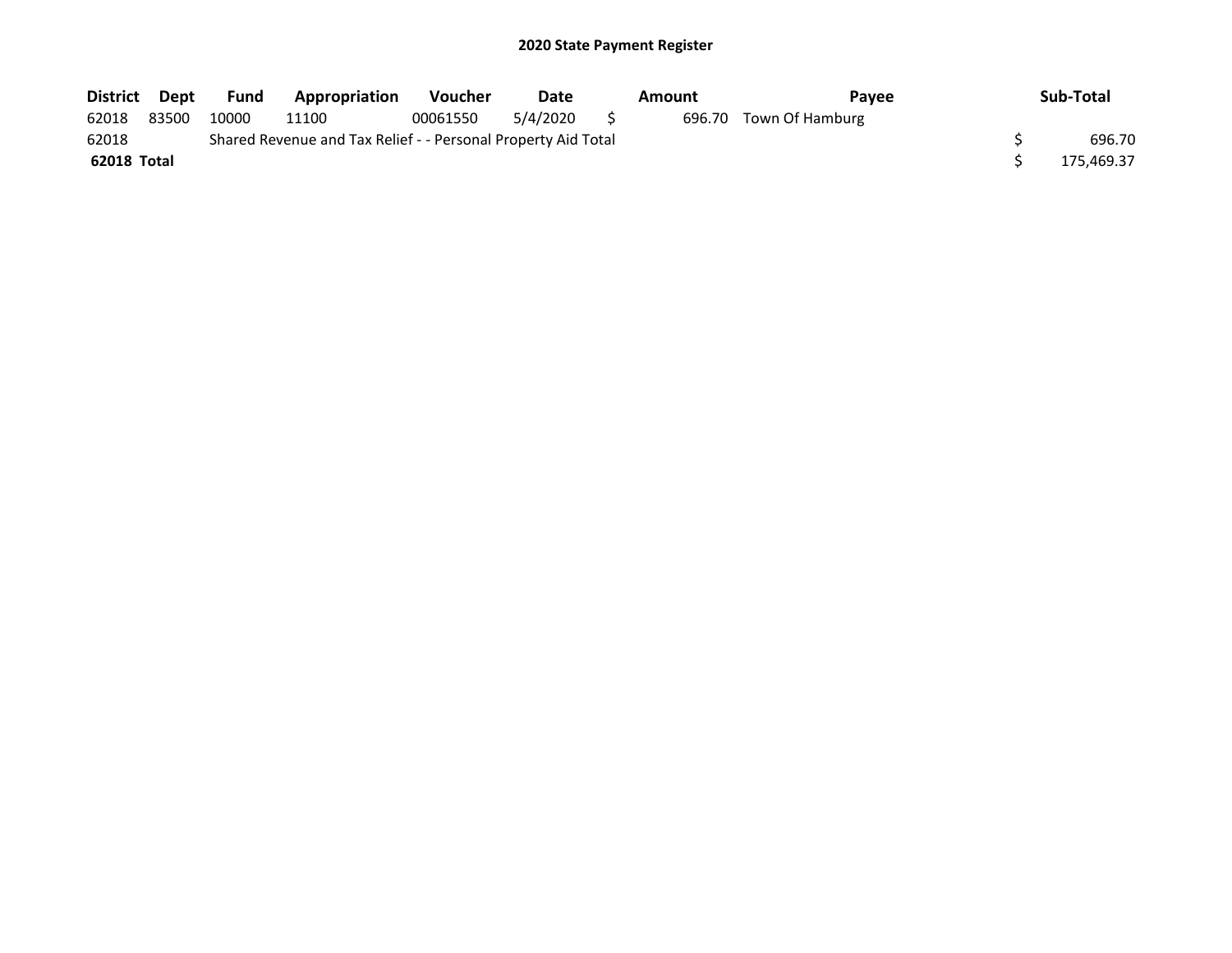## 2020 State Payment Register

| District | Dept | Fund | Appropriation | Voucher | Date | Amount | Payee | Sub-Total |
|---|---|---|---|---|---|---|---|---|
| 62018 | 83500 | 10000 | 11100 | 00061550 | 5/4/2020 | $ 696.70 | Town Of Hamburg | |
| 62018 | | Shared Revenue and Tax Relief - - Personal Property Aid Total | | | | | | $ 696.70 |
| **62018 Total** | | | | | | | | $ 175,469.37 |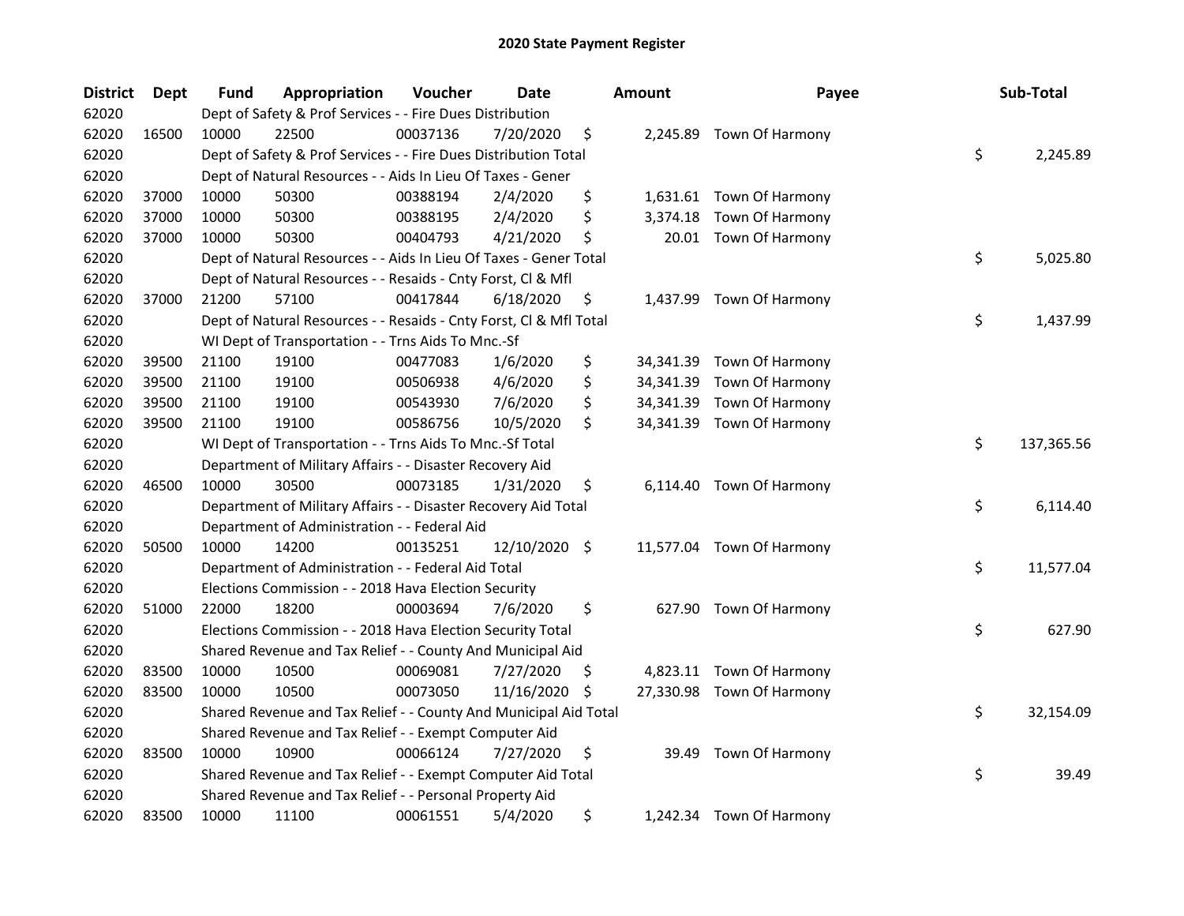# 2020 State Payment Register

| District | Dept | Fund | Appropriation | Voucher | Date | Amount | Payee | Sub-Total |
|---|---|---|---|---|---|---|---|---|
| 62020 | | Dept of Safety & Prof Services - - Fire Dues Distribution | | | | | | |
| 62020 | 16500 | 10000 | 22500 | 00037136 | 7/20/2020 | $ 2,245.89 | Town Of Harmony | |
| 62020 | | Dept of Safety & Prof Services - - Fire Dues Distribution Total | | | | | | $ 2,245.89 |
| 62020 | | Dept of Natural Resources - - Aids In Lieu Of Taxes - Gener | | | | | | |
| 62020 | 37000 | 10000 | 50300 | 00388194 | 2/4/2020 | $ 1,631.61 | Town Of Harmony | |
| 62020 | 37000 | 10000 | 50300 | 00388195 | 2/4/2020 | $ 3,374.18 | Town Of Harmony | |
| 62020 | 37000 | 10000 | 50300 | 00404793 | 4/21/2020 | $ 20.01 | Town Of Harmony | |
| 62020 | | Dept of Natural Resources - - Aids In Lieu Of Taxes - Gener Total | | | | | | $ 5,025.80 |
| 62020 | | Dept of Natural Resources - - Resaids - Cnty Forst, Cl & Mfl | | | | | | |
| 62020 | 37000 | 21200 | 57100 | 00417844 | 6/18/2020 | $ 1,437.99 | Town Of Harmony | |
| 62020 | | Dept of Natural Resources - - Resaids - Cnty Forst, Cl & Mfl Total | | | | | | $ 1,437.99 |
| 62020 | | WI Dept of Transportation - - Trns Aids To Mnc.-Sf | | | | | | |
| 62020 | 39500 | 21100 | 19100 | 00477083 | 1/6/2020 | $ 34,341.39 | Town Of Harmony | |
| 62020 | 39500 | 21100 | 19100 | 00506938 | 4/6/2020 | $ 34,341.39 | Town Of Harmony | |
| 62020 | 39500 | 21100 | 19100 | 00543930 | 7/6/2020 | $ 34,341.39 | Town Of Harmony | |
| 62020 | 39500 | 21100 | 19100 | 00586756 | 10/5/2020 | $ 34,341.39 | Town Of Harmony | |
| 62020 | | WI Dept of Transportation - - Trns Aids To Mnc.-Sf Total | | | | | | $ 137,365.56 |
| 62020 | | Department of Military Affairs - - Disaster Recovery Aid | | | | | | |
| 62020 | 46500 | 10000 | 30500 | 00073185 | 1/31/2020 | $ 6,114.40 | Town Of Harmony | |
| 62020 | | Department of Military Affairs - - Disaster Recovery Aid Total | | | | | | $ 6,114.40 |
| 62020 | | Department of Administration - - Federal Aid | | | | | | |
| 62020 | 50500 | 10000 | 14200 | 00135251 | 12/10/2020 | $ 11,577.04 | Town Of Harmony | |
| 62020 | | Department of Administration - - Federal Aid Total | | | | | | $ 11,577.04 |
| 62020 | | Elections Commission - - 2018 Hava Election Security | | | | | | |
| 62020 | 51000 | 22000 | 18200 | 00003694 | 7/6/2020 | $ 627.90 | Town Of Harmony | |
| 62020 | | Elections Commission - - 2018 Hava Election Security Total | | | | | | $ 627.90 |
| 62020 | | Shared Revenue and Tax Relief - - County And Municipal Aid | | | | | | |
| 62020 | 83500 | 10000 | 10500 | 00069081 | 7/27/2020 | $ 4,823.11 | Town Of Harmony | |
| 62020 | 83500 | 10000 | 10500 | 00073050 | 11/16/2020 | $ 27,330.98 | Town Of Harmony | |
| 62020 | | Shared Revenue and Tax Relief - - County And Municipal Aid Total | | | | | | $ 32,154.09 |
| 62020 | | Shared Revenue and Tax Relief - - Exempt Computer Aid | | | | | | |
| 62020 | 83500 | 10000 | 10900 | 00066124 | 7/27/2020 | $ 39.49 | Town Of Harmony | |
| 62020 | | Shared Revenue and Tax Relief - - Exempt Computer Aid Total | | | | | | $ 39.49 |
| 62020 | | Shared Revenue and Tax Relief - - Personal Property Aid | | | | | | |
| 62020 | 83500 | 10000 | 11100 | 00061551 | 5/4/2020 | $ 1,242.34 | Town Of Harmony | |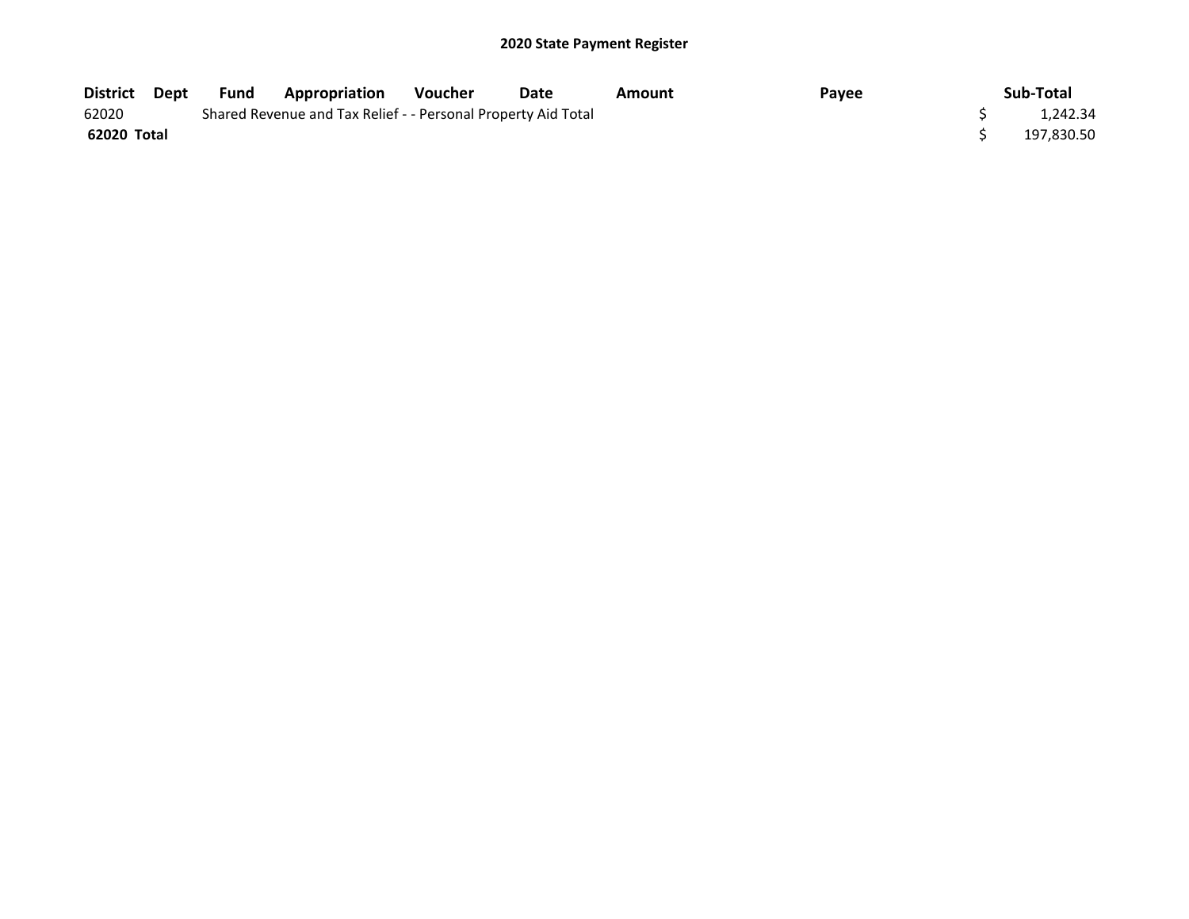## 2020 State Payment Register

| District | Dept | Fund | Appropriation | Voucher | Date | Amount | Payee | Sub-Total |
|---|---|---|---|---|---|---|---|---|
| 62020 | | Shared Revenue and Tax Relief - - Personal Property Aid Total | | | | | | $ 1,242.34 |
| **62020 Total** | | | | | | | | $ 197,830.50 |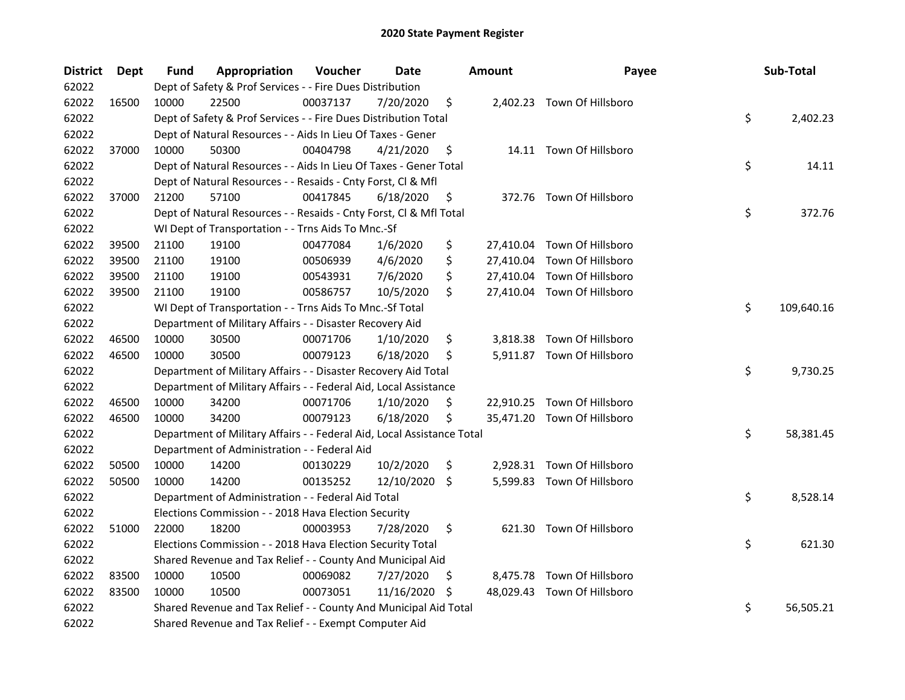# 2020 State Payment Register

| District | Dept | Fund | Appropriation | Voucher | Date | Amount | Payee | Sub-Total |
|---|---|---|---|---|---|---|---|---|
| 62022 | | Dept of Safety & Prof Services - - Fire Dues Distribution | | | | | | |
| 62022 | 16500 | 10000 | 22500 | 00037137 | 7/20/2020 | $ 2,402.23 | Town Of Hillsboro | |
| 62022 | | Dept of Safety & Prof Services - - Fire Dues Distribution Total | | | | | | $ 2,402.23 |
| 62022 | | Dept of Natural Resources - - Aids In Lieu Of Taxes - Gener | | | | | | |
| 62022 | 37000 | 10000 | 50300 | 00404798 | 4/21/2020 | $ 14.11 | Town Of Hillsboro | |
| 62022 | | Dept of Natural Resources - - Aids In Lieu Of Taxes - Gener Total | | | | | | $ 14.11 |
| 62022 | | Dept of Natural Resources - - Resaids - Cnty Forst, Cl & Mfl | | | | | | |
| 62022 | 37000 | 21200 | 57100 | 00417845 | 6/18/2020 | $ 372.76 | Town Of Hillsboro | |
| 62022 | | Dept of Natural Resources - - Resaids - Cnty Forst, Cl & Mfl Total | | | | | | $ 372.76 |
| 62022 | | WI Dept of Transportation - - Trns Aids To Mnc.-Sf | | | | | | |
| 62022 | 39500 | 21100 | 19100 | 00477084 | 1/6/2020 | $ 27,410.04 | Town Of Hillsboro | |
| 62022 | 39500 | 21100 | 19100 | 00506939 | 4/6/2020 | $ 27,410.04 | Town Of Hillsboro | |
| 62022 | 39500 | 21100 | 19100 | 00543931 | 7/6/2020 | $ 27,410.04 | Town Of Hillsboro | |
| 62022 | 39500 | 21100 | 19100 | 00586757 | 10/5/2020 | $ 27,410.04 | Town Of Hillsboro | |
| 62022 | | WI Dept of Transportation - - Trns Aids To Mnc.-Sf Total | | | | | | $ 109,640.16 |
| 62022 | | Department of Military Affairs - - Disaster Recovery Aid | | | | | | |
| 62022 | 46500 | 10000 | 30500 | 00071706 | 1/10/2020 | $ 3,818.38 | Town Of Hillsboro | |
| 62022 | 46500 | 10000 | 30500 | 00079123 | 6/18/2020 | $ 5,911.87 | Town Of Hillsboro | |
| 62022 | | Department of Military Affairs - - Disaster Recovery Aid Total | | | | | | $ 9,730.25 |
| 62022 | | Department of Military Affairs - - Federal Aid, Local Assistance | | | | | | |
| 62022 | 46500 | 10000 | 34200 | 00071706 | 1/10/2020 | $ 22,910.25 | Town Of Hillsboro | |
| 62022 | 46500 | 10000 | 34200 | 00079123 | 6/18/2020 | $ 35,471.20 | Town Of Hillsboro | |
| 62022 | | Department of Military Affairs - - Federal Aid, Local Assistance Total | | | | | | $ 58,381.45 |
| 62022 | | Department of Administration - - Federal Aid | | | | | | |
| 62022 | 50500 | 10000 | 14200 | 00130229 | 10/2/2020 | $ 2,928.31 | Town Of Hillsboro | |
| 62022 | 50500 | 10000 | 14200 | 00135252 | 12/10/2020 | $ 5,599.83 | Town Of Hillsboro | |
| 62022 | | Department of Administration - - Federal Aid Total | | | | | | $ 8,528.14 |
| 62022 | | Elections Commission - - 2018 Hava Election Security | | | | | | |
| 62022 | 51000 | 22000 | 18200 | 00003953 | 7/28/2020 | $ 621.30 | Town Of Hillsboro | |
| 62022 | | Elections Commission - - 2018 Hava Election Security Total | | | | | | $ 621.30 |
| 62022 | | Shared Revenue and Tax Relief - - County And Municipal Aid | | | | | | |
| 62022 | 83500 | 10000 | 10500 | 00069082 | 7/27/2020 | $ 8,475.78 | Town Of Hillsboro | |
| 62022 | 83500 | 10000 | 10500 | 00073051 | 11/16/2020 | $ 48,029.43 | Town Of Hillsboro | |
| 62022 | | Shared Revenue and Tax Relief - - County And Municipal Aid Total | | | | | | $ 56,505.21 |
| 62022 | | Shared Revenue and Tax Relief - - Exempt Computer Aid | | | | | | |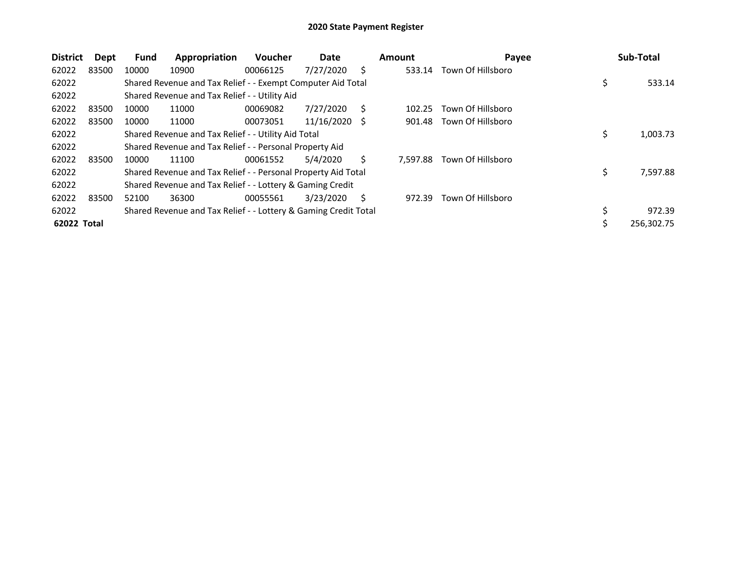# 2020 State Payment Register

| District | Dept | Fund | Appropriation | Voucher | Date | Amount | Payee | Sub-Total |
|---|---|---|---|---|---|---|---|---|
| 62022 | 83500 | 10000 | 10900 | 00066125 | 7/27/2020 | $ 533.14 | Town Of Hillsboro | |
| 62022 | | Shared Revenue and Tax Relief - - Exempt Computer Aid Total | | | | | | $ 533.14 |
| 62022 | | Shared Revenue and Tax Relief - - Utility Aid | | | | | | |
| 62022 | 83500 | 10000 | 11000 | 00069082 | 7/27/2020 | $ 102.25 | Town Of Hillsboro | |
| 62022 | 83500 | 10000 | 11000 | 00073051 | 11/16/2020 | $ 901.48 | Town Of Hillsboro | |
| 62022 | | Shared Revenue and Tax Relief - - Utility Aid Total | | | | | | $ 1,003.73 |
| 62022 | | Shared Revenue and Tax Relief - - Personal Property Aid | | | | | | |
| 62022 | 83500 | 10000 | 11100 | 00061552 | 5/4/2020 | $ 7,597.88 | Town Of Hillsboro | |
| 62022 | | Shared Revenue and Tax Relief - - Personal Property Aid Total | | | | | | $ 7,597.88 |
| 62022 | | Shared Revenue and Tax Relief - - Lottery & Gaming Credit | | | | | | |
| 62022 | 83500 | 52100 | 36300 | 00055561 | 3/23/2020 | $ 972.39 | Town Of Hillsboro | |
| 62022 | | Shared Revenue and Tax Relief - - Lottery & Gaming Credit Total | | | | | | $ 972.39 |
| **62022 Total** | | | | | | | | $ 256,302.75 |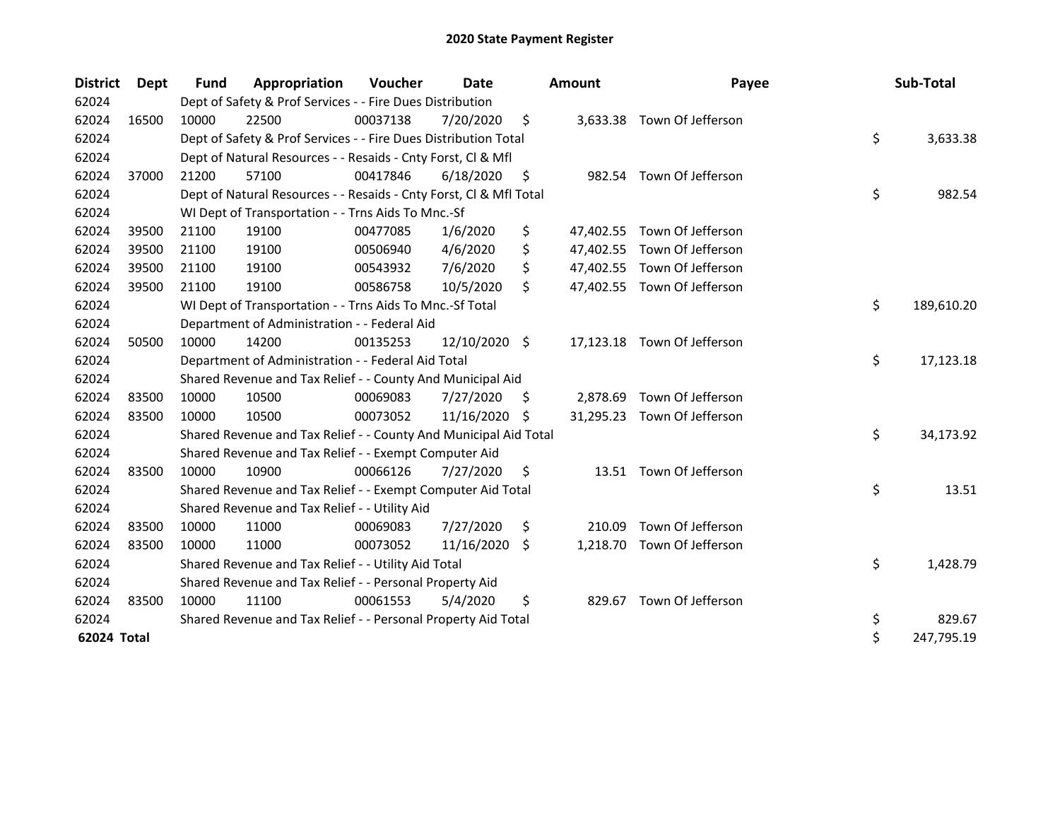# 2020 State Payment Register

| District | Dept | Fund | Appropriation | Voucher | Date | Amount | Payee | Sub-Total |
|---|---|---|---|---|---|---|---|---|
| 62024 | | Dept of Safety & Prof Services - - Fire Dues Distribution | | | | | | |
| 62024 | 16500 | 10000 | 22500 | 00037138 | 7/20/2020 | $ 3,633.38 | Town Of Jefferson | |
| 62024 | | Dept of Safety & Prof Services - - Fire Dues Distribution Total | | | | | | $ 3,633.38 |
| 62024 | | Dept of Natural Resources - - Resaids - Cnty Forst, Cl & Mfl | | | | | | |
| 62024 | 37000 | 21200 | 57100 | 00417846 | 6/18/2020 | $ 982.54 | Town Of Jefferson | |
| 62024 | | Dept of Natural Resources - - Resaids - Cnty Forst, Cl & Mfl Total | | | | | | $ 982.54 |
| 62024 | | WI Dept of Transportation - - Trns Aids To Mnc.-Sf | | | | | | |
| 62024 | 39500 | 21100 | 19100 | 00477085 | 1/6/2020 | $ 47,402.55 | Town Of Jefferson | |
| 62024 | 39500 | 21100 | 19100 | 00506940 | 4/6/2020 | $ 47,402.55 | Town Of Jefferson | |
| 62024 | 39500 | 21100 | 19100 | 00543932 | 7/6/2020 | $ 47,402.55 | Town Of Jefferson | |
| 62024 | 39500 | 21100 | 19100 | 00586758 | 10/5/2020 | $ 47,402.55 | Town Of Jefferson | |
| 62024 | | WI Dept of Transportation - - Trns Aids To Mnc.-Sf Total | | | | | | $ 189,610.20 |
| 62024 | | Department of Administration - - Federal Aid | | | | | | |
| 62024 | 50500 | 10000 | 14200 | 00135253 | 12/10/2020 | $ 17,123.18 | Town Of Jefferson | |
| 62024 | | Department of Administration - - Federal Aid Total | | | | | | $ 17,123.18 |
| 62024 | | Shared Revenue and Tax Relief - - County And Municipal Aid | | | | | | |
| 62024 | 83500 | 10000 | 10500 | 00069083 | 7/27/2020 | $ 2,878.69 | Town Of Jefferson | |
| 62024 | 83500 | 10000 | 10500 | 00073052 | 11/16/2020 | $ 31,295.23 | Town Of Jefferson | |
| 62024 | | Shared Revenue and Tax Relief - - County And Municipal Aid Total | | | | | | $ 34,173.92 |
| 62024 | | Shared Revenue and Tax Relief - - Exempt Computer Aid | | | | | | |
| 62024 | 83500 | 10000 | 10900 | 00066126 | 7/27/2020 | $ 13.51 | Town Of Jefferson | |
| 62024 | | Shared Revenue and Tax Relief - - Exempt Computer Aid Total | | | | | | $ 13.51 |
| 62024 | | Shared Revenue and Tax Relief - - Utility Aid | | | | | | |
| 62024 | 83500 | 10000 | 11000 | 00069083 | 7/27/2020 | $ 210.09 | Town Of Jefferson | |
| 62024 | 83500 | 10000 | 11000 | 00073052 | 11/16/2020 | $ 1,218.70 | Town Of Jefferson | |
| 62024 | | Shared Revenue and Tax Relief - - Utility Aid Total | | | | | | $ 1,428.79 |
| 62024 | | Shared Revenue and Tax Relief - - Personal Property Aid | | | | | | |
| 62024 | 83500 | 10000 | 11100 | 00061553 | 5/4/2020 | $ 829.67 | Town Of Jefferson | |
| 62024 | | Shared Revenue and Tax Relief - - Personal Property Aid Total | | | | | | $ 829.67 |
| **62024 Total** | | | | | | | | $ 247,795.19 |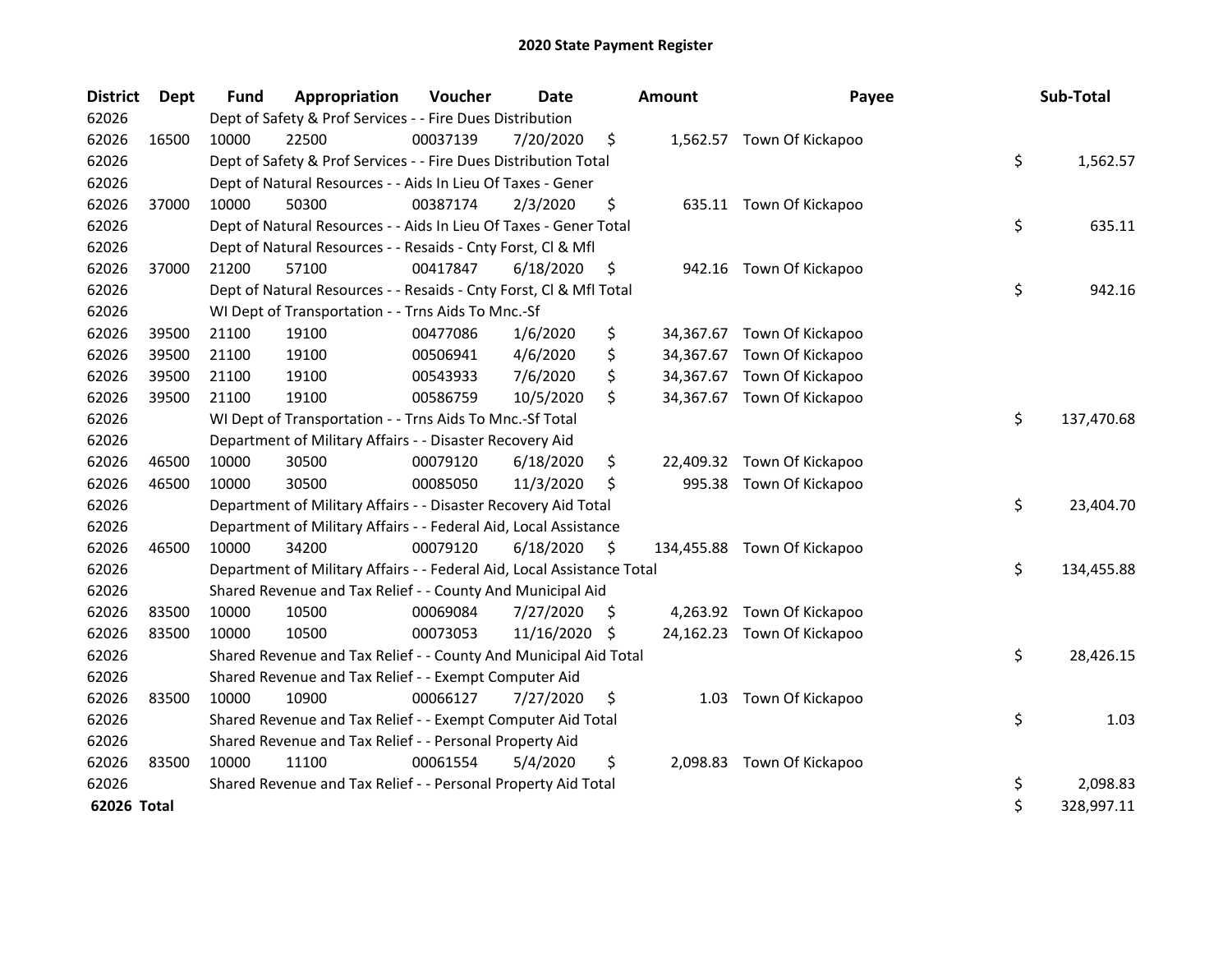# 2020 State Payment Register

| District | Dept | Fund | Appropriation | Voucher | Date | Amount | Payee | Sub-Total |
|---|---|---|---|---|---|---|---|---|
| 62026 | | Dept of Safety & Prof Services - - Fire Dues Distribution | | | | | | |
| 62026 | 16500 | 10000 | 22500 | 00037139 | 7/20/2020 | $ 1,562.57 | Town Of Kickapoo | |
| 62026 | | Dept of Safety & Prof Services - - Fire Dues Distribution Total | | | | | | $ 1,562.57 |
| 62026 | | Dept of Natural Resources - - Aids In Lieu Of Taxes - Gener | | | | | | |
| 62026 | 37000 | 10000 | 50300 | 00387174 | 2/3/2020 | $ 635.11 | Town Of Kickapoo | |
| 62026 | | Dept of Natural Resources - - Aids In Lieu Of Taxes - Gener Total | | | | | | $ 635.11 |
| 62026 | | Dept of Natural Resources - - Resaids - Cnty Forst, Cl & Mfl | | | | | | |
| 62026 | 37000 | 21200 | 57100 | 00417847 | 6/18/2020 | $ 942.16 | Town Of Kickapoo | |
| 62026 | | Dept of Natural Resources - - Resaids - Cnty Forst, Cl & Mfl Total | | | | | | $ 942.16 |
| 62026 | | WI Dept of Transportation - - Trns Aids To Mnc.-Sf | | | | | | |
| 62026 | 39500 | 21100 | 19100 | 00477086 | 1/6/2020 | $ 34,367.67 | Town Of Kickapoo | |
| 62026 | 39500 | 21100 | 19100 | 00506941 | 4/6/2020 | $ 34,367.67 | Town Of Kickapoo | |
| 62026 | 39500 | 21100 | 19100 | 00543933 | 7/6/2020 | $ 34,367.67 | Town Of Kickapoo | |
| 62026 | 39500 | 21100 | 19100 | 00586759 | 10/5/2020 | $ 34,367.67 | Town Of Kickapoo | |
| 62026 | | WI Dept of Transportation - - Trns Aids To Mnc.-Sf Total | | | | | | $ 137,470.68 |
| 62026 | | Department of Military Affairs - - Disaster Recovery Aid | | | | | | |
| 62026 | 46500 | 10000 | 30500 | 00079120 | 6/18/2020 | $ 22,409.32 | Town Of Kickapoo | |
| 62026 | 46500 | 10000 | 30500 | 00085050 | 11/3/2020 | $ 995.38 | Town Of Kickapoo | |
| 62026 | | Department of Military Affairs - - Disaster Recovery Aid Total | | | | | | $ 23,404.70 |
| 62026 | | Department of Military Affairs - - Federal Aid, Local Assistance | | | | | | |
| 62026 | 46500 | 10000 | 34200 | 00079120 | 6/18/2020 | $ 134,455.88 | Town Of Kickapoo | |
| 62026 | | Department of Military Affairs - - Federal Aid, Local Assistance Total | | | | | | $ 134,455.88 |
| 62026 | | Shared Revenue and Tax Relief - - County And Municipal Aid | | | | | | |
| 62026 | 83500 | 10000 | 10500 | 00069084 | 7/27/2020 | $ 4,263.92 | Town Of Kickapoo | |
| 62026 | 83500 | 10000 | 10500 | 00073053 | 11/16/2020 | $ 24,162.23 | Town Of Kickapoo | |
| 62026 | | Shared Revenue and Tax Relief - - County And Municipal Aid Total | | | | | | $ 28,426.15 |
| 62026 | | Shared Revenue and Tax Relief - - Exempt Computer Aid | | | | | | |
| 62026 | 83500 | 10000 | 10900 | 00066127 | 7/27/2020 | $ 1.03 | Town Of Kickapoo | |
| 62026 | | Shared Revenue and Tax Relief - - Exempt Computer Aid Total | | | | | | $ 1.03 |
| 62026 | | Shared Revenue and Tax Relief - - Personal Property Aid | | | | | | |
| 62026 | 83500 | 10000 | 11100 | 00061554 | 5/4/2020 | $ 2,098.83 | Town Of Kickapoo | |
| 62026 | | Shared Revenue and Tax Relief - - Personal Property Aid Total | | | | | | $ 2,098.83 |
| **62026 Total** | | | | | | | | $ 328,997.11 |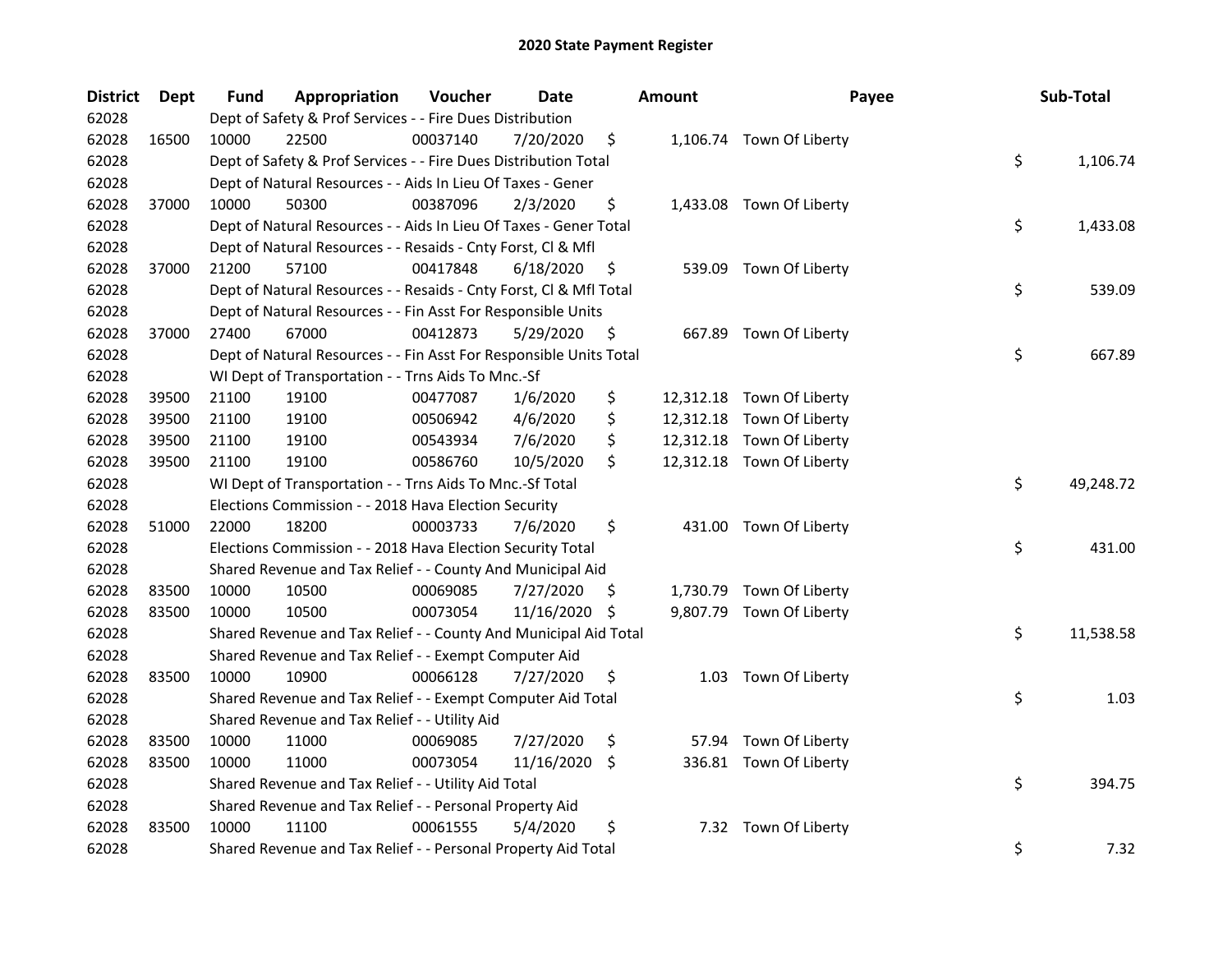# 2020 State Payment Register

| District | Dept | Fund | Appropriation | Voucher | Date | Amount | Payee | Sub-Total |
|---|---|---|---|---|---|---|---|---|
| 62028 | | Dept of Safety & Prof Services - - Fire Dues Distribution | | | | | | |
| 62028 | 16500 | 10000 | 22500 | 00037140 | 7/20/2020 | $ 1,106.74 | Town Of Liberty | |
| 62028 | | Dept of Safety & Prof Services - - Fire Dues Distribution Total | | | | | | $ 1,106.74 |
| 62028 | | Dept of Natural Resources - - Aids In Lieu Of Taxes - Gener | | | | | | |
| 62028 | 37000 | 10000 | 50300 | 00387096 | 2/3/2020 | $ 1,433.08 | Town Of Liberty | |
| 62028 | | Dept of Natural Resources - - Aids In Lieu Of Taxes - Gener Total | | | | | | $ 1,433.08 |
| 62028 | | Dept of Natural Resources - - Resaids - Cnty Forst, Cl & Mfl | | | | | | |
| 62028 | 37000 | 21200 | 57100 | 00417848 | 6/18/2020 | $ 539.09 | Town Of Liberty | |
| 62028 | | Dept of Natural Resources - - Resaids - Cnty Forst, Cl & Mfl Total | | | | | | $ 539.09 |
| 62028 | | Dept of Natural Resources - - Fin Asst For Responsible Units | | | | | | |
| 62028 | 37000 | 27400 | 67000 | 00412873 | 5/29/2020 | $ 667.89 | Town Of Liberty | |
| 62028 | | Dept of Natural Resources - - Fin Asst For Responsible Units Total | | | | | | $ 667.89 |
| 62028 | | WI Dept of Transportation - - Trns Aids To Mnc.-Sf | | | | | | |
| 62028 | 39500 | 21100 | 19100 | 00477087 | 1/6/2020 | $ 12,312.18 | Town Of Liberty | |
| 62028 | 39500 | 21100 | 19100 | 00506942 | 4/6/2020 | $ 12,312.18 | Town Of Liberty | |
| 62028 | 39500 | 21100 | 19100 | 00543934 | 7/6/2020 | $ 12,312.18 | Town Of Liberty | |
| 62028 | 39500 | 21100 | 19100 | 00586760 | 10/5/2020 | $ 12,312.18 | Town Of Liberty | |
| 62028 | | WI Dept of Transportation - - Trns Aids To Mnc.-Sf Total | | | | | | $ 49,248.72 |
| 62028 | | Elections Commission - - 2018 Hava Election Security | | | | | | |
| 62028 | 51000 | 22000 | 18200 | 00003733 | 7/6/2020 | $ 431.00 | Town Of Liberty | |
| 62028 | | Elections Commission - - 2018 Hava Election Security Total | | | | | | $ 431.00 |
| 62028 | | Shared Revenue and Tax Relief - - County And Municipal Aid | | | | | | |
| 62028 | 83500 | 10000 | 10500 | 00069085 | 7/27/2020 | $ 1,730.79 | Town Of Liberty | |
| 62028 | 83500 | 10000 | 10500 | 00073054 | 11/16/2020 | $ 9,807.79 | Town Of Liberty | |
| 62028 | | Shared Revenue and Tax Relief - - County And Municipal Aid Total | | | | | | $ 11,538.58 |
| 62028 | | Shared Revenue and Tax Relief - - Exempt Computer Aid | | | | | | |
| 62028 | 83500 | 10000 | 10900 | 00066128 | 7/27/2020 | $ 1.03 | Town Of Liberty | |
| 62028 | | Shared Revenue and Tax Relief - - Exempt Computer Aid Total | | | | | | $ 1.03 |
| 62028 | | Shared Revenue and Tax Relief - - Utility Aid | | | | | | |
| 62028 | 83500 | 10000 | 11000 | 00069085 | 7/27/2020 | $ 57.94 | Town Of Liberty | |
| 62028 | 83500 | 10000 | 11000 | 00073054 | 11/16/2020 | $ 336.81 | Town Of Liberty | |
| 62028 | | Shared Revenue and Tax Relief - - Utility Aid Total | | | | | | $ 394.75 |
| 62028 | | Shared Revenue and Tax Relief - - Personal Property Aid | | | | | | |
| 62028 | 83500 | 10000 | 11100 | 00061555 | 5/4/2020 | $ 7.32 | Town Of Liberty | |
| 62028 | | Shared Revenue and Tax Relief - - Personal Property Aid Total | | | | | | $ 7.32 |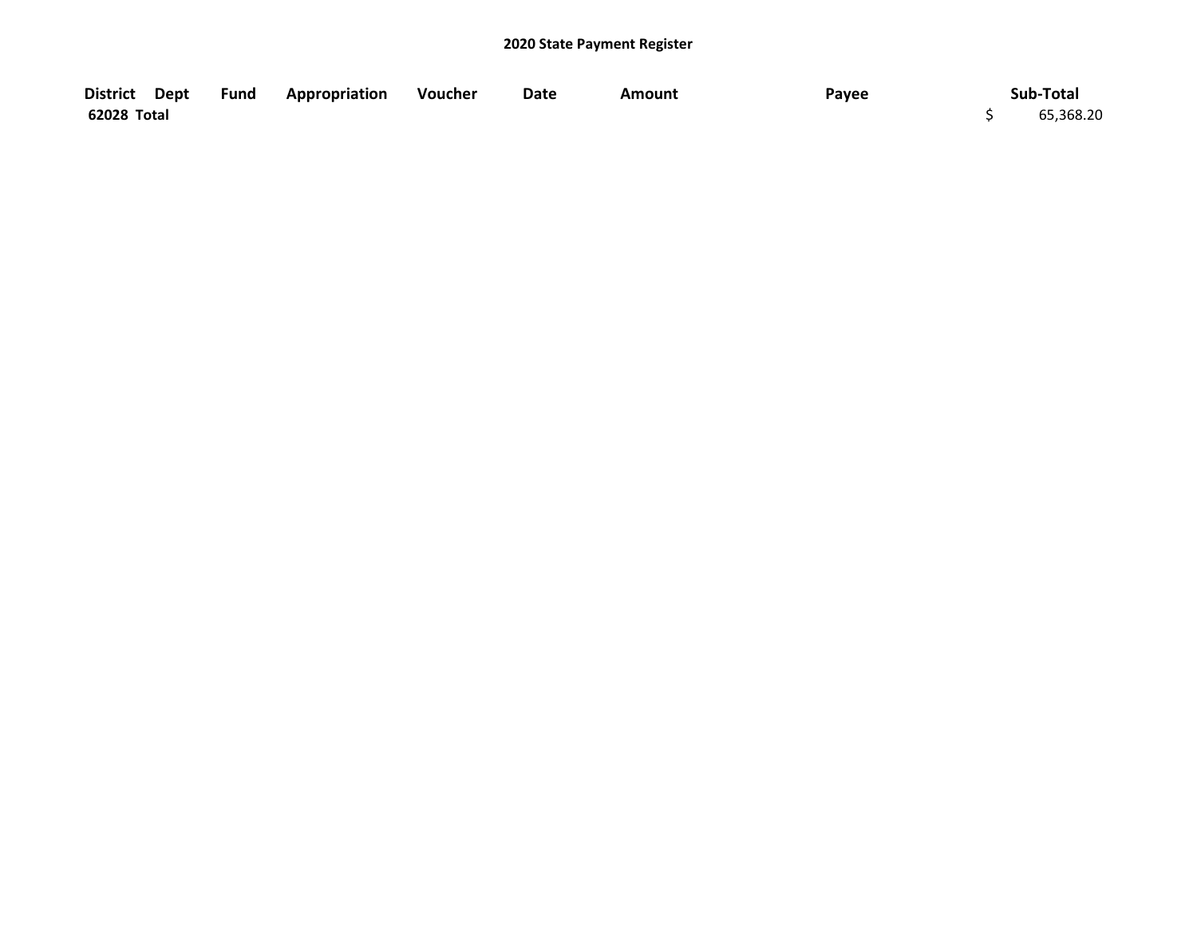**2020 State Payment Register**

| District | Dept | Fund | Appropriation | Voucher | Date | Amount | Payee | Sub-Total |
|---|---|---|---|---|---|---|---|---|
| **62028 Total** | | | | | | | | $ 65,368.20 |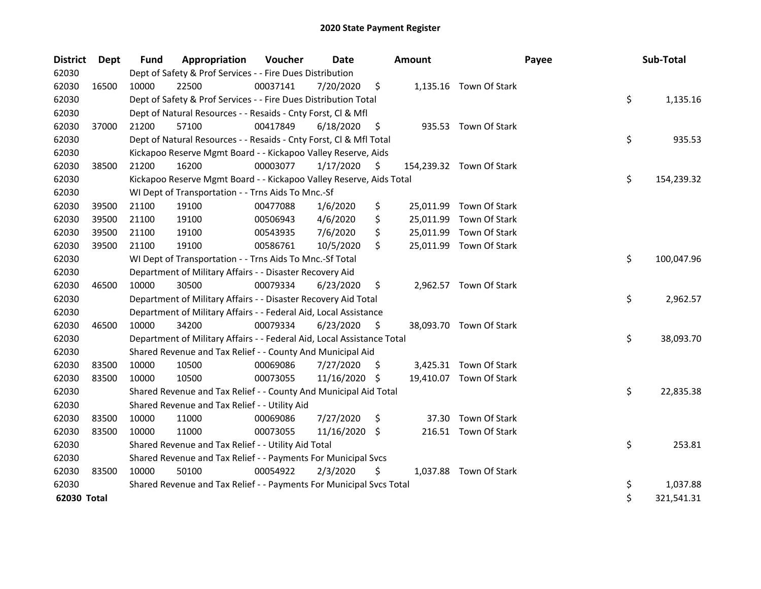# 2020 State Payment Register

| District | Dept | Fund | Appropriation | Voucher | Date | Amount | Payee | Sub-Total |
|---|---|---|---|---|---|---|---|---|
| 62030 | | Dept of Safety & Prof Services - - Fire Dues Distribution | | | | | | |
| 62030 | 16500 | 10000 | 22500 | 00037141 | 7/20/2020 | $ 1,135.16 | Town Of Stark | |
| 62030 | | Dept of Safety & Prof Services - - Fire Dues Distribution Total | | | | | | $ 1,135.16 |
| 62030 | | Dept of Natural Resources - - Resaids - Cnty Forst, Cl & Mfl | | | | | | |
| 62030 | 37000 | 21200 | 57100 | 00417849 | 6/18/2020 | $ 935.53 | Town Of Stark | |
| 62030 | | Dept of Natural Resources - - Resaids - Cnty Forst, Cl & Mfl Total | | | | | | $ 935.53 |
| 62030 | | Kickapoo Reserve Mgmt Board - - Kickapoo Valley Reserve, Aids | | | | | | |
| 62030 | 38500 | 21200 | 16200 | 00003077 | 1/17/2020 | $ 154,239.32 | Town Of Stark | |
| 62030 | | Kickapoo Reserve Mgmt Board - - Kickapoo Valley Reserve, Aids Total | | | | | | $ 154,239.32 |
| 62030 | | WI Dept of Transportation - - Trns Aids To Mnc.-Sf | | | | | | |
| 62030 | 39500 | 21100 | 19100 | 00477088 | 1/6/2020 | $ 25,011.99 | Town Of Stark | |
| 62030 | 39500 | 21100 | 19100 | 00506943 | 4/6/2020 | $ 25,011.99 | Town Of Stark | |
| 62030 | 39500 | 21100 | 19100 | 00543935 | 7/6/2020 | $ 25,011.99 | Town Of Stark | |
| 62030 | 39500 | 21100 | 19100 | 00586761 | 10/5/2020 | $ 25,011.99 | Town Of Stark | |
| 62030 | | WI Dept of Transportation - - Trns Aids To Mnc.-Sf Total | | | | | | $ 100,047.96 |
| 62030 | | Department of Military Affairs - - Disaster Recovery Aid | | | | | | |
| 62030 | 46500 | 10000 | 30500 | 00079334 | 6/23/2020 | $ 2,962.57 | Town Of Stark | |
| 62030 | | Department of Military Affairs - - Disaster Recovery Aid Total | | | | | | $ 2,962.57 |
| 62030 | | Department of Military Affairs - - Federal Aid, Local Assistance | | | | | | |
| 62030 | 46500 | 10000 | 34200 | 00079334 | 6/23/2020 | $ 38,093.70 | Town Of Stark | |
| 62030 | | Department of Military Affairs - - Federal Aid, Local Assistance Total | | | | | | $ 38,093.70 |
| 62030 | | Shared Revenue and Tax Relief - - County And Municipal Aid | | | | | | |
| 62030 | 83500 | 10000 | 10500 | 00069086 | 7/27/2020 | $ 3,425.31 | Town Of Stark | |
| 62030 | 83500 | 10000 | 10500 | 00073055 | 11/16/2020 | $ 19,410.07 | Town Of Stark | |
| 62030 | | Shared Revenue and Tax Relief - - County And Municipal Aid Total | | | | | | $ 22,835.38 |
| 62030 | | Shared Revenue and Tax Relief - - Utility Aid | | | | | | |
| 62030 | 83500 | 10000 | 11000 | 00069086 | 7/27/2020 | $ 37.30 | Town Of Stark | |
| 62030 | 83500 | 10000 | 11000 | 00073055 | 11/16/2020 | $ 216.51 | Town Of Stark | |
| 62030 | | Shared Revenue and Tax Relief - - Utility Aid Total | | | | | | $ 253.81 |
| 62030 | | Shared Revenue and Tax Relief - - Payments For Municipal Svcs | | | | | | |
| 62030 | 83500 | 10000 | 50100 | 00054922 | 2/3/2020 | $ 1,037.88 | Town Of Stark | |
| 62030 | | Shared Revenue and Tax Relief - - Payments For Municipal Svcs Total | | | | | | $ 1,037.88 |
| **62030 Total** | | | | | | | | $ 321,541.31 |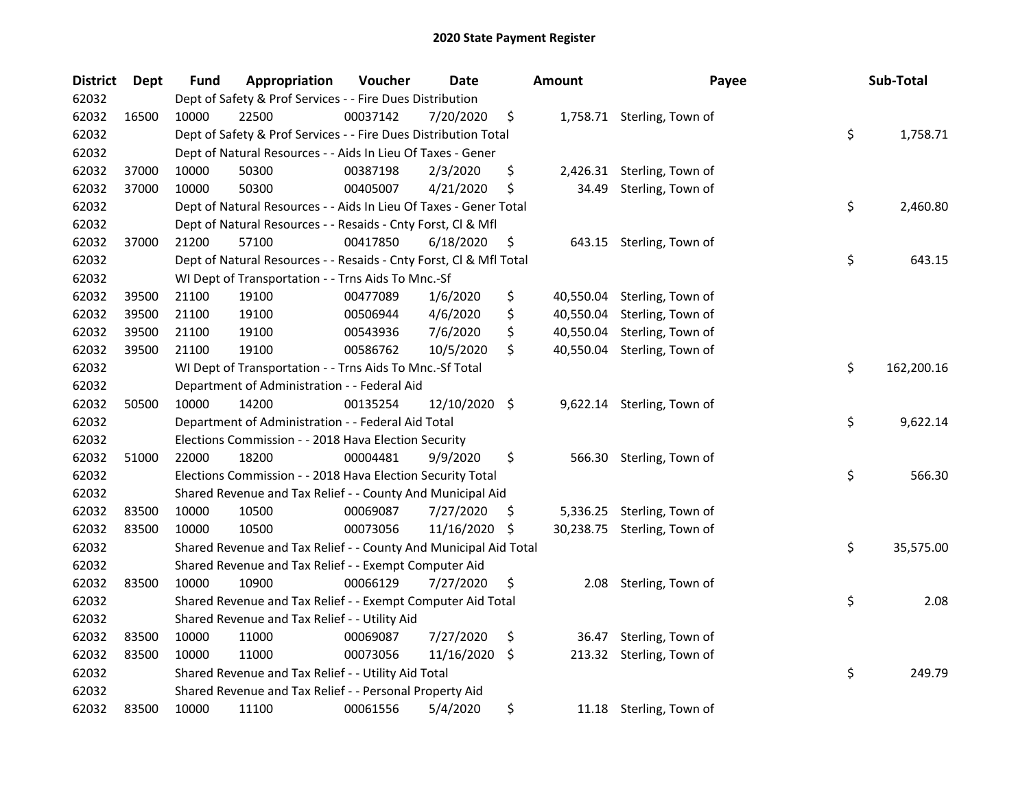# 2020 State Payment Register

| District | Dept | Fund | Appropriation | Voucher | Date | Amount | Payee | Sub-Total |
|---|---|---|---|---|---|---|---|---|
| 62032 | | Dept of Safety & Prof Services - - Fire Dues Distribution | | | | | | |
| 62032 | 16500 | 10000 | 22500 | 00037142 | 7/20/2020 | $ 1,758.71 | Sterling, Town of | |
| 62032 | | Dept of Safety & Prof Services - - Fire Dues Distribution Total | | | | | | $ 1,758.71 |
| 62032 | | Dept of Natural Resources - - Aids In Lieu Of Taxes - Gener | | | | | | |
| 62032 | 37000 | 10000 | 50300 | 00387198 | 2/3/2020 | $ 2,426.31 | Sterling, Town of | |
| 62032 | 37000 | 10000 | 50300 | 00405007 | 4/21/2020 | $ 34.49 | Sterling, Town of | |
| 62032 | | Dept of Natural Resources - - Aids In Lieu Of Taxes - Gener Total | | | | | | $ 2,460.80 |
| 62032 | | Dept of Natural Resources - - Resaids - Cnty Forst, Cl & Mfl | | | | | | |
| 62032 | 37000 | 21200 | 57100 | 00417850 | 6/18/2020 | $ 643.15 | Sterling, Town of | |
| 62032 | | Dept of Natural Resources - - Resaids - Cnty Forst, Cl & Mfl Total | | | | | | $ 643.15 |
| 62032 | | WI Dept of Transportation - - Trns Aids To Mnc.-Sf | | | | | | |
| 62032 | 39500 | 21100 | 19100 | 00477089 | 1/6/2020 | $ 40,550.04 | Sterling, Town of | |
| 62032 | 39500 | 21100 | 19100 | 00506944 | 4/6/2020 | $ 40,550.04 | Sterling, Town of | |
| 62032 | 39500 | 21100 | 19100 | 00543936 | 7/6/2020 | $ 40,550.04 | Sterling, Town of | |
| 62032 | 39500 | 21100 | 19100 | 00586762 | 10/5/2020 | $ 40,550.04 | Sterling, Town of | |
| 62032 | | WI Dept of Transportation - - Trns Aids To Mnc.-Sf Total | | | | | | $ 162,200.16 |
| 62032 | | Department of Administration - - Federal Aid | | | | | | |
| 62032 | 50500 | 10000 | 14200 | 00135254 | 12/10/2020 | $ 9,622.14 | Sterling, Town of | |
| 62032 | | Department of Administration - - Federal Aid Total | | | | | | $ 9,622.14 |
| 62032 | | Elections Commission - - 2018 Hava Election Security | | | | | | |
| 62032 | 51000 | 22000 | 18200 | 00004481 | 9/9/2020 | $ 566.30 | Sterling, Town of | |
| 62032 | | Elections Commission - - 2018 Hava Election Security Total | | | | | | $ 566.30 |
| 62032 | | Shared Revenue and Tax Relief - - County And Municipal Aid | | | | | | |
| 62032 | 83500 | 10000 | 10500 | 00069087 | 7/27/2020 | $ 5,336.25 | Sterling, Town of | |
| 62032 | 83500 | 10000 | 10500 | 00073056 | 11/16/2020 | $ 30,238.75 | Sterling, Town of | |
| 62032 | | Shared Revenue and Tax Relief - - County And Municipal Aid Total | | | | | | $ 35,575.00 |
| 62032 | | Shared Revenue and Tax Relief - - Exempt Computer Aid | | | | | | |
| 62032 | 83500 | 10000 | 10900 | 00066129 | 7/27/2020 | $ 2.08 | Sterling, Town of | |
| 62032 | | Shared Revenue and Tax Relief - - Exempt Computer Aid Total | | | | | | $ 2.08 |
| 62032 | | Shared Revenue and Tax Relief - - Utility Aid | | | | | | |
| 62032 | 83500 | 10000 | 11000 | 00069087 | 7/27/2020 | $ 36.47 | Sterling, Town of | |
| 62032 | 83500 | 10000 | 11000 | 00073056 | 11/16/2020 | $ 213.32 | Sterling, Town of | |
| 62032 | | Shared Revenue and Tax Relief - - Utility Aid Total | | | | | | $ 249.79 |
| 62032 | | Shared Revenue and Tax Relief - - Personal Property Aid | | | | | | |
| 62032 | 83500 | 10000 | 11100 | 00061556 | 5/4/2020 | $ 11.18 | Sterling, Town of | |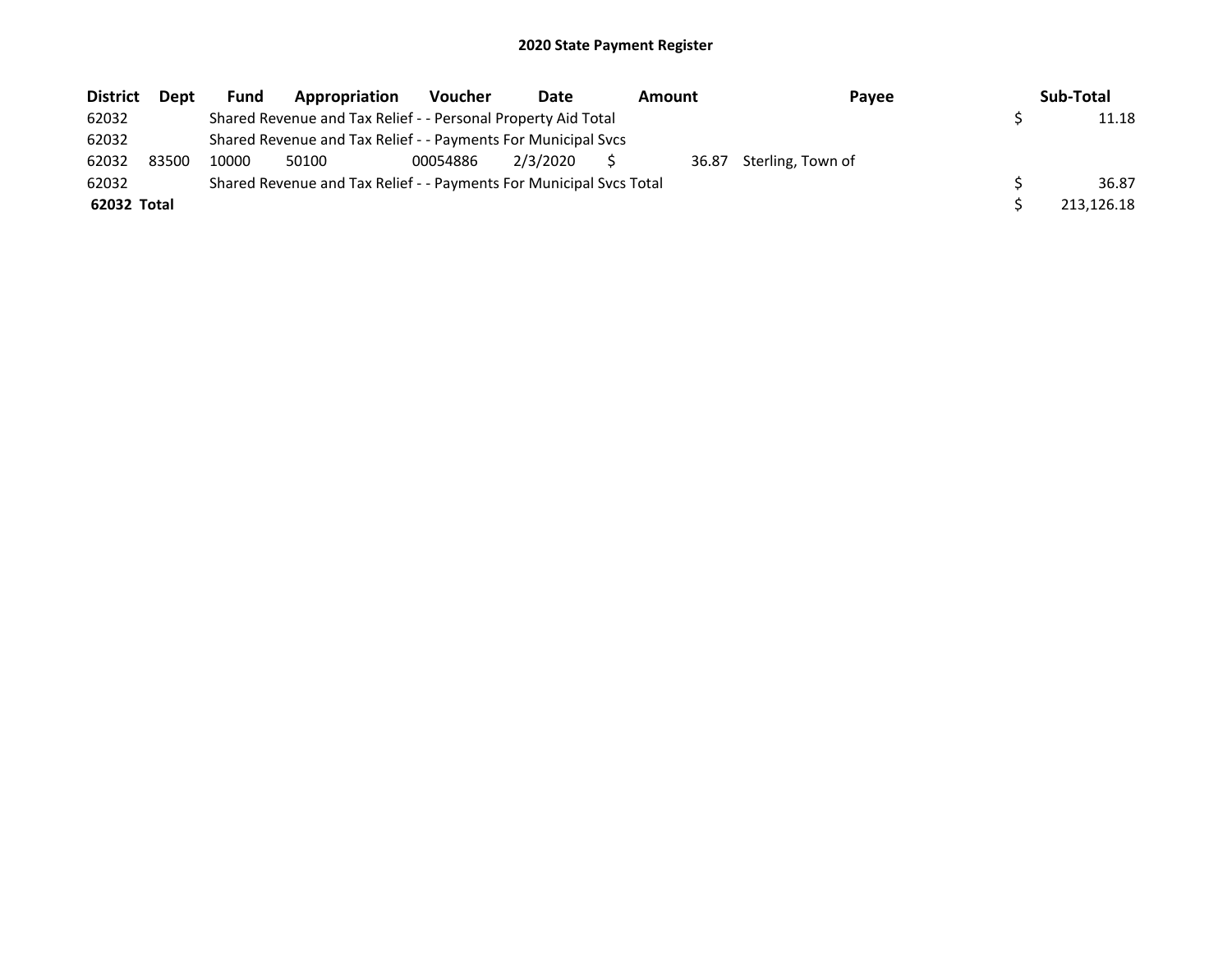# 2020 State Payment Register

| District | Dept | Fund | Appropriation | Voucher | Date | Amount | Payee | Sub-Total |
|---|---|---|---|---|---|---|---|---|
| 62032 | | Shared Revenue and Tax Relief - - Personal Property Aid Total | | | | | | $ 11.18 |
| 62032 | | Shared Revenue and Tax Relief - - Payments For Municipal Svcs | | | | | | |
| 62032 | 83500 | 10000 | 50100 | 00054886 | 2/3/2020 | $ 36.87 | Sterling, Town of | |
| 62032 | | Shared Revenue and Tax Relief - - Payments For Municipal Svcs Total | | | | | | $ 36.87 |
| **62032 Total** | | | | | | | | $ 213,126.18 |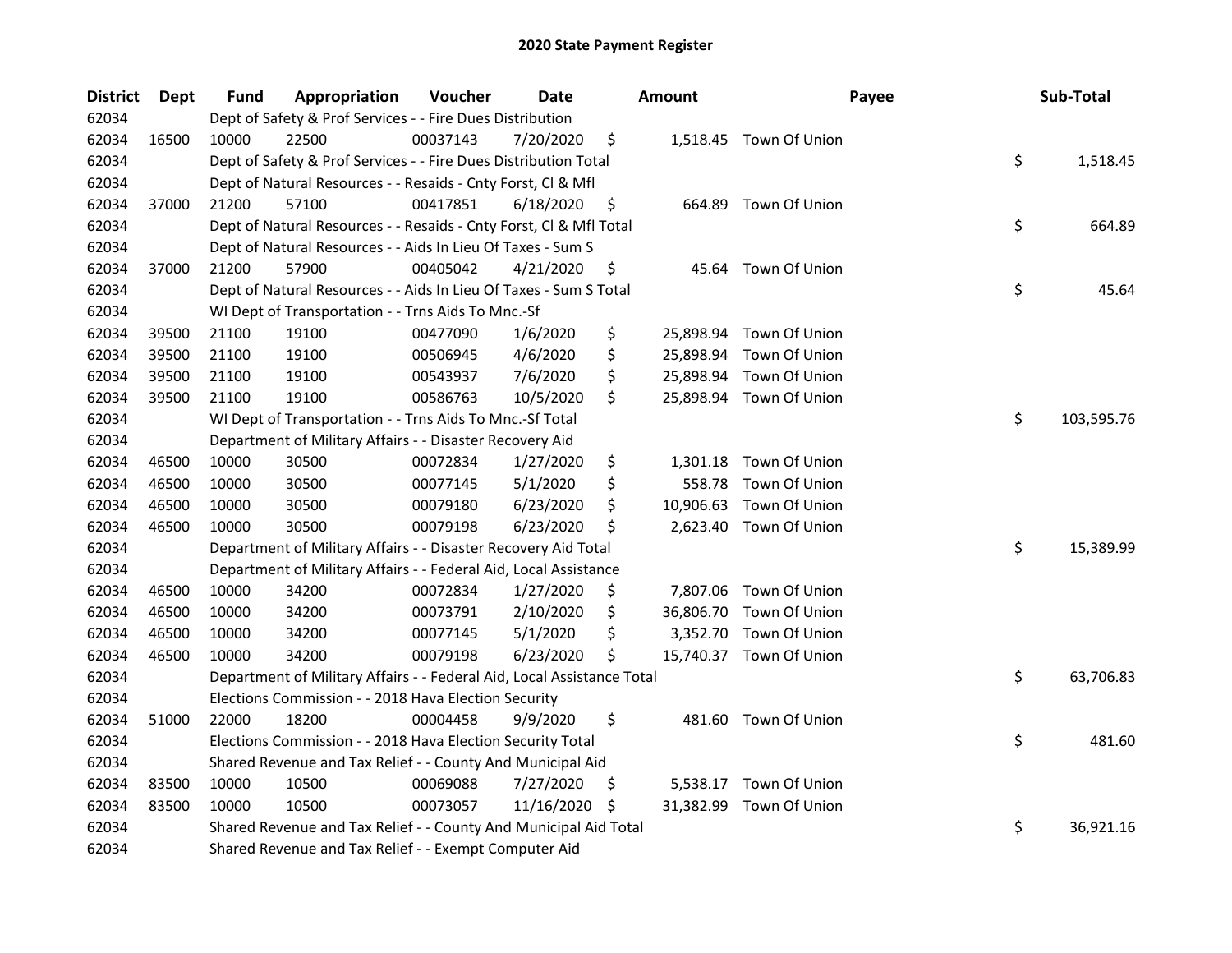# 2020 State Payment Register

| District | Dept | Fund | Appropriation | Voucher | Date | Amount | Payee | Sub-Total |
|---|---|---|---|---|---|---|---|---|
| 62034 | | Dept of Safety & Prof Services - - Fire Dues Distribution | | | | | | |
| 62034 | 16500 | 10000 | 22500 | 00037143 | 7/20/2020 | $ 1,518.45 | Town Of Union | |
| 62034 | | Dept of Safety & Prof Services - - Fire Dues Distribution Total | | | | | | $ 1,518.45 |
| 62034 | | Dept of Natural Resources - - Resaids - Cnty Forst, Cl & Mfl | | | | | | |
| 62034 | 37000 | 21200 | 57100 | 00417851 | 6/18/2020 | $ 664.89 | Town Of Union | |
| 62034 | | Dept of Natural Resources - - Resaids - Cnty Forst, Cl & Mfl Total | | | | | | $ 664.89 |
| 62034 | | Dept of Natural Resources - - Aids In Lieu Of Taxes - Sum S | | | | | | |
| 62034 | 37000 | 21200 | 57900 | 00405042 | 4/21/2020 | $ 45.64 | Town Of Union | |
| 62034 | | Dept of Natural Resources - - Aids In Lieu Of Taxes - Sum S Total | | | | | | $ 45.64 |
| 62034 | | WI Dept of Transportation - - Trns Aids To Mnc.-Sf | | | | | | |
| 62034 | 39500 | 21100 | 19100 | 00477090 | 1/6/2020 | $ 25,898.94 | Town Of Union | |
| 62034 | 39500 | 21100 | 19100 | 00506945 | 4/6/2020 | $ 25,898.94 | Town Of Union | |
| 62034 | 39500 | 21100 | 19100 | 00543937 | 7/6/2020 | $ 25,898.94 | Town Of Union | |
| 62034 | 39500 | 21100 | 19100 | 00586763 | 10/5/2020 | $ 25,898.94 | Town Of Union | |
| 62034 | | WI Dept of Transportation - - Trns Aids To Mnc.-Sf Total | | | | | | $ 103,595.76 |
| 62034 | | Department of Military Affairs - - Disaster Recovery Aid | | | | | | |
| 62034 | 46500 | 10000 | 30500 | 00072834 | 1/27/2020 | $ 1,301.18 | Town Of Union | |
| 62034 | 46500 | 10000 | 30500 | 00077145 | 5/1/2020 | $ 558.78 | Town Of Union | |
| 62034 | 46500 | 10000 | 30500 | 00079180 | 6/23/2020 | $ 10,906.63 | Town Of Union | |
| 62034 | 46500 | 10000 | 30500 | 00079198 | 6/23/2020 | $ 2,623.40 | Town Of Union | |
| 62034 | | Department of Military Affairs - - Disaster Recovery Aid Total | | | | | | $ 15,389.99 |
| 62034 | | Department of Military Affairs - - Federal Aid, Local Assistance | | | | | | |
| 62034 | 46500 | 10000 | 34200 | 00072834 | 1/27/2020 | $ 7,807.06 | Town Of Union | |
| 62034 | 46500 | 10000 | 34200 | 00073791 | 2/10/2020 | $ 36,806.70 | Town Of Union | |
| 62034 | 46500 | 10000 | 34200 | 00077145 | 5/1/2020 | $ 3,352.70 | Town Of Union | |
| 62034 | 46500 | 10000 | 34200 | 00079198 | 6/23/2020 | $ 15,740.37 | Town Of Union | |
| 62034 | | Department of Military Affairs - - Federal Aid, Local Assistance Total | | | | | | $ 63,706.83 |
| 62034 | | Elections Commission - - 2018 Hava Election Security | | | | | | |
| 62034 | 51000 | 22000 | 18200 | 00004458 | 9/9/2020 | $ 481.60 | Town Of Union | |
| 62034 | | Elections Commission - - 2018 Hava Election Security Total | | | | | | $ 481.60 |
| 62034 | | Shared Revenue and Tax Relief - - County And Municipal Aid | | | | | | |
| 62034 | 83500 | 10000 | 10500 | 00069088 | 7/27/2020 | $ 5,538.17 | Town Of Union | |
| 62034 | 83500 | 10000 | 10500 | 00073057 | 11/16/2020 | $ 31,382.99 | Town Of Union | |
| 62034 | | Shared Revenue and Tax Relief - - County And Municipal Aid Total | | | | | | $ 36,921.16 |
| 62034 | | Shared Revenue and Tax Relief - - Exempt Computer Aid | | | | | | |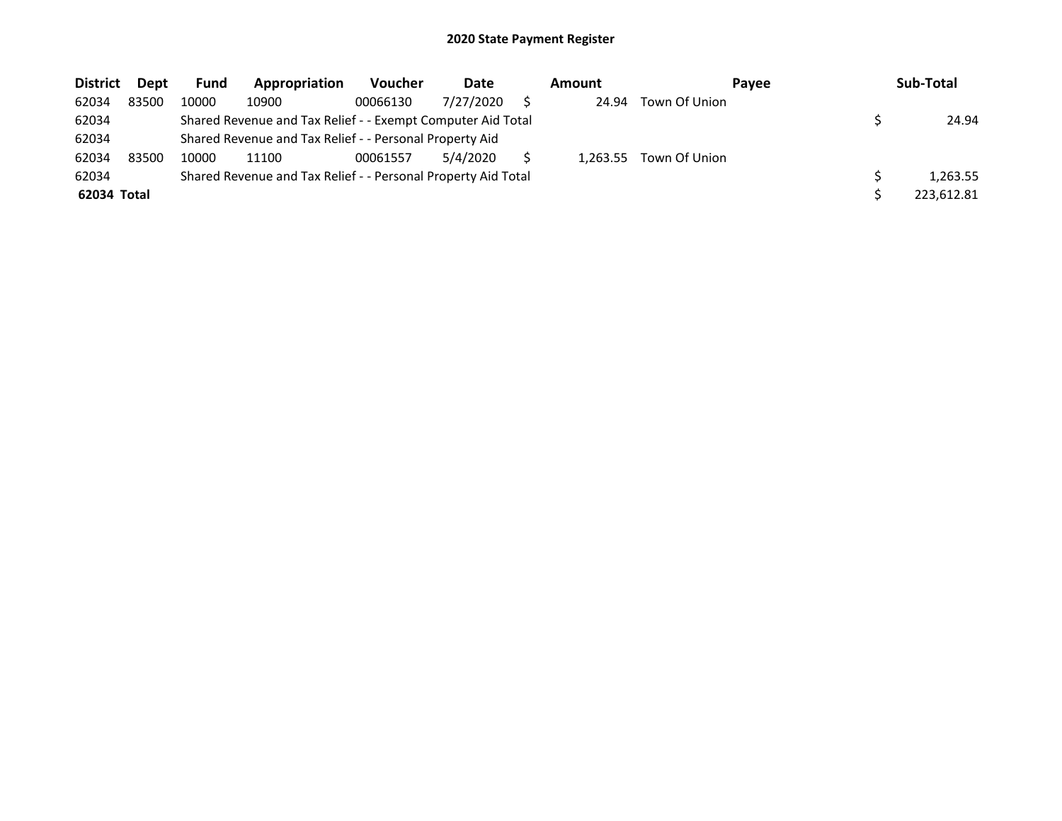## 2020 State Payment Register

| District | Dept | Fund | Appropriation | Voucher | Date | Amount | Payee | Sub-Total |
|---|---|---|---|---|---|---|---|---|
| 62034 | 83500 | 10000 | 10900 | 00066130 | 7/27/2020 | $ 24.94 | Town Of Union | |
| 62034 | | Shared Revenue and Tax Relief - - Exempt Computer Aid Total | | | | | | $ 24.94 |
| 62034 | | Shared Revenue and Tax Relief - - Personal Property Aid | | | | | | |
| 62034 | 83500 | 10000 | 11100 | 00061557 | 5/4/2020 | $ 1,263.55 | Town Of Union | |
| 62034 | | Shared Revenue and Tax Relief - - Personal Property Aid Total | | | | | | $ 1,263.55 |
| **62034 Total** | | | | | | | | $ 223,612.81 |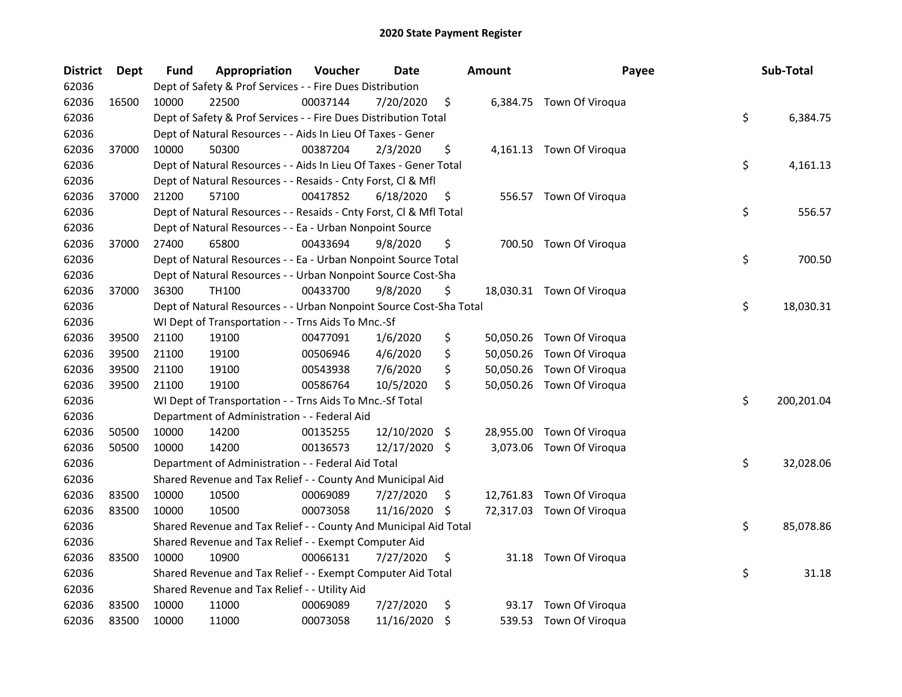# 2020 State Payment Register

| District | Dept | Fund | Appropriation | Voucher | Date | Amount | Payee | Sub-Total |
|---|---|---|---|---|---|---|---|---|
| 62036 | Dept of Safety & Prof Services - - Fire Dues Distribution | | | | | | | |
| 62036 | 16500 | 10000 | 22500 | 00037144 | 7/20/2020 | $ 6,384.75 | Town Of Viroqua | |
| 62036 | Dept of Safety & Prof Services - - Fire Dues Distribution Total | | | | | | | $ 6,384.75 |
| 62036 | Dept of Natural Resources - - Aids In Lieu Of Taxes - Gener | | | | | | | |
| 62036 | 37000 | 10000 | 50300 | 00387204 | 2/3/2020 | $ 4,161.13 | Town Of Viroqua | |
| 62036 | Dept of Natural Resources - - Aids In Lieu Of Taxes - Gener Total | | | | | | | $ 4,161.13 |
| 62036 | Dept of Natural Resources - - Resaids - Cnty Forst, Cl & Mfl | | | | | | | |
| 62036 | 37000 | 21200 | 57100 | 00417852 | 6/18/2020 | $ 556.57 | Town Of Viroqua | |
| 62036 | Dept of Natural Resources - - Resaids - Cnty Forst, Cl & Mfl Total | | | | | | | $ 556.57 |
| 62036 | Dept of Natural Resources - - Ea - Urban Nonpoint Source | | | | | | | |
| 62036 | 37000 | 27400 | 65800 | 00433694 | 9/8/2020 | $ 700.50 | Town Of Viroqua | |
| 62036 | Dept of Natural Resources - - Ea - Urban Nonpoint Source Total | | | | | | | $ 700.50 |
| 62036 | Dept of Natural Resources - - Urban Nonpoint Source Cost-Sha | | | | | | | |
| 62036 | 37000 | 36300 | TH100 | 00433700 | 9/8/2020 | $ 18,030.31 | Town Of Viroqua | |
| 62036 | Dept of Natural Resources - - Urban Nonpoint Source Cost-Sha Total | | | | | | | $ 18,030.31 |
| 62036 | WI Dept of Transportation - - Trns Aids To Mnc.-Sf | | | | | | | |
| 62036 | 39500 | 21100 | 19100 | 00477091 | 1/6/2020 | $ 50,050.26 | Town Of Viroqua | |
| 62036 | 39500 | 21100 | 19100 | 00506946 | 4/6/2020 | $ 50,050.26 | Town Of Viroqua | |
| 62036 | 39500 | 21100 | 19100 | 00543938 | 7/6/2020 | $ 50,050.26 | Town Of Viroqua | |
| 62036 | 39500 | 21100 | 19100 | 00586764 | 10/5/2020 | $ 50,050.26 | Town Of Viroqua | |
| 62036 | WI Dept of Transportation - - Trns Aids To Mnc.-Sf Total | | | | | | | $ 200,201.04 |
| 62036 | Department of Administration - - Federal Aid | | | | | | | |
| 62036 | 50500 | 10000 | 14200 | 00135255 | 12/10/2020 | $ 28,955.00 | Town Of Viroqua | |
| 62036 | 50500 | 10000 | 14200 | 00136573 | 12/17/2020 | $ 3,073.06 | Town Of Viroqua | |
| 62036 | Department of Administration - - Federal Aid Total | | | | | | | $ 32,028.06 |
| 62036 | Shared Revenue and Tax Relief - - County And Municipal Aid | | | | | | | |
| 62036 | 83500 | 10000 | 10500 | 00069089 | 7/27/2020 | $ 12,761.83 | Town Of Viroqua | |
| 62036 | 83500 | 10000 | 10500 | 00073058 | 11/16/2020 | $ 72,317.03 | Town Of Viroqua | |
| 62036 | Shared Revenue and Tax Relief - - County And Municipal Aid Total | | | | | | | $ 85,078.86 |
| 62036 | Shared Revenue and Tax Relief - - Exempt Computer Aid | | | | | | | |
| 62036 | 83500 | 10000 | 10900 | 00066131 | 7/27/2020 | $ 31.18 | Town Of Viroqua | |
| 62036 | Shared Revenue and Tax Relief - - Exempt Computer Aid Total | | | | | | | $ 31.18 |
| 62036 | Shared Revenue and Tax Relief - - Utility Aid | | | | | | | |
| 62036 | 83500 | 10000 | 11000 | 00069089 | 7/27/2020 | $ 93.17 | Town Of Viroqua | |
| 62036 | 83500 | 10000 | 11000 | 00073058 | 11/16/2020 | $ 539.53 | Town Of Viroqua | |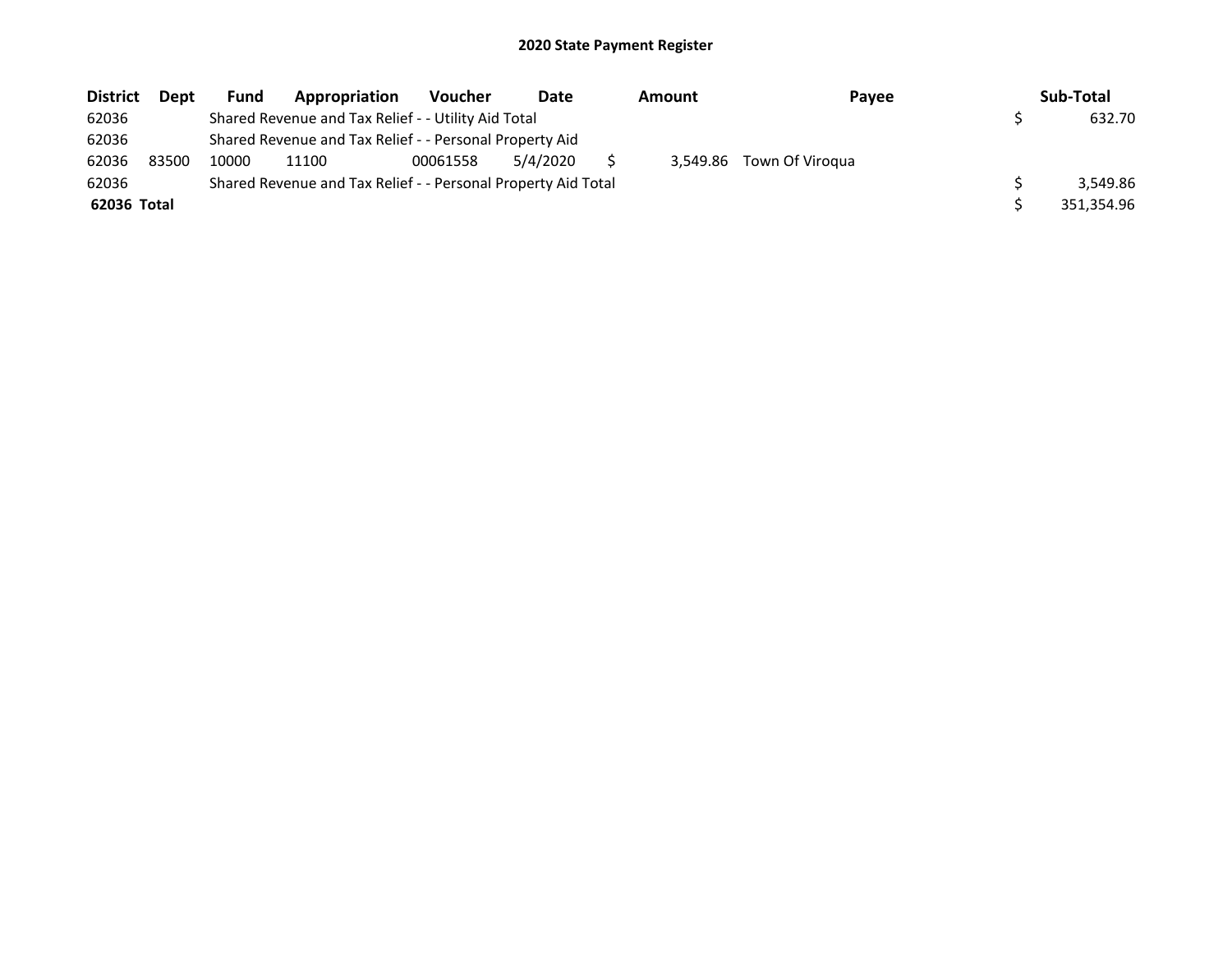# 2020 State Payment Register

| District | Dept | Fund | Appropriation | Voucher | Date | Amount | Payee | Sub-Total |
|---|---|---|---|---|---|---|---|---|
| 62036 | | Shared Revenue and Tax Relief - - Utility Aid Total | | | | | | $ 632.70 |
| 62036 | | Shared Revenue and Tax Relief - - Personal Property Aid | | | | | | |
| 62036 | 83500 | 10000 | 11100 | 00061558 | 5/4/2020 | $ 3,549.86 | Town Of Viroqua | |
| 62036 | | Shared Revenue and Tax Relief - - Personal Property Aid Total | | | | | | $ 3,549.86 |
| **62036 Total** | | | | | | | | $ 351,354.96 |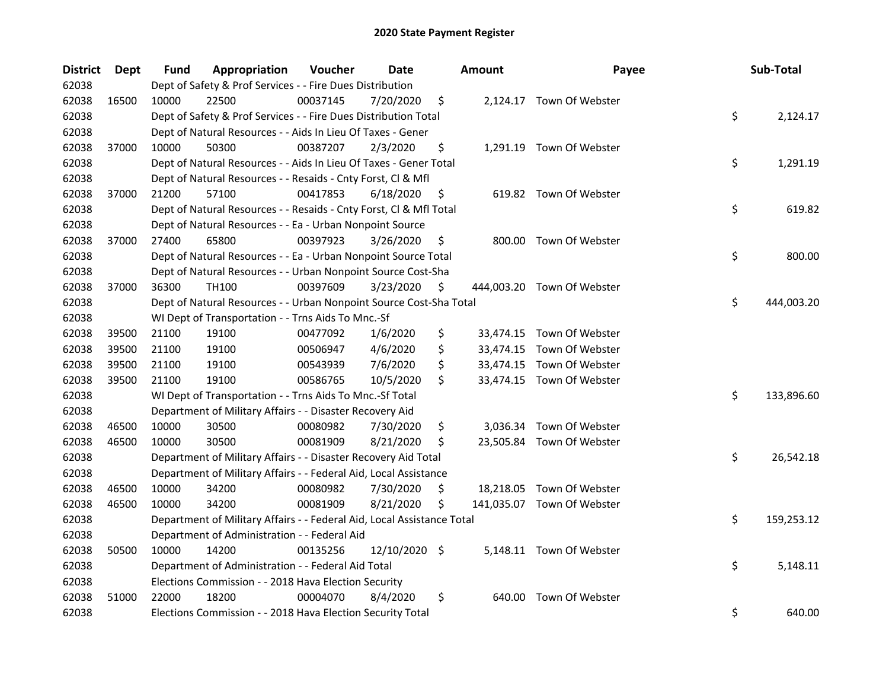# 2020 State Payment Register

| District | Dept | Fund | Appropriation | Voucher | Date | Amount | Payee | Sub-Total |
|---|---|---|---|---|---|---|---|---|
| 62038 | | Dept of Safety & Prof Services - - Fire Dues Distribution | | | | | | |
| 62038 | 16500 | 10000 | 22500 | 00037145 | 7/20/2020 | $ 2,124.17 | Town Of Webster | |
| 62038 | | Dept of Safety & Prof Services - - Fire Dues Distribution Total | | | | | | $ 2,124.17 |
| 62038 | | Dept of Natural Resources - - Aids In Lieu Of Taxes - Gener | | | | | | |
| 62038 | 37000 | 10000 | 50300 | 00387207 | 2/3/2020 | $ 1,291.19 | Town Of Webster | |
| 62038 | | Dept of Natural Resources - - Aids In Lieu Of Taxes - Gener Total | | | | | | $ 1,291.19 |
| 62038 | | Dept of Natural Resources - - Resaids - Cnty Forst, Cl & Mfl | | | | | | |
| 62038 | 37000 | 21200 | 57100 | 00417853 | 6/18/2020 | $ 619.82 | Town Of Webster | |
| 62038 | | Dept of Natural Resources - - Resaids - Cnty Forst, Cl & Mfl Total | | | | | | $ 619.82 |
| 62038 | | Dept of Natural Resources - - Ea - Urban Nonpoint Source | | | | | | |
| 62038 | 37000 | 27400 | 65800 | 00397923 | 3/26/2020 | $ 800.00 | Town Of Webster | |
| 62038 | | Dept of Natural Resources - - Ea - Urban Nonpoint Source Total | | | | | | $ 800.00 |
| 62038 | | Dept of Natural Resources - - Urban Nonpoint Source Cost-Sha | | | | | | |
| 62038 | 37000 | 36300 | TH100 | 00397609 | 3/23/2020 | $ 444,003.20 | Town Of Webster | |
| 62038 | | Dept of Natural Resources - - Urban Nonpoint Source Cost-Sha Total | | | | | | $ 444,003.20 |
| 62038 | | WI Dept of Transportation - - Trns Aids To Mnc.-Sf | | | | | | |
| 62038 | 39500 | 21100 | 19100 | 00477092 | 1/6/2020 | $ 33,474.15 | Town Of Webster | |
| 62038 | 39500 | 21100 | 19100 | 00506947 | 4/6/2020 | $ 33,474.15 | Town Of Webster | |
| 62038 | 39500 | 21100 | 19100 | 00543939 | 7/6/2020 | $ 33,474.15 | Town Of Webster | |
| 62038 | 39500 | 21100 | 19100 | 00586765 | 10/5/2020 | $ 33,474.15 | Town Of Webster | |
| 62038 | | WI Dept of Transportation - - Trns Aids To Mnc.-Sf Total | | | | | | $ 133,896.60 |
| 62038 | | Department of Military Affairs - - Disaster Recovery Aid | | | | | | |
| 62038 | 46500 | 10000 | 30500 | 00080982 | 7/30/2020 | $ 3,036.34 | Town Of Webster | |
| 62038 | 46500 | 10000 | 30500 | 00081909 | 8/21/2020 | $ 23,505.84 | Town Of Webster | |
| 62038 | | Department of Military Affairs - - Disaster Recovery Aid Total | | | | | | $ 26,542.18 |
| 62038 | | Department of Military Affairs - - Federal Aid, Local Assistance | | | | | | |
| 62038 | 46500 | 10000 | 34200 | 00080982 | 7/30/2020 | $ 18,218.05 | Town Of Webster | |
| 62038 | 46500 | 10000 | 34200 | 00081909 | 8/21/2020 | $ 141,035.07 | Town Of Webster | |
| 62038 | | Department of Military Affairs - - Federal Aid, Local Assistance Total | | | | | | $ 159,253.12 |
| 62038 | | Department of Administration - - Federal Aid | | | | | | |
| 62038 | 50500 | 10000 | 14200 | 00135256 | 12/10/2020 | $ 5,148.11 | Town Of Webster | |
| 62038 | | Department of Administration - - Federal Aid Total | | | | | | $ 5,148.11 |
| 62038 | | Elections Commission - - 2018 Hava Election Security | | | | | | |
| 62038 | 51000 | 22000 | 18200 | 00004070 | 8/4/2020 | $ 640.00 | Town Of Webster | |
| 62038 | | Elections Commission - - 2018 Hava Election Security Total | | | | | | $ 640.00 |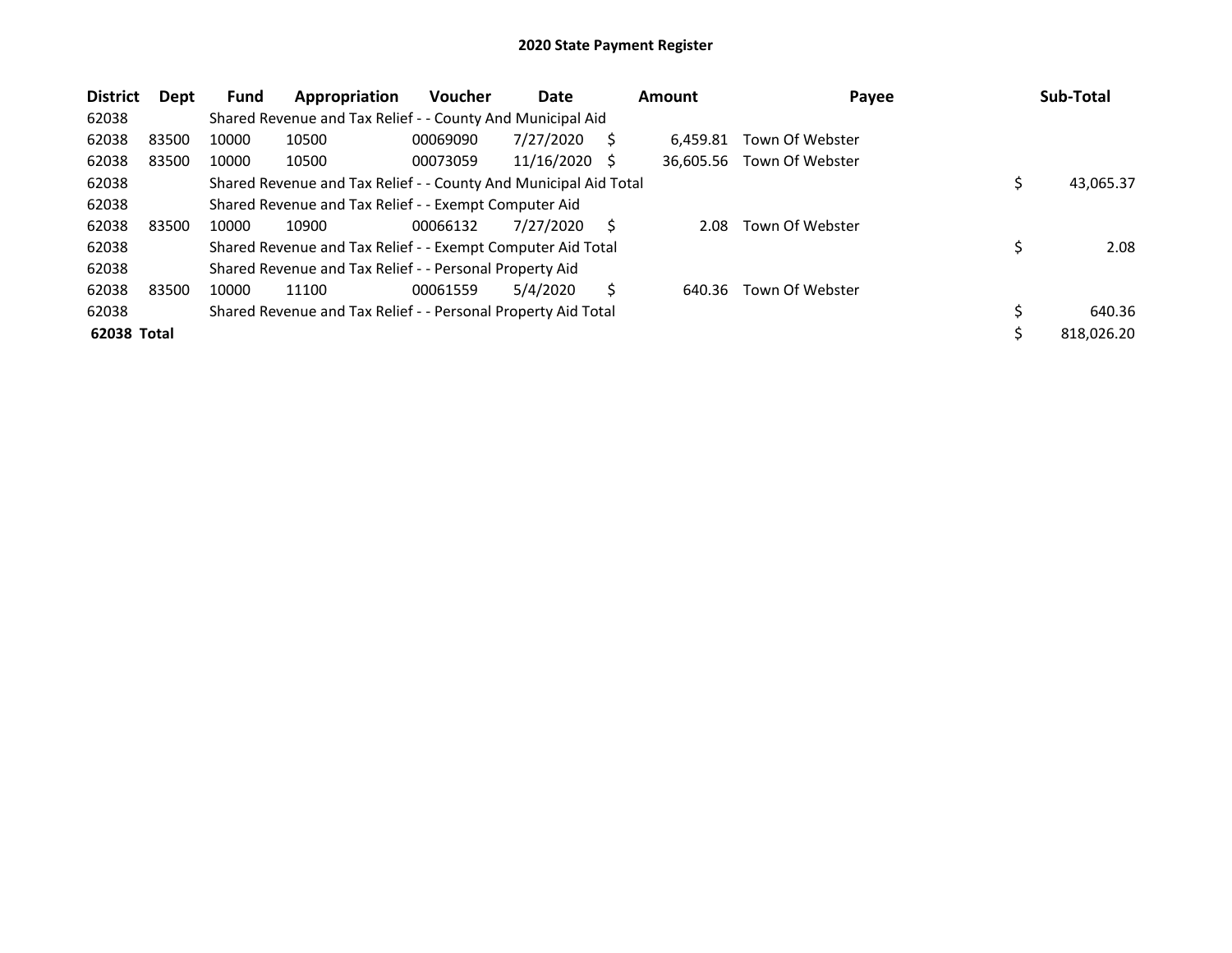# 2020 State Payment Register

| District | Dept | Fund | Appropriation | Voucher | Date | Amount | Payee | Sub-Total |
|---|---|---|---|---|---|---|---|---|
| 62038 | | Shared Revenue and Tax Relief - - County And Municipal Aid | | | | | | |
| 62038 | 83500 | 10000 | 10500 | 00069090 | 7/27/2020 | $ 6,459.81 | Town Of Webster | |
| 62038 | 83500 | 10000 | 10500 | 00073059 | 11/16/2020 | $ 36,605.56 | Town Of Webster | |
| 62038 | | Shared Revenue and Tax Relief - - County And Municipal Aid Total | | | | | | $ 43,065.37 |
| 62038 | | Shared Revenue and Tax Relief - - Exempt Computer Aid | | | | | | |
| 62038 | 83500 | 10000 | 10900 | 00066132 | 7/27/2020 | $ 2.08 | Town Of Webster | |
| 62038 | | Shared Revenue and Tax Relief - - Exempt Computer Aid Total | | | | | | $ 2.08 |
| 62038 | | Shared Revenue and Tax Relief - - Personal Property Aid | | | | | | |
| 62038 | 83500 | 10000 | 11100 | 00061559 | 5/4/2020 | $ 640.36 | Town Of Webster | |
| 62038 | | Shared Revenue and Tax Relief - - Personal Property Aid Total | | | | | | $ 640.36 |
| **62038 Total** | | | | | | | | $ 818,026.20 |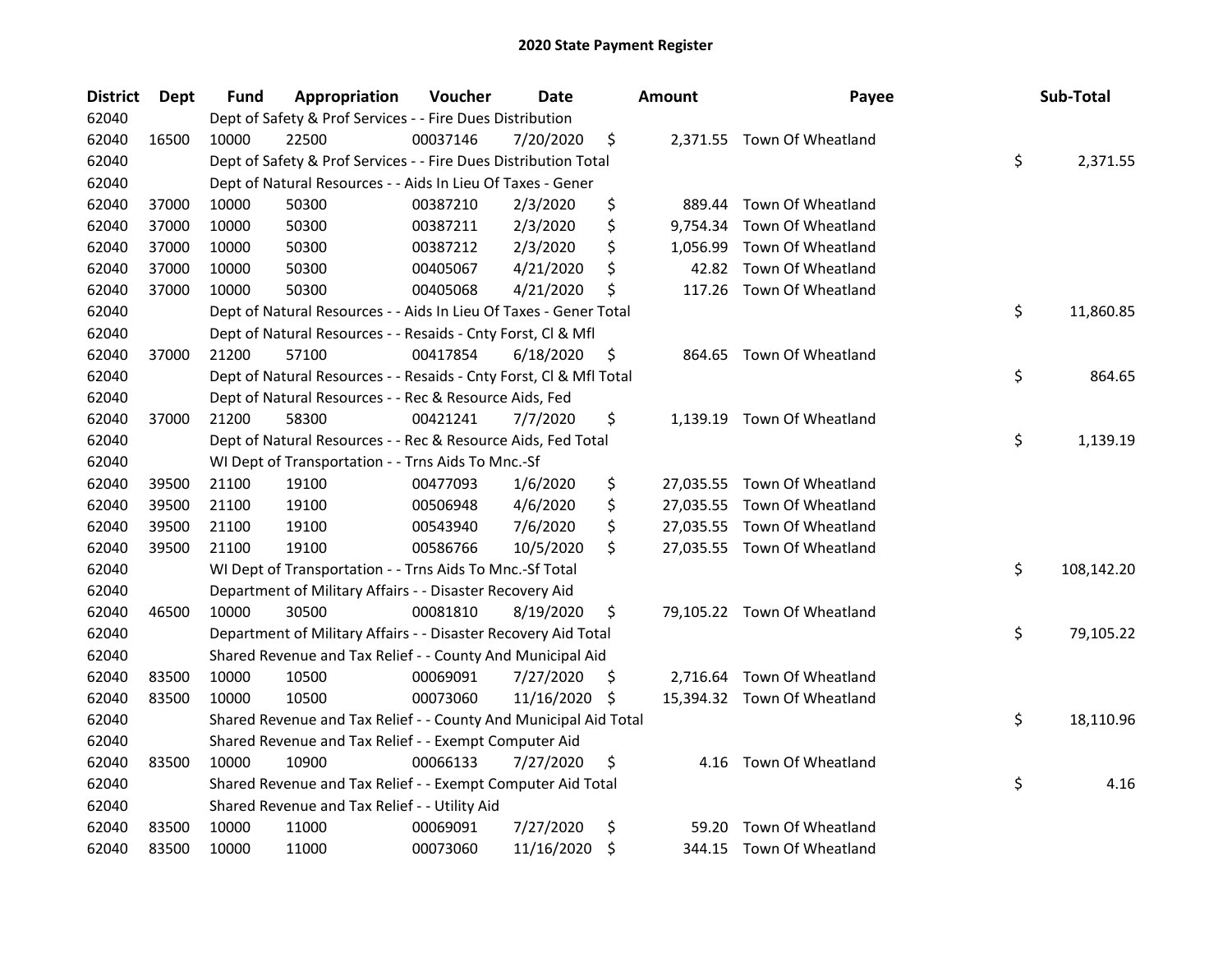# 2020 State Payment Register

| District | Dept | Fund | Appropriation | Voucher | Date | Amount | Payee | Sub-Total |
|---|---|---|---|---|---|---|---|---|
| 62040 | | Dept of Safety & Prof Services - - Fire Dues Distribution | | | | | | |
| 62040 | 16500 | 10000 | 22500 | 00037146 | 7/20/2020 | $ 2,371.55 | Town Of Wheatland | |
| 62040 | | Dept of Safety & Prof Services - - Fire Dues Distribution Total | | | | | | $ 2,371.55 |
| 62040 | | Dept of Natural Resources - - Aids In Lieu Of Taxes - Gener | | | | | | |
| 62040 | 37000 | 10000 | 50300 | 00387210 | 2/3/2020 | $ 889.44 | Town Of Wheatland | |
| 62040 | 37000 | 10000 | 50300 | 00387211 | 2/3/2020 | $ 9,754.34 | Town Of Wheatland | |
| 62040 | 37000 | 10000 | 50300 | 00387212 | 2/3/2020 | $ 1,056.99 | Town Of Wheatland | |
| 62040 | 37000 | 10000 | 50300 | 00405067 | 4/21/2020 | $ 42.82 | Town Of Wheatland | |
| 62040 | 37000 | 10000 | 50300 | 00405068 | 4/21/2020 | $ 117.26 | Town Of Wheatland | |
| 62040 | | Dept of Natural Resources - - Aids In Lieu Of Taxes - Gener Total | | | | | | $ 11,860.85 |
| 62040 | | Dept of Natural Resources - - Resaids - Cnty Forst, Cl & Mfl | | | | | | |
| 62040 | 37000 | 21200 | 57100 | 00417854 | 6/18/2020 | $ 864.65 | Town Of Wheatland | |
| 62040 | | Dept of Natural Resources - - Resaids - Cnty Forst, Cl & Mfl Total | | | | | | $ 864.65 |
| 62040 | | Dept of Natural Resources - - Rec & Resource Aids, Fed | | | | | | |
| 62040 | 37000 | 21200 | 58300 | 00421241 | 7/7/2020 | $ 1,139.19 | Town Of Wheatland | |
| 62040 | | Dept of Natural Resources - - Rec & Resource Aids, Fed Total | | | | | | $ 1,139.19 |
| 62040 | | WI Dept of Transportation - - Trns Aids To Mnc.-Sf | | | | | | |
| 62040 | 39500 | 21100 | 19100 | 00477093 | 1/6/2020 | $ 27,035.55 | Town Of Wheatland | |
| 62040 | 39500 | 21100 | 19100 | 00506948 | 4/6/2020 | $ 27,035.55 | Town Of Wheatland | |
| 62040 | 39500 | 21100 | 19100 | 00543940 | 7/6/2020 | $ 27,035.55 | Town Of Wheatland | |
| 62040 | 39500 | 21100 | 19100 | 00586766 | 10/5/2020 | $ 27,035.55 | Town Of Wheatland | |
| 62040 | | WI Dept of Transportation - - Trns Aids To Mnc.-Sf Total | | | | | | $ 108,142.20 |
| 62040 | | Department of Military Affairs - - Disaster Recovery Aid | | | | | | |
| 62040 | 46500 | 10000 | 30500 | 00081810 | 8/19/2020 | $ 79,105.22 | Town Of Wheatland | |
| 62040 | | Department of Military Affairs - - Disaster Recovery Aid Total | | | | | | $ 79,105.22 |
| 62040 | | Shared Revenue and Tax Relief - - County And Municipal Aid | | | | | | |
| 62040 | 83500 | 10000 | 10500 | 00069091 | 7/27/2020 | $ 2,716.64 | Town Of Wheatland | |
| 62040 | 83500 | 10000 | 10500 | 00073060 | 11/16/2020 | $ 15,394.32 | Town Of Wheatland | |
| 62040 | | Shared Revenue and Tax Relief - - County And Municipal Aid Total | | | | | | $ 18,110.96 |
| 62040 | | Shared Revenue and Tax Relief - - Exempt Computer Aid | | | | | | |
| 62040 | 83500 | 10000 | 10900 | 00066133 | 7/27/2020 | $ 4.16 | Town Of Wheatland | |
| 62040 | | Shared Revenue and Tax Relief - - Exempt Computer Aid Total | | | | | | $ 4.16 |
| 62040 | | Shared Revenue and Tax Relief - - Utility Aid | | | | | | |
| 62040 | 83500 | 10000 | 11000 | 00069091 | 7/27/2020 | $ 59.20 | Town Of Wheatland | |
| 62040 | 83500 | 10000 | 11000 | 00073060 | 11/16/2020 | $ 344.15 | Town Of Wheatland | |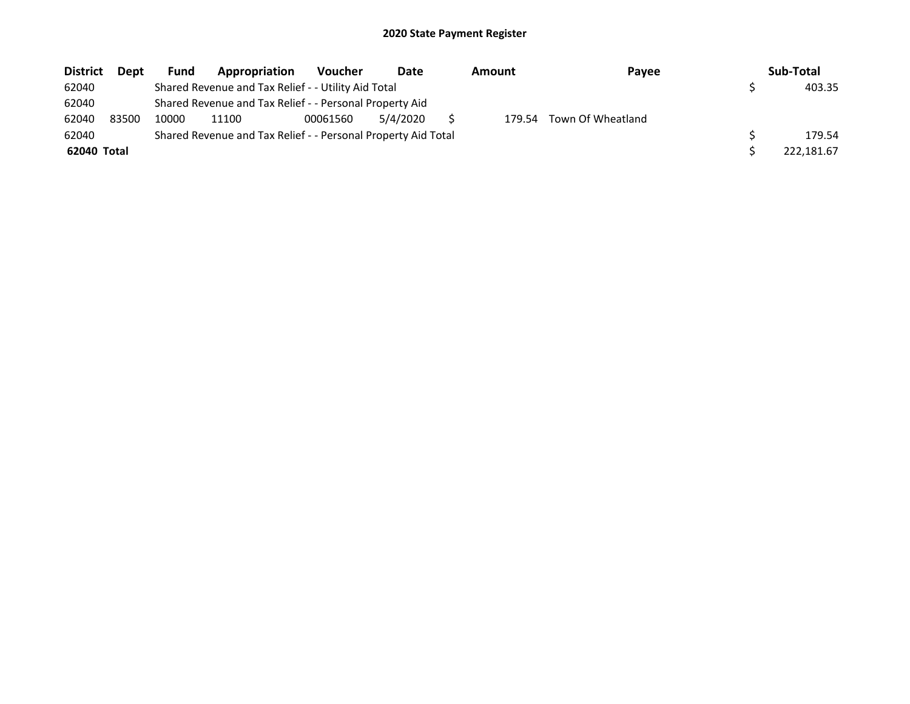## 2020 State Payment Register

| District | Dept | Fund | Appropriation | Voucher | Date | Amount | Payee | Sub-Total |
|---|---|---|---|---|---|---|---|---|
| 62040 | | Shared Revenue and Tax Relief - - Utility Aid Total | | | | | | $ 403.35 |
| 62040 | | Shared Revenue and Tax Relief - - Personal Property Aid | | | | | | |
| 62040 | 83500 | 10000 | 11100 | 00061560 | 5/4/2020 | $ 179.54 | Town Of Wheatland | |
| 62040 | | Shared Revenue and Tax Relief - - Personal Property Aid Total | | | | | | $ 179.54 |
| **62040 Total** | | | | | | | | $ 222,181.67 |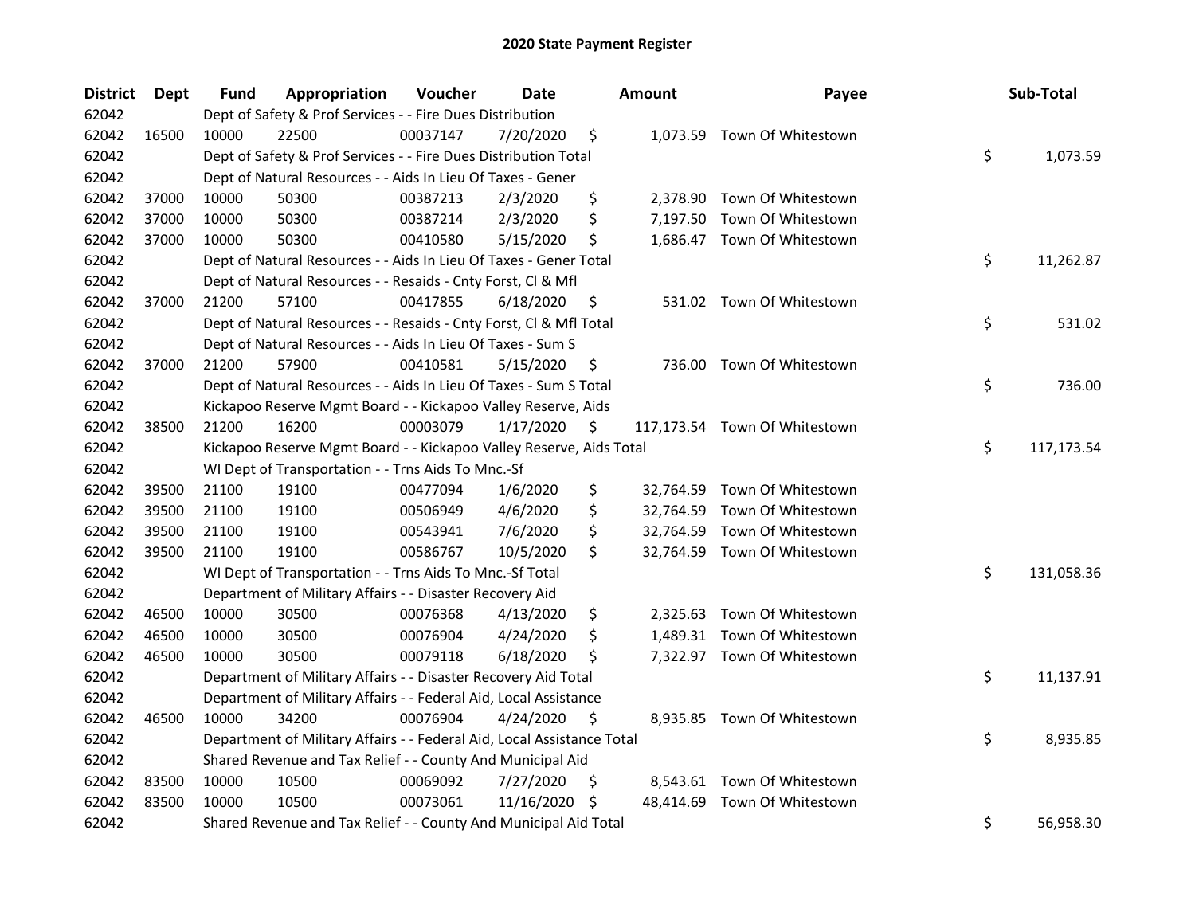# 2020 State Payment Register

| District | Dept | Fund | Appropriation | Voucher | Date | Amount | Payee | Sub-Total |
|---|---|---|---|---|---|---|---|---|
| 62042 | | Dept of Safety & Prof Services - - Fire Dues Distribution | | | | | | |
| 62042 | 16500 | 10000 | 22500 | 00037147 | 7/20/2020 | $ 1,073.59 | Town Of Whitestown | |
| 62042 | | Dept of Safety & Prof Services - - Fire Dues Distribution Total | | | | | | $ 1,073.59 |
| 62042 | | Dept of Natural Resources - - Aids In Lieu Of Taxes - Gener | | | | | | |
| 62042 | 37000 | 10000 | 50300 | 00387213 | 2/3/2020 | $ 2,378.90 | Town Of Whitestown | |
| 62042 | 37000 | 10000 | 50300 | 00387214 | 2/3/2020 | $ 7,197.50 | Town Of Whitestown | |
| 62042 | 37000 | 10000 | 50300 | 00410580 | 5/15/2020 | $ 1,686.47 | Town Of Whitestown | |
| 62042 | | Dept of Natural Resources - - Aids In Lieu Of Taxes - Gener Total | | | | | | $ 11,262.87 |
| 62042 | | Dept of Natural Resources - - Resaids - Cnty Forst, Cl & Mfl | | | | | | |
| 62042 | 37000 | 21200 | 57100 | 00417855 | 6/18/2020 | $ 531.02 | Town Of Whitestown | |
| 62042 | | Dept of Natural Resources - - Resaids - Cnty Forst, Cl & Mfl Total | | | | | | $ 531.02 |
| 62042 | | Dept of Natural Resources - - Aids In Lieu Of Taxes - Sum S | | | | | | |
| 62042 | 37000 | 21200 | 57900 | 00410581 | 5/15/2020 | $ 736.00 | Town Of Whitestown | |
| 62042 | | Dept of Natural Resources - - Aids In Lieu Of Taxes - Sum S Total | | | | | | $ 736.00 |
| 62042 | | Kickapoo Reserve Mgmt Board - - Kickapoo Valley Reserve, Aids | | | | | | |
| 62042 | 38500 | 21200 | 16200 | 00003079 | 1/17/2020 | $ 117,173.54 | Town Of Whitestown | |
| 62042 | | Kickapoo Reserve Mgmt Board - - Kickapoo Valley Reserve, Aids Total | | | | | | $ 117,173.54 |
| 62042 | | WI Dept of Transportation - - Trns Aids To Mnc.-Sf | | | | | | |
| 62042 | 39500 | 21100 | 19100 | 00477094 | 1/6/2020 | $ 32,764.59 | Town Of Whitestown | |
| 62042 | 39500 | 21100 | 19100 | 00506949 | 4/6/2020 | $ 32,764.59 | Town Of Whitestown | |
| 62042 | 39500 | 21100 | 19100 | 00543941 | 7/6/2020 | $ 32,764.59 | Town Of Whitestown | |
| 62042 | 39500 | 21100 | 19100 | 00586767 | 10/5/2020 | $ 32,764.59 | Town Of Whitestown | |
| 62042 | | WI Dept of Transportation - - Trns Aids To Mnc.-Sf Total | | | | | | $ 131,058.36 |
| 62042 | | Department of Military Affairs - - Disaster Recovery Aid | | | | | | |
| 62042 | 46500 | 10000 | 30500 | 00076368 | 4/13/2020 | $ 2,325.63 | Town Of Whitestown | |
| 62042 | 46500 | 10000 | 30500 | 00076904 | 4/24/2020 | $ 1,489.31 | Town Of Whitestown | |
| 62042 | 46500 | 10000 | 30500 | 00079118 | 6/18/2020 | $ 7,322.97 | Town Of Whitestown | |
| 62042 | | Department of Military Affairs - - Disaster Recovery Aid Total | | | | | | $ 11,137.91 |
| 62042 | | Department of Military Affairs - - Federal Aid, Local Assistance | | | | | | |
| 62042 | 46500 | 10000 | 34200 | 00076904 | 4/24/2020 | $ 8,935.85 | Town Of Whitestown | |
| 62042 | | Department of Military Affairs - - Federal Aid, Local Assistance Total | | | | | | $ 8,935.85 |
| 62042 | | Shared Revenue and Tax Relief - - County And Municipal Aid | | | | | | |
| 62042 | 83500 | 10000 | 10500 | 00069092 | 7/27/2020 | $ 8,543.61 | Town Of Whitestown | |
| 62042 | 83500 | 10000 | 10500 | 00073061 | 11/16/2020 | $ 48,414.69 | Town Of Whitestown | |
| 62042 | | Shared Revenue and Tax Relief - - County And Municipal Aid Total | | | | | | $ 56,958.30 |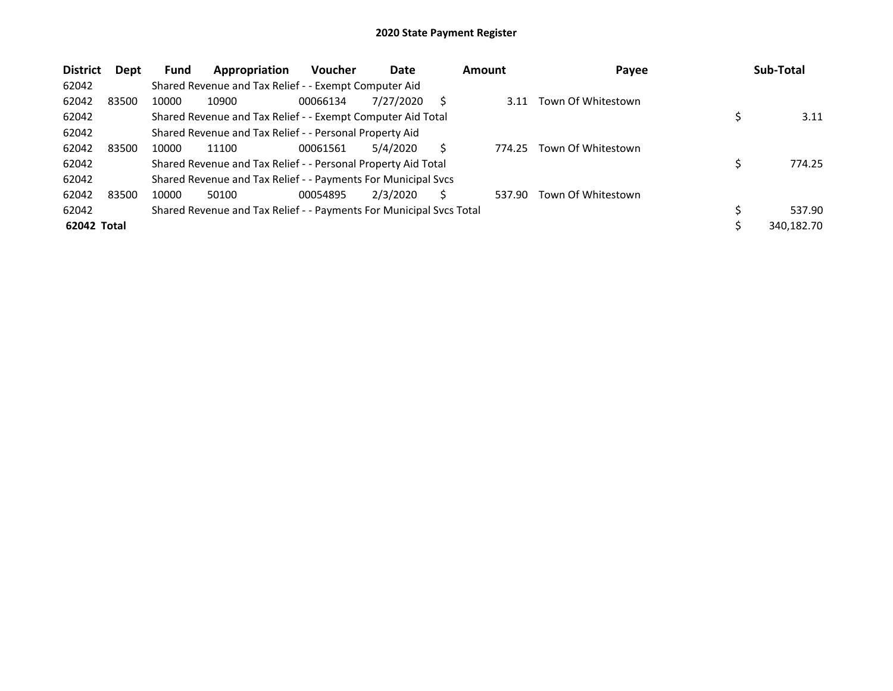# 2020 State Payment Register

| District | Dept | Fund | Appropriation | Voucher | Date | Amount | Payee | Sub-Total |
|---|---|---|---|---|---|---|---|---|
| 62042 | | Shared Revenue and Tax Relief - - Exempt Computer Aid | | | | | | |
| 62042 | 83500 | 10000 | 10900 | 00066134 | 7/27/2020 | $ 3.11 | Town Of Whitestown | |
| 62042 | | Shared Revenue and Tax Relief - - Exempt Computer Aid Total | | | | | | $ 3.11 |
| 62042 | | Shared Revenue and Tax Relief - - Personal Property Aid | | | | | | |
| 62042 | 83500 | 10000 | 11100 | 00061561 | 5/4/2020 | $ 774.25 | Town Of Whitestown | |
| 62042 | | Shared Revenue and Tax Relief - - Personal Property Aid Total | | | | | | $ 774.25 |
| 62042 | | Shared Revenue and Tax Relief - - Payments For Municipal Svcs | | | | | | |
| 62042 | 83500 | 10000 | 50100 | 00054895 | 2/3/2020 | $ 537.90 | Town Of Whitestown | |
| 62042 | | Shared Revenue and Tax Relief - - Payments For Municipal Svcs Total | | | | | | $ 537.90 |
| **62042 Total** | | | | | | | | $ 340,182.70 |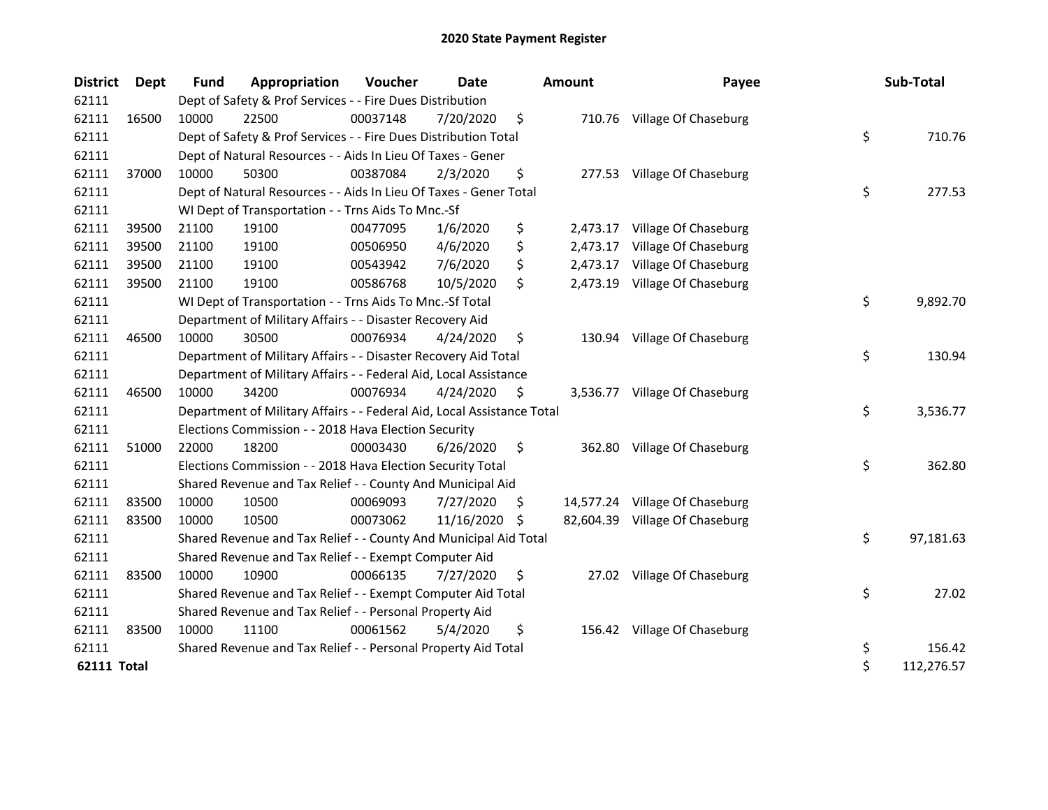# 2020 State Payment Register

| District | Dept | Fund | Appropriation | Voucher | Date | Amount | Payee | Sub-Total |
|---|---|---|---|---|---|---|---|---|
| 62111 | | Dept of Safety & Prof Services - - Fire Dues Distribution | | | | | | |
| 62111 | 16500 | 10000 | 22500 | 00037148 | 7/20/2020 | $ 710.76 | Village Of Chaseburg | |
| 62111 | | Dept of Safety & Prof Services - - Fire Dues Distribution Total | | | | | | $ 710.76 |
| 62111 | | Dept of Natural Resources - - Aids In Lieu Of Taxes - Gener | | | | | | |
| 62111 | 37000 | 10000 | 50300 | 00387084 | 2/3/2020 | $ 277.53 | Village Of Chaseburg | |
| 62111 | | Dept of Natural Resources - - Aids In Lieu Of Taxes - Gener Total | | | | | | $ 277.53 |
| 62111 | | WI Dept of Transportation - - Trns Aids To Mnc.-Sf | | | | | | |
| 62111 | 39500 | 21100 | 19100 | 00477095 | 1/6/2020 | $ 2,473.17 | Village Of Chaseburg | |
| 62111 | 39500 | 21100 | 19100 | 00506950 | 4/6/2020 | $ 2,473.17 | Village Of Chaseburg | |
| 62111 | 39500 | 21100 | 19100 | 00543942 | 7/6/2020 | $ 2,473.17 | Village Of Chaseburg | |
| 62111 | 39500 | 21100 | 19100 | 00586768 | 10/5/2020 | $ 2,473.19 | Village Of Chaseburg | |
| 62111 | | WI Dept of Transportation - - Trns Aids To Mnc.-Sf Total | | | | | | $ 9,892.70 |
| 62111 | | Department of Military Affairs - - Disaster Recovery Aid | | | | | | |
| 62111 | 46500 | 10000 | 30500 | 00076934 | 4/24/2020 | $ 130.94 | Village Of Chaseburg | |
| 62111 | | Department of Military Affairs - - Disaster Recovery Aid Total | | | | | | $ 130.94 |
| 62111 | | Department of Military Affairs - - Federal Aid, Local Assistance | | | | | | |
| 62111 | 46500 | 10000 | 34200 | 00076934 | 4/24/2020 | $ 3,536.77 | Village Of Chaseburg | |
| 62111 | | Department of Military Affairs - - Federal Aid, Local Assistance Total | | | | | | $ 3,536.77 |
| 62111 | | Elections Commission - - 2018 Hava Election Security | | | | | | |
| 62111 | 51000 | 22000 | 18200 | 00003430 | 6/26/2020 | $ 362.80 | Village Of Chaseburg | |
| 62111 | | Elections Commission - - 2018 Hava Election Security Total | | | | | | $ 362.80 |
| 62111 | | Shared Revenue and Tax Relief - - County And Municipal Aid | | | | | | |
| 62111 | 83500 | 10000 | 10500 | 00069093 | 7/27/2020 | $ 14,577.24 | Village Of Chaseburg | |
| 62111 | 83500 | 10000 | 10500 | 00073062 | 11/16/2020 | $ 82,604.39 | Village Of Chaseburg | |
| 62111 | | Shared Revenue and Tax Relief - - County And Municipal Aid Total | | | | | | $ 97,181.63 |
| 62111 | | Shared Revenue and Tax Relief - - Exempt Computer Aid | | | | | | |
| 62111 | 83500 | 10000 | 10900 | 00066135 | 7/27/2020 | $ 27.02 | Village Of Chaseburg | |
| 62111 | | Shared Revenue and Tax Relief - - Exempt Computer Aid Total | | | | | | $ 27.02 |
| 62111 | | Shared Revenue and Tax Relief - - Personal Property Aid | | | | | | |
| 62111 | 83500 | 10000 | 11100 | 00061562 | 5/4/2020 | $ 156.42 | Village Of Chaseburg | |
| 62111 | | Shared Revenue and Tax Relief - - Personal Property Aid Total | | | | | | $ 156.42 |
| **62111 Total** | | | | | | | | $ 112,276.57 |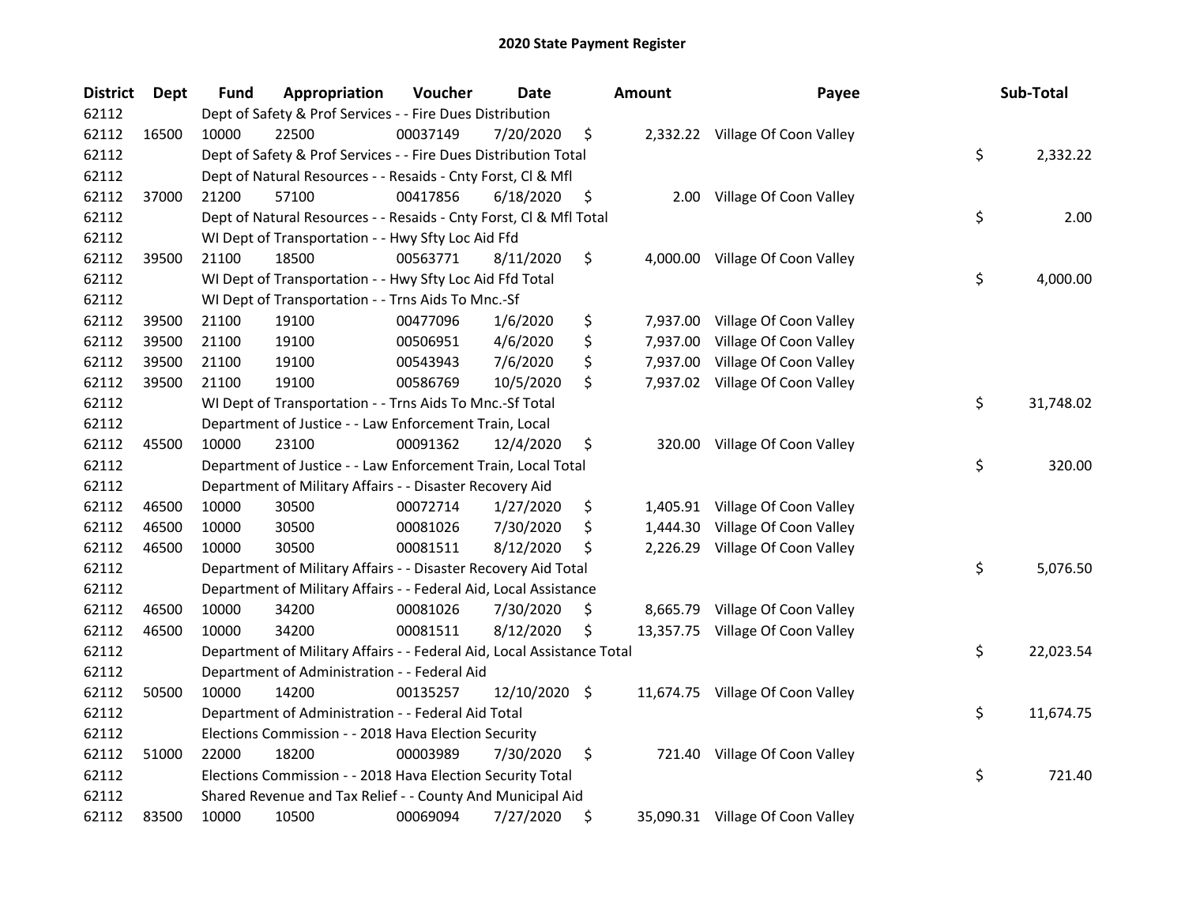# 2020 State Payment Register

| District | Dept | Fund | Appropriation | Voucher | Date | Amount | Payee | Sub-Total |
|---|---|---|---|---|---|---|---|---|
| 62112 | | Dept of Safety & Prof Services - - Fire Dues Distribution | | | | | | |
| 62112 | 16500 | 10000 | 22500 | 00037149 | 7/20/2020 | $ 2,332.22 | Village Of Coon Valley | |
| 62112 | | Dept of Safety & Prof Services - - Fire Dues Distribution Total | | | | | | $ 2,332.22 |
| 62112 | | Dept of Natural Resources - - Resaids - Cnty Forst, Cl & Mfl | | | | | | |
| 62112 | 37000 | 21200 | 57100 | 00417856 | 6/18/2020 | $ 2.00 | Village Of Coon Valley | |
| 62112 | | Dept of Natural Resources - - Resaids - Cnty Forst, Cl & Mfl Total | | | | | | $ 2.00 |
| 62112 | | WI Dept of Transportation - - Hwy Sfty Loc Aid Ffd | | | | | | |
| 62112 | 39500 | 21100 | 18500 | 00563771 | 8/11/2020 | $ 4,000.00 | Village Of Coon Valley | |
| 62112 | | WI Dept of Transportation - - Hwy Sfty Loc Aid Ffd Total | | | | | | $ 4,000.00 |
| 62112 | | WI Dept of Transportation - - Trns Aids To Mnc.-Sf | | | | | | |
| 62112 | 39500 | 21100 | 19100 | 00477096 | 1/6/2020 | $ 7,937.00 | Village Of Coon Valley | |
| 62112 | 39500 | 21100 | 19100 | 00506951 | 4/6/2020 | $ 7,937.00 | Village Of Coon Valley | |
| 62112 | 39500 | 21100 | 19100 | 00543943 | 7/6/2020 | $ 7,937.00 | Village Of Coon Valley | |
| 62112 | 39500 | 21100 | 19100 | 00586769 | 10/5/2020 | $ 7,937.02 | Village Of Coon Valley | |
| 62112 | | WI Dept of Transportation - - Trns Aids To Mnc.-Sf Total | | | | | | $ 31,748.02 |
| 62112 | | Department of Justice - - Law Enforcement Train, Local | | | | | | |
| 62112 | 45500 | 10000 | 23100 | 00091362 | 12/4/2020 | $ 320.00 | Village Of Coon Valley | |
| 62112 | | Department of Justice - - Law Enforcement Train, Local Total | | | | | | $ 320.00 |
| 62112 | | Department of Military Affairs - - Disaster Recovery Aid | | | | | | |
| 62112 | 46500 | 10000 | 30500 | 00072714 | 1/27/2020 | $ 1,405.91 | Village Of Coon Valley | |
| 62112 | 46500 | 10000 | 30500 | 00081026 | 7/30/2020 | $ 1,444.30 | Village Of Coon Valley | |
| 62112 | 46500 | 10000 | 30500 | 00081511 | 8/12/2020 | $ 2,226.29 | Village Of Coon Valley | |
| 62112 | | Department of Military Affairs - - Disaster Recovery Aid Total | | | | | | $ 5,076.50 |
| 62112 | | Department of Military Affairs - - Federal Aid, Local Assistance | | | | | | |
| 62112 | 46500 | 10000 | 34200 | 00081026 | 7/30/2020 | $ 8,665.79 | Village Of Coon Valley | |
| 62112 | 46500 | 10000 | 34200 | 00081511 | 8/12/2020 | $ 13,357.75 | Village Of Coon Valley | |
| 62112 | | Department of Military Affairs - - Federal Aid, Local Assistance Total | | | | | | $ 22,023.54 |
| 62112 | | Department of Administration - - Federal Aid | | | | | | |
| 62112 | 50500 | 10000 | 14200 | 00135257 | 12/10/2020 | $ 11,674.75 | Village Of Coon Valley | |
| 62112 | | Department of Administration - - Federal Aid Total | | | | | | $ 11,674.75 |
| 62112 | | Elections Commission - - 2018 Hava Election Security | | | | | | |
| 62112 | 51000 | 22000 | 18200 | 00003989 | 7/30/2020 | $ 721.40 | Village Of Coon Valley | |
| 62112 | | Elections Commission - - 2018 Hava Election Security Total | | | | | | $ 721.40 |
| 62112 | | Shared Revenue and Tax Relief - - County And Municipal Aid | | | | | | |
| 62112 | 83500 | 10000 | 10500 | 00069094 | 7/27/2020 | $ 35,090.31 | Village Of Coon Valley | |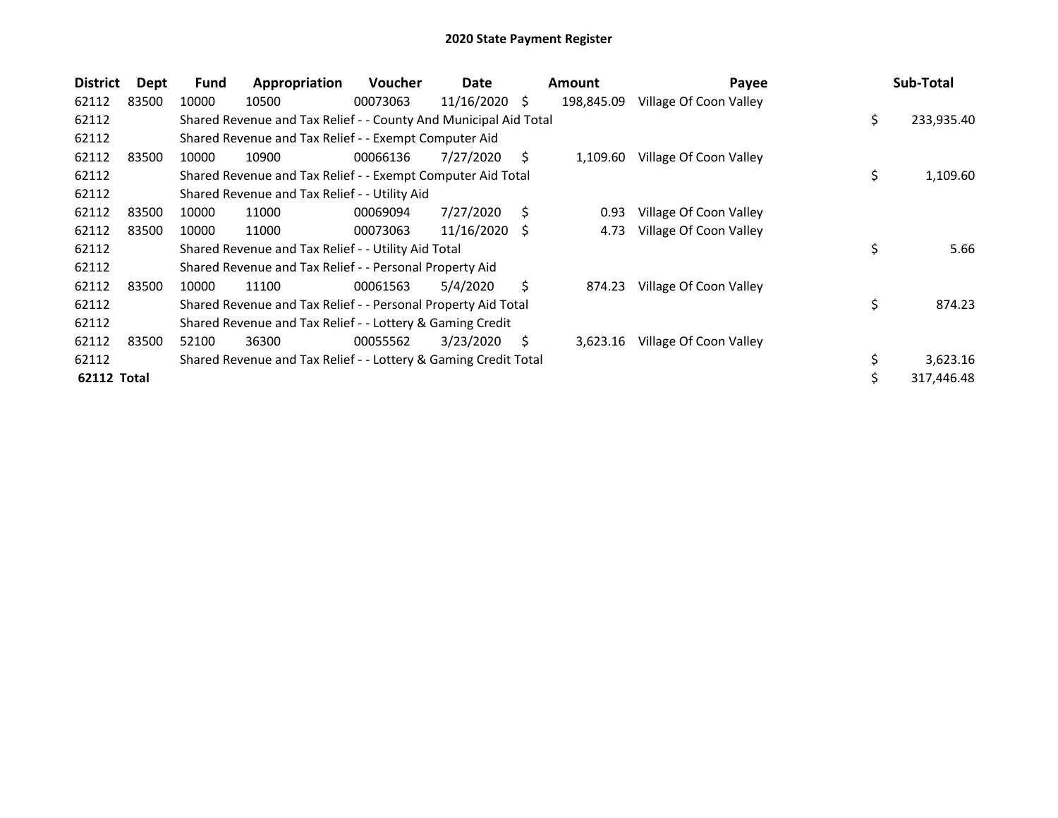# 2020 State Payment Register

| District | Dept | Fund | Appropriation | Voucher | Date | Amount | Payee | Sub-Total |
|---|---|---|---|---|---|---|---|---|
| 62112 | 83500 | 10000 | 10500 | 00073063 | 11/16/2020 | $ 198,845.09 | Village Of Coon Valley | |
| 62112 | | Shared Revenue and Tax Relief - - County And Municipal Aid Total | | | | | | $ 233,935.40 |
| 62112 | | Shared Revenue and Tax Relief - - Exempt Computer Aid | | | | | | |
| 62112 | 83500 | 10000 | 10900 | 00066136 | 7/27/2020 | $ 1,109.60 | Village Of Coon Valley | |
| 62112 | | Shared Revenue and Tax Relief - - Exempt Computer Aid Total | | | | | | $ 1,109.60 |
| 62112 | | Shared Revenue and Tax Relief - - Utility Aid | | | | | | |
| 62112 | 83500 | 10000 | 11000 | 00069094 | 7/27/2020 | $ 0.93 | Village Of Coon Valley | |
| 62112 | 83500 | 10000 | 11000 | 00073063 | 11/16/2020 | $ 4.73 | Village Of Coon Valley | |
| 62112 | | Shared Revenue and Tax Relief - - Utility Aid Total | | | | | | $ 5.66 |
| 62112 | | Shared Revenue and Tax Relief - - Personal Property Aid | | | | | | |
| 62112 | 83500 | 10000 | 11100 | 00061563 | 5/4/2020 | $ 874.23 | Village Of Coon Valley | |
| 62112 | | Shared Revenue and Tax Relief - - Personal Property Aid Total | | | | | | $ 874.23 |
| 62112 | | Shared Revenue and Tax Relief - - Lottery & Gaming Credit | | | | | | |
| 62112 | 83500 | 52100 | 36300 | 00055562 | 3/23/2020 | $ 3,623.16 | Village Of Coon Valley | |
| 62112 | | Shared Revenue and Tax Relief - - Lottery & Gaming Credit Total | | | | | | $ 3,623.16 |
| **62112 Total** | | | | | | | | $ 317,446.48 |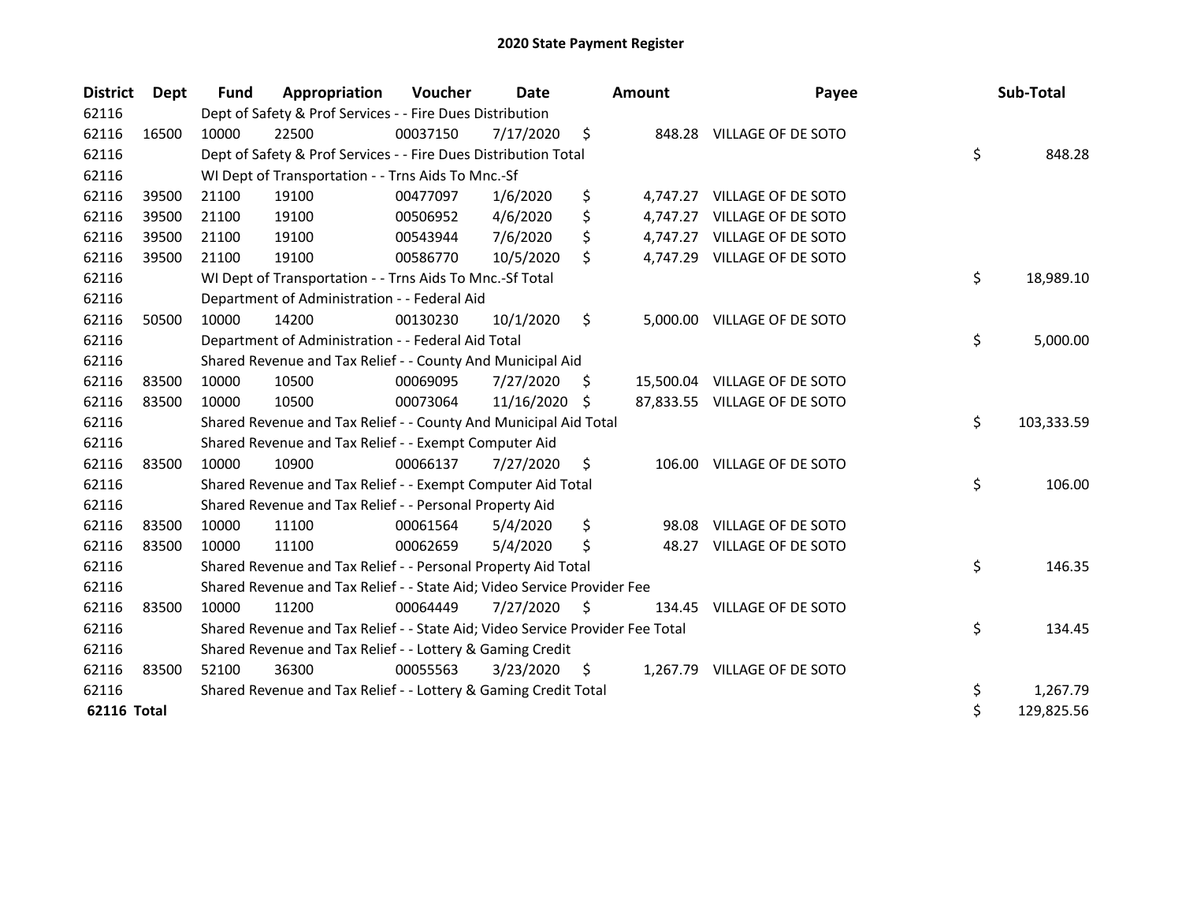# 2020 State Payment Register

| District | Dept | Fund | Appropriation | Voucher | Date | Amount | Payee | Sub-Total |
|---|---|---|---|---|---|---|---|---|
| 62116 | | Dept of Safety & Prof Services - - Fire Dues Distribution | | | | | | |
| 62116 | 16500 | 10000 | 22500 | 00037150 | 7/17/2020 | $ 848.28 | VILLAGE OF DE SOTO | |
| 62116 | | Dept of Safety & Prof Services - - Fire Dues Distribution Total | | | | | | $ 848.28 |
| 62116 | | WI Dept of Transportation - - Trns Aids To Mnc.-Sf | | | | | | |
| 62116 | 39500 | 21100 | 19100 | 00477097 | 1/6/2020 | $ 4,747.27 | VILLAGE OF DE SOTO | |
| 62116 | 39500 | 21100 | 19100 | 00506952 | 4/6/2020 | $ 4,747.27 | VILLAGE OF DE SOTO | |
| 62116 | 39500 | 21100 | 19100 | 00543944 | 7/6/2020 | $ 4,747.27 | VILLAGE OF DE SOTO | |
| 62116 | 39500 | 21100 | 19100 | 00586770 | 10/5/2020 | $ 4,747.29 | VILLAGE OF DE SOTO | |
| 62116 | | WI Dept of Transportation - - Trns Aids To Mnc.-Sf Total | | | | | | $ 18,989.10 |
| 62116 | | Department of Administration - - Federal Aid | | | | | | |
| 62116 | 50500 | 10000 | 14200 | 00130230 | 10/1/2020 | $ 5,000.00 | VILLAGE OF DE SOTO | |
| 62116 | | Department of Administration - - Federal Aid Total | | | | | | $ 5,000.00 |
| 62116 | | Shared Revenue and Tax Relief - - County And Municipal Aid | | | | | | |
| 62116 | 83500 | 10000 | 10500 | 00069095 | 7/27/2020 | $ 15,500.04 | VILLAGE OF DE SOTO | |
| 62116 | 83500 | 10000 | 10500 | 00073064 | 11/16/2020 | $ 87,833.55 | VILLAGE OF DE SOTO | |
| 62116 | | Shared Revenue and Tax Relief - - County And Municipal Aid Total | | | | | | $ 103,333.59 |
| 62116 | | Shared Revenue and Tax Relief - - Exempt Computer Aid | | | | | | |
| 62116 | 83500 | 10000 | 10900 | 00066137 | 7/27/2020 | $ 106.00 | VILLAGE OF DE SOTO | |
| 62116 | | Shared Revenue and Tax Relief - - Exempt Computer Aid Total | | | | | | $ 106.00 |
| 62116 | | Shared Revenue and Tax Relief - - Personal Property Aid | | | | | | |
| 62116 | 83500 | 10000 | 11100 | 00061564 | 5/4/2020 | $ 98.08 | VILLAGE OF DE SOTO | |
| 62116 | 83500 | 10000 | 11100 | 00062659 | 5/4/2020 | $ 48.27 | VILLAGE OF DE SOTO | |
| 62116 | | Shared Revenue and Tax Relief - - Personal Property Aid Total | | | | | | $ 146.35 |
| 62116 | | Shared Revenue and Tax Relief - - State Aid; Video Service Provider Fee | | | | | | |
| 62116 | 83500 | 10000 | 11200 | 00064449 | 7/27/2020 | $ 134.45 | VILLAGE OF DE SOTO | |
| 62116 | | Shared Revenue and Tax Relief - - State Aid; Video Service Provider Fee Total | | | | | | $ 134.45 |
| 62116 | | Shared Revenue and Tax Relief - - Lottery & Gaming Credit | | | | | | |
| 62116 | 83500 | 52100 | 36300 | 00055563 | 3/23/2020 | $ 1,267.79 | VILLAGE OF DE SOTO | |
| 62116 | | Shared Revenue and Tax Relief - - Lottery & Gaming Credit Total | | | | | | $ 1,267.79 |
| **62116 Total** | | | | | | | | $ 129,825.56 |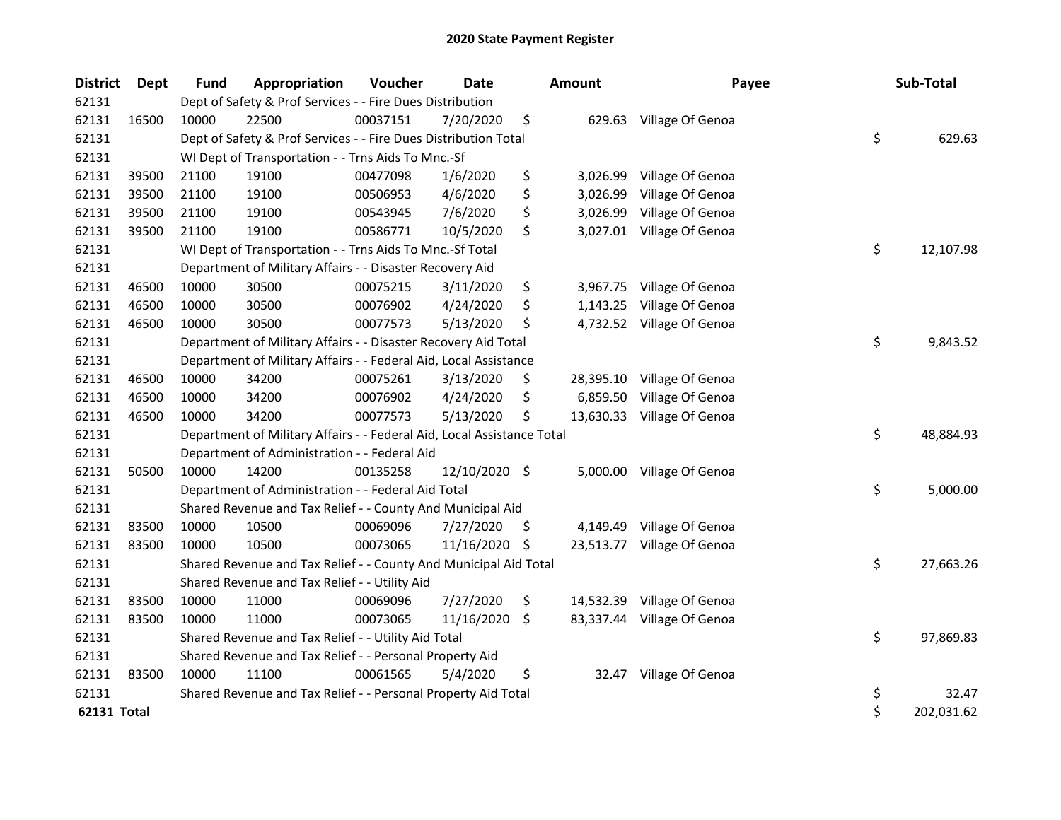# 2020 State Payment Register

| District | Dept | Fund | Appropriation | Voucher | Date | Amount | Payee | Sub-Total |
|---|---|---|---|---|---|---|---|---|
| 62131 | | Dept of Safety & Prof Services - - Fire Dues Distribution | | | | | | |
| 62131 | 16500 | 10000 | 22500 | 00037151 | 7/20/2020 | $ 629.63 | Village Of Genoa | |
| 62131 | | Dept of Safety & Prof Services - - Fire Dues Distribution Total | | | | | | $ 629.63 |
| 62131 | | WI Dept of Transportation - - Trns Aids To Mnc.-Sf | | | | | | |
| 62131 | 39500 | 21100 | 19100 | 00477098 | 1/6/2020 | $ 3,026.99 | Village Of Genoa | |
| 62131 | 39500 | 21100 | 19100 | 00506953 | 4/6/2020 | $ 3,026.99 | Village Of Genoa | |
| 62131 | 39500 | 21100 | 19100 | 00543945 | 7/6/2020 | $ 3,026.99 | Village Of Genoa | |
| 62131 | 39500 | 21100 | 19100 | 00586771 | 10/5/2020 | $ 3,027.01 | Village Of Genoa | |
| 62131 | | WI Dept of Transportation - - Trns Aids To Mnc.-Sf Total | | | | | | $ 12,107.98 |
| 62131 | | Department of Military Affairs - - Disaster Recovery Aid | | | | | | |
| 62131 | 46500 | 10000 | 30500 | 00075215 | 3/11/2020 | $ 3,967.75 | Village Of Genoa | |
| 62131 | 46500 | 10000 | 30500 | 00076902 | 4/24/2020 | $ 1,143.25 | Village Of Genoa | |
| 62131 | 46500 | 10000 | 30500 | 00077573 | 5/13/2020 | $ 4,732.52 | Village Of Genoa | |
| 62131 | | Department of Military Affairs - - Disaster Recovery Aid Total | | | | | | $ 9,843.52 |
| 62131 | | Department of Military Affairs - - Federal Aid, Local Assistance | | | | | | |
| 62131 | 46500 | 10000 | 34200 | 00075261 | 3/13/2020 | $ 28,395.10 | Village Of Genoa | |
| 62131 | 46500 | 10000 | 34200 | 00076902 | 4/24/2020 | $ 6,859.50 | Village Of Genoa | |
| 62131 | 46500 | 10000 | 34200 | 00077573 | 5/13/2020 | $ 13,630.33 | Village Of Genoa | |
| 62131 | | Department of Military Affairs - - Federal Aid, Local Assistance Total | | | | | | $ 48,884.93 |
| 62131 | | Department of Administration - - Federal Aid | | | | | | |
| 62131 | 50500 | 10000 | 14200 | 00135258 | 12/10/2020 | $ 5,000.00 | Village Of Genoa | |
| 62131 | | Department of Administration - - Federal Aid Total | | | | | | $ 5,000.00 |
| 62131 | | Shared Revenue and Tax Relief - - County And Municipal Aid | | | | | | |
| 62131 | 83500 | 10000 | 10500 | 00069096 | 7/27/2020 | $ 4,149.49 | Village Of Genoa | |
| 62131 | 83500 | 10000 | 10500 | 00073065 | 11/16/2020 | $ 23,513.77 | Village Of Genoa | |
| 62131 | | Shared Revenue and Tax Relief - - County And Municipal Aid Total | | | | | | $ 27,663.26 |
| 62131 | | Shared Revenue and Tax Relief - - Utility Aid | | | | | | |
| 62131 | 83500 | 10000 | 11000 | 00069096 | 7/27/2020 | $ 14,532.39 | Village Of Genoa | |
| 62131 | 83500 | 10000 | 11000 | 00073065 | 11/16/2020 | $ 83,337.44 | Village Of Genoa | |
| 62131 | | Shared Revenue and Tax Relief - - Utility Aid Total | | | | | | $ 97,869.83 |
| 62131 | | Shared Revenue and Tax Relief - - Personal Property Aid | | | | | | |
| 62131 | 83500 | 10000 | 11100 | 00061565 | 5/4/2020 | $ 32.47 | Village Of Genoa | |
| 62131 | | Shared Revenue and Tax Relief - - Personal Property Aid Total | | | | | | $ 32.47 |
| **62131 Total** | | | | | | | | $ 202,031.62 |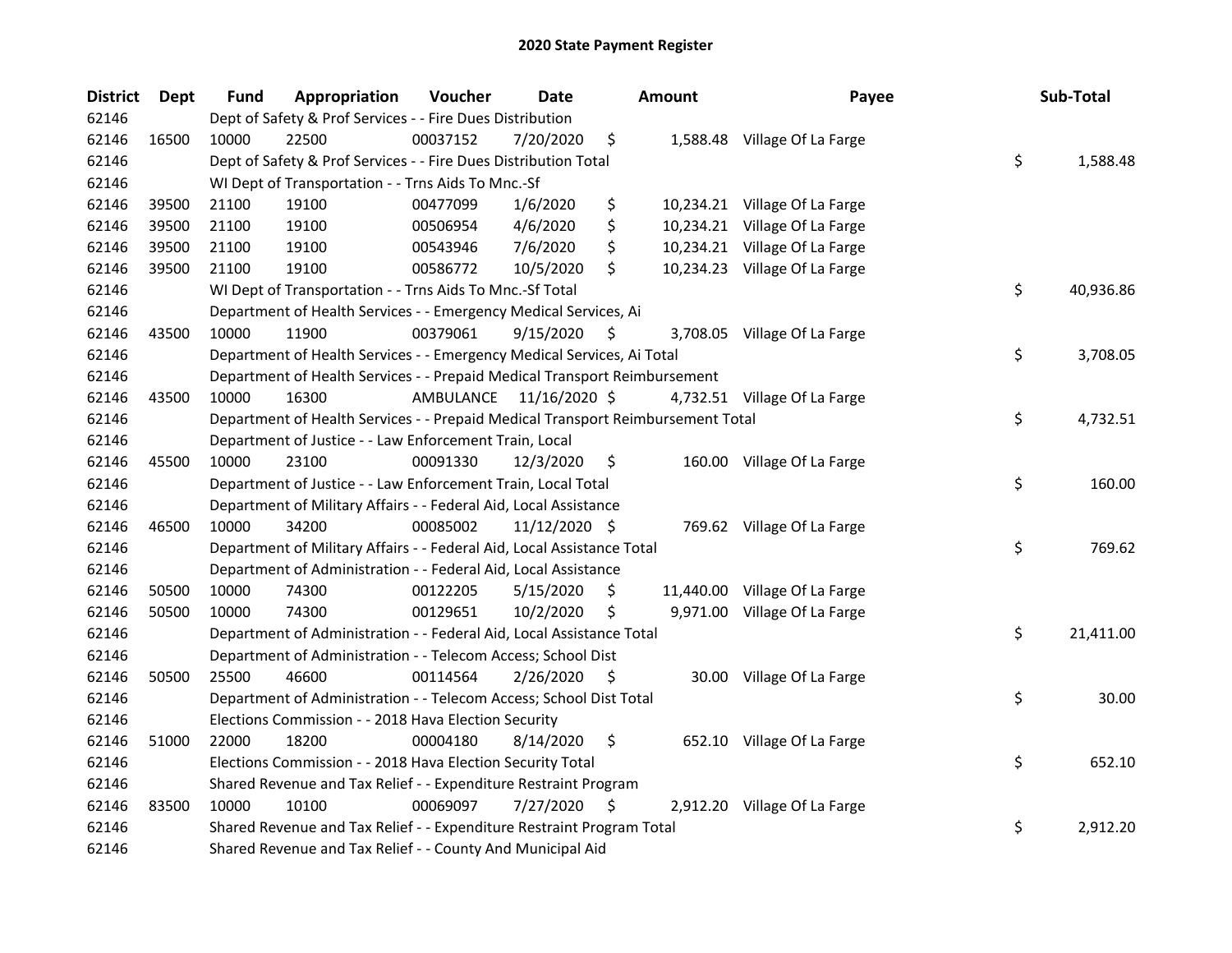# 2020 State Payment Register

| District | Dept | Fund | Appropriation | Voucher | Date | Amount | Payee | Sub-Total |
|---|---|---|---|---|---|---|---|---|
| 62146 | | Dept of Safety & Prof Services - - Fire Dues Distribution | | | | | | |
| 62146 | 16500 | 10000 | 22500 | 00037152 | 7/20/2020 | $ 1,588.48 | Village Of La Farge | |
| 62146 | | Dept of Safety & Prof Services - - Fire Dues Distribution Total | | | | | | $ 1,588.48 |
| 62146 | | WI Dept of Transportation - - Trns Aids To Mnc.-Sf | | | | | | |
| 62146 | 39500 | 21100 | 19100 | 00477099 | 1/6/2020 | $ 10,234.21 | Village Of La Farge | |
| 62146 | 39500 | 21100 | 19100 | 00506954 | 4/6/2020 | $ 10,234.21 | Village Of La Farge | |
| 62146 | 39500 | 21100 | 19100 | 00543946 | 7/6/2020 | $ 10,234.21 | Village Of La Farge | |
| 62146 | 39500 | 21100 | 19100 | 00586772 | 10/5/2020 | $ 10,234.23 | Village Of La Farge | |
| 62146 | | WI Dept of Transportation - - Trns Aids To Mnc.-Sf Total | | | | | | $ 40,936.86 |
| 62146 | | Department of Health Services - - Emergency Medical Services, Ai | | | | | | |
| 62146 | 43500 | 10000 | 11900 | 00379061 | 9/15/2020 | $ 3,708.05 | Village Of La Farge | |
| 62146 | | Department of Health Services - - Emergency Medical Services, Ai Total | | | | | | $ 3,708.05 |
| 62146 | | Department of Health Services - - Prepaid Medical Transport Reimbursement | | | | | | |
| 62146 | 43500 | 10000 | 16300 | AMBULANCE | 11/16/2020 | $ 4,732.51 | Village Of La Farge | |
| 62146 | | Department of Health Services - - Prepaid Medical Transport Reimbursement Total | | | | | | $ 4,732.51 |
| 62146 | | Department of Justice - - Law Enforcement Train, Local | | | | | | |
| 62146 | 45500 | 10000 | 23100 | 00091330 | 12/3/2020 | $ 160.00 | Village Of La Farge | |
| 62146 | | Department of Justice - - Law Enforcement Train, Local Total | | | | | | $ 160.00 |
| 62146 | | Department of Military Affairs - - Federal Aid, Local Assistance | | | | | | |
| 62146 | 46500 | 10000 | 34200 | 00085002 | 11/12/2020 | $ 769.62 | Village Of La Farge | |
| 62146 | | Department of Military Affairs - - Federal Aid, Local Assistance Total | | | | | | $ 769.62 |
| 62146 | | Department of Administration - - Federal Aid, Local Assistance | | | | | | |
| 62146 | 50500 | 10000 | 74300 | 00122205 | 5/15/2020 | $ 11,440.00 | Village Of La Farge | |
| 62146 | 50500 | 10000 | 74300 | 00129651 | 10/2/2020 | $ 9,971.00 | Village Of La Farge | |
| 62146 | | Department of Administration - - Federal Aid, Local Assistance Total | | | | | | $ 21,411.00 |
| 62146 | | Department of Administration - - Telecom Access; School Dist | | | | | | |
| 62146 | 50500 | 25500 | 46600 | 00114564 | 2/26/2020 | $ 30.00 | Village Of La Farge | |
| 62146 | | Department of Administration - - Telecom Access; School Dist Total | | | | | | $ 30.00 |
| 62146 | | Elections Commission - - 2018 Hava Election Security | | | | | | |
| 62146 | 51000 | 22000 | 18200 | 00004180 | 8/14/2020 | $ 652.10 | Village Of La Farge | |
| 62146 | | Elections Commission - - 2018 Hava Election Security Total | | | | | | $ 652.10 |
| 62146 | | Shared Revenue and Tax Relief - - Expenditure Restraint Program | | | | | | |
| 62146 | 83500 | 10000 | 10100 | 00069097 | 7/27/2020 | $ 2,912.20 | Village Of La Farge | |
| 62146 | | Shared Revenue and Tax Relief - - Expenditure Restraint Program Total | | | | | | $ 2,912.20 |
| 62146 | | Shared Revenue and Tax Relief - - County And Municipal Aid | | | | | | |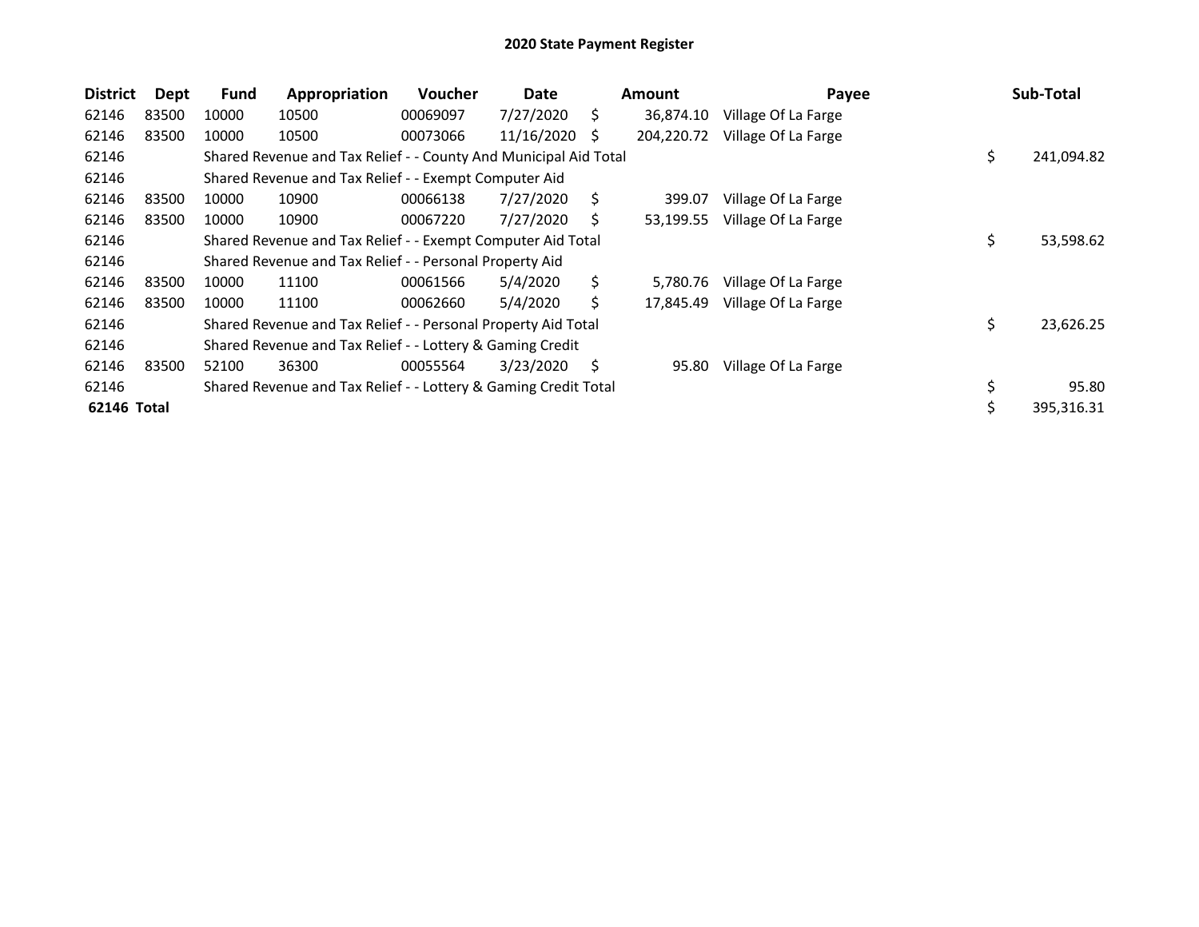# 2020 State Payment Register

| District | Dept | Fund | Appropriation | Voucher | Date | Amount | Payee | Sub-Total |
|---|---|---|---|---|---|---|---|---|
| 62146 | 83500 | 10000 | 10500 | 00069097 | 7/27/2020 | $ 36,874.10 | Village Of La Farge | |
| 62146 | 83500 | 10000 | 10500 | 00073066 | 11/16/2020 | $ 204,220.72 | Village Of La Farge | |
| 62146 | | Shared Revenue and Tax Relief - - County And Municipal Aid Total | | | | | | $ 241,094.82 |
| 62146 | | Shared Revenue and Tax Relief - - Exempt Computer Aid | | | | | | |
| 62146 | 83500 | 10000 | 10900 | 00066138 | 7/27/2020 | $ 399.07 | Village Of La Farge | |
| 62146 | 83500 | 10000 | 10900 | 00067220 | 7/27/2020 | $ 53,199.55 | Village Of La Farge | |
| 62146 | | Shared Revenue and Tax Relief - - Exempt Computer Aid Total | | | | | | $ 53,598.62 |
| 62146 | | Shared Revenue and Tax Relief - - Personal Property Aid | | | | | | |
| 62146 | 83500 | 10000 | 11100 | 00061566 | 5/4/2020 | $ 5,780.76 | Village Of La Farge | |
| 62146 | 83500 | 10000 | 11100 | 00062660 | 5/4/2020 | $ 17,845.49 | Village Of La Farge | |
| 62146 | | Shared Revenue and Tax Relief - - Personal Property Aid Total | | | | | | $ 23,626.25 |
| 62146 | | Shared Revenue and Tax Relief - - Lottery & Gaming Credit | | | | | | |
| 62146 | 83500 | 52100 | 36300 | 00055564 | 3/23/2020 | $ 95.80 | Village Of La Farge | |
| 62146 | | Shared Revenue and Tax Relief - - Lottery & Gaming Credit Total | | | | | | $ 95.80 |
| **62146 Total** | | | | | | | | $ 395,316.31 |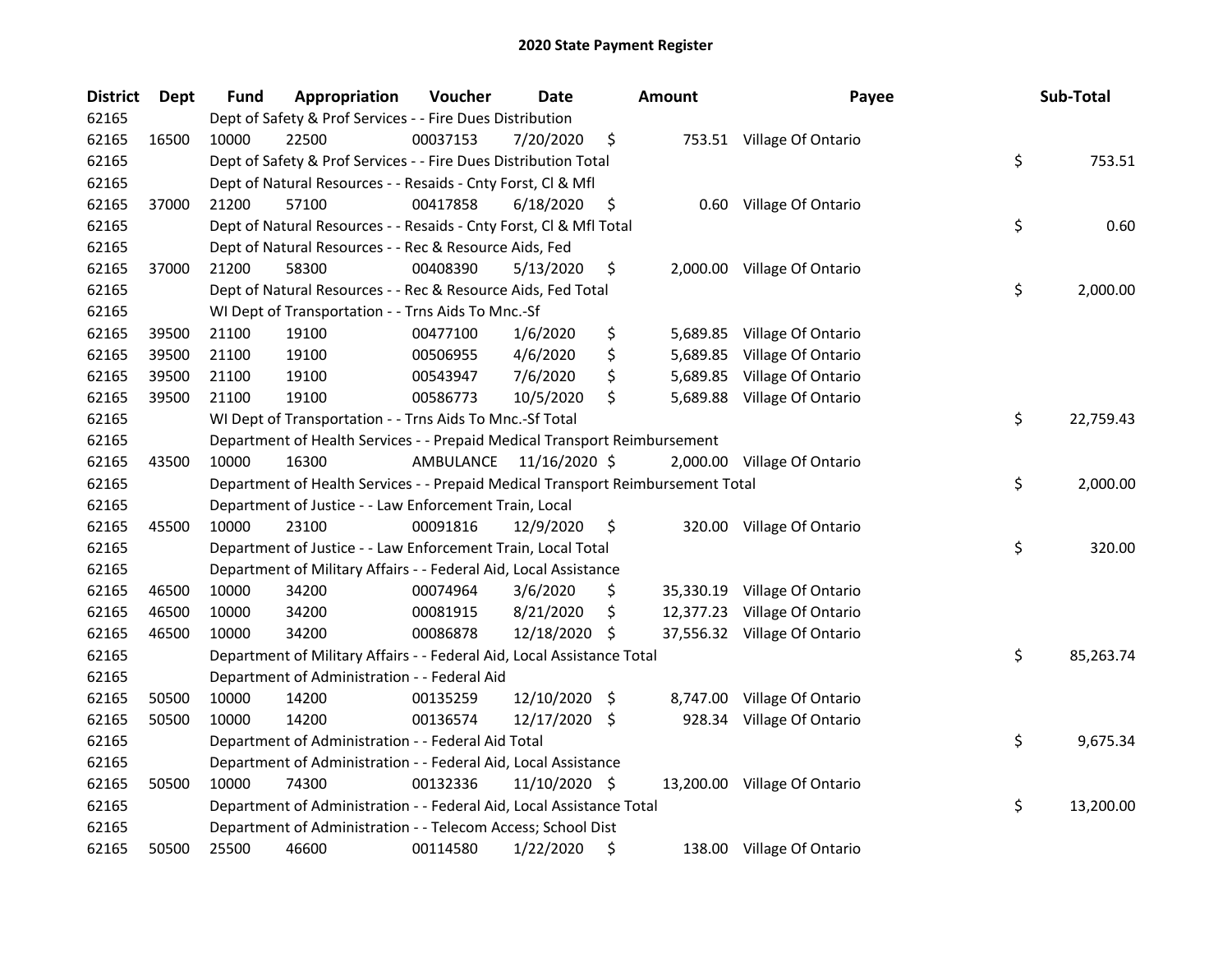# 2020 State Payment Register

| District | Dept | Fund | Appropriation | Voucher | Date | Amount | Payee | Sub-Total |
|---|---|---|---|---|---|---|---|---|
| 62165 | Dept of Safety & Prof Services - - Fire Dues Distribution | | | | | | | |
| 62165 | 16500 | 10000 | 22500 | 00037153 | 7/20/2020 | $ 753.51 | Village Of Ontario | |
| 62165 | Dept of Safety & Prof Services - - Fire Dues Distribution Total | | | | | | | $ 753.51 |
| 62165 | Dept of Natural Resources - - Resaids - Cnty Forst, Cl & Mfl | | | | | | | |
| 62165 | 37000 | 21200 | 57100 | 00417858 | 6/18/2020 | $ 0.60 | Village Of Ontario | |
| 62165 | Dept of Natural Resources - - Resaids - Cnty Forst, Cl & Mfl Total | | | | | | | $ 0.60 |
| 62165 | Dept of Natural Resources - - Rec & Resource Aids, Fed | | | | | | | |
| 62165 | 37000 | 21200 | 58300 | 00408390 | 5/13/2020 | $ 2,000.00 | Village Of Ontario | |
| 62165 | Dept of Natural Resources - - Rec & Resource Aids, Fed Total | | | | | | | $ 2,000.00 |
| 62165 | WI Dept of Transportation - - Trns Aids To Mnc.-Sf | | | | | | | |
| 62165 | 39500 | 21100 | 19100 | 00477100 | 1/6/2020 | $ 5,689.85 | Village Of Ontario | |
| 62165 | 39500 | 21100 | 19100 | 00506955 | 4/6/2020 | $ 5,689.85 | Village Of Ontario | |
| 62165 | 39500 | 21100 | 19100 | 00543947 | 7/6/2020 | $ 5,689.85 | Village Of Ontario | |
| 62165 | 39500 | 21100 | 19100 | 00586773 | 10/5/2020 | $ 5,689.88 | Village Of Ontario | |
| 62165 | WI Dept of Transportation - - Trns Aids To Mnc.-Sf Total | | | | | | | $ 22,759.43 |
| 62165 | Department of Health Services - - Prepaid Medical Transport Reimbursement | | | | | | | |
| 62165 | 43500 | 10000 | 16300 | AMBULANCE | 11/16/2020 | $ 2,000.00 | Village Of Ontario | |
| 62165 | Department of Health Services - - Prepaid Medical Transport Reimbursement Total | | | | | | | $ 2,000.00 |
| 62165 | Department of Justice - - Law Enforcement Train, Local | | | | | | | |
| 62165 | 45500 | 10000 | 23100 | 00091816 | 12/9/2020 | $ 320.00 | Village Of Ontario | |
| 62165 | Department of Justice - - Law Enforcement Train, Local Total | | | | | | | $ 320.00 |
| 62165 | Department of Military Affairs - - Federal Aid, Local Assistance | | | | | | | |
| 62165 | 46500 | 10000 | 34200 | 00074964 | 3/6/2020 | $ 35,330.19 | Village Of Ontario | |
| 62165 | 46500 | 10000 | 34200 | 00081915 | 8/21/2020 | $ 12,377.23 | Village Of Ontario | |
| 62165 | 46500 | 10000 | 34200 | 00086878 | 12/18/2020 | $ 37,556.32 | Village Of Ontario | |
| 62165 | Department of Military Affairs - - Federal Aid, Local Assistance Total | | | | | | | $ 85,263.74 |
| 62165 | Department of Administration - - Federal Aid | | | | | | | |
| 62165 | 50500 | 10000 | 14200 | 00135259 | 12/10/2020 | $ 8,747.00 | Village Of Ontario | |
| 62165 | 50500 | 10000 | 14200 | 00136574 | 12/17/2020 | $ 928.34 | Village Of Ontario | |
| 62165 | Department of Administration - - Federal Aid Total | | | | | | | $ 9,675.34 |
| 62165 | Department of Administration - - Federal Aid, Local Assistance | | | | | | | |
| 62165 | 50500 | 10000 | 74300 | 00132336 | 11/10/2020 | $ 13,200.00 | Village Of Ontario | |
| 62165 | Department of Administration - - Federal Aid, Local Assistance Total | | | | | | | $ 13,200.00 |
| 62165 | Department of Administration - - Telecom Access; School Dist | | | | | | | |
| 62165 | 50500 | 25500 | 46600 | 00114580 | 1/22/2020 | $ 138.00 | Village Of Ontario | |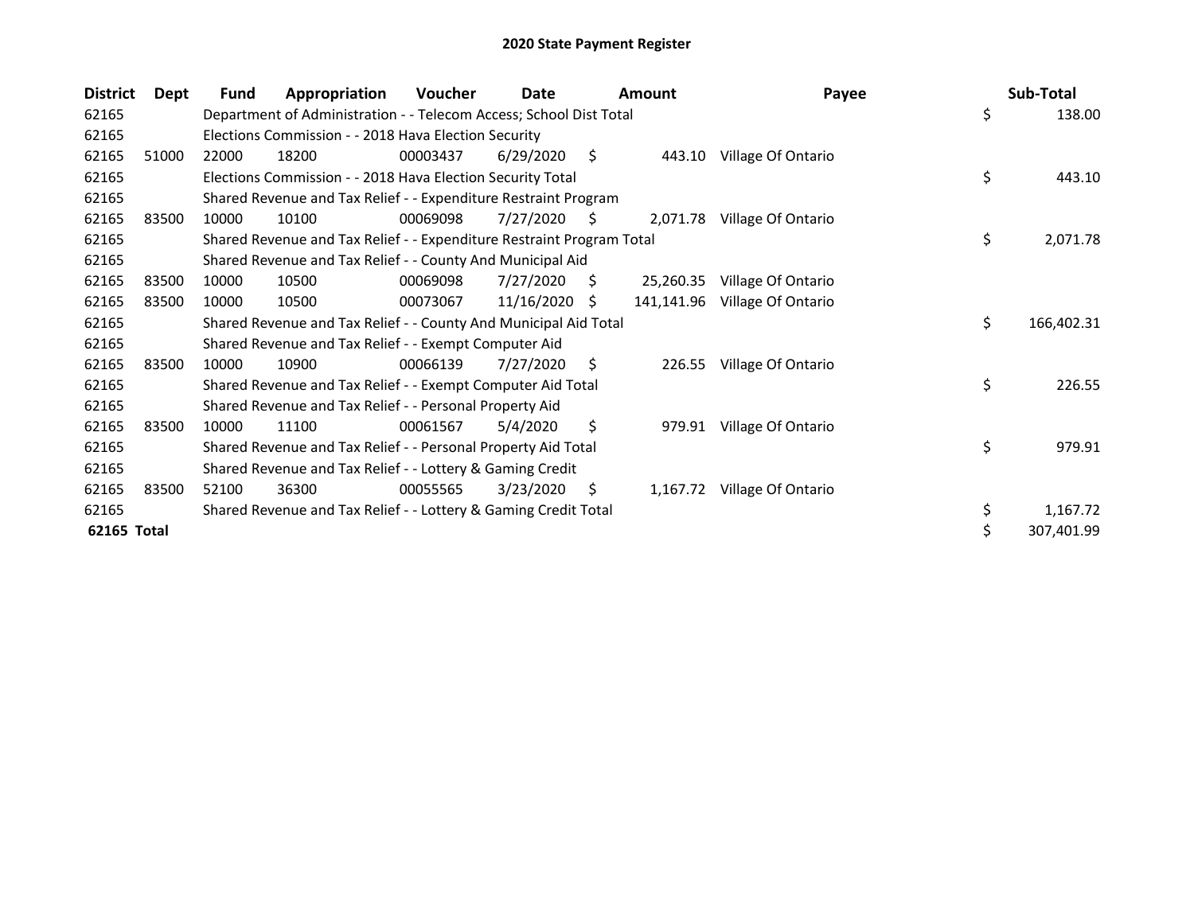# 2020 State Payment Register

| District | Dept | Fund | Appropriation | Voucher | Date | Amount | Payee | Sub-Total |
|---|---|---|---|---|---|---|---|---|
| 62165 | | Department of Administration - - Telecom Access; School Dist Total | | | | | | $ 138.00 |
| 62165 | | Elections Commission - - 2018 Hava Election Security | | | | | | |
| 62165 | 51000 | 22000 | 18200 | 00003437 | 6/29/2020 | $ 443.10 | Village Of Ontario | |
| 62165 | | Elections Commission - - 2018 Hava Election Security Total | | | | | | $ 443.10 |
| 62165 | | Shared Revenue and Tax Relief - - Expenditure Restraint Program | | | | | | |
| 62165 | 83500 | 10000 | 10100 | 00069098 | 7/27/2020 | $ 2,071.78 | Village Of Ontario | |
| 62165 | | Shared Revenue and Tax Relief - - Expenditure Restraint Program Total | | | | | | $ 2,071.78 |
| 62165 | | Shared Revenue and Tax Relief - - County And Municipal Aid | | | | | | |
| 62165 | 83500 | 10000 | 10500 | 00069098 | 7/27/2020 | $ 25,260.35 | Village Of Ontario | |
| 62165 | 83500 | 10000 | 10500 | 00073067 | 11/16/2020 | $ 141,141.96 | Village Of Ontario | |
| 62165 | | Shared Revenue and Tax Relief - - County And Municipal Aid Total | | | | | | $ 166,402.31 |
| 62165 | | Shared Revenue and Tax Relief - - Exempt Computer Aid | | | | | | |
| 62165 | 83500 | 10000 | 10900 | 00066139 | 7/27/2020 | $ 226.55 | Village Of Ontario | |
| 62165 | | Shared Revenue and Tax Relief - - Exempt Computer Aid Total | | | | | | $ 226.55 |
| 62165 | | Shared Revenue and Tax Relief - - Personal Property Aid | | | | | | |
| 62165 | 83500 | 10000 | 11100 | 00061567 | 5/4/2020 | $ 979.91 | Village Of Ontario | |
| 62165 | | Shared Revenue and Tax Relief - - Personal Property Aid Total | | | | | | $ 979.91 |
| 62165 | | Shared Revenue and Tax Relief - - Lottery & Gaming Credit | | | | | | |
| 62165 | 83500 | 52100 | 36300 | 00055565 | 3/23/2020 | $ 1,167.72 | Village Of Ontario | |
| 62165 | | Shared Revenue and Tax Relief - - Lottery & Gaming Credit Total | | | | | | $ 1,167.72 |
| **62165 Total** | | | | | | | | $ 307,401.99 |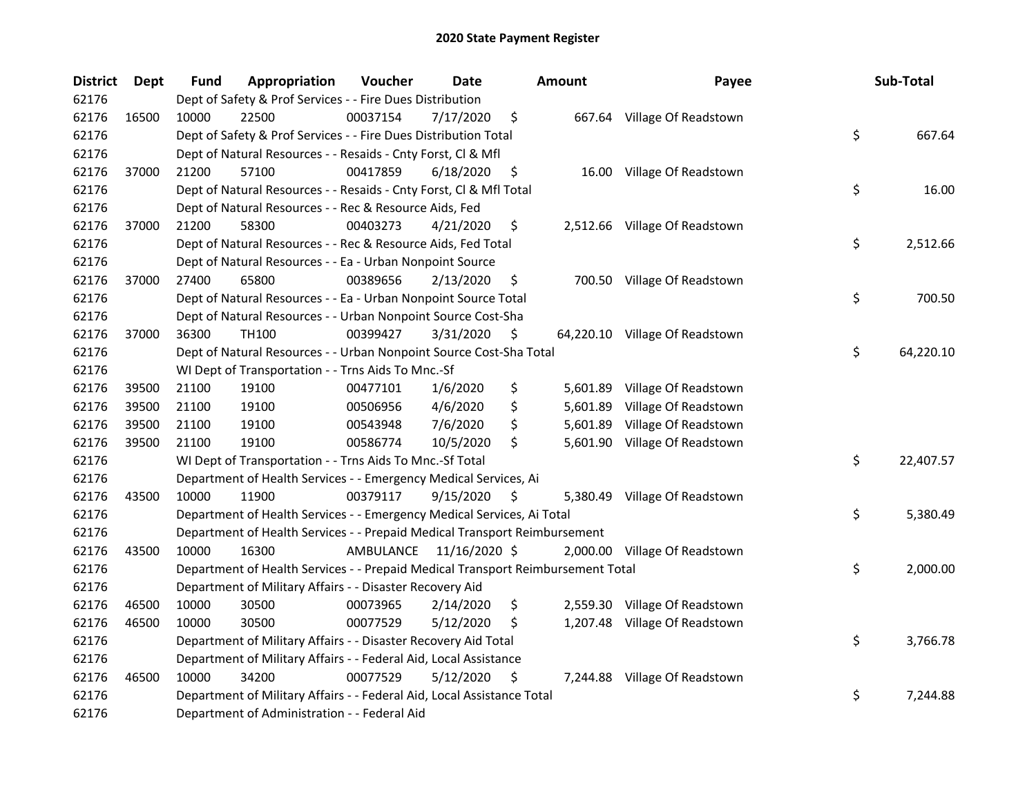# 2020 State Payment Register

| District | Dept | Fund | Appropriation | Voucher | Date | Amount | Payee | Sub-Total |
|---|---|---|---|---|---|---|---|---|
| 62176 | | Dept of Safety & Prof Services - - Fire Dues Distribution | | | | | | |
| 62176 | 16500 | 10000 | 22500 | 00037154 | 7/17/2020 | $ 667.64 | Village Of Readstown | |
| 62176 | | Dept of Safety & Prof Services - - Fire Dues Distribution Total | | | | | | $ 667.64 |
| 62176 | | Dept of Natural Resources - - Resaids - Cnty Forst, Cl & Mfl | | | | | | |
| 62176 | 37000 | 21200 | 57100 | 00417859 | 6/18/2020 | $ 16.00 | Village Of Readstown | |
| 62176 | | Dept of Natural Resources - - Resaids - Cnty Forst, Cl & Mfl Total | | | | | | $ 16.00 |
| 62176 | | Dept of Natural Resources - - Rec & Resource Aids, Fed | | | | | | |
| 62176 | 37000 | 21200 | 58300 | 00403273 | 4/21/2020 | $ 2,512.66 | Village Of Readstown | |
| 62176 | | Dept of Natural Resources - - Rec & Resource Aids, Fed Total | | | | | | $ 2,512.66 |
| 62176 | | Dept of Natural Resources - - Ea - Urban Nonpoint Source | | | | | | |
| 62176 | 37000 | 27400 | 65800 | 00389656 | 2/13/2020 | $ 700.50 | Village Of Readstown | |
| 62176 | | Dept of Natural Resources - - Ea - Urban Nonpoint Source Total | | | | | | $ 700.50 |
| 62176 | | Dept of Natural Resources - - Urban Nonpoint Source Cost-Sha | | | | | | |
| 62176 | 37000 | 36300 | TH100 | 00399427 | 3/31/2020 | $ 64,220.10 | Village Of Readstown | |
| 62176 | | Dept of Natural Resources - - Urban Nonpoint Source Cost-Sha Total | | | | | | $ 64,220.10 |
| 62176 | | WI Dept of Transportation - - Trns Aids To Mnc.-Sf | | | | | | |
| 62176 | 39500 | 21100 | 19100 | 00477101 | 1/6/2020 | $ 5,601.89 | Village Of Readstown | |
| 62176 | 39500 | 21100 | 19100 | 00506956 | 4/6/2020 | $ 5,601.89 | Village Of Readstown | |
| 62176 | 39500 | 21100 | 19100 | 00543948 | 7/6/2020 | $ 5,601.89 | Village Of Readstown | |
| 62176 | 39500 | 21100 | 19100 | 00586774 | 10/5/2020 | $ 5,601.90 | Village Of Readstown | |
| 62176 | | WI Dept of Transportation - - Trns Aids To Mnc.-Sf Total | | | | | | $ 22,407.57 |
| 62176 | | Department of Health Services - - Emergency Medical Services, Ai | | | | | | |
| 62176 | 43500 | 10000 | 11900 | 00379117 | 9/15/2020 | $ 5,380.49 | Village Of Readstown | |
| 62176 | | Department of Health Services - - Emergency Medical Services, Ai Total | | | | | | $ 5,380.49 |
| 62176 | | Department of Health Services - - Prepaid Medical Transport Reimbursement | | | | | | |
| 62176 | 43500 | 10000 | 16300 | AMBULANCE | 11/16/2020 | $ 2,000.00 | Village Of Readstown | |
| 62176 | | Department of Health Services - - Prepaid Medical Transport Reimbursement Total | | | | | | $ 2,000.00 |
| 62176 | | Department of Military Affairs - - Disaster Recovery Aid | | | | | | |
| 62176 | 46500 | 10000 | 30500 | 00073965 | 2/14/2020 | $ 2,559.30 | Village Of Readstown | |
| 62176 | 46500 | 10000 | 30500 | 00077529 | 5/12/2020 | $ 1,207.48 | Village Of Readstown | |
| 62176 | | Department of Military Affairs - - Disaster Recovery Aid Total | | | | | | $ 3,766.78 |
| 62176 | | Department of Military Affairs - - Federal Aid, Local Assistance | | | | | | |
| 62176 | 46500 | 10000 | 34200 | 00077529 | 5/12/2020 | $ 7,244.88 | Village Of Readstown | |
| 62176 | | Department of Military Affairs - - Federal Aid, Local Assistance Total | | | | | | $ 7,244.88 |
| 62176 | | Department of Administration - - Federal Aid | | | | | | |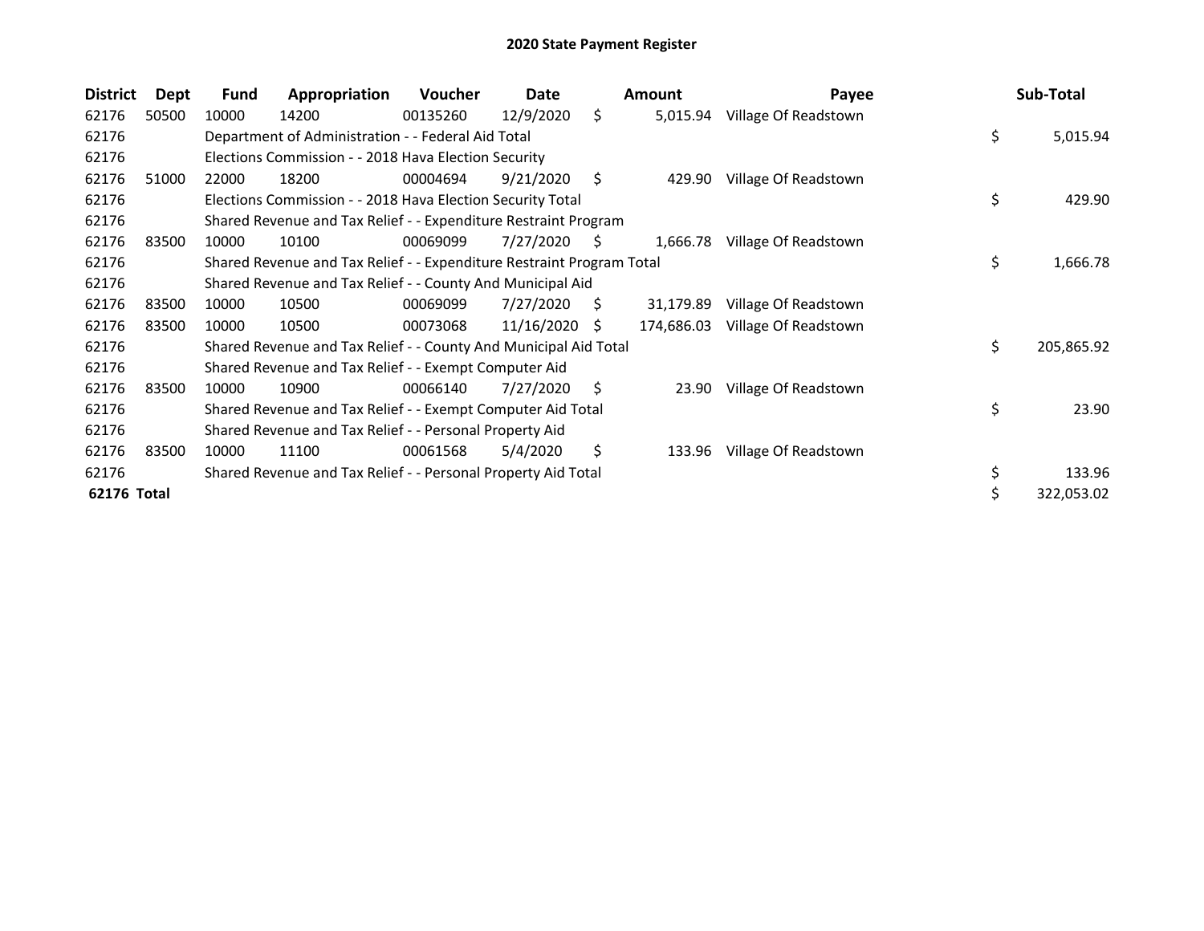# 2020 State Payment Register

| District | Dept | Fund | Appropriation | Voucher | Date | Amount | Payee | Sub-Total |
|---|---|---|---|---|---|---|---|---|
| 62176 | 50500 | 10000 | 14200 | 00135260 | 12/9/2020 | $ 5,015.94 | Village Of Readstown | |
| 62176 | | Department of Administration - - Federal Aid Total | | | | | | $ 5,015.94 |
| 62176 | | Elections Commission - - 2018 Hava Election Security | | | | | | |
| 62176 | 51000 | 22000 | 18200 | 00004694 | 9/21/2020 | $ 429.90 | Village Of Readstown | |
| 62176 | | Elections Commission - - 2018 Hava Election Security Total | | | | | | $ 429.90 |
| 62176 | | Shared Revenue and Tax Relief - - Expenditure Restraint Program | | | | | | |
| 62176 | 83500 | 10000 | 10100 | 00069099 | 7/27/2020 | $ 1,666.78 | Village Of Readstown | |
| 62176 | | Shared Revenue and Tax Relief - - Expenditure Restraint Program Total | | | | | | $ 1,666.78 |
| 62176 | | Shared Revenue and Tax Relief - - County And Municipal Aid | | | | | | |
| 62176 | 83500 | 10000 | 10500 | 00069099 | 7/27/2020 | $ 31,179.89 | Village Of Readstown | |
| 62176 | 83500 | 10000 | 10500 | 00073068 | 11/16/2020 | $ 174,686.03 | Village Of Readstown | |
| 62176 | | Shared Revenue and Tax Relief - - County And Municipal Aid Total | | | | | | $ 205,865.92 |
| 62176 | | Shared Revenue and Tax Relief - - Exempt Computer Aid | | | | | | |
| 62176 | 83500 | 10000 | 10900 | 00066140 | 7/27/2020 | $ 23.90 | Village Of Readstown | |
| 62176 | | Shared Revenue and Tax Relief - - Exempt Computer Aid Total | | | | | | $ 23.90 |
| 62176 | | Shared Revenue and Tax Relief - - Personal Property Aid | | | | | | |
| 62176 | 83500 | 10000 | 11100 | 00061568 | 5/4/2020 | $ 133.96 | Village Of Readstown | |
| 62176 | | Shared Revenue and Tax Relief - - Personal Property Aid Total | | | | | | $ 133.96 |
| **62176 Total** | | | | | | | | $ 322,053.02 |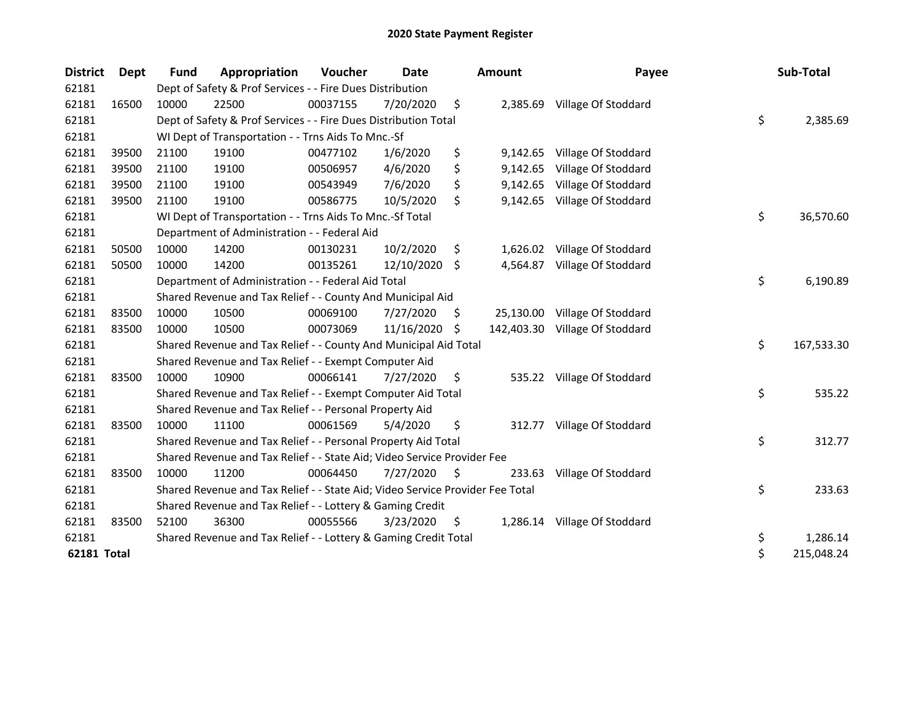# 2020 State Payment Register

| District | Dept | Fund | Appropriation | Voucher | Date | Amount | Payee | Sub-Total |
|---|---|---|---|---|---|---|---|---|
| 62181 | | Dept of Safety & Prof Services - - Fire Dues Distribution | | | | | | |
| 62181 | 16500 | 10000 | 22500 | 00037155 | 7/20/2020 | $ 2,385.69 | Village Of Stoddard | |
| 62181 | | Dept of Safety & Prof Services - - Fire Dues Distribution Total | | | | | | $ 2,385.69 |
| 62181 | | WI Dept of Transportation - - Trns Aids To Mnc.-Sf | | | | | | |
| 62181 | 39500 | 21100 | 19100 | 00477102 | 1/6/2020 | $ 9,142.65 | Village Of Stoddard | |
| 62181 | 39500 | 21100 | 19100 | 00506957 | 4/6/2020 | $ 9,142.65 | Village Of Stoddard | |
| 62181 | 39500 | 21100 | 19100 | 00543949 | 7/6/2020 | $ 9,142.65 | Village Of Stoddard | |
| 62181 | 39500 | 21100 | 19100 | 00586775 | 10/5/2020 | $ 9,142.65 | Village Of Stoddard | |
| 62181 | | WI Dept of Transportation - - Trns Aids To Mnc.-Sf Total | | | | | | $ 36,570.60 |
| 62181 | | Department of Administration - - Federal Aid | | | | | | |
| 62181 | 50500 | 10000 | 14200 | 00130231 | 10/2/2020 | $ 1,626.02 | Village Of Stoddard | |
| 62181 | 50500 | 10000 | 14200 | 00135261 | 12/10/2020 | $ 4,564.87 | Village Of Stoddard | |
| 62181 | | Department of Administration - - Federal Aid Total | | | | | | $ 6,190.89 |
| 62181 | | Shared Revenue and Tax Relief - - County And Municipal Aid | | | | | | |
| 62181 | 83500 | 10000 | 10500 | 00069100 | 7/27/2020 | $ 25,130.00 | Village Of Stoddard | |
| 62181 | 83500 | 10000 | 10500 | 00073069 | 11/16/2020 | $ 142,403.30 | Village Of Stoddard | |
| 62181 | | Shared Revenue and Tax Relief - - County And Municipal Aid Total | | | | | | $ 167,533.30 |
| 62181 | | Shared Revenue and Tax Relief - - Exempt Computer Aid | | | | | | |
| 62181 | 83500 | 10000 | 10900 | 00066141 | 7/27/2020 | $ 535.22 | Village Of Stoddard | |
| 62181 | | Shared Revenue and Tax Relief - - Exempt Computer Aid Total | | | | | | $ 535.22 |
| 62181 | | Shared Revenue and Tax Relief - - Personal Property Aid | | | | | | |
| 62181 | 83500 | 10000 | 11100 | 00061569 | 5/4/2020 | $ 312.77 | Village Of Stoddard | |
| 62181 | | Shared Revenue and Tax Relief - - Personal Property Aid Total | | | | | | $ 312.77 |
| 62181 | | Shared Revenue and Tax Relief - - State Aid; Video Service Provider Fee | | | | | | |
| 62181 | 83500 | 10000 | 11200 | 00064450 | 7/27/2020 | $ 233.63 | Village Of Stoddard | |
| 62181 | | Shared Revenue and Tax Relief - - State Aid; Video Service Provider Fee Total | | | | | | $ 233.63 |
| 62181 | | Shared Revenue and Tax Relief - - Lottery & Gaming Credit | | | | | | |
| 62181 | 83500 | 52100 | 36300 | 00055566 | 3/23/2020 | $ 1,286.14 | Village Of Stoddard | |
| 62181 | | Shared Revenue and Tax Relief - - Lottery & Gaming Credit Total | | | | | | $ 1,286.14 |
| **62181 Total** | | | | | | | | $ 215,048.24 |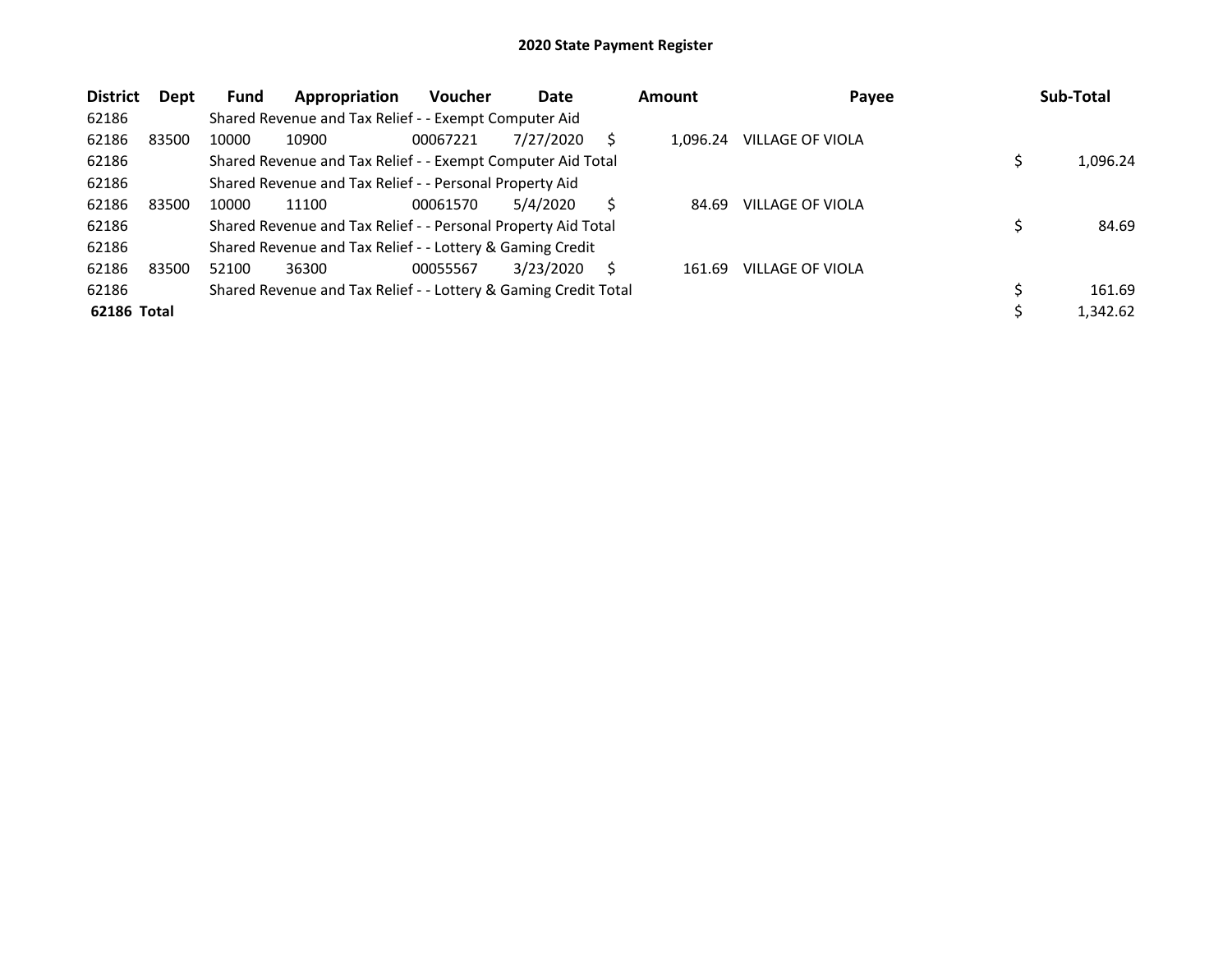# 2020 State Payment Register

| District | Dept | Fund | Appropriation | Voucher | Date | Amount | Payee | Sub-Total |
|---|---|---|---|---|---|---|---|---|
| 62186 | | Shared Revenue and Tax Relief - - Exempt Computer Aid | | | | | | |
| 62186 | 83500 | 10000 | 10900 | 00067221 | 7/27/2020 | $ 1,096.24 | VILLAGE OF VIOLA | |
| 62186 | | Shared Revenue and Tax Relief - - Exempt Computer Aid Total | | | | | | $ 1,096.24 |
| 62186 | | Shared Revenue and Tax Relief - - Personal Property Aid | | | | | | |
| 62186 | 83500 | 10000 | 11100 | 00061570 | 5/4/2020 | $ 84.69 | VILLAGE OF VIOLA | |
| 62186 | | Shared Revenue and Tax Relief - - Personal Property Aid Total | | | | | | $ 84.69 |
| 62186 | | Shared Revenue and Tax Relief - - Lottery & Gaming Credit | | | | | | |
| 62186 | 83500 | 52100 | 36300 | 00055567 | 3/23/2020 | $ 161.69 | VILLAGE OF VIOLA | |
| 62186 | | Shared Revenue and Tax Relief - - Lottery & Gaming Credit Total | | | | | | $ 161.69 |
| **62186 Total** | | | | | | | | $ 1,342.62 |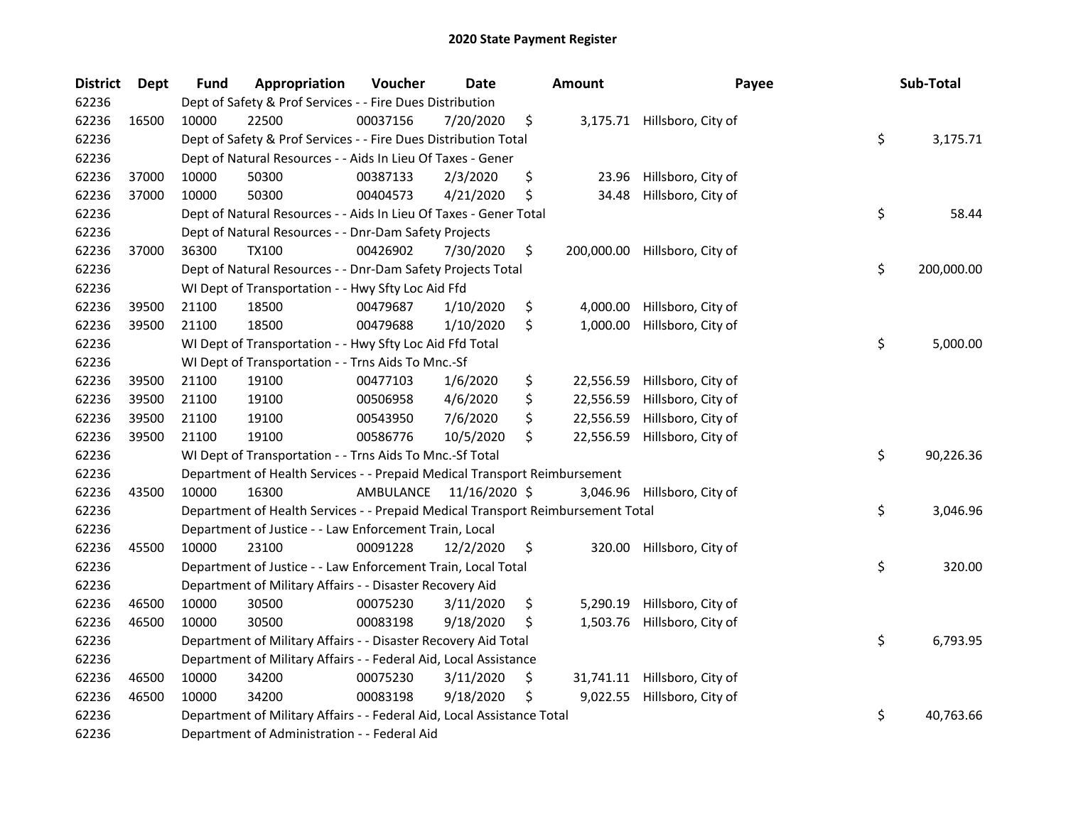## 2020 State Payment Register

| District | Dept | Fund | Appropriation | Voucher | Date | Amount | Payee | Sub-Total |
|---|---|---|---|---|---|---|---|---|
| 62236 | | Dept of Safety & Prof Services - - Fire Dues Distribution | | | | | | |
| 62236 | 16500 | 10000 | 22500 | 00037156 | 7/20/2020 | $ 3,175.71 | Hillsboro, City of | |
| 62236 | | Dept of Safety & Prof Services - - Fire Dues Distribution Total | | | | | | $ 3,175.71 |
| 62236 | | Dept of Natural Resources - - Aids In Lieu Of Taxes - Gener | | | | | | |
| 62236 | 37000 | 10000 | 50300 | 00387133 | 2/3/2020 | $ 23.96 | Hillsboro, City of | |
| 62236 | 37000 | 10000 | 50300 | 00404573 | 4/21/2020 | $ 34.48 | Hillsboro, City of | |
| 62236 | | Dept of Natural Resources - - Aids In Lieu Of Taxes - Gener Total | | | | | | $ 58.44 |
| 62236 | | Dept of Natural Resources - - Dnr-Dam Safety Projects | | | | | | |
| 62236 | 37000 | 36300 | TX100 | 00426902 | 7/30/2020 | $ 200,000.00 | Hillsboro, City of | |
| 62236 | | Dept of Natural Resources - - Dnr-Dam Safety Projects Total | | | | | | $ 200,000.00 |
| 62236 | | WI Dept of Transportation - - Hwy Sfty Loc Aid Ffd | | | | | | |
| 62236 | 39500 | 21100 | 18500 | 00479687 | 1/10/2020 | $ 4,000.00 | Hillsboro, City of | |
| 62236 | 39500 | 21100 | 18500 | 00479688 | 1/10/2020 | $ 1,000.00 | Hillsboro, City of | |
| 62236 | | WI Dept of Transportation - - Hwy Sfty Loc Aid Ffd Total | | | | | | $ 5,000.00 |
| 62236 | | WI Dept of Transportation - - Trns Aids To Mnc.-Sf | | | | | | |
| 62236 | 39500 | 21100 | 19100 | 00477103 | 1/6/2020 | $ 22,556.59 | Hillsboro, City of | |
| 62236 | 39500 | 21100 | 19100 | 00506958 | 4/6/2020 | $ 22,556.59 | Hillsboro, City of | |
| 62236 | 39500 | 21100 | 19100 | 00543950 | 7/6/2020 | $ 22,556.59 | Hillsboro, City of | |
| 62236 | 39500 | 21100 | 19100 | 00586776 | 10/5/2020 | $ 22,556.59 | Hillsboro, City of | |
| 62236 | | WI Dept of Transportation - - Trns Aids To Mnc.-Sf Total | | | | | | $ 90,226.36 |
| 62236 | | Department of Health Services - - Prepaid Medical Transport Reimbursement | | | | | | |
| 62236 | 43500 | 10000 | 16300 | AMBULANCE | 11/16/2020 | $ 3,046.96 | Hillsboro, City of | |
| 62236 | | Department of Health Services - - Prepaid Medical Transport Reimbursement Total | | | | | | $ 3,046.96 |
| 62236 | | Department of Justice - - Law Enforcement Train, Local | | | | | | |
| 62236 | 45500 | 10000 | 23100 | 00091228 | 12/2/2020 | $ 320.00 | Hillsboro, City of | |
| 62236 | | Department of Justice - - Law Enforcement Train, Local Total | | | | | | $ 320.00 |
| 62236 | | Department of Military Affairs - - Disaster Recovery Aid | | | | | | |
| 62236 | 46500 | 10000 | 30500 | 00075230 | 3/11/2020 | $ 5,290.19 | Hillsboro, City of | |
| 62236 | 46500 | 10000 | 30500 | 00083198 | 9/18/2020 | $ 1,503.76 | Hillsboro, City of | |
| 62236 | | Department of Military Affairs - - Disaster Recovery Aid Total | | | | | | $ 6,793.95 |
| 62236 | | Department of Military Affairs - - Federal Aid, Local Assistance | | | | | | |
| 62236 | 46500 | 10000 | 34200 | 00075230 | 3/11/2020 | $ 31,741.11 | Hillsboro, City of | |
| 62236 | 46500 | 10000 | 34200 | 00083198 | 9/18/2020 | $ 9,022.55 | Hillsboro, City of | |
| 62236 | | Department of Military Affairs - - Federal Aid, Local Assistance Total | | | | | | $ 40,763.66 |
| 62236 | | Department of Administration - - Federal Aid | | | | | | |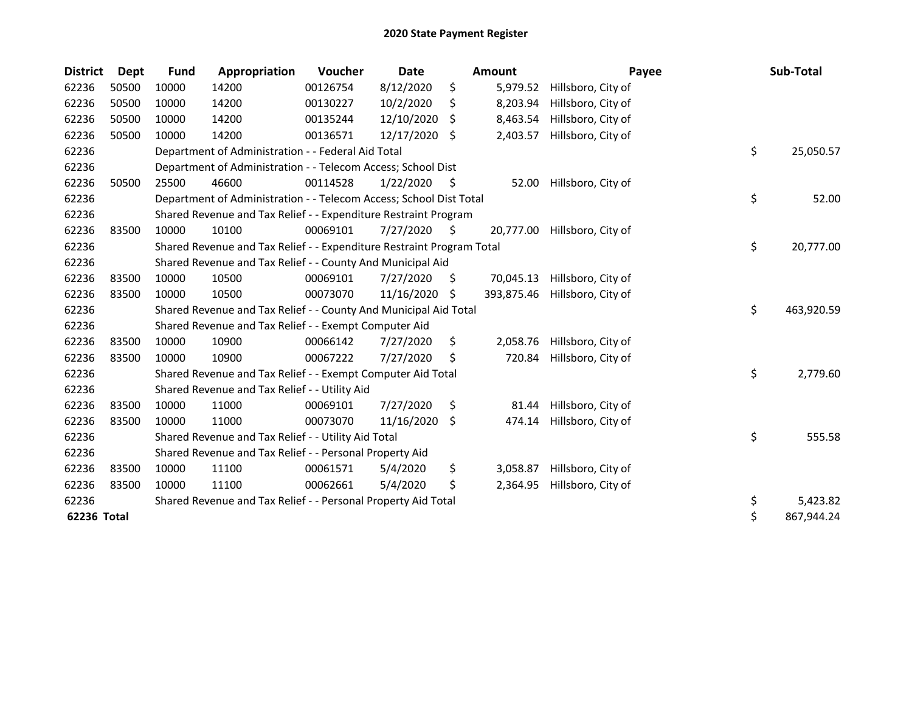# 2020 State Payment Register

| District | Dept | Fund | Appropriation | Voucher | Date | Amount | Payee | Sub-Total |
|---|---|---|---|---|---|---|---|---|
| 62236 | 50500 | 10000 | 14200 | 00126754 | 8/12/2020 | $ 5,979.52 | Hillsboro, City of | |
| 62236 | 50500 | 10000 | 14200 | 00130227 | 10/2/2020 | $ 8,203.94 | Hillsboro, City of | |
| 62236 | 50500 | 10000 | 14200 | 00135244 | 12/10/2020 | $ 8,463.54 | Hillsboro, City of | |
| 62236 | 50500 | 10000 | 14200 | 00136571 | 12/17/2020 | $ 2,403.57 | Hillsboro, City of | |
| 62236 | | Department of Administration - - Federal Aid Total | | | | | | $ 25,050.57 |
| 62236 | | Department of Administration - - Telecom Access; School Dist | | | | | | |
| 62236 | 50500 | 25500 | 46600 | 00114528 | 1/22/2020 | $ 52.00 | Hillsboro, City of | |
| 62236 | | Department of Administration - - Telecom Access; School Dist Total | | | | | | $ 52.00 |
| 62236 | | Shared Revenue and Tax Relief - - Expenditure Restraint Program | | | | | | |
| 62236 | 83500 | 10000 | 10100 | 00069101 | 7/27/2020 | $ 20,777.00 | Hillsboro, City of | |
| 62236 | | Shared Revenue and Tax Relief - - Expenditure Restraint Program Total | | | | | | $ 20,777.00 |
| 62236 | | Shared Revenue and Tax Relief - - County And Municipal Aid | | | | | | |
| 62236 | 83500 | 10000 | 10500 | 00069101 | 7/27/2020 | $ 70,045.13 | Hillsboro, City of | |
| 62236 | 83500 | 10000 | 10500 | 00073070 | 11/16/2020 | $ 393,875.46 | Hillsboro, City of | |
| 62236 | | Shared Revenue and Tax Relief - - County And Municipal Aid Total | | | | | | $ 463,920.59 |
| 62236 | | Shared Revenue and Tax Relief - - Exempt Computer Aid | | | | | | |
| 62236 | 83500 | 10000 | 10900 | 00066142 | 7/27/2020 | $ 2,058.76 | Hillsboro, City of | |
| 62236 | 83500 | 10000 | 10900 | 00067222 | 7/27/2020 | $ 720.84 | Hillsboro, City of | |
| 62236 | | Shared Revenue and Tax Relief - - Exempt Computer Aid Total | | | | | | $ 2,779.60 |
| 62236 | | Shared Revenue and Tax Relief - - Utility Aid | | | | | | |
| 62236 | 83500 | 10000 | 11000 | 00069101 | 7/27/2020 | $ 81.44 | Hillsboro, City of | |
| 62236 | 83500 | 10000 | 11000 | 00073070 | 11/16/2020 | $ 474.14 | Hillsboro, City of | |
| 62236 | | Shared Revenue and Tax Relief - - Utility Aid Total | | | | | | $ 555.58 |
| 62236 | | Shared Revenue and Tax Relief - - Personal Property Aid | | | | | | |
| 62236 | 83500 | 10000 | 11100 | 00061571 | 5/4/2020 | $ 3,058.87 | Hillsboro, City of | |
| 62236 | 83500 | 10000 | 11100 | 00062661 | 5/4/2020 | $ 2,364.95 | Hillsboro, City of | |
| 62236 | | Shared Revenue and Tax Relief - - Personal Property Aid Total | | | | | | $ 5,423.82 |
| **62236 Total** | | | | | | | | $ 867,944.24 |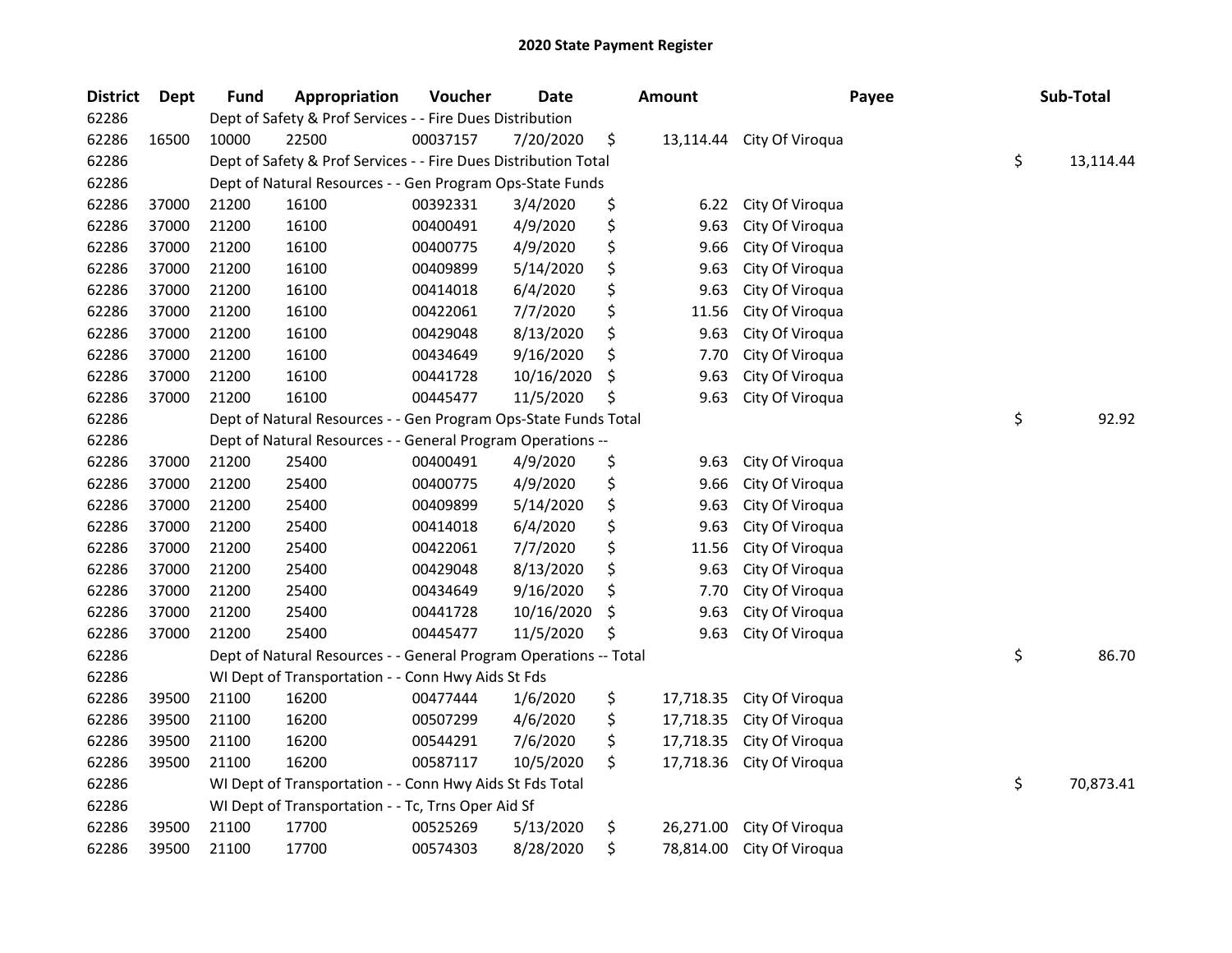# 2020 State Payment Register

| District | Dept | Fund | Appropriation | Voucher | Date | Amount | Payee | Sub-Total |
|---|---|---|---|---|---|---|---|---|
| 62286 | | Dept of Safety & Prof Services - - Fire Dues Distribution | | | | | | |
| 62286 | 16500 | 10000 | 22500 | 00037157 | 7/20/2020 | $ 13,114.44 | City Of Viroqua | |
| 62286 | | Dept of Safety & Prof Services - - Fire Dues Distribution Total | | | | | | $ 13,114.44 |
| 62286 | | Dept of Natural Resources - - Gen Program Ops-State Funds | | | | | | |
| 62286 | 37000 | 21200 | 16100 | 00392331 | 3/4/2020 | $ 6.22 | City Of Viroqua | |
| 62286 | 37000 | 21200 | 16100 | 00400491 | 4/9/2020 | $ 9.63 | City Of Viroqua | |
| 62286 | 37000 | 21200 | 16100 | 00400775 | 4/9/2020 | $ 9.66 | City Of Viroqua | |
| 62286 | 37000 | 21200 | 16100 | 00409899 | 5/14/2020 | $ 9.63 | City Of Viroqua | |
| 62286 | 37000 | 21200 | 16100 | 00414018 | 6/4/2020 | $ 9.63 | City Of Viroqua | |
| 62286 | 37000 | 21200 | 16100 | 00422061 | 7/7/2020 | $ 11.56 | City Of Viroqua | |
| 62286 | 37000 | 21200 | 16100 | 00429048 | 8/13/2020 | $ 9.63 | City Of Viroqua | |
| 62286 | 37000 | 21200 | 16100 | 00434649 | 9/16/2020 | $ 7.70 | City Of Viroqua | |
| 62286 | 37000 | 21200 | 16100 | 00441728 | 10/16/2020 | $ 9.63 | City Of Viroqua | |
| 62286 | 37000 | 21200 | 16100 | 00445477 | 11/5/2020 | $ 9.63 | City Of Viroqua | |
| 62286 | | Dept of Natural Resources - - Gen Program Ops-State Funds Total | | | | | | $ 92.92 |
| 62286 | | Dept of Natural Resources - - General Program Operations -- | | | | | | |
| 62286 | 37000 | 21200 | 25400 | 00400491 | 4/9/2020 | $ 9.63 | City Of Viroqua | |
| 62286 | 37000 | 21200 | 25400 | 00400775 | 4/9/2020 | $ 9.66 | City Of Viroqua | |
| 62286 | 37000 | 21200 | 25400 | 00409899 | 5/14/2020 | $ 9.63 | City Of Viroqua | |
| 62286 | 37000 | 21200 | 25400 | 00414018 | 6/4/2020 | $ 9.63 | City Of Viroqua | |
| 62286 | 37000 | 21200 | 25400 | 00422061 | 7/7/2020 | $ 11.56 | City Of Viroqua | |
| 62286 | 37000 | 21200 | 25400 | 00429048 | 8/13/2020 | $ 9.63 | City Of Viroqua | |
| 62286 | 37000 | 21200 | 25400 | 00434649 | 9/16/2020 | $ 7.70 | City Of Viroqua | |
| 62286 | 37000 | 21200 | 25400 | 00441728 | 10/16/2020 | $ 9.63 | City Of Viroqua | |
| 62286 | 37000 | 21200 | 25400 | 00445477 | 11/5/2020 | $ 9.63 | City Of Viroqua | |
| 62286 | | Dept of Natural Resources - - General Program Operations -- Total | | | | | | $ 86.70 |
| 62286 | | WI Dept of Transportation - - Conn Hwy Aids St Fds | | | | | | |
| 62286 | 39500 | 21100 | 16200 | 00477444 | 1/6/2020 | $ 17,718.35 | City Of Viroqua | |
| 62286 | 39500 | 21100 | 16200 | 00507299 | 4/6/2020 | $ 17,718.35 | City Of Viroqua | |
| 62286 | 39500 | 21100 | 16200 | 00544291 | 7/6/2020 | $ 17,718.35 | City Of Viroqua | |
| 62286 | 39500 | 21100 | 16200 | 00587117 | 10/5/2020 | $ 17,718.36 | City Of Viroqua | |
| 62286 | | WI Dept of Transportation - - Conn Hwy Aids St Fds Total | | | | | | $ 70,873.41 |
| 62286 | | WI Dept of Transportation - - Tc, Trns Oper Aid Sf | | | | | | |
| 62286 | 39500 | 21100 | 17700 | 00525269 | 5/13/2020 | $ 26,271.00 | City Of Viroqua | |
| 62286 | 39500 | 21100 | 17700 | 00574303 | 8/28/2020 | $ 78,814.00 | City Of Viroqua | |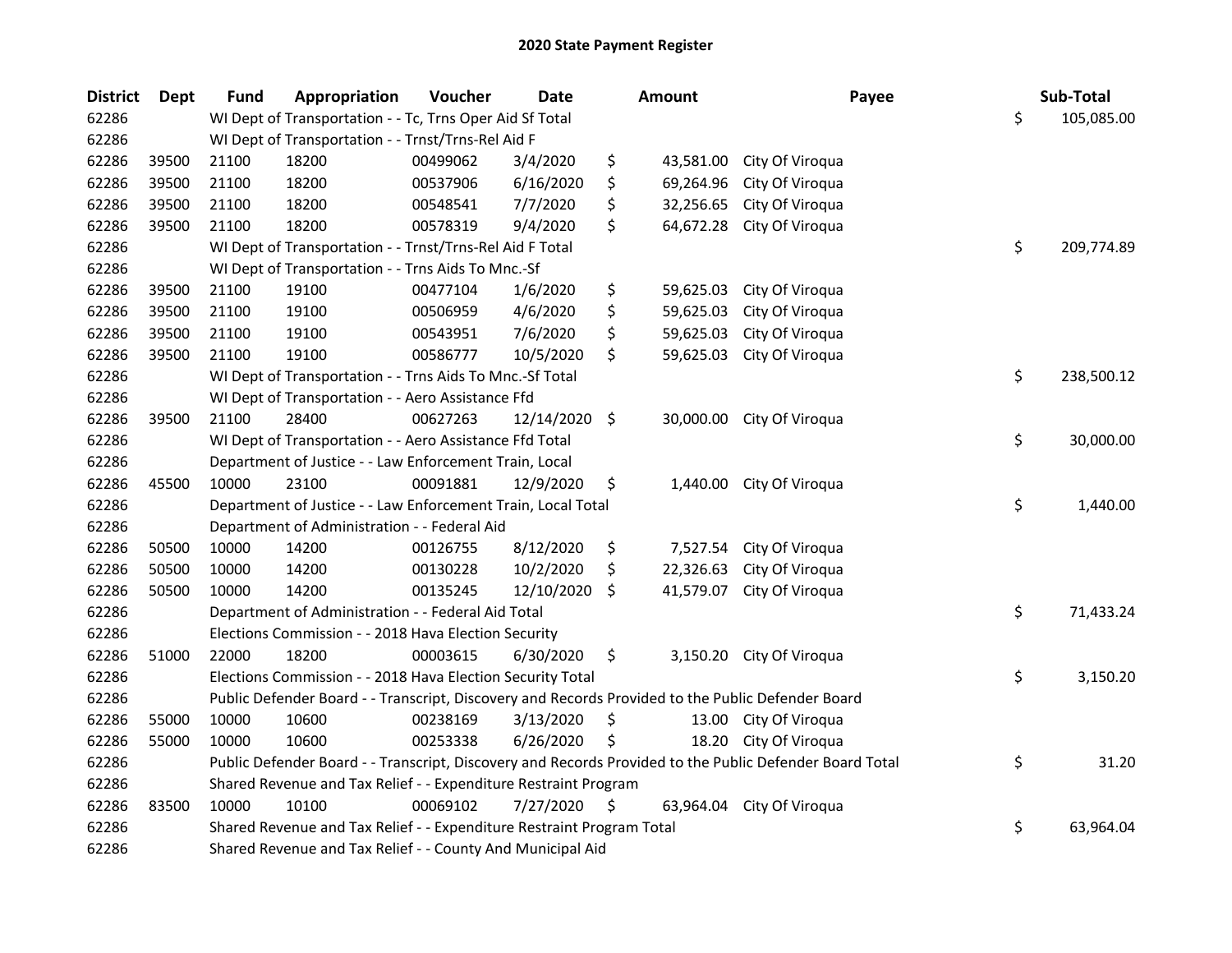# 2020 State Payment Register

| District | Dept | Fund | Appropriation | Voucher | Date | Amount | Payee | Sub-Total |
|---|---|---|---|---|---|---|---|---|
| 62286 | | WI Dept of Transportation - - Tc, Trns Oper Aid Sf Total | | | | | | $ 105,085.00 |
| 62286 | | WI Dept of Transportation - - Trnst/Trns-Rel Aid F | | | | | | |
| 62286 | 39500 | 21100 | 18200 | 00499062 | 3/4/2020 | $ 43,581.00 | City Of Viroqua | |
| 62286 | 39500 | 21100 | 18200 | 00537906 | 6/16/2020 | $ 69,264.96 | City Of Viroqua | |
| 62286 | 39500 | 21100 | 18200 | 00548541 | 7/7/2020 | $ 32,256.65 | City Of Viroqua | |
| 62286 | 39500 | 21100 | 18200 | 00578319 | 9/4/2020 | $ 64,672.28 | City Of Viroqua | |
| 62286 | | WI Dept of Transportation - - Trnst/Trns-Rel Aid F Total | | | | | | $ 209,774.89 |
| 62286 | | WI Dept of Transportation - - Trns Aids To Mnc.-Sf | | | | | | |
| 62286 | 39500 | 21100 | 19100 | 00477104 | 1/6/2020 | $ 59,625.03 | City Of Viroqua | |
| 62286 | 39500 | 21100 | 19100 | 00506959 | 4/6/2020 | $ 59,625.03 | City Of Viroqua | |
| 62286 | 39500 | 21100 | 19100 | 00543951 | 7/6/2020 | $ 59,625.03 | City Of Viroqua | |
| 62286 | 39500 | 21100 | 19100 | 00586777 | 10/5/2020 | $ 59,625.03 | City Of Viroqua | |
| 62286 | | WI Dept of Transportation - - Trns Aids To Mnc.-Sf Total | | | | | | $ 238,500.12 |
| 62286 | | WI Dept of Transportation - - Aero Assistance Ffd | | | | | | |
| 62286 | 39500 | 21100 | 28400 | 00627263 | 12/14/2020 | $ 30,000.00 | City Of Viroqua | |
| 62286 | | WI Dept of Transportation - - Aero Assistance Ffd Total | | | | | | $ 30,000.00 |
| 62286 | | Department of Justice - - Law Enforcement Train, Local | | | | | | |
| 62286 | 45500 | 10000 | 23100 | 00091881 | 12/9/2020 | $ 1,440.00 | City Of Viroqua | |
| 62286 | | Department of Justice - - Law Enforcement Train, Local Total | | | | | | $ 1,440.00 |
| 62286 | | Department of Administration - - Federal Aid | | | | | | |
| 62286 | 50500 | 10000 | 14200 | 00126755 | 8/12/2020 | $ 7,527.54 | City Of Viroqua | |
| 62286 | 50500 | 10000 | 14200 | 00130228 | 10/2/2020 | $ 22,326.63 | City Of Viroqua | |
| 62286 | 50500 | 10000 | 14200 | 00135245 | 12/10/2020 | $ 41,579.07 | City Of Viroqua | |
| 62286 | | Department of Administration - - Federal Aid Total | | | | | | $ 71,433.24 |
| 62286 | | Elections Commission - - 2018 Hava Election Security | | | | | | |
| 62286 | 51000 | 22000 | 18200 | 00003615 | 6/30/2020 | $ 3,150.20 | City Of Viroqua | |
| 62286 | | Elections Commission - - 2018 Hava Election Security Total | | | | | | $ 3,150.20 |
| 62286 | | Public Defender Board - - Transcript, Discovery and Records Provided to the Public Defender Board | | | | | | |
| 62286 | 55000 | 10000 | 10600 | 00238169 | 3/13/2020 | $ 13.00 | City Of Viroqua | |
| 62286 | 55000 | 10000 | 10600 | 00253338 | 6/26/2020 | $ 18.20 | City Of Viroqua | |
| 62286 | | Public Defender Board - - Transcript, Discovery and Records Provided to the Public Defender Board Total | | | | | | $ 31.20 |
| 62286 | | Shared Revenue and Tax Relief - - Expenditure Restraint Program | | | | | | |
| 62286 | 83500 | 10000 | 10100 | 00069102 | 7/27/2020 | $ 63,964.04 | City Of Viroqua | |
| 62286 | | Shared Revenue and Tax Relief - - Expenditure Restraint Program Total | | | | | | $ 63,964.04 |
| 62286 | | Shared Revenue and Tax Relief - - County And Municipal Aid | | | | | | |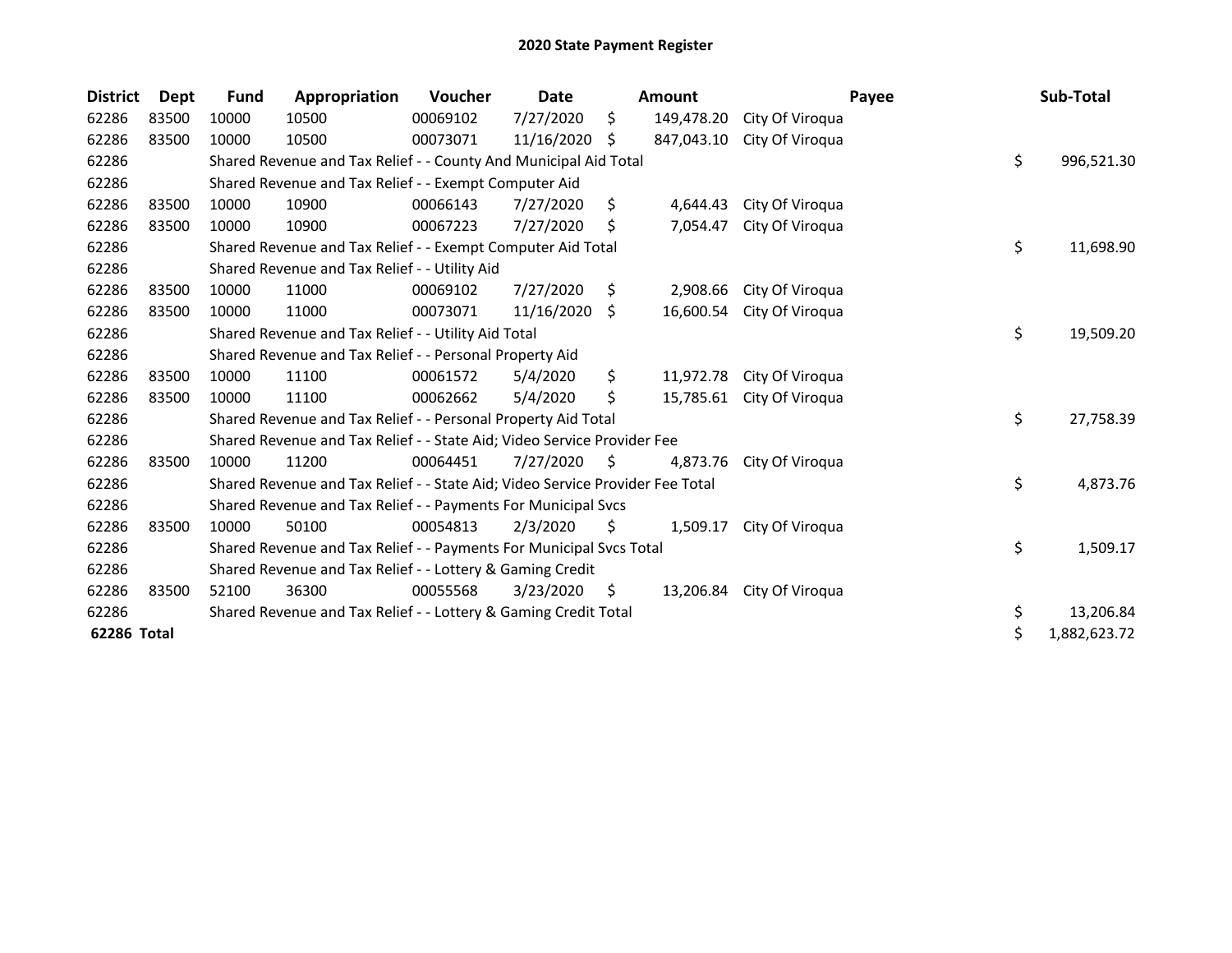# 2020 State Payment Register

| District | Dept | Fund | Appropriation | Voucher | Date | Amount | Payee | Sub-Total |
|---|---|---|---|---|---|---|---|---|
| 62286 | 83500 | 10000 | 10500 | 00069102 | 7/27/2020 | $ 149,478.20 | City Of Viroqua | |
| 62286 | 83500 | 10000 | 10500 | 00073071 | 11/16/2020 | $ 847,043.10 | City Of Viroqua | |
| 62286 | | Shared Revenue and Tax Relief - - County And Municipal Aid Total | | | | | | $ 996,521.30 |
| 62286 | | Shared Revenue and Tax Relief - - Exempt Computer Aid | | | | | | |
| 62286 | 83500 | 10000 | 10900 | 00066143 | 7/27/2020 | $ 4,644.43 | City Of Viroqua | |
| 62286 | 83500 | 10000 | 10900 | 00067223 | 7/27/2020 | $ 7,054.47 | City Of Viroqua | |
| 62286 | | Shared Revenue and Tax Relief - - Exempt Computer Aid Total | | | | | | $ 11,698.90 |
| 62286 | | Shared Revenue and Tax Relief - - Utility Aid | | | | | | |
| 62286 | 83500 | 10000 | 11000 | 00069102 | 7/27/2020 | $ 2,908.66 | City Of Viroqua | |
| 62286 | 83500 | 10000 | 11000 | 00073071 | 11/16/2020 | $ 16,600.54 | City Of Viroqua | |
| 62286 | | Shared Revenue and Tax Relief - - Utility Aid Total | | | | | | $ 19,509.20 |
| 62286 | | Shared Revenue and Tax Relief - - Personal Property Aid | | | | | | |
| 62286 | 83500 | 10000 | 11100 | 00061572 | 5/4/2020 | $ 11,972.78 | City Of Viroqua | |
| 62286 | 83500 | 10000 | 11100 | 00062662 | 5/4/2020 | $ 15,785.61 | City Of Viroqua | |
| 62286 | | Shared Revenue and Tax Relief - - Personal Property Aid Total | | | | | | $ 27,758.39 |
| 62286 | | Shared Revenue and Tax Relief - - State Aid; Video Service Provider Fee | | | | | | |
| 62286 | 83500 | 10000 | 11200 | 00064451 | 7/27/2020 | $ 4,873.76 | City Of Viroqua | |
| 62286 | | Shared Revenue and Tax Relief - - State Aid; Video Service Provider Fee Total | | | | | | $ 4,873.76 |
| 62286 | | Shared Revenue and Tax Relief - - Payments For Municipal Svcs | | | | | | |
| 62286 | 83500 | 10000 | 50100 | 00054813 | 2/3/2020 | $ 1,509.17 | City Of Viroqua | |
| 62286 | | Shared Revenue and Tax Relief - - Payments For Municipal Svcs Total | | | | | | $ 1,509.17 |
| 62286 | | Shared Revenue and Tax Relief - - Lottery & Gaming Credit | | | | | | |
| 62286 | 83500 | 52100 | 36300 | 00055568 | 3/23/2020 | $ 13,206.84 | City Of Viroqua | |
| 62286 | | Shared Revenue and Tax Relief - - Lottery & Gaming Credit Total | | | | | | $ 13,206.84 |
| **62286 Total** | | | | | | | | $ 1,882,623.72 |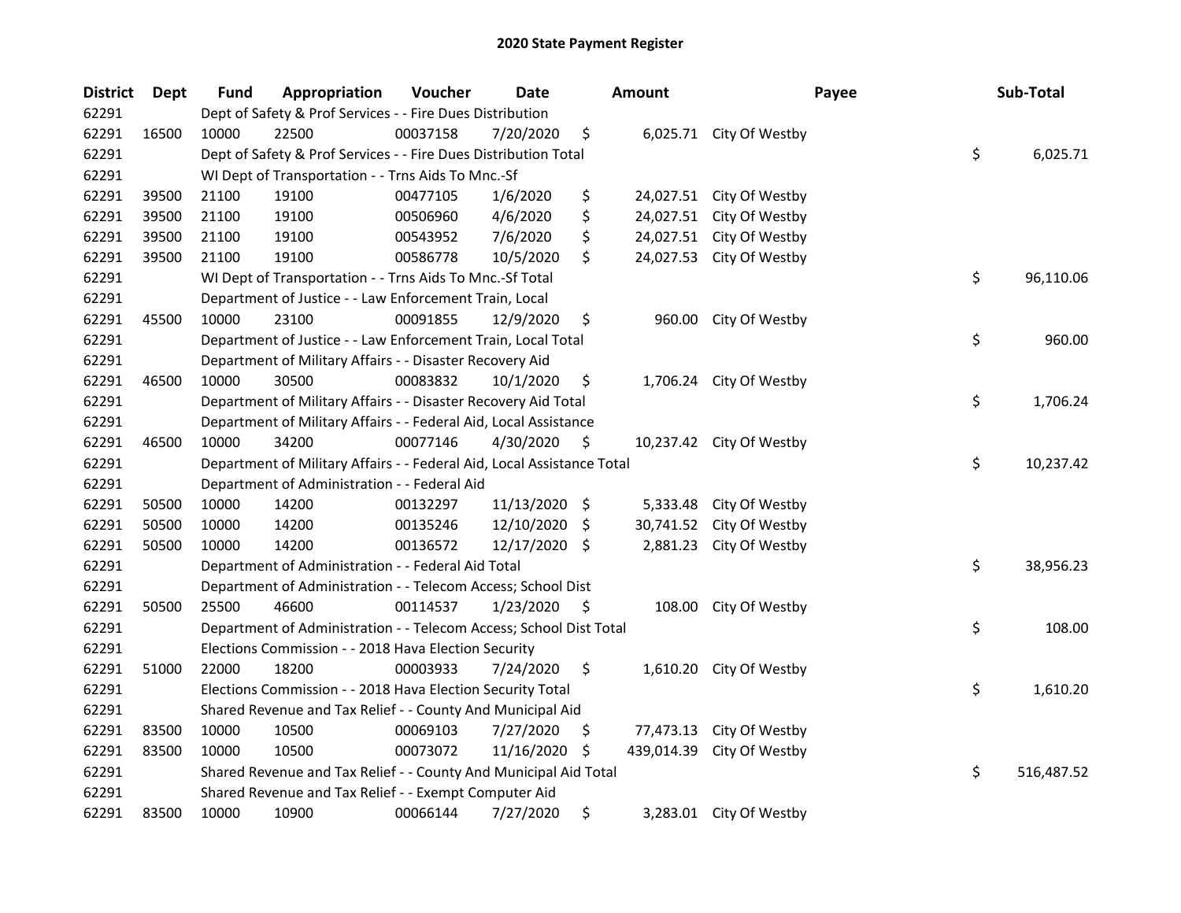# 2020 State Payment Register

| District | Dept | Fund | Appropriation | Voucher | Date | Amount | Payee | Sub-Total |
|---|---|---|---|---|---|---|---|---|
| 62291 | | Dept of Safety & Prof Services - - Fire Dues Distribution | | | | | | |
| 62291 | 16500 | 10000 | 22500 | 00037158 | 7/20/2020 | $ 6,025.71 | City Of Westby | |
| 62291 | | Dept of Safety & Prof Services - - Fire Dues Distribution Total | | | | | | $ 6,025.71 |
| 62291 | | WI Dept of Transportation - - Trns Aids To Mnc.-Sf | | | | | | |
| 62291 | 39500 | 21100 | 19100 | 00477105 | 1/6/2020 | $ 24,027.51 | City Of Westby | |
| 62291 | 39500 | 21100 | 19100 | 00506960 | 4/6/2020 | $ 24,027.51 | City Of Westby | |
| 62291 | 39500 | 21100 | 19100 | 00543952 | 7/6/2020 | $ 24,027.51 | City Of Westby | |
| 62291 | 39500 | 21100 | 19100 | 00586778 | 10/5/2020 | $ 24,027.53 | City Of Westby | |
| 62291 | | WI Dept of Transportation - - Trns Aids To Mnc.-Sf Total | | | | | | $ 96,110.06 |
| 62291 | | Department of Justice - - Law Enforcement Train, Local | | | | | | |
| 62291 | 45500 | 10000 | 23100 | 00091855 | 12/9/2020 | $ 960.00 | City Of Westby | |
| 62291 | | Department of Justice - - Law Enforcement Train, Local Total | | | | | | $ 960.00 |
| 62291 | | Department of Military Affairs - - Disaster Recovery Aid | | | | | | |
| 62291 | 46500 | 10000 | 30500 | 00083832 | 10/1/2020 | $ 1,706.24 | City Of Westby | |
| 62291 | | Department of Military Affairs - - Disaster Recovery Aid Total | | | | | | $ 1,706.24 |
| 62291 | | Department of Military Affairs - - Federal Aid, Local Assistance | | | | | | |
| 62291 | 46500 | 10000 | 34200 | 00077146 | 4/30/2020 | $ 10,237.42 | City Of Westby | |
| 62291 | | Department of Military Affairs - - Federal Aid, Local Assistance Total | | | | | | $ 10,237.42 |
| 62291 | | Department of Administration - - Federal Aid | | | | | | |
| 62291 | 50500 | 10000 | 14200 | 00132297 | 11/13/2020 | $ 5,333.48 | City Of Westby | |
| 62291 | 50500 | 10000 | 14200 | 00135246 | 12/10/2020 | $ 30,741.52 | City Of Westby | |
| 62291 | 50500 | 10000 | 14200 | 00136572 | 12/17/2020 | $ 2,881.23 | City Of Westby | |
| 62291 | | Department of Administration - - Federal Aid Total | | | | | | $ 38,956.23 |
| 62291 | | Department of Administration - - Telecom Access; School Dist | | | | | | |
| 62291 | 50500 | 25500 | 46600 | 00114537 | 1/23/2020 | $ 108.00 | City Of Westby | |
| 62291 | | Department of Administration - - Telecom Access; School Dist Total | | | | | | $ 108.00 |
| 62291 | | Elections Commission - - 2018 Hava Election Security | | | | | | |
| 62291 | 51000 | 22000 | 18200 | 00003933 | 7/24/2020 | $ 1,610.20 | City Of Westby | |
| 62291 | | Elections Commission - - 2018 Hava Election Security Total | | | | | | $ 1,610.20 |
| 62291 | | Shared Revenue and Tax Relief - - County And Municipal Aid | | | | | | |
| 62291 | 83500 | 10000 | 10500 | 00069103 | 7/27/2020 | $ 77,473.13 | City Of Westby | |
| 62291 | 83500 | 10000 | 10500 | 00073072 | 11/16/2020 | $ 439,014.39 | City Of Westby | |
| 62291 | | Shared Revenue and Tax Relief - - County And Municipal Aid Total | | | | | | $ 516,487.52 |
| 62291 | | Shared Revenue and Tax Relief - - Exempt Computer Aid | | | | | | |
| 62291 | 83500 | 10000 | 10900 | 00066144 | 7/27/2020 | $ 3,283.01 | City Of Westby | |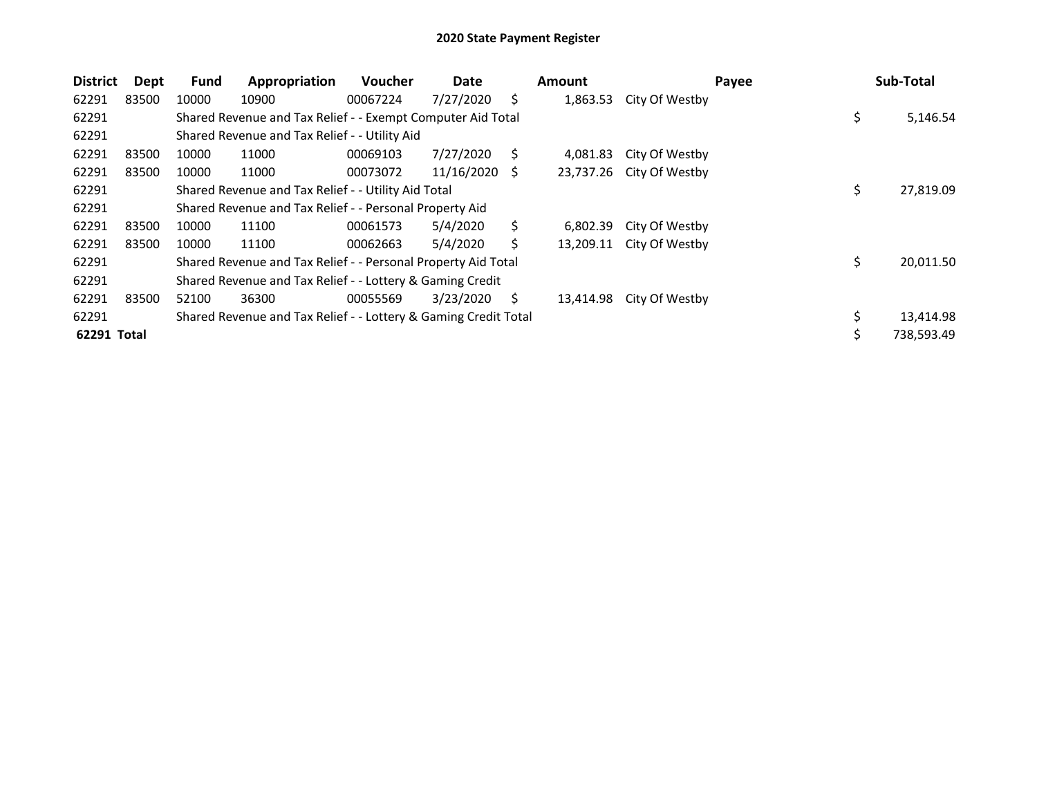# 2020 State Payment Register

| District | Dept | Fund | Appropriation | Voucher | Date | Amount | Payee | Sub-Total |
|---|---|---|---|---|---|---|---|---|
| 62291 | 83500 | 10000 | 10900 | 00067224 | 7/27/2020 | $ 1,863.53 | City Of Westby | |
| 62291 | | Shared Revenue and Tax Relief - - Exempt Computer Aid Total | | | | | | $ 5,146.54 |
| 62291 | | Shared Revenue and Tax Relief - - Utility Aid | | | | | | |
| 62291 | 83500 | 10000 | 11000 | 00069103 | 7/27/2020 | $ 4,081.83 | City Of Westby | |
| 62291 | 83500 | 10000 | 11000 | 00073072 | 11/16/2020 | $ 23,737.26 | City Of Westby | |
| 62291 | | Shared Revenue and Tax Relief - - Utility Aid Total | | | | | | $ 27,819.09 |
| 62291 | | Shared Revenue and Tax Relief - - Personal Property Aid | | | | | | |
| 62291 | 83500 | 10000 | 11100 | 00061573 | 5/4/2020 | $ 6,802.39 | City Of Westby | |
| 62291 | 83500 | 10000 | 11100 | 00062663 | 5/4/2020 | $ 13,209.11 | City Of Westby | |
| 62291 | | Shared Revenue and Tax Relief - - Personal Property Aid Total | | | | | | $ 20,011.50 |
| 62291 | | Shared Revenue and Tax Relief - - Lottery & Gaming Credit | | | | | | |
| 62291 | 83500 | 52100 | 36300 | 00055569 | 3/23/2020 | $ 13,414.98 | City Of Westby | |
| 62291 | | Shared Revenue and Tax Relief - - Lottery & Gaming Credit Total | | | | | | $ 13,414.98 |
| **62291 Total** | | | | | | | | $ 738,593.49 |